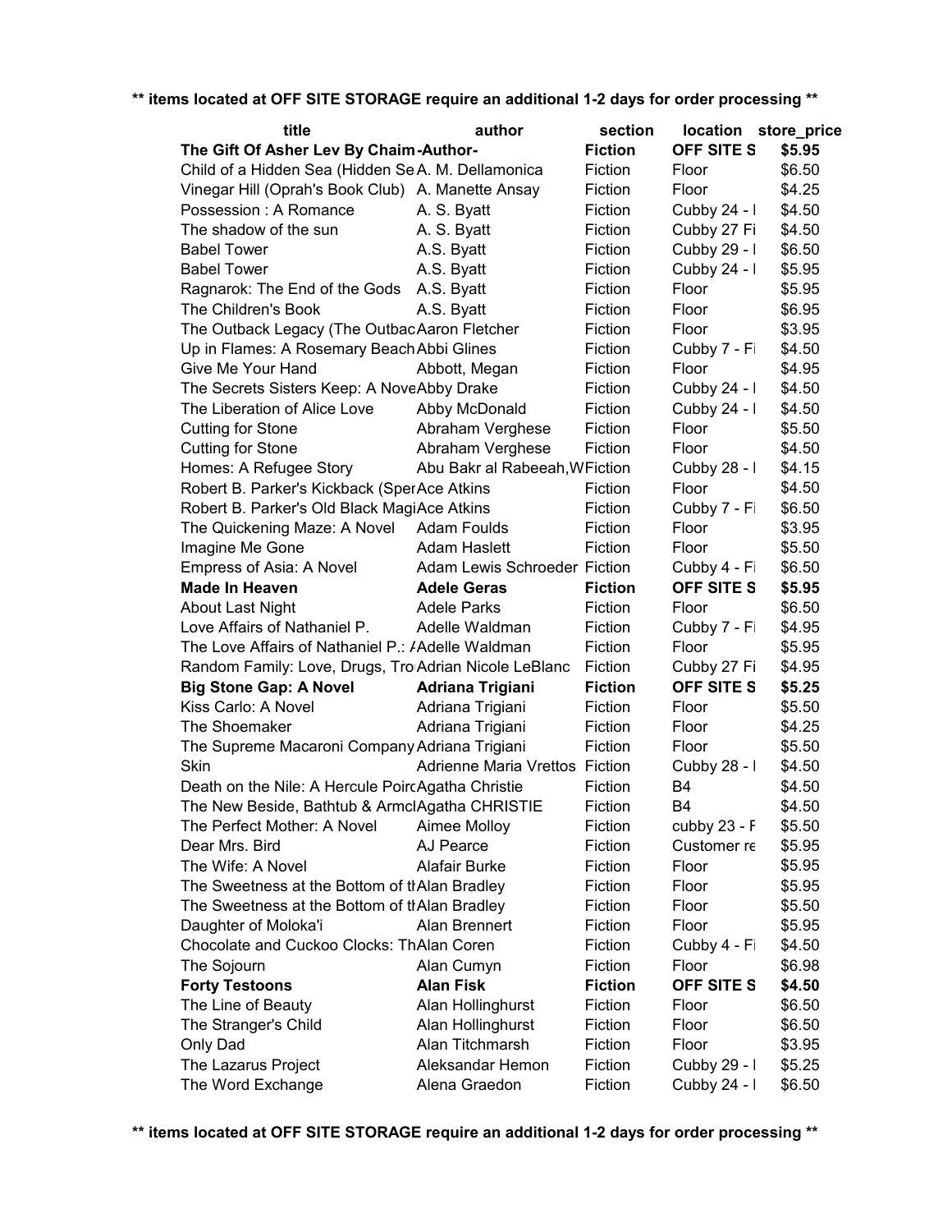**\*\* items located at OFF SITE STORAGE require an additional 1-2 days for order processing \*\***

| title | author | section | location | store_price |
|---|---|---|---|---|
| **The Gift Of Asher Lev By Chaim** | **-Author-** | **Fiction** | **OFF SITE S** | **$5.95** |
| Child of a Hidden Sea (Hidden Se | A. M. Dellamonica | Fiction | Floor | $6.50 |
| Vinegar Hill (Oprah's Book Club) | A. Manette Ansay | Fiction | Floor | $4.25 |
| Possession : A Romance | A. S. Byatt | Fiction | Cubby 24 - I | $4.50 |
| The shadow of the sun | A. S. Byatt | Fiction | Cubby 27 Fi | $4.50 |
| Babel Tower | A.S. Byatt | Fiction | Cubby 29 - I | $6.50 |
| Babel Tower | A.S. Byatt | Fiction | Cubby 24 - I | $5.95 |
| Ragnarok: The End of the Gods | A.S. Byatt | Fiction | Floor | $5.95 |
| The Children's Book | A.S. Byatt | Fiction | Floor | $6.95 |
| The Outback Legacy (The Outbac | Aaron Fletcher | Fiction | Floor | $3.95 |
| Up in Flames: A Rosemary Beach | Abbi Glines | Fiction | Cubby 7 - Fi | $4.50 |
| Give Me Your Hand | Abbott, Megan | Fiction | Floor | $4.95 |
| The Secrets Sisters Keep: A Nove | Abby Drake | Fiction | Cubby 24 - I | $4.50 |
| The Liberation of Alice Love | Abby McDonald | Fiction | Cubby 24 - I | $4.50 |
| Cutting for Stone | Abraham Verghese | Fiction | Floor | $5.50 |
| Cutting for Stone | Abraham Verghese | Fiction | Floor | $4.50 |
| Homes: A Refugee Story | Abu Bakr al Rabeeah,W | Fiction | Cubby 28 - I | $4.15 |
| Robert B. Parker's Kickback (Sper | Ace Atkins | Fiction | Floor | $4.50 |
| Robert B. Parker's Old Black Magi | Ace Atkins | Fiction | Cubby 7 - Fi | $6.50 |
| The Quickening Maze: A Novel | Adam Foulds | Fiction | Floor | $3.95 |
| Imagine Me Gone | Adam Haslett | Fiction | Floor | $5.50 |
| Empress of Asia: A Novel | Adam Lewis Schroeder | Fiction | Cubby 4 - Fi | $6.50 |
| **Made In Heaven** | **Adele Geras** | **Fiction** | **OFF SITE S** | **$5.95** |
| About Last Night | Adele Parks | Fiction | Floor | $6.50 |
| Love Affairs of Nathaniel P. | Adelle Waldman | Fiction | Cubby 7 - Fi | $4.95 |
| The Love Affairs of Nathaniel P.: / | Adelle Waldman | Fiction | Floor | $5.95 |
| Random Family: Love, Drugs, Tro | Adrian Nicole LeBlanc | Fiction | Cubby 27 Fi | $4.95 |
| **Big Stone Gap: A Novel** | **Adriana Trigiani** | **Fiction** | **OFF SITE S** | **$5.25** |
| Kiss Carlo: A Novel | Adriana Trigiani | Fiction | Floor | $5.50 |
| The Shoemaker | Adriana Trigiani | Fiction | Floor | $4.25 |
| The Supreme Macaroni Company | Adriana Trigiani | Fiction | Floor | $5.50 |
| Skin | Adrienne Maria Vrettos | Fiction | Cubby 28 - I | $4.50 |
| Death on the Nile: A Hercule Poirc | Agatha Christie | Fiction | B4 | $4.50 |
| The New Beside, Bathtub & Armc | Agatha CHRISTIE | Fiction | B4 | $4.50 |
| The Perfect Mother: A Novel | Aimee Molloy | Fiction | cubby 23 - F | $5.50 |
| Dear Mrs. Bird | AJ Pearce | Fiction | Customer re | $5.95 |
| The Wife: A Novel | Alafair Burke | Fiction | Floor | $5.95 |
| The Sweetness at the Bottom of th | Alan Bradley | Fiction | Floor | $5.95 |
| The Sweetness at the Bottom of th | Alan Bradley | Fiction | Floor | $5.50 |
| Daughter of Moloka'i | Alan Brennert | Fiction | Floor | $5.95 |
| Chocolate and Cuckoo Clocks: Th | Alan Coren | Fiction | Cubby 4 - Fi | $4.50 |
| The Sojourn | Alan Cumyn | Fiction | Floor | $6.98 |
| **Forty Testoons** | **Alan Fisk** | **Fiction** | **OFF SITE S** | **$4.50** |
| The Line of Beauty | Alan Hollinghurst | Fiction | Floor | $6.50 |
| The Stranger's Child | Alan Hollinghurst | Fiction | Floor | $6.50 |
| Only Dad | Alan Titchmarsh | Fiction | Floor | $3.95 |
| The Lazarus Project | Aleksandar Hemon | Fiction | Cubby 29 - I | $5.25 |
| The Word Exchange | Alena Graedon | Fiction | Cubby 24 - I | $6.50 |

**\*\* items located at OFF SITE STORAGE require an additional 1-2 days for order processing \*\***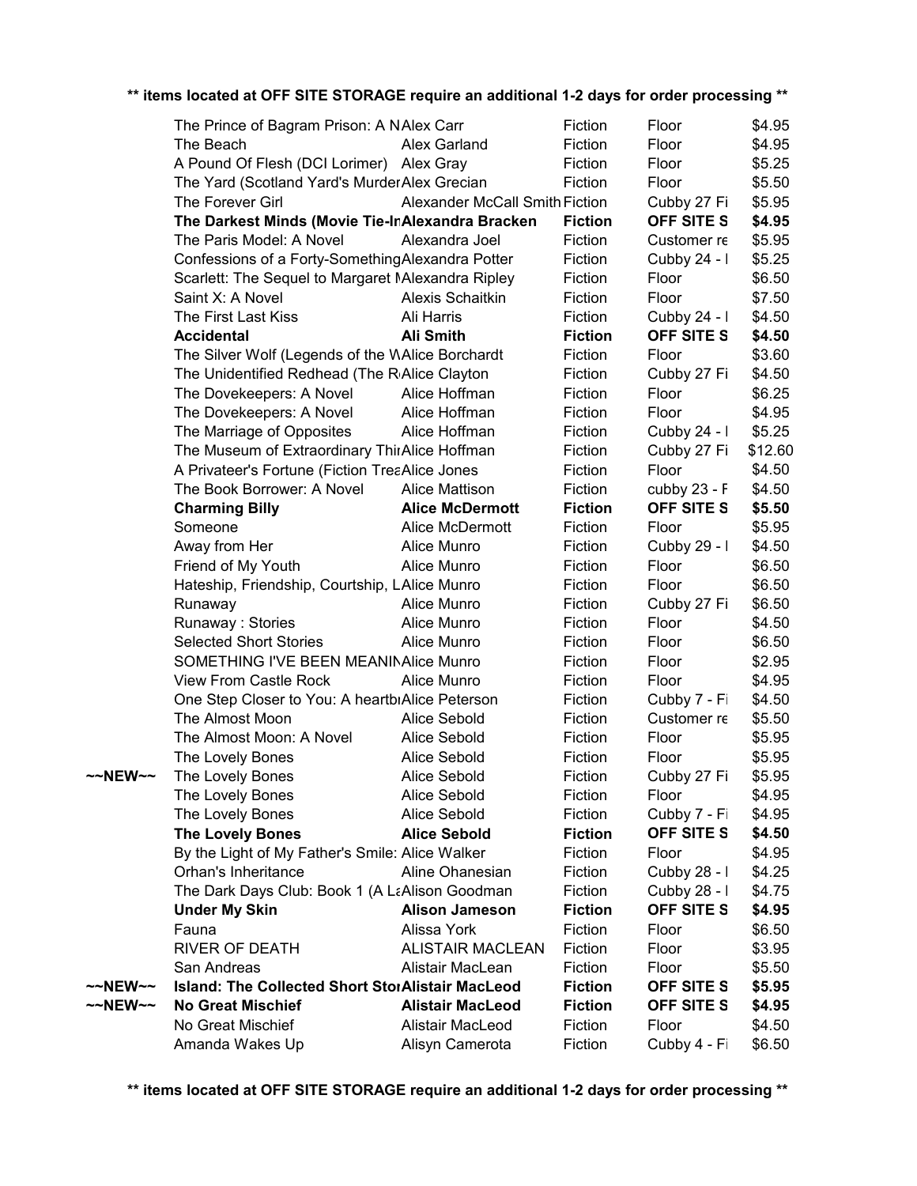**\*\* items located at OFF SITE STORAGE require an additional 1-2 days for order processing \*\***

| | | | | | |
|---|---|---|---|---|---|
| | The Prince of Bagram Prison: A N | Alex Carr | Fiction | Floor | $4.95 |
| | The Beach | Alex Garland | Fiction | Floor | $4.95 |
| | A Pound Of Flesh (DCI Lorimer) | Alex Gray | Fiction | Floor | $5.25 |
| | The Yard (Scotland Yard's Murder | Alex Grecian | Fiction | Floor | $5.50 |
| | The Forever Girl | Alexander McCall Smith | Fiction | Cubby 27 Fi | $5.95 |
| | **The Darkest Minds (Movie Tie-In** | **Alexandra Bracken** | **Fiction** | **OFF SITE S** | **$4.95** |
| | The Paris Model: A Novel | Alexandra Joel | Fiction | Customer re | $5.95 |
| | Confessions of a Forty-Something | Alexandra Potter | Fiction | Cubby 24 - I | $5.25 |
| | Scarlett: The Sequel to Margaret M | Alexandra Ripley | Fiction | Floor | $6.50 |
| | Saint X: A Novel | Alexis Schaitkin | Fiction | Floor | $7.50 |
| | The First Last Kiss | Ali Harris | Fiction | Cubby 24 - I | $4.50 |
| | **Accidental** | **Ali Smith** | **Fiction** | **OFF SITE S** | **$4.50** |
| | The Silver Wolf (Legends of the W | Alice Borchardt | Fiction | Floor | $3.60 |
| | The Unidentified Redhead (The R | Alice Clayton | Fiction | Cubby 27 Fi | $4.50 |
| | The Dovekeepers: A Novel | Alice Hoffman | Fiction | Floor | $6.25 |
| | The Dovekeepers: A Novel | Alice Hoffman | Fiction | Floor | $4.95 |
| | The Marriage of Opposites | Alice Hoffman | Fiction | Cubby 24 - I | $5.25 |
| | The Museum of Extraordinary Thir | Alice Hoffman | Fiction | Cubby 27 Fi | $12.60 |
| | A Privateer's Fortune (Fiction Trea | Alice Jones | Fiction | Floor | $4.50 |
| | The Book Borrower: A Novel | Alice Mattison | Fiction | cubby 23 - F | $4.50 |
| | **Charming Billy** | **Alice McDermott** | **Fiction** | **OFF SITE S** | **$5.50** |
| | Someone | Alice McDermott | Fiction | Floor | $5.95 |
| | Away from Her | Alice Munro | Fiction | Cubby 29 - I | $4.50 |
| | Friend of My Youth | Alice Munro | Fiction | Floor | $6.50 |
| | Hateship, Friendship, Courtship, L | Alice Munro | Fiction | Floor | $6.50 |
| | Runaway | Alice Munro | Fiction | Cubby 27 Fi | $6.50 |
| | Runaway : Stories | Alice Munro | Fiction | Floor | $4.50 |
| | Selected Short Stories | Alice Munro | Fiction | Floor | $6.50 |
| | SOMETHING I'VE BEEN MEANIN | Alice Munro | Fiction | Floor | $2.95 |
| | View From Castle Rock | Alice Munro | Fiction | Floor | $4.95 |
| | One Step Closer to You: A heartb | Alice Peterson | Fiction | Cubby 7 - Fi | $4.50 |
| | The Almost Moon | Alice Sebold | Fiction | Customer re | $5.50 |
| | The Almost Moon: A Novel | Alice Sebold | Fiction | Floor | $5.95 |
| | The Lovely Bones | Alice Sebold | Fiction | Floor | $5.95 |
| ~~NEW~~ | The Lovely Bones | Alice Sebold | Fiction | Cubby 27 Fi | $5.95 |
| | The Lovely Bones | Alice Sebold | Fiction | Floor | $4.95 |
| | The Lovely Bones | Alice Sebold | Fiction | Cubby 7 - Fi | $4.95 |
| | **The Lovely Bones** | **Alice Sebold** | **Fiction** | **OFF SITE S** | **$4.50** |
| | By the Light of My Father's Smile: | Alice Walker | Fiction | Floor | $4.95 |
| | Orhan's Inheritance | Aline Ohanesian | Fiction | Cubby 28 - I | $4.25 |
| | The Dark Days Club: Book 1 (A La | Alison Goodman | Fiction | Cubby 28 - I | $4.75 |
| | **Under My Skin** | **Alison Jameson** | **Fiction** | **OFF SITE S** | **$4.95** |
| | Fauna | Alissa York | Fiction | Floor | $6.50 |
| | RIVER OF DEATH | ALISTAIR MACLEAN | Fiction | Floor | $3.95 |
| | San Andreas | Alistair MacLean | Fiction | Floor | $5.50 |
| ~~NEW~~ | **Island: The Collected Short Stor** | **Alistair MacLeod** | **Fiction** | **OFF SITE S** | **$5.95** |
| ~~NEW~~ | **No Great Mischief** | **Alistair MacLeod** | **Fiction** | **OFF SITE S** | **$4.95** |
| | No Great Mischief | Alistair MacLeod | Fiction | Floor | $4.50 |
| | Amanda Wakes Up | Alisyn Camerota | Fiction | Cubby 4 - Fi | $6.50 |

**\*\* items located at OFF SITE STORAGE require an additional 1-2 days for order processing \*\***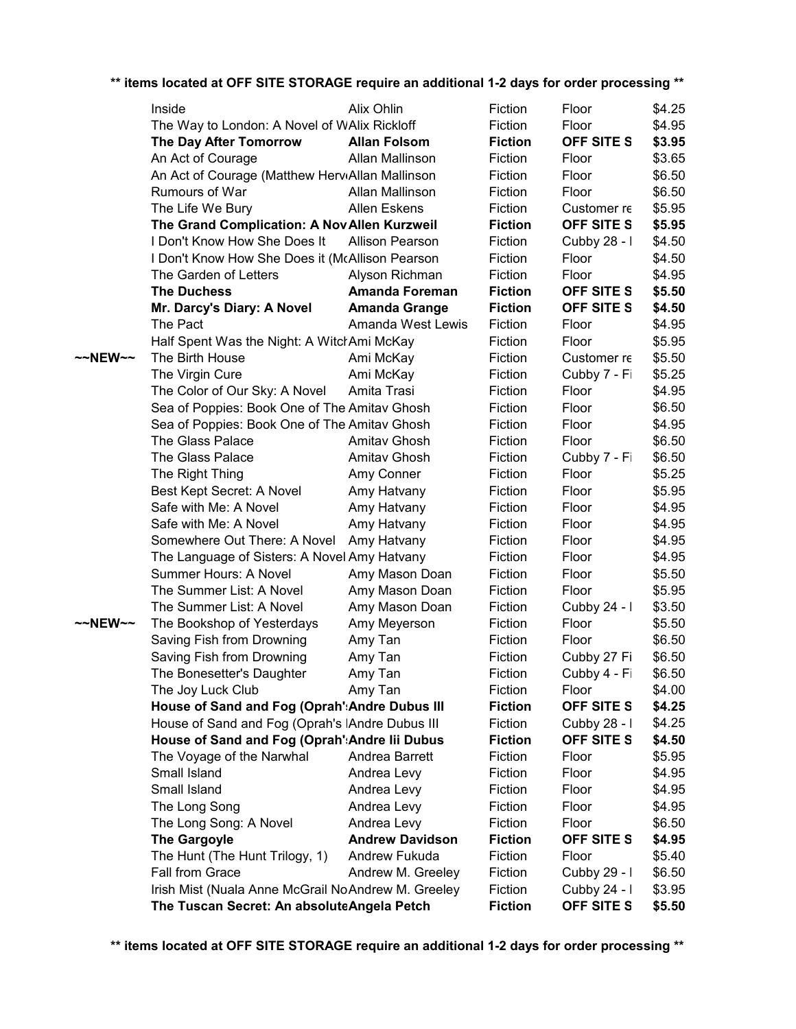**\*\* items located at OFF SITE STORAGE require an additional 1-2 days for order processing \*\***

| | Title | Author | Category | Location | Price |
|---|---|---|---|---|---|
| | Inside | Alix Ohlin | Fiction | Floor | $4.25 |
| | The Way to London: A Novel of W | Alix Rickloff | Fiction | Floor | $4.95 |
| | **The Day After Tomorrow** | **Allan Folsom** | **Fiction** | **OFF SITE S** | **$3.95** |
| | An Act of Courage | Allan Mallinson | Fiction | Floor | $3.65 |
| | An Act of Courage (Matthew Herv | Allan Mallinson | Fiction | Floor | $6.50 |
| | Rumours of War | Allan Mallinson | Fiction | Floor | $6.50 |
| | The Life We Bury | Allen Eskens | Fiction | Customer re | $5.95 |
| | **The Grand Complication: A Nov** | **Allen Kurzweil** | **Fiction** | **OFF SITE S** | **$5.95** |
| | I Don't Know How She Does It | Allison Pearson | Fiction | Cubby 28 - I | $4.50 |
| | I Don't Know How She Does it (M | Allison Pearson | Fiction | Floor | $4.50 |
| | The Garden of Letters | Alyson Richman | Fiction | Floor | $4.95 |
| | **The Duchess** | **Amanda Foreman** | **Fiction** | **OFF SITE S** | **$5.50** |
| | **Mr. Darcy's Diary: A Novel** | **Amanda Grange** | **Fiction** | **OFF SITE S** | **$4.50** |
| | The Pact | Amanda West Lewis | Fiction | Floor | $4.95 |
| | Half Spent Was the Night: A Witch | Ami McKay | Fiction | Floor | $5.95 |
| ~~NEW~~ | The Birth House | Ami McKay | Fiction | Customer re | $5.50 |
| | The Virgin Cure | Ami McKay | Fiction | Cubby 7 - Fi | $5.25 |
| | The Color of Our Sky: A Novel | Amita Trasi | Fiction | Floor | $4.95 |
| | Sea of Poppies: Book One of The | Amitav Ghosh | Fiction | Floor | $6.50 |
| | Sea of Poppies: Book One of The | Amitav Ghosh | Fiction | Floor | $4.95 |
| | The Glass Palace | Amitav Ghosh | Fiction | Floor | $6.50 |
| | The Glass Palace | Amitav Ghosh | Fiction | Cubby 7 - Fi | $6.50 |
| | The Right Thing | Amy Conner | Fiction | Floor | $5.25 |
| | Best Kept Secret: A Novel | Amy Hatvany | Fiction | Floor | $5.95 |
| | Safe with Me: A Novel | Amy Hatvany | Fiction | Floor | $4.95 |
| | Safe with Me: A Novel | Amy Hatvany | Fiction | Floor | $4.95 |
| | Somewhere Out There: A Novel | Amy Hatvany | Fiction | Floor | $4.95 |
| | The Language of Sisters: A Novel | Amy Hatvany | Fiction | Floor | $4.95 |
| | Summer Hours: A Novel | Amy Mason Doan | Fiction | Floor | $5.50 |
| | The Summer List: A Novel | Amy Mason Doan | Fiction | Floor | $5.95 |
| | The Summer List: A Novel | Amy Mason Doan | Fiction | Cubby 24 - I | $3.50 |
| ~~NEW~~ | The Bookshop of Yesterdays | Amy Meyerson | Fiction | Floor | $5.50 |
| | Saving Fish from Drowning | Amy Tan | Fiction | Floor | $6.50 |
| | Saving Fish from Drowning | Amy Tan | Fiction | Cubby 27 Fi | $6.50 |
| | The Bonesetter's Daughter | Amy Tan | Fiction | Cubby 4 - Fi | $6.50 |
| | The Joy Luck Club | Amy Tan | Fiction | Floor | $4.00 |
| | **House of Sand and Fog (Oprah's** | **Andre Dubus III** | **Fiction** | **OFF SITE S** | **$4.25** |
| | House of Sand and Fog (Oprah's I | Andre Dubus III | Fiction | Cubby 28 - I | $4.25 |
| | **House of Sand and Fog (Oprah's** | **Andre Iii Dubus** | **Fiction** | **OFF SITE S** | **$4.50** |
| | The Voyage of the Narwhal | Andrea Barrett | Fiction | Floor | $5.95 |
| | Small Island | Andrea Levy | Fiction | Floor | $4.95 |
| | Small Island | Andrea Levy | Fiction | Floor | $4.95 |
| | The Long Song | Andrea Levy | Fiction | Floor | $4.95 |
| | The Long Song: A Novel | Andrea Levy | Fiction | Floor | $6.50 |
| | **The Gargoyle** | **Andrew Davidson** | **Fiction** | **OFF SITE S** | **$4.95** |
| | The Hunt (The Hunt Trilogy, 1) | Andrew Fukuda | Fiction | Floor | $5.40 |
| | Fall from Grace | Andrew M. Greeley | Fiction | Cubby 29 - I | $6.50 |
| | Irish Mist (Nuala Anne McGrail No | Andrew M. Greeley | Fiction | Cubby 24 - I | $3.95 |
| | **The Tuscan Secret: An absolute** | **Angela Petch** | **Fiction** | **OFF SITE S** | **$5.50** |

**\*\* items located at OFF SITE STORAGE require an additional 1-2 days for order processing \*\***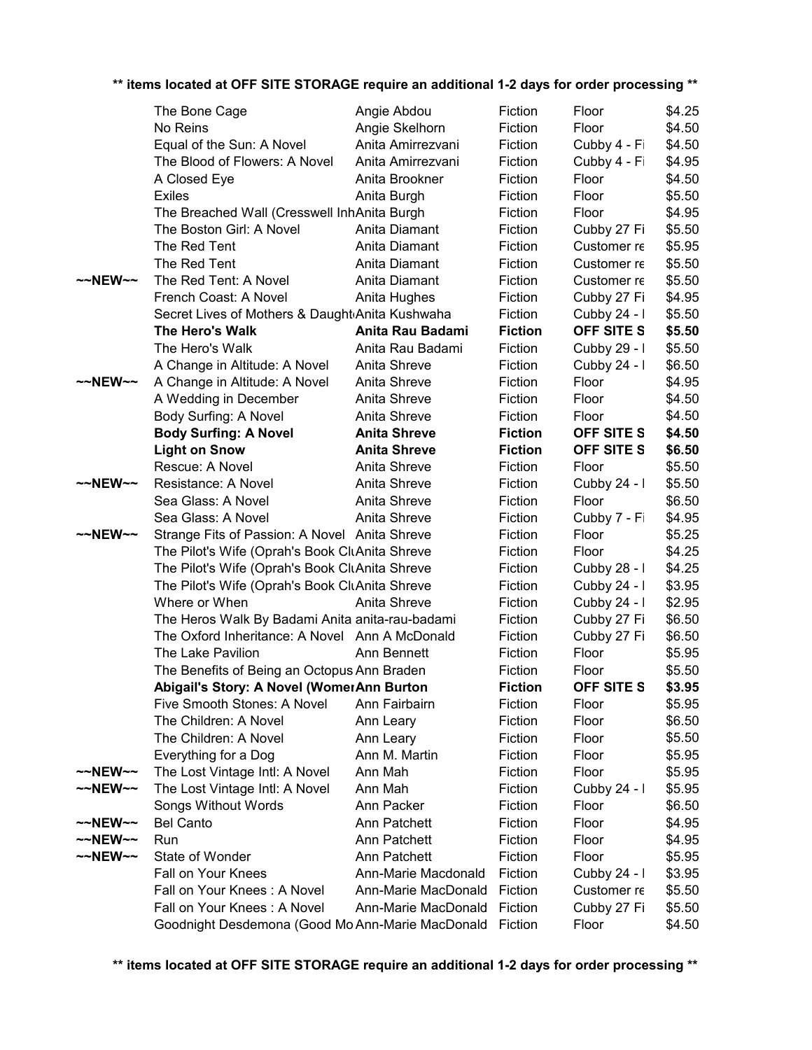**\*\* items located at OFF SITE STORAGE require an additional 1-2 days for order processing \*\***

| | | | | | |
|---|---|---|---|---|---|
| | The Bone Cage | Angie Abdou | Fiction | Floor | $4.25 |
| | No Reins | Angie Skelhorn | Fiction | Floor | $4.50 |
| | Equal of the Sun: A Novel | Anita Amirrezvani | Fiction | Cubby 4 - Fi | $4.50 |
| | The Blood of Flowers: A Novel | Anita Amirrezvani | Fiction | Cubby 4 - Fi | $4.95 |
| | A Closed Eye | Anita Brookner | Fiction | Floor | $4.50 |
| | Exiles | Anita Burgh | Fiction | Floor | $5.50 |
| | The Breached Wall (Cresswell Inh | Anita Burgh | Fiction | Floor | $4.95 |
| | The Boston Girl: A Novel | Anita Diamant | Fiction | Cubby 27 Fi | $5.50 |
| | The Red Tent | Anita Diamant | Fiction | Customer re | $5.95 |
| | The Red Tent | Anita Diamant | Fiction | Customer re | $5.50 |
| ~~NEW~~ | The Red Tent: A Novel | Anita Diamant | Fiction | Customer re | $5.50 |
| | French Coast: A Novel | Anita Hughes | Fiction | Cubby 27 Fi | $4.95 |
| | Secret Lives of Mothers & Daught | Anita Kushwaha | Fiction | Cubby 24 - I | $5.50 |
| | **The Hero's Walk** | **Anita Rau Badami** | **Fiction** | **OFF SITE S** | **$5.50** |
| | The Hero's Walk | Anita Rau Badami | Fiction | Cubby 29 - I | $5.50 |
| | A Change in Altitude: A Novel | Anita Shreve | Fiction | Cubby 24 - I | $6.50 |
| ~~NEW~~ | A Change in Altitude: A Novel | Anita Shreve | Fiction | Floor | $4.95 |
| | A Wedding in December | Anita Shreve | Fiction | Floor | $4.50 |
| | Body Surfing: A Novel | Anita Shreve | Fiction | Floor | $4.50 |
| | **Body Surfing: A Novel** | **Anita Shreve** | **Fiction** | **OFF SITE S** | **$4.50** |
| | **Light on Snow** | **Anita Shreve** | **Fiction** | **OFF SITE S** | **$6.50** |
| | Rescue: A Novel | Anita Shreve | Fiction | Floor | $5.50 |
| ~~NEW~~ | Resistance: A Novel | Anita Shreve | Fiction | Cubby 24 - I | $5.50 |
| | Sea Glass: A Novel | Anita Shreve | Fiction | Floor | $6.50 |
| | Sea Glass: A Novel | Anita Shreve | Fiction | Cubby 7 - Fi | $4.95 |
| ~~NEW~~ | Strange Fits of Passion: A Novel | Anita Shreve | Fiction | Floor | $5.25 |
| | The Pilot's Wife (Oprah's Book Cl | Anita Shreve | Fiction | Floor | $4.25 |
| | The Pilot's Wife (Oprah's Book Cl | Anita Shreve | Fiction | Cubby 28 - I | $4.25 |
| | The Pilot's Wife (Oprah's Book Cl | Anita Shreve | Fiction | Cubby 24 - I | $3.95 |
| | Where or When | Anita Shreve | Fiction | Cubby 24 - I | $2.95 |
| | The Heros Walk By Badami Anita | anita-rau-badami | Fiction | Cubby 27 Fi | $6.50 |
| | The Oxford Inheritance: A Novel | Ann A McDonald | Fiction | Cubby 27 Fi | $6.50 |
| | The Lake Pavilion | Ann Bennett | Fiction | Floor | $5.95 |
| | The Benefits of Being an Octopus | Ann Braden | Fiction | Floor | $5.50 |
| | **Abigail's Story: A Novel (Womer** | **Ann Burton** | **Fiction** | **OFF SITE S** | **$3.95** |
| | Five Smooth Stones: A Novel | Ann Fairbairn | Fiction | Floor | $5.95 |
| | The Children: A Novel | Ann Leary | Fiction | Floor | $6.50 |
| | The Children: A Novel | Ann Leary | Fiction | Floor | $5.50 |
| | Everything for a Dog | Ann M. Martin | Fiction | Floor | $5.95 |
| ~~NEW~~ | The Lost Vintage Intl: A Novel | Ann Mah | Fiction | Floor | $5.95 |
| ~~NEW~~ | The Lost Vintage Intl: A Novel | Ann Mah | Fiction | Cubby 24 - I | $5.95 |
| | Songs Without Words | Ann Packer | Fiction | Floor | $6.50 |
| ~~NEW~~ | Bel Canto | Ann Patchett | Fiction | Floor | $4.95 |
| ~~NEW~~ | Run | Ann Patchett | Fiction | Floor | $4.95 |
| ~~NEW~~ | State of Wonder | Ann Patchett | Fiction | Floor | $5.95 |
| | Fall on Your Knees | Ann-Marie Macdonald | Fiction | Cubby 24 - I | $3.95 |
| | Fall on Your Knees : A Novel | Ann-Marie MacDonald | Fiction | Customer re | $5.50 |
| | Fall on Your Knees : A Novel | Ann-Marie MacDonald | Fiction | Cubby 27 Fi | $5.50 |
| | Goodnight Desdemona (Good Mo | Ann-Marie MacDonald | Fiction | Floor | $4.50 |

**\*\* items located at OFF SITE STORAGE require an additional 1-2 days for order processing \*\***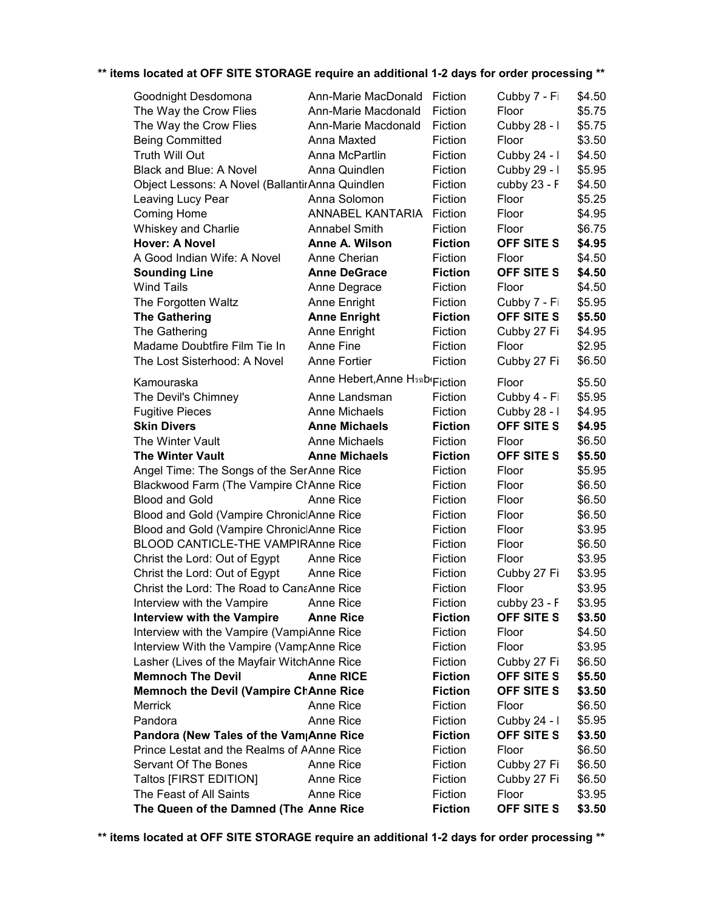**\*\* items located at OFF SITE STORAGE require an additional 1-2 days for order processing \*\***

| | | | | |
|---|---|---|---|---|
| Goodnight Desdomona | Ann-Marie MacDonald | Fiction | Cubby 7 - Fi | $4.50 |
| The Way the Crow Flies | Ann-Marie Macdonald | Fiction | Floor | $5.75 |
| The Way the Crow Flies | Ann-Marie Macdonald | Fiction | Cubby 28 - I | $5.75 |
| Being Committed | Anna Maxted | Fiction | Floor | $3.50 |
| Truth Will Out | Anna McPartlin | Fiction | Cubby 24 - I | $4.50 |
| Black and Blue: A Novel | Anna Quindlen | Fiction | Cubby 29 - I | $5.95 |
| Object Lessons: A Novel (Ballantir | Anna Quindlen | Fiction | cubby 23 - F | $4.50 |
| Leaving Lucy Pear | Anna Solomon | Fiction | Floor | $5.25 |
| Coming Home | ANNABEL KANTARIA | Fiction | Floor | $4.95 |
| Whiskey and Charlie | Annabel Smith | Fiction | Floor | $6.75 |
| **Hover: A Novel** | **Anne A. Wilson** | **Fiction** | **OFF SITE S** | **$4.95** |
| A Good Indian Wife: A Novel | Anne Cherian | Fiction | Floor | $4.50 |
| **Sounding Line** | **Anne DeGrace** | **Fiction** | **OFF SITE S** | **$4.50** |
| Wind Tails | Anne Degrace | Fiction | Floor | $4.50 |
| The Forgotten Waltz | Anne Enright | Fiction | Cubby 7 - Fi | $5.95 |
| **The Gathering** | **Anne Enright** | **Fiction** | **OFF SITE S** | **$5.50** |
| The Gathering | Anne Enright | Fiction | Cubby 27 Fi | $4.95 |
| Madame Doubtfire Film Tie In | Anne Fine | Fiction | Floor | $2.95 |
| The Lost Sisterhood: A Novel | Anne Fortier | Fiction | Cubby 27 Fi | $6.50 |
| Kamouraska | Anne Hebert,Anne H | Fiction | Floor | $5.50 |
| The Devil's Chimney | Anne Landsman | Fiction | Cubby 4 - Fi | $5.95 |
| Fugitive Pieces | Anne Michaels | Fiction | Cubby 28 - I | $4.95 |
| **Skin Divers** | **Anne Michaels** | **Fiction** | **OFF SITE S** | **$4.95** |
| The Winter Vault | Anne Michaels | Fiction | Floor | $6.50 |
| **The Winter Vault** | **Anne Michaels** | **Fiction** | **OFF SITE S** | **$5.50** |
| Angel Time: The Songs of the Ser | Anne Rice | Fiction | Floor | $5.95 |
| Blackwood Farm (The Vampire Ch | Anne Rice | Fiction | Floor | $6.50 |
| Blood and Gold | Anne Rice | Fiction | Floor | $6.50 |
| Blood and Gold (Vampire Chronicl | Anne Rice | Fiction | Floor | $6.50 |
| Blood and Gold (Vampire Chronicl | Anne Rice | Fiction | Floor | $3.95 |
| BLOOD CANTICLE-THE VAMPIR | Anne Rice | Fiction | Floor | $6.50 |
| Christ the Lord: Out of Egypt | Anne Rice | Fiction | Floor | $3.95 |
| Christ the Lord: Out of Egypt | Anne Rice | Fiction | Cubby 27 Fi | $3.95 |
| Christ the Lord: The Road to Cana | Anne Rice | Fiction | Floor | $3.95 |
| Interview with the Vampire | Anne Rice | Fiction | cubby 23 - F | $3.95 |
| **Interview with the Vampire** | **Anne Rice** | **Fiction** | **OFF SITE S** | **$3.50** |
| Interview with the Vampire (Vampi | Anne Rice | Fiction | Floor | $4.50 |
| Interview With the Vampire (Vamp | Anne Rice | Fiction | Floor | $3.95 |
| Lasher (Lives of the Mayfair Witch | Anne Rice | Fiction | Cubby 27 Fi | $6.50 |
| **Memnoch The Devil** | **Anne RICE** | **Fiction** | **OFF SITE S** | **$5.50** |
| **Memnoch the Devil (Vampire Ch** | **Anne Rice** | **Fiction** | **OFF SITE S** | **$3.50** |
| Merrick | Anne Rice | Fiction | Floor | $6.50 |
| Pandora | Anne Rice | Fiction | Cubby 24 - I | $5.95 |
| **Pandora (New Tales of the Vam** | **Anne Rice** | **Fiction** | **OFF SITE S** | **$3.50** |
| Prince Lestat and the Realms of A | Anne Rice | Fiction | Floor | $6.50 |
| Servant Of The Bones | Anne Rice | Fiction | Cubby 27 Fi | $6.50 |
| Taltos [FIRST EDITION] | Anne Rice | Fiction | Cubby 27 Fi | $6.50 |
| The Feast of All Saints | Anne Rice | Fiction | Floor | $3.95 |
| **The Queen of the Damned (The** | **Anne Rice** | **Fiction** | **OFF SITE S** | **$3.50** |

**\*\* items located at OFF SITE STORAGE require an additional 1-2 days for order processing \*\***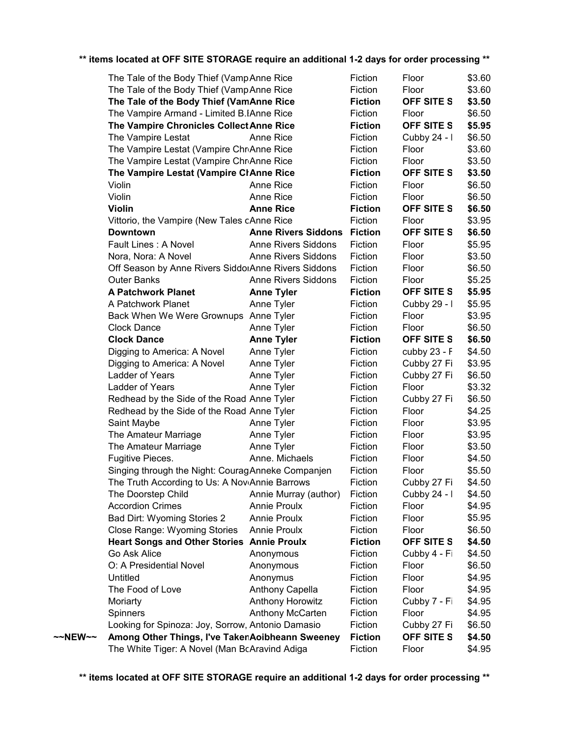**\*\* items located at OFF SITE STORAGE require an additional 1-2 days for order processing \*\***

| | Title | Author | Category | Location | Price |
|---|---|---|---|---|---|
| | The Tale of the Body Thief (Vamp | Anne Rice | Fiction | Floor | $3.60 |
| | The Tale of the Body Thief (Vamp | Anne Rice | Fiction | Floor | $3.60 |
| | **The Tale of the Body Thief (Vam** | **Anne Rice** | **Fiction** | **OFF SITE S** | **$3.50** |
| | The Vampire Armand - Limited B.I | Anne Rice | Fiction | Floor | $6.50 |
| | **The Vampire Chronicles Collect** | **Anne Rice** | **Fiction** | **OFF SITE S** | **$5.95** |
| | The Vampire Lestat | Anne Rice | Fiction | Cubby 24 - I | $6.50 |
| | The Vampire Lestat (Vampire Chr | Anne Rice | Fiction | Floor | $3.60 |
| | The Vampire Lestat (Vampire Chr | Anne Rice | Fiction | Floor | $3.50 |
| | **The Vampire Lestat (Vampire Cl** | **Anne Rice** | **Fiction** | **OFF SITE S** | **$3.50** |
| | Violin | Anne Rice | Fiction | Floor | $6.50 |
| | Violin | Anne Rice | Fiction | Floor | $6.50 |
| | **Violin** | **Anne Rice** | **Fiction** | **OFF SITE S** | **$6.50** |
| | Vittorio, the Vampire (New Tales c | Anne Rice | Fiction | Floor | $3.95 |
| | **Downtown** | **Anne Rivers Siddons** | **Fiction** | **OFF SITE S** | **$6.50** |
| | Fault Lines : A Novel | Anne Rivers Siddons | Fiction | Floor | $5.95 |
| | Nora, Nora: A Novel | Anne Rivers Siddons | Fiction | Floor | $3.50 |
| | Off Season by Anne Rivers Siddo | Anne Rivers Siddons | Fiction | Floor | $6.50 |
| | Outer Banks | Anne Rivers Siddons | Fiction | Floor | $5.25 |
| | **A Patchwork Planet** | **Anne Tyler** | **Fiction** | **OFF SITE S** | **$5.95** |
| | A Patchwork Planet | Anne Tyler | Fiction | Cubby 29 - I | $5.95 |
| | Back When We Were Grownups | Anne Tyler | Fiction | Floor | $3.95 |
| | Clock Dance | Anne Tyler | Fiction | Floor | $6.50 |
| | **Clock Dance** | **Anne Tyler** | **Fiction** | **OFF SITE S** | **$6.50** |
| | Digging to America: A Novel | Anne Tyler | Fiction | cubby 23 - F | $4.50 |
| | Digging to America: A Novel | Anne Tyler | Fiction | Cubby 27 Fi | $3.95 |
| | Ladder of Years | Anne Tyler | Fiction | Cubby 27 Fi | $6.50 |
| | Ladder of Years | Anne Tyler | Fiction | Floor | $3.32 |
| | Redhead by the Side of the Road | Anne Tyler | Fiction | Cubby 27 Fi | $6.50 |
| | Redhead by the Side of the Road | Anne Tyler | Fiction | Floor | $4.25 |
| | Saint Maybe | Anne Tyler | Fiction | Floor | $3.95 |
| | The Amateur Marriage | Anne Tyler | Fiction | Floor | $3.95 |
| | The Amateur Marriage | Anne Tyler | Fiction | Floor | $3.50 |
| | Fugitive Pieces. | Anne. Michaels | Fiction | Floor | $4.50 |
| | Singing through the Night: Courag | Anneke Companjen | Fiction | Floor | $5.50 |
| | The Truth According to Us: A Nov | Annie Barrows | Fiction | Cubby 27 Fi | $4.50 |
| | The Doorstep Child | Annie Murray (author) | Fiction | Cubby 24 - I | $4.50 |
| | Accordion Crimes | Annie Proulx | Fiction | Floor | $4.95 |
| | Bad Dirt: Wyoming Stories 2 | Annie Proulx | Fiction | Floor | $5.95 |
| | Close Range: Wyoming Stories | Annie Proulx | Fiction | Floor | $6.50 |
| | **Heart Songs and Other Stories** | **Annie Proulx** | **Fiction** | **OFF SITE S** | **$4.50** |
| | Go Ask Alice | Anonymous | Fiction | Cubby 4 - Fi | $4.50 |
| | O: A Presidential Novel | Anonymous | Fiction | Floor | $6.50 |
| | Untitled | Anonymus | Fiction | Floor | $4.95 |
| | The Food of Love | Anthony Capella | Fiction | Floor | $4.95 |
| | Moriarty | Anthony Horowitz | Fiction | Cubby 7 - Fi | $4.95 |
| | Spinners | Anthony McCarten | Fiction | Floor | $4.95 |
| | Looking for Spinoza: Joy, Sorrow, | Antonio Damasio | Fiction | Cubby 27 Fi | $6.50 |
| **~~NEW~~** | **Among Other Things, I've Taken** | **Aoibheann Sweeney** | **Fiction** | **OFF SITE S** | **$4.50** |
| | The White Tiger: A Novel (Man Bo | Aravind Adiga | Fiction | Floor | $4.95 |

**\*\* items located at OFF SITE STORAGE require an additional 1-2 days for order processing \*\***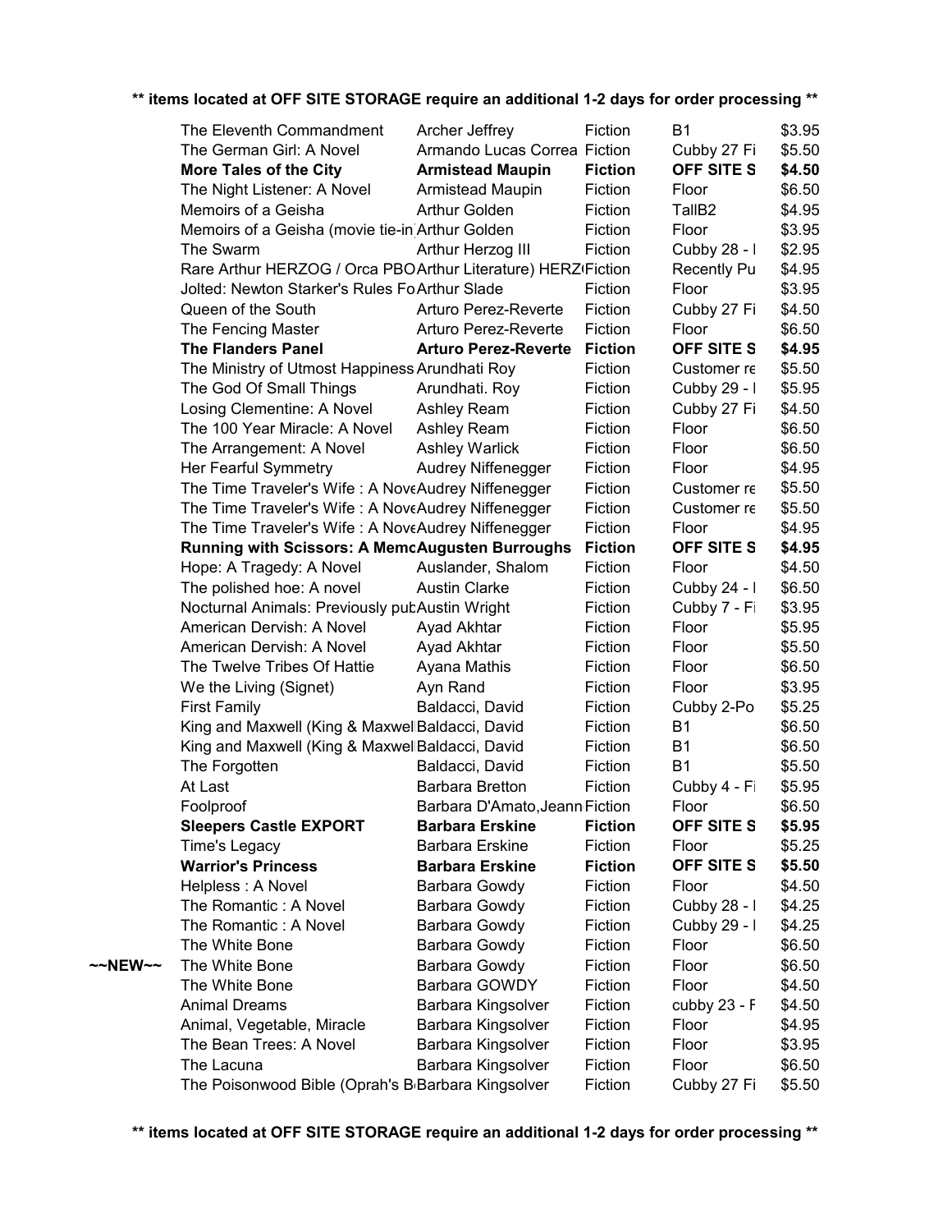**\*\* items located at OFF SITE STORAGE require an additional 1-2 days for order processing \*\***

| | Title | Author | Category | Location | Price |
|---|---|---|---|---|---|
| | The Eleventh Commandment | Archer Jeffrey | Fiction | B1 | $3.95 |
| | The German Girl: A Novel | Armando Lucas Correa | Fiction | Cubby 27 Fi | $5.50 |
| | **More Tales of the City** | **Armistead Maupin** | **Fiction** | **OFF SITE S** | **$4.50** |
| | The Night Listener: A Novel | Armistead Maupin | Fiction | Floor | $6.50 |
| | Memoirs of a Geisha | Arthur Golden | Fiction | TallB2 | $4.95 |
| | Memoirs of a Geisha (movie tie-in | Arthur Golden | Fiction | Floor | $3.95 |
| | The Swarm | Arthur Herzog III | Fiction | Cubby 28 - I | $2.95 |
| | Rare Arthur HERZOG / Orca PBO | Arthur Literature) HERZ | Fiction | Recently Pu | $4.95 |
| | Jolted: Newton Starker's Rules Fo | Arthur Slade | Fiction | Floor | $3.95 |
| | Queen of the South | Arturo Perez-Reverte | Fiction | Cubby 27 Fi | $4.50 |
| | The Fencing Master | Arturo Perez-Reverte | Fiction | Floor | $6.50 |
| | **The Flanders Panel** | **Arturo Perez-Reverte** | **Fiction** | **OFF SITE S** | **$4.95** |
| | The Ministry of Utmost Happiness | Arundhati Roy | Fiction | Customer re | $5.50 |
| | The God Of Small Things | Arundhati. Roy | Fiction | Cubby 29 - I | $5.95 |
| | Losing Clementine: A Novel | Ashley Ream | Fiction | Cubby 27 Fi | $4.50 |
| | The 100 Year Miracle: A Novel | Ashley Ream | Fiction | Floor | $6.50 |
| | The Arrangement: A Novel | Ashley Warlick | Fiction | Floor | $6.50 |
| | Her Fearful Symmetry | Audrey Niffenegger | Fiction | Floor | $4.95 |
| | The Time Traveler's Wife : A Nove | Audrey Niffenegger | Fiction | Customer re | $5.50 |
| | The Time Traveler's Wife : A Nove | Audrey Niffenegger | Fiction | Customer re | $5.50 |
| | The Time Traveler's Wife : A Nove | Audrey Niffenegger | Fiction | Floor | $4.95 |
| | **Running with Scissors: A Memo** | **Augusten Burroughs** | **Fiction** | **OFF SITE S** | **$4.95** |
| | Hope: A Tragedy: A Novel | Auslander, Shalom | Fiction | Floor | $4.50 |
| | The polished hoe: A novel | Austin Clarke | Fiction | Cubby 24 - I | $6.50 |
| | Nocturnal Animals: Previously pub | Austin Wright | Fiction | Cubby 7 - Fi | $3.95 |
| | American Dervish: A Novel | Ayad Akhtar | Fiction | Floor | $5.95 |
| | American Dervish: A Novel | Ayad Akhtar | Fiction | Floor | $5.50 |
| | The Twelve Tribes Of Hattie | Ayana Mathis | Fiction | Floor | $6.50 |
| | We the Living (Signet) | Ayn Rand | Fiction | Floor | $3.95 |
| | First Family | Baldacci, David | Fiction | Cubby 2-Po | $5.25 |
| | King and Maxwell (King & Maxwel | Baldacci, David | Fiction | B1 | $6.50 |
| | King and Maxwell (King & Maxwel | Baldacci, David | Fiction | B1 | $6.50 |
| | The Forgotten | Baldacci, David | Fiction | B1 | $5.50 |
| | At Last | Barbara Bretton | Fiction | Cubby 4 - Fi | $5.95 |
| | Foolproof | Barbara D'Amato,Jeann | Fiction | Floor | $6.50 |
| | **Sleepers Castle EXPORT** | **Barbara Erskine** | **Fiction** | **OFF SITE S** | **$5.95** |
| | Time's Legacy | Barbara Erskine | Fiction | Floor | $5.25 |
| | **Warrior's Princess** | **Barbara Erskine** | **Fiction** | **OFF SITE S** | **$5.50** |
| | Helpless : A Novel | Barbara Gowdy | Fiction | Floor | $4.50 |
| | The Romantic : A Novel | Barbara Gowdy | Fiction | Cubby 28 - I | $4.25 |
| | The Romantic : A Novel | Barbara Gowdy | Fiction | Cubby 29 - I | $4.25 |
| | The White Bone | Barbara Gowdy | Fiction | Floor | $6.50 |
| ~~NEW~~ | The White Bone | Barbara Gowdy | Fiction | Floor | $6.50 |
| | The White Bone | Barbara GOWDY | Fiction | Floor | $4.50 |
| | Animal Dreams | Barbara Kingsolver | Fiction | cubby 23 - F | $4.50 |
| | Animal, Vegetable, Miracle | Barbara Kingsolver | Fiction | Floor | $4.95 |
| | The Bean Trees: A Novel | Barbara Kingsolver | Fiction | Floor | $3.95 |
| | The Lacuna | Barbara Kingsolver | Fiction | Floor | $6.50 |
| | The Poisonwood Bible (Oprah's B | Barbara Kingsolver | Fiction | Cubby 27 Fi | $5.50 |

**\*\* items located at OFF SITE STORAGE require an additional 1-2 days for order processing \*\***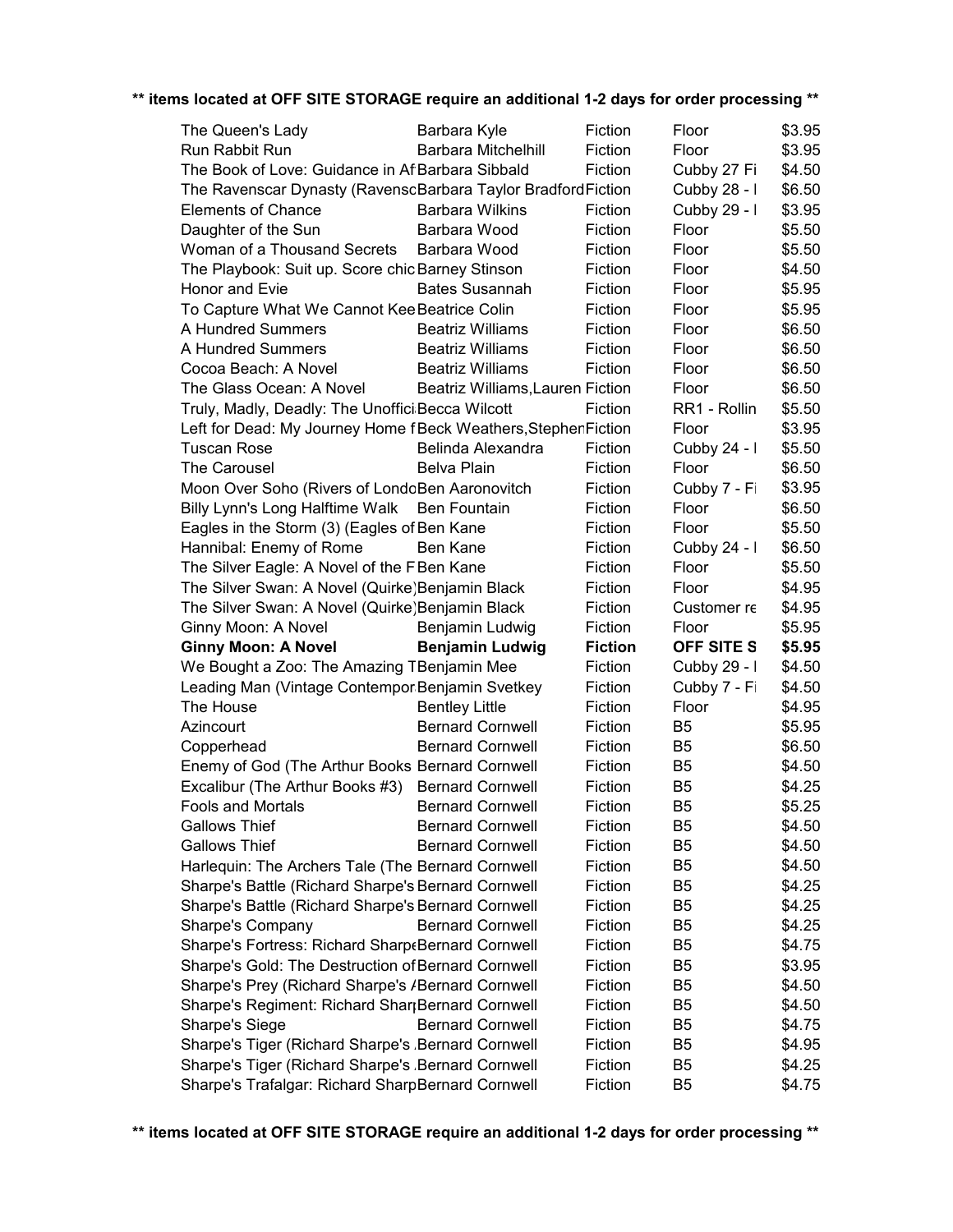**\*\* items located at OFF SITE STORAGE require an additional 1-2 days for order processing \*\***

| | | | | |
|---|---|---|---|---|
| The Queen's Lady | Barbara Kyle | Fiction | Floor | $3.95 |
| Run Rabbit Run | Barbara Mitchelhill | Fiction | Floor | $3.95 |
| The Book of Love: Guidance in Af | Barbara Sibbald | Fiction | Cubby 27 Fi | $4.50 |
| The Ravenscar Dynasty (Ravensc | Barbara Taylor Bradford | Fiction | Cubby 28 - I | $6.50 |
| Elements of Chance | Barbara Wilkins | Fiction | Cubby 29 - I | $3.95 |
| Daughter of the Sun | Barbara Wood | Fiction | Floor | $5.50 |
| Woman of a Thousand Secrets | Barbara Wood | Fiction | Floor | $5.50 |
| The Playbook: Suit up. Score chic | Barney Stinson | Fiction | Floor | $4.50 |
| Honor and Evie | Bates Susannah | Fiction | Floor | $5.95 |
| To Capture What We Cannot Kee | Beatrice Colin | Fiction | Floor | $5.95 |
| A Hundred Summers | Beatriz Williams | Fiction | Floor | $6.50 |
| A Hundred Summers | Beatriz Williams | Fiction | Floor | $6.50 |
| Cocoa Beach: A Novel | Beatriz Williams | Fiction | Floor | $6.50 |
| The Glass Ocean: A Novel | Beatriz Williams,Lauren | Fiction | Floor | $6.50 |
| Truly, Madly, Deadly: The Unoffici | Becca Wilcott | Fiction | RR1 - Rollin | $5.50 |
| Left for Dead: My Journey Home f | Beck Weathers,Stephen | Fiction | Floor | $3.95 |
| Tuscan Rose | Belinda Alexandra | Fiction | Cubby 24 - I | $5.50 |
| The Carousel | Belva Plain | Fiction | Floor | $6.50 |
| Moon Over Soho (Rivers of Londo | Ben Aaronovitch | Fiction | Cubby 7 - Fi | $3.95 |
| Billy Lynn's Long Halftime Walk | Ben Fountain | Fiction | Floor | $6.50 |
| Eagles in the Storm (3) (Eagles of | Ben Kane | Fiction | Floor | $5.50 |
| Hannibal: Enemy of Rome | Ben Kane | Fiction | Cubby 24 - I | $6.50 |
| The Silver Eagle: A Novel of the F | Ben Kane | Fiction | Floor | $5.50 |
| The Silver Swan: A Novel (Quirke) | Benjamin Black | Fiction | Floor | $4.95 |
| The Silver Swan: A Novel (Quirke) | Benjamin Black | Fiction | Customer re | $4.95 |
| Ginny Moon: A Novel | Benjamin Ludwig | Fiction | Floor | $5.95 |
| **Ginny Moon: A Novel** | **Benjamin Ludwig** | **Fiction** | **OFF SITE S** | **$5.95** |
| We Bought a Zoo: The Amazing T | Benjamin Mee | Fiction | Cubby 29 - I | $4.50 |
| Leading Man (Vintage Contempor | Benjamin Svetkey | Fiction | Cubby 7 - Fi | $4.50 |
| The House | Bentley Little | Fiction | Floor | $4.95 |
| Azincourt | Bernard Cornwell | Fiction | B5 | $5.95 |
| Copperhead | Bernard Cornwell | Fiction | B5 | $6.50 |
| Enemy of God (The Arthur Books | Bernard Cornwell | Fiction | B5 | $4.50 |
| Excalibur (The Arthur Books #3) | Bernard Cornwell | Fiction | B5 | $4.25 |
| Fools and Mortals | Bernard Cornwell | Fiction | B5 | $5.25 |
| Gallows Thief | Bernard Cornwell | Fiction | B5 | $4.50 |
| Gallows Thief | Bernard Cornwell | Fiction | B5 | $4.50 |
| Harlequin: The Archers Tale (The | Bernard Cornwell | Fiction | B5 | $4.50 |
| Sharpe's Battle (Richard Sharpe's | Bernard Cornwell | Fiction | B5 | $4.25 |
| Sharpe's Battle (Richard Sharpe's | Bernard Cornwell | Fiction | B5 | $4.25 |
| Sharpe's Company | Bernard Cornwell | Fiction | B5 | $4.25 |
| Sharpe's Fortress: Richard Sharpe | Bernard Cornwell | Fiction | B5 | $4.75 |
| Sharpe's Gold: The Destruction of | Bernard Cornwell | Fiction | B5 | $3.95 |
| Sharpe's Prey (Richard Sharpe's / | Bernard Cornwell | Fiction | B5 | $4.50 |
| Sharpe's Regiment: Richard Sharp | Bernard Cornwell | Fiction | B5 | $4.50 |
| Sharpe's Siege | Bernard Cornwell | Fiction | B5 | $4.75 |
| Sharpe's Tiger (Richard Sharpe's | Bernard Cornwell | Fiction | B5 | $4.95 |
| Sharpe's Tiger (Richard Sharpe's | Bernard Cornwell | Fiction | B5 | $4.25 |
| Sharpe's Trafalgar: Richard Sharp | Bernard Cornwell | Fiction | B5 | $4.75 |

**\*\* items located at OFF SITE STORAGE require an additional 1-2 days for order processing \*\***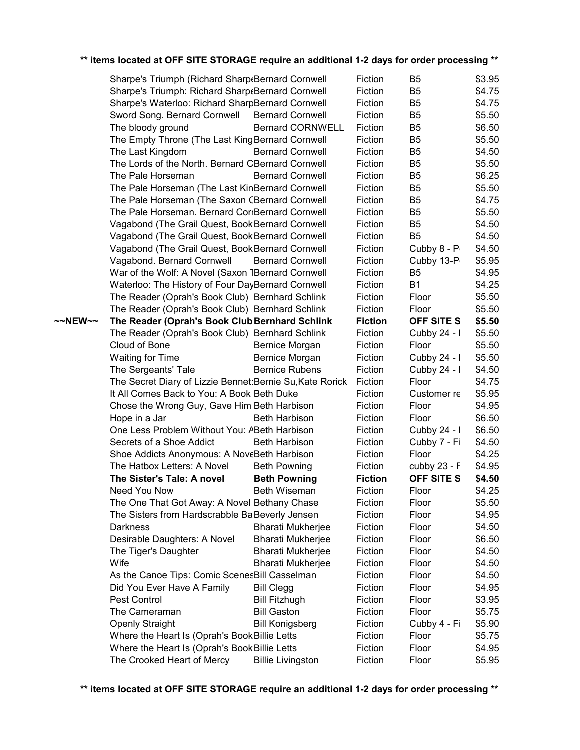**\*\* items located at OFF SITE STORAGE require an additional 1-2 days for order processing \*\***

| | | | | | |
|---|---|---|---|---|---|
| | Sharpe's Triumph (Richard Sharpe | Bernard Cornwell | Fiction | B5 | $3.95 |
| | Sharpe's Triumph: Richard Sharpe | Bernard Cornwell | Fiction | B5 | $4.75 |
| | Sharpe's Waterloo: Richard Sharp | Bernard Cornwell | Fiction | B5 | $4.75 |
| | Sword Song. Bernard Cornwell | Bernard Cornwell | Fiction | B5 | $5.50 |
| | The bloody ground | Bernard CORNWELL | Fiction | B5 | $6.50 |
| | The Empty Throne (The Last King | Bernard Cornwell | Fiction | B5 | $5.50 |
| | The Last Kingdom | Bernard Cornwell | Fiction | B5 | $4.50 |
| | The Lords of the North. Bernard C | Bernard Cornwell | Fiction | B5 | $5.50 |
| | The Pale Horseman | Bernard Cornwell | Fiction | B5 | $6.25 |
| | The Pale Horseman (The Last Kin | Bernard Cornwell | Fiction | B5 | $5.50 |
| | The Pale Horseman (The Saxon ( | Bernard Cornwell | Fiction | B5 | $4.75 |
| | The Pale Horseman. Bernard Corn | Bernard Cornwell | Fiction | B5 | $5.50 |
| | Vagabond (The Grail Quest, Book | Bernard Cornwell | Fiction | B5 | $4.50 |
| | Vagabond (The Grail Quest, Book | Bernard Cornwell | Fiction | B5 | $4.50 |
| | Vagabond (The Grail Quest, Book | Bernard Cornwell | Fiction | Cubby 8 - P | $4.50 |
| | Vagabond. Bernard Cornwell | Bernard Cornwell | Fiction | Cubby 13-P | $5.95 |
| | War of the Wolf: A Novel (Saxon T | Bernard Cornwell | Fiction | B5 | $4.95 |
| | Waterloo: The History of Four Day | Bernard Cornwell | Fiction | B1 | $4.25 |
| | The Reader (Oprah's Book Club) | Bernhard Schlink | Fiction | Floor | $5.50 |
| | The Reader (Oprah's Book Club) | Bernhard Schlink | Fiction | Floor | $5.50 |
| **~~NEW~~** | **The Reader (Oprah's Book Club** | **Bernhard Schlink** | **Fiction** | **OFF SITE S** | **$5.50** |
| | The Reader (Oprah's Book Club) | Bernhard Schlink | Fiction | Cubby 24 - I | $5.50 |
| | Cloud of Bone | Bernice Morgan | Fiction | Floor | $5.50 |
| | Waiting for Time | Bernice Morgan | Fiction | Cubby 24 - I | $5.50 |
| | The Sergeants' Tale | Bernice Rubens | Fiction | Cubby 24 - I | $4.50 |
| | The Secret Diary of Lizzie Bennet: | Bernie Su,Kate Rorick | Fiction | Floor | $4.75 |
| | It All Comes Back to You: A Book | Beth Duke | Fiction | Customer re | $5.95 |
| | Chose the Wrong Guy, Gave Him | Beth Harbison | Fiction | Floor | $4.95 |
| | Hope in a Jar | Beth Harbison | Fiction | Floor | $6.50 |
| | One Less Problem Without You: A | Beth Harbison | Fiction | Cubby 24 - I | $6.50 |
| | Secrets of a Shoe Addict | Beth Harbison | Fiction | Cubby 7 - Fi | $4.50 |
| | Shoe Addicts Anonymous: A Nove | Beth Harbison | Fiction | Floor | $4.25 |
| | The Hatbox Letters: A Novel | Beth Powning | Fiction | cubby 23 - F | $4.95 |
| | **The Sister's Tale: A novel** | **Beth Powning** | **Fiction** | **OFF SITE S** | **$4.50** |
| | Need You Now | Beth Wiseman | Fiction | Floor | $4.25 |
| | The One That Got Away: A Novel | Bethany Chase | Fiction | Floor | $5.50 |
| | The Sisters from Hardscrabble Ba | Beverly Jensen | Fiction | Floor | $4.95 |
| | Darkness | Bharati Mukherjee | Fiction | Floor | $4.50 |
| | Desirable Daughters: A Novel | Bharati Mukherjee | Fiction | Floor | $6.50 |
| | The Tiger's Daughter | Bharati Mukherjee | Fiction | Floor | $4.50 |
| | Wife | Bharati Mukherjee | Fiction | Floor | $4.50 |
| | As the Canoe Tips: Comic Scenes | Bill Casselman | Fiction | Floor | $4.50 |
| | Did You Ever Have A Family | Bill Clegg | Fiction | Floor | $4.95 |
| | Pest Control | Bill Fitzhugh | Fiction | Floor | $3.95 |
| | The Cameraman | Bill Gaston | Fiction | Floor | $5.75 |
| | Openly Straight | Bill Konigsberg | Fiction | Cubby 4 - Fi | $5.90 |
| | Where the Heart Is (Oprah's Book | Billie Letts | Fiction | Floor | $5.75 |
| | Where the Heart Is (Oprah's Book | Billie Letts | Fiction | Floor | $4.95 |
| | The Crooked Heart of Mercy | Billie Livingston | Fiction | Floor | $5.95 |

**\*\* items located at OFF SITE STORAGE require an additional 1-2 days for order processing \*\***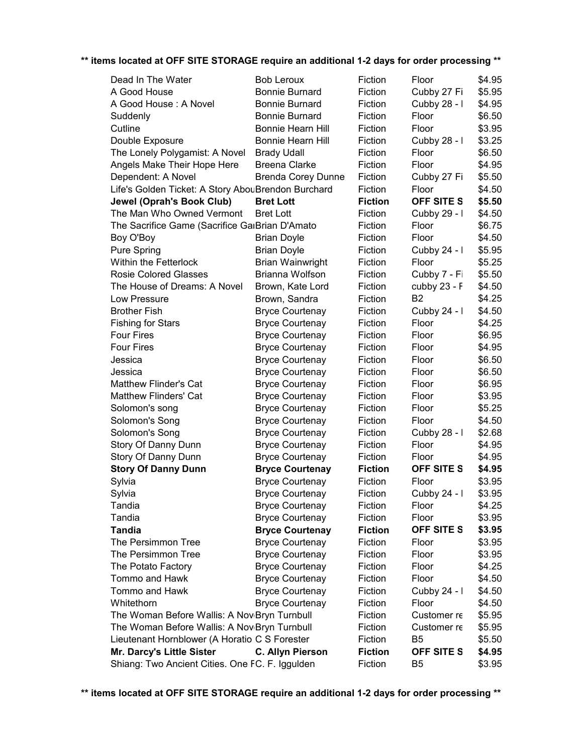**\*\* items located at OFF SITE STORAGE require an additional 1-2 days for order processing \*\***

| | | | | |
|---|---|---|---|---|
| Dead In The Water | Bob Leroux | Fiction | Floor | $4.95 |
| A Good House | Bonnie Burnard | Fiction | Cubby 27 Fi | $5.95 |
| A Good House : A Novel | Bonnie Burnard | Fiction | Cubby 28 - I | $4.95 |
| Suddenly | Bonnie Burnard | Fiction | Floor | $6.50 |
| Cutline | Bonnie Hearn Hill | Fiction | Floor | $3.95 |
| Double Exposure | Bonnie Hearn Hill | Fiction | Cubby 28 - I | $3.25 |
| The Lonely Polygamist: A Novel | Brady Udall | Fiction | Floor | $6.50 |
| Angels Make Their Hope Here | Breena Clarke | Fiction | Floor | $4.95 |
| Dependent: A Novel | Brenda Corey Dunne | Fiction | Cubby 27 Fi | $5.50 |
| Life's Golden Ticket: A Story Abou | Brendon Burchard | Fiction | Floor | $4.50 |
| **Jewel (Oprah's Book Club)** | **Bret Lott** | **Fiction** | **OFF SITE S** | **$5.50** |
| The Man Who Owned Vermont | Bret Lott | Fiction | Cubby 29 - I | $4.50 |
| The Sacrifice Game (Sacrifice Ga | Brian D'Amato | Fiction | Floor | $6.75 |
| Boy O'Boy | Brian Doyle | Fiction | Floor | $4.50 |
| Pure Spring | Brian Doyle | Fiction | Cubby 24 - I | $5.95 |
| Within the Fetterlock | Brian Wainwright | Fiction | Floor | $5.25 |
| Rosie Colored Glasses | Brianna Wolfson | Fiction | Cubby 7 - Fi | $5.50 |
| The House of Dreams: A Novel | Brown, Kate Lord | Fiction | cubby 23 - F | $4.50 |
| Low Pressure | Brown, Sandra | Fiction | B2 | $4.25 |
| Brother Fish | Bryce Courtenay | Fiction | Cubby 24 - I | $4.50 |
| Fishing for Stars | Bryce Courtenay | Fiction | Floor | $4.25 |
| Four Fires | Bryce Courtenay | Fiction | Floor | $6.95 |
| Four Fires | Bryce Courtenay | Fiction | Floor | $4.95 |
| Jessica | Bryce Courtenay | Fiction | Floor | $6.50 |
| Jessica | Bryce Courtenay | Fiction | Floor | $6.50 |
| Matthew Flinder's Cat | Bryce Courtenay | Fiction | Floor | $6.95 |
| Matthew Flinders' Cat | Bryce Courtenay | Fiction | Floor | $3.95 |
| Solomon's song | Bryce Courtenay | Fiction | Floor | $5.25 |
| Solomon's Song | Bryce Courtenay | Fiction | Floor | $4.50 |
| Solomon's Song | Bryce Courtenay | Fiction | Cubby 28 - I | $2.68 |
| Story Of Danny Dunn | Bryce Courtenay | Fiction | Floor | $4.95 |
| Story Of Danny Dunn | Bryce Courtenay | Fiction | Floor | $4.95 |
| **Story Of Danny Dunn** | **Bryce Courtenay** | **Fiction** | **OFF SITE S** | **$4.95** |
| Sylvia | Bryce Courtenay | Fiction | Floor | $3.95 |
| Sylvia | Bryce Courtenay | Fiction | Cubby 24 - I | $3.95 |
| Tandia | Bryce Courtenay | Fiction | Floor | $4.25 |
| Tandia | Bryce Courtenay | Fiction | Floor | $3.95 |
| **Tandia** | **Bryce Courtenay** | **Fiction** | **OFF SITE S** | **$3.95** |
| The Persimmon Tree | Bryce Courtenay | Fiction | Floor | $3.95 |
| The Persimmon Tree | Bryce Courtenay | Fiction | Floor | $3.95 |
| The Potato Factory | Bryce Courtenay | Fiction | Floor | $4.25 |
| Tommo and Hawk | Bryce Courtenay | Fiction | Floor | $4.50 |
| Tommo and Hawk | Bryce Courtenay | Fiction | Cubby 24 - I | $4.50 |
| Whitethorn | Bryce Courtenay | Fiction | Floor | $4.50 |
| The Woman Before Wallis: A Nov | Bryn Turnbull | Fiction | Customer re | $5.95 |
| The Woman Before Wallis: A Nov | Bryn Turnbull | Fiction | Customer re | $5.95 |
| Lieutenant Hornblower (A Horatio | C S Forester | Fiction | B5 | $5.50 |
| **Mr. Darcy's Little Sister** | **C. Allyn Pierson** | **Fiction** | **OFF SITE S** | **$4.95** |
| Shiang: Two Ancient Cities. One F | C. F. Iggulden | Fiction | B5 | $3.95 |

**\*\* items located at OFF SITE STORAGE require an additional 1-2 days for order processing \*\***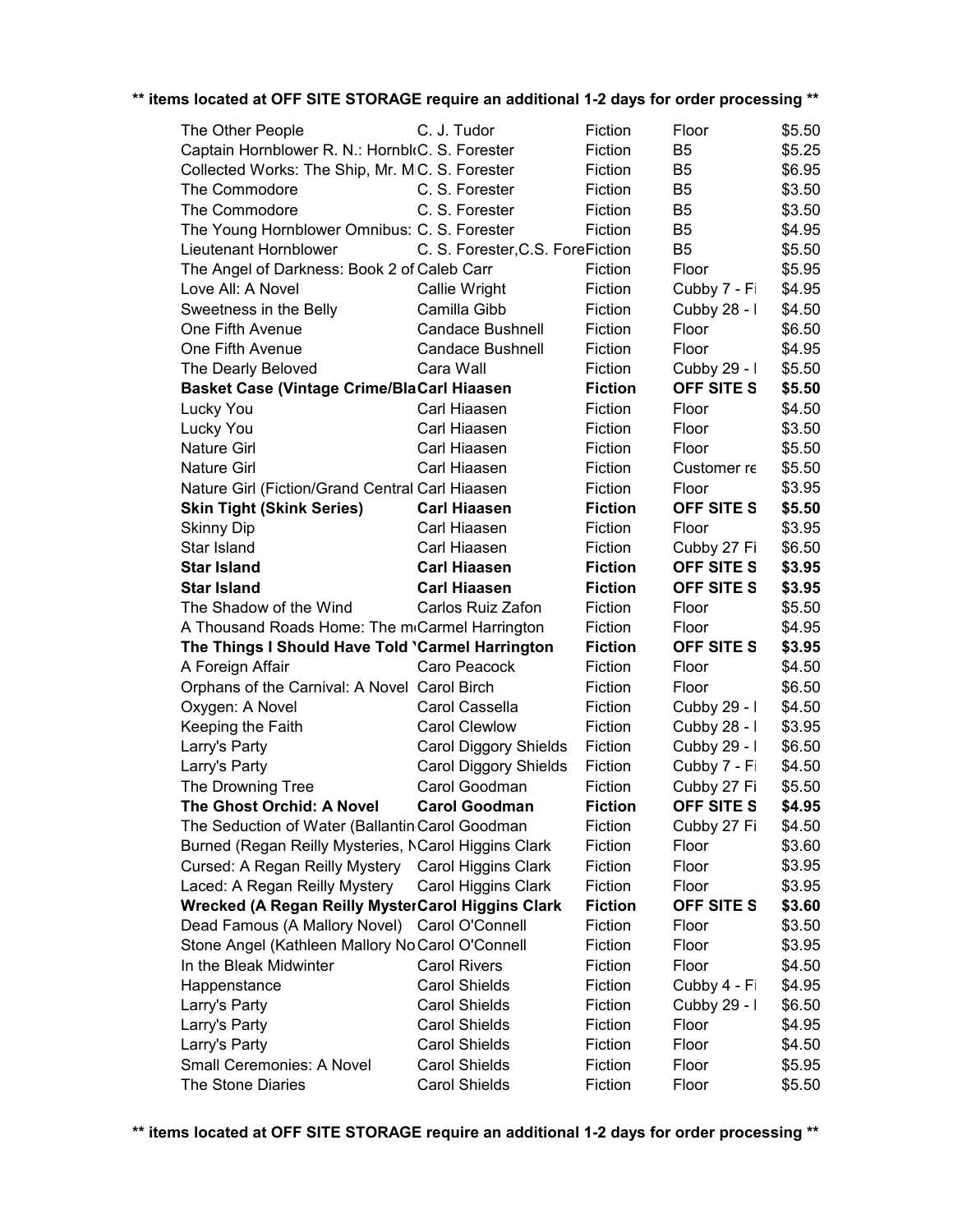**\*\* items located at OFF SITE STORAGE require an additional 1-2 days for order processing \*\***

| | | | | |
|---|---|---|---|---|
| The Other People | C. J. Tudor | Fiction | Floor | $5.50 |
| Captain Hornblower R. N.: Hornbl | C. S. Forester | Fiction | B5 | $5.25 |
| Collected Works: The Ship, Mr. M | C. S. Forester | Fiction | B5 | $6.95 |
| The Commodore | C. S. Forester | Fiction | B5 | $3.50 |
| The Commodore | C. S. Forester | Fiction | B5 | $3.50 |
| The Young Hornblower Omnibus: | C. S. Forester | Fiction | B5 | $4.95 |
| Lieutenant Hornblower | C. S. Forester,C.S. Fore | Fiction | B5 | $5.50 |
| The Angel of Darkness: Book 2 of | Caleb Carr | Fiction | Floor | $5.95 |
| Love All: A Novel | Callie Wright | Fiction | Cubby 7 - Fi | $4.95 |
| Sweetness in the Belly | Camilla Gibb | Fiction | Cubby 28 - I | $4.50 |
| One Fifth Avenue | Candace Bushnell | Fiction | Floor | $6.50 |
| One Fifth Avenue | Candace Bushnell | Fiction | Floor | $4.95 |
| The Dearly Beloved | Cara Wall | Fiction | Cubby 29 - I | $5.50 |
| **Basket Case (Vintage Crime/Bla** | **Carl Hiaasen** | **Fiction** | **OFF SITE S** | **$5.50** |
| Lucky You | Carl Hiaasen | Fiction | Floor | $4.50 |
| Lucky You | Carl Hiaasen | Fiction | Floor | $3.50 |
| Nature Girl | Carl Hiaasen | Fiction | Floor | $5.50 |
| Nature Girl | Carl Hiaasen | Fiction | Customer re | $5.50 |
| Nature Girl (Fiction/Grand Central | Carl Hiaasen | Fiction | Floor | $3.95 |
| **Skin Tight (Skink Series)** | **Carl Hiaasen** | **Fiction** | **OFF SITE S** | **$5.50** |
| Skinny Dip | Carl Hiaasen | Fiction | Floor | $3.95 |
| Star Island | Carl Hiaasen | Fiction | Cubby 27 Fi | $6.50 |
| **Star Island** | **Carl Hiaasen** | **Fiction** | **OFF SITE S** | **$3.95** |
| **Star Island** | **Carl Hiaasen** | **Fiction** | **OFF SITE S** | **$3.95** |
| The Shadow of the Wind | Carlos Ruiz Zafon | Fiction | Floor | $5.50 |
| A Thousand Roads Home: The m | Carmel Harrington | Fiction | Floor | $4.95 |
| **The Things I Should Have Told** | **Carmel Harrington** | **Fiction** | **OFF SITE S** | **$3.95** |
| A Foreign Affair | Caro Peacock | Fiction | Floor | $4.50 |
| Orphans of the Carnival: A Novel | Carol Birch | Fiction | Floor | $6.50 |
| Oxygen: A Novel | Carol Cassella | Fiction | Cubby 29 - I | $4.50 |
| Keeping the Faith | Carol Clewlow | Fiction | Cubby 28 - I | $3.95 |
| Larry's Party | Carol Diggory Shields | Fiction | Cubby 29 - I | $6.50 |
| Larry's Party | Carol Diggory Shields | Fiction | Cubby 7 - Fi | $4.50 |
| The Drowning Tree | Carol Goodman | Fiction | Cubby 27 Fi | $5.50 |
| **The Ghost Orchid: A Novel** | **Carol Goodman** | **Fiction** | **OFF SITE S** | **$4.95** |
| The Seduction of Water (Ballantin | Carol Goodman | Fiction | Cubby 27 Fi | $4.50 |
| Burned (Regan Reilly Mysteries, N | Carol Higgins Clark | Fiction | Floor | $3.60 |
| Cursed: A Regan Reilly Mystery | Carol Higgins Clark | Fiction | Floor | $3.95 |
| Laced: A Regan Reilly Mystery | Carol Higgins Clark | Fiction | Floor | $3.95 |
| **Wrecked (A Regan Reilly Myster** | **Carol Higgins Clark** | **Fiction** | **OFF SITE S** | **$3.60** |
| Dead Famous (A Mallory Novel) | Carol O'Connell | Fiction | Floor | $3.50 |
| Stone Angel (Kathleen Mallory No | Carol O'Connell | Fiction | Floor | $3.95 |
| In the Bleak Midwinter | Carol Rivers | Fiction | Floor | $4.50 |
| Happenstance | Carol Shields | Fiction | Cubby 4 - Fi | $4.95 |
| Larry's Party | Carol Shields | Fiction | Cubby 29 - I | $6.50 |
| Larry's Party | Carol Shields | Fiction | Floor | $4.95 |
| Larry's Party | Carol Shields | Fiction | Floor | $4.50 |
| Small Ceremonies: A Novel | Carol Shields | Fiction | Floor | $5.95 |
| The Stone Diaries | Carol Shields | Fiction | Floor | $5.50 |

**\*\* items located at OFF SITE STORAGE require an additional 1-2 days for order processing \*\***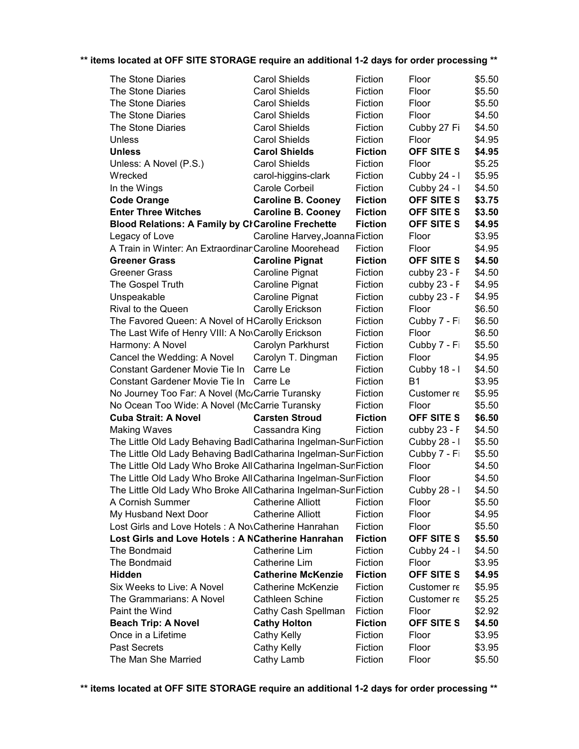**** items located at OFF SITE STORAGE require an additional 1-2 days for order processing ****

| | | | | |
|---|---|---|---|---|
| The Stone Diaries | Carol Shields | Fiction | Floor | $5.50 |
| The Stone Diaries | Carol Shields | Fiction | Floor | $5.50 |
| The Stone Diaries | Carol Shields | Fiction | Floor | $5.50 |
| The Stone Diaries | Carol Shields | Fiction | Floor | $4.50 |
| The Stone Diaries | Carol Shields | Fiction | Cubby 27 Fi | $4.50 |
| Unless | Carol Shields | Fiction | Floor | $4.95 |
| **Unless** | **Carol Shields** | **Fiction** | **OFF SITE S** | **$4.95** |
| Unless: A Novel (P.S.) | Carol Shields | Fiction | Floor | $5.25 |
| Wrecked | carol-higgins-clark | Fiction | Cubby 24 - I | $5.95 |
| In the Wings | Carole Corbeil | Fiction | Cubby 24 - I | $4.50 |
| **Code Orange** | **Caroline B. Cooney** | **Fiction** | **OFF SITE S** | **$3.75** |
| **Enter Three Witches** | **Caroline B. Cooney** | **Fiction** | **OFF SITE S** | **$3.50** |
| **Blood Relations: A Family by Cl** | **Caroline Frechette** | **Fiction** | **OFF SITE S** | **$4.95** |
| Legacy of Love | Caroline Harvey,Joanna | Fiction | Floor | $3.95 |
| A Train in Winter: An Extraordinar | Caroline Moorehead | Fiction | Floor | $4.95 |
| **Greener Grass** | **Caroline Pignat** | **Fiction** | **OFF SITE S** | **$4.50** |
| Greener Grass | Caroline Pignat | Fiction | cubby 23 - F | $4.50 |
| The Gospel Truth | Caroline Pignat | Fiction | cubby 23 - F | $4.95 |
| Unspeakable | Caroline Pignat | Fiction | cubby 23 - F | $4.95 |
| Rival to the Queen | Carolly Erickson | Fiction | Floor | $6.50 |
| The Favored Queen: A Novel of H | Carolly Erickson | Fiction | Cubby 7 - Fi | $6.50 |
| The Last Wife of Henry VIII: A Nov | Carolly Erickson | Fiction | Floor | $6.50 |
| Harmony: A Novel | Carolyn Parkhurst | Fiction | Cubby 7 - Fi | $5.50 |
| Cancel the Wedding: A Novel | Carolyn T. Dingman | Fiction | Floor | $4.95 |
| Constant Gardener Movie Tie In | Carre Le | Fiction | Cubby 18 - I | $4.50 |
| Constant Gardener Movie Tie In | Carre Le | Fiction | B1 | $3.95 |
| No Journey Too Far: A Novel (Mc | Carrie Turansky | Fiction | Customer re | $5.95 |
| No Ocean Too Wide: A Novel (Mc | Carrie Turansky | Fiction | Floor | $5.50 |
| **Cuba Strait: A Novel** | **Carsten Stroud** | **Fiction** | **OFF SITE S** | **$6.50** |
| Making Waves | Cassandra King | Fiction | cubby 23 - F | $4.50 |
| The Little Old Lady Behaving Badl | Catharina Ingelman-Sun | Fiction | Cubby 28 - I | $5.50 |
| The Little Old Lady Behaving Badl | Catharina Ingelman-Sun | Fiction | Cubby 7 - Fi | $5.50 |
| The Little Old Lady Who Broke All | Catharina Ingelman-Sun | Fiction | Floor | $4.50 |
| The Little Old Lady Who Broke All | Catharina Ingelman-Sun | Fiction | Floor | $4.50 |
| The Little Old Lady Who Broke All | Catharina Ingelman-Sun | Fiction | Cubby 28 - I | $4.50 |
| A Cornish Summer | Catherine Alliott | Fiction | Floor | $5.50 |
| My Husband Next Door | Catherine Alliott | Fiction | Floor | $4.95 |
| Lost Girls and Love Hotels : A Nov | Catherine Hanrahan | Fiction | Floor | $5.50 |
| **Lost Girls and Love Hotels : A N** | **Catherine Hanrahan** | **Fiction** | **OFF SITE S** | **$5.50** |
| The Bondmaid | Catherine Lim | Fiction | Cubby 24 - I | $4.50 |
| The Bondmaid | Catherine Lim | Fiction | Floor | $3.95 |
| **Hidden** | **Catherine McKenzie** | **Fiction** | **OFF SITE S** | **$4.95** |
| Six Weeks to Live: A Novel | Catherine McKenzie | Fiction | Customer re | $5.95 |
| The Grammarians: A Novel | Cathleen Schine | Fiction | Customer re | $5.25 |
| Paint the Wind | Cathy Cash Spellman | Fiction | Floor | $2.92 |
| **Beach Trip: A Novel** | **Cathy Holton** | **Fiction** | **OFF SITE S** | **$4.50** |
| Once in a Lifetime | Cathy Kelly | Fiction | Floor | $3.95 |
| Past Secrets | Cathy Kelly | Fiction | Floor | $3.95 |
| The Man She Married | Cathy Lamb | Fiction | Floor | $5.50 |

**** items located at OFF SITE STORAGE require an additional 1-2 days for order processing ****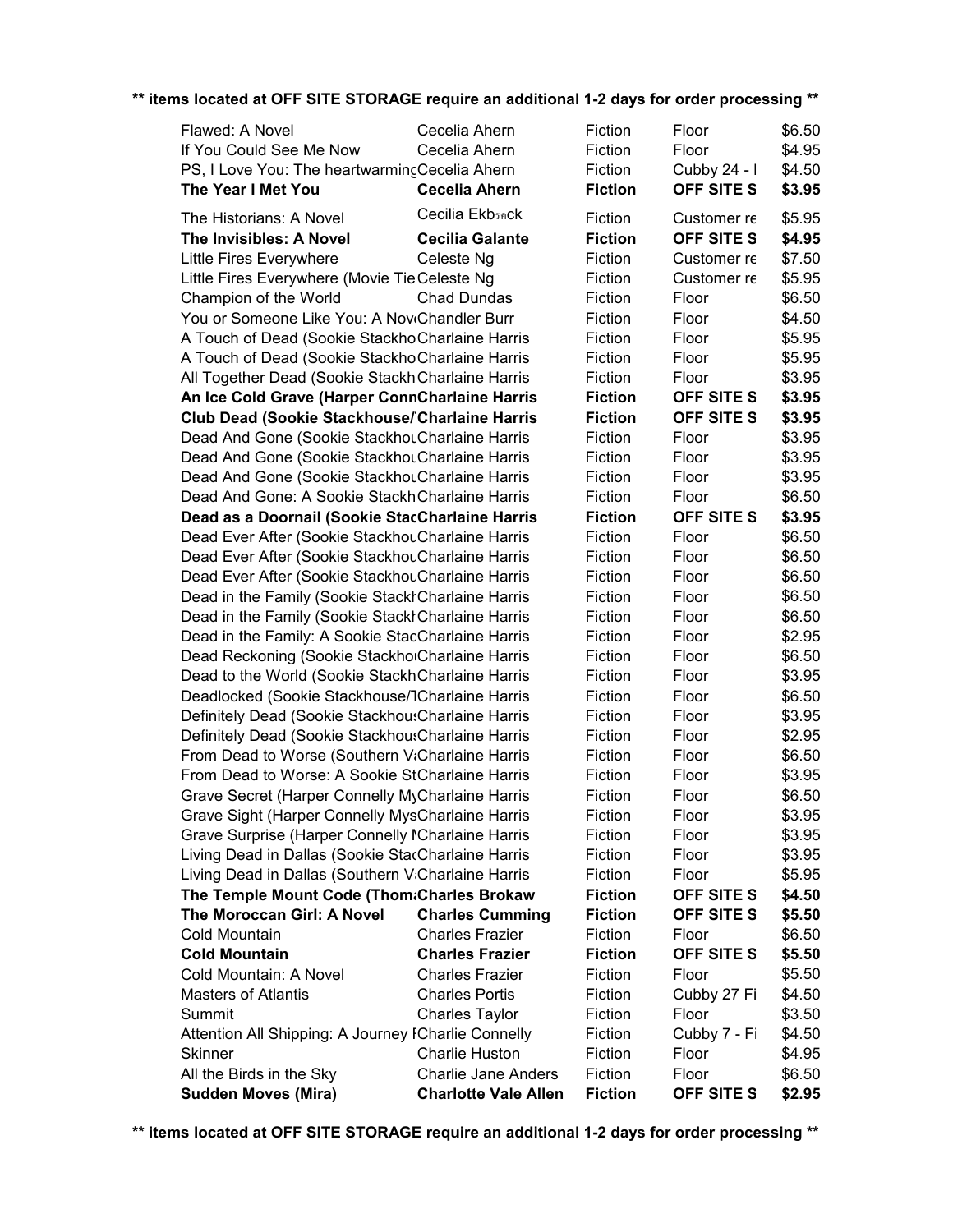**** items located at OFF SITE STORAGE require an additional 1-2 days for order processing ****

| | | | | |
|---|---|---|---|---|
| Flawed: A Novel | Cecelia Ahern | Fiction | Floor | $6.50 |
| If You Could See Me Now | Cecelia Ahern | Fiction | Floor | $4.95 |
| PS, I Love You: The heartwarming | Cecelia Ahern | Fiction | Cubby 24 - I | $4.50 |
| **The Year I Met You** | **Cecelia Ahern** | **Fiction** | **OFF SITE S** | **$3.95** |
| The Historians: A Novel | Cecilia Ekbäck | Fiction | Customer re | $5.95 |
| **The Invisibles: A Novel** | **Cecilia Galante** | **Fiction** | **OFF SITE S** | **$4.95** |
| Little Fires Everywhere | Celeste Ng | Fiction | Customer re | $7.50 |
| Little Fires Everywhere (Movie Tie | Celeste Ng | Fiction | Customer re | $5.95 |
| Champion of the World | Chad Dundas | Fiction | Floor | $6.50 |
| You or Someone Like You: A Nov | Chandler Burr | Fiction | Floor | $4.50 |
| A Touch of Dead (Sookie Stackho | Charlaine Harris | Fiction | Floor | $5.95 |
| A Touch of Dead (Sookie Stackho | Charlaine Harris | Fiction | Floor | $5.95 |
| All Together Dead (Sookie Stackh | Charlaine Harris | Fiction | Floor | $3.95 |
| **An Ice Cold Grave (Harper Conn** | **Charlaine Harris** | **Fiction** | **OFF SITE S** | **$3.95** |
| **Club Dead (Sookie Stackhouse/** | **Charlaine Harris** | **Fiction** | **OFF SITE S** | **$3.95** |
| Dead And Gone (Sookie Stackhou | Charlaine Harris | Fiction | Floor | $3.95 |
| Dead And Gone (Sookie Stackhou | Charlaine Harris | Fiction | Floor | $3.95 |
| Dead And Gone (Sookie Stackhou | Charlaine Harris | Fiction | Floor | $3.95 |
| Dead And Gone: A Sookie Stackh | Charlaine Harris | Fiction | Floor | $6.50 |
| **Dead as a Doornail (Sookie Stac** | **Charlaine Harris** | **Fiction** | **OFF SITE S** | **$3.95** |
| Dead Ever After (Sookie Stackhou | Charlaine Harris | Fiction | Floor | $6.50 |
| Dead Ever After (Sookie Stackhou | Charlaine Harris | Fiction | Floor | $6.50 |
| Dead Ever After (Sookie Stackhou | Charlaine Harris | Fiction | Floor | $6.50 |
| Dead in the Family (Sookie Stackh | Charlaine Harris | Fiction | Floor | $6.50 |
| Dead in the Family (Sookie Stackh | Charlaine Harris | Fiction | Floor | $6.50 |
| Dead in the Family: A Sookie Stac | Charlaine Harris | Fiction | Floor | $2.95 |
| Dead Reckoning (Sookie Stackho | Charlaine Harris | Fiction | Floor | $6.50 |
| Dead to the World (Sookie Stackh | Charlaine Harris | Fiction | Floor | $3.95 |
| Deadlocked (Sookie Stackhouse/T | Charlaine Harris | Fiction | Floor | $6.50 |
| Definitely Dead (Sookie Stackhous | Charlaine Harris | Fiction | Floor | $3.95 |
| Definitely Dead (Sookie Stackhous | Charlaine Harris | Fiction | Floor | $2.95 |
| From Dead to Worse (Southern V | Charlaine Harris | Fiction | Floor | $6.50 |
| From Dead to Worse: A Sookie St | Charlaine Harris | Fiction | Floor | $3.95 |
| Grave Secret (Harper Connelly My | Charlaine Harris | Fiction | Floor | $6.50 |
| Grave Sight (Harper Connelly Mys | Charlaine Harris | Fiction | Floor | $3.95 |
| Grave Surprise (Harper Connelly M | Charlaine Harris | Fiction | Floor | $3.95 |
| Living Dead in Dallas (Sookie Stac | Charlaine Harris | Fiction | Floor | $3.95 |
| Living Dead in Dallas (Southern V | Charlaine Harris | Fiction | Floor | $5.95 |
| **The Temple Mount Code (Thom** | **Charles Brokaw** | **Fiction** | **OFF SITE S** | **$4.50** |
| **The Moroccan Girl: A Novel** | **Charles Cumming** | **Fiction** | **OFF SITE S** | **$5.50** |
| Cold Mountain | Charles Frazier | Fiction | Floor | $6.50 |
| **Cold Mountain** | **Charles Frazier** | **Fiction** | **OFF SITE S** | **$5.50** |
| Cold Mountain: A Novel | Charles Frazier | Fiction | Floor | $5.50 |
| Masters of Atlantis | Charles Portis | Fiction | Cubby 27 Fi | $4.50 |
| Summit | Charles Taylor | Fiction | Floor | $3.50 |
| Attention All Shipping: A Journey I | Charlie Connelly | Fiction | Cubby 7 - Fi | $4.50 |
| Skinner | Charlie Huston | Fiction | Floor | $4.95 |
| All the Birds in the Sky | Charlie Jane Anders | Fiction | Floor | $6.50 |
| **Sudden Moves (Mira)** | **Charlotte Vale Allen** | **Fiction** | **OFF SITE S** | **$2.95** |

**** items located at OFF SITE STORAGE require an additional 1-2 days for order processing ****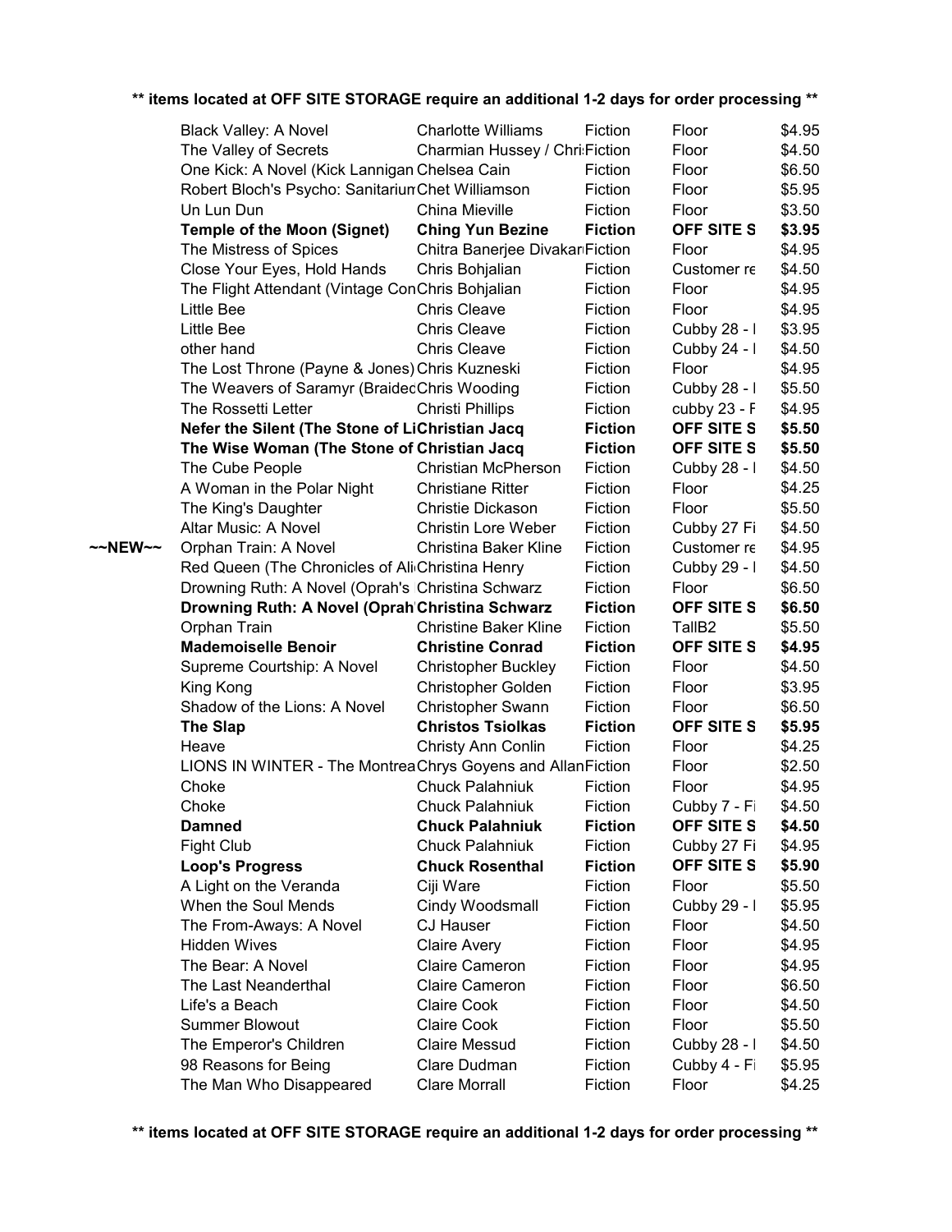**\*\* items located at OFF SITE STORAGE require an additional 1-2 days for order processing \*\***

| | Title | Author | Category | Location | Price |
|---|---|---|---|---|---|
| | Black Valley: A Novel | Charlotte Williams | Fiction | Floor | $4.95 |
| | The Valley of Secrets | Charmian Hussey / Chri | Fiction | Floor | $4.50 |
| | One Kick: A Novel (Kick Lannigan | Chelsea Cain | Fiction | Floor | $6.50 |
| | Robert Bloch's Psycho: Sanitarium | Chet Williamson | Fiction | Floor | $5.95 |
| | Un Lun Dun | China Mieville | Fiction | Floor | $3.50 |
| | **Temple of the Moon (Signet)** | **Ching Yun Bezine** | **Fiction** | **OFF SITE S** | **$3.95** |
| | The Mistress of Spices | Chitra Banerjee Divakar | Fiction | Floor | $4.95 |
| | Close Your Eyes, Hold Hands | Chris Bohjalian | Fiction | Customer re | $4.50 |
| | The Flight Attendant (Vintage Con | Chris Bohjalian | Fiction | Floor | $4.95 |
| | Little Bee | Chris Cleave | Fiction | Floor | $4.95 |
| | Little Bee | Chris Cleave | Fiction | Cubby 28 - I | $3.95 |
| | other hand | Chris Cleave | Fiction | Cubby 24 - I | $4.50 |
| | The Lost Throne (Payne & Jones) | Chris Kuzneski | Fiction | Floor | $4.95 |
| | The Weavers of Saramyr (Braided | Chris Wooding | Fiction | Cubby 28 - I | $5.50 |
| | The Rossetti Letter | Christi Phillips | Fiction | cubby 23 - F | $4.95 |
| | **Nefer the Silent (The Stone of Li** | **Christian Jacq** | **Fiction** | **OFF SITE S** | **$5.50** |
| | **The Wise Woman (The Stone of** | **Christian Jacq** | **Fiction** | **OFF SITE S** | **$5.50** |
| | The Cube People | Christian McPherson | Fiction | Cubby 28 - I | $4.50 |
| | A Woman in the Polar Night | Christiane Ritter | Fiction | Floor | $4.25 |
| | The King's Daughter | Christie Dickason | Fiction | Floor | $5.50 |
| | Altar Music: A Novel | Christin Lore Weber | Fiction | Cubby 27 Fi | $4.50 |
| ~~NEW~~ | Orphan Train: A Novel | Christina Baker Kline | Fiction | Customer re | $4.95 |
| | Red Queen (The Chronicles of Ali | Christina Henry | Fiction | Cubby 29 - I | $4.50 |
| | Drowning Ruth: A Novel (Oprah's | Christina Schwarz | Fiction | Floor | $6.50 |
| | **Drowning Ruth: A Novel (Oprah** | **Christina Schwarz** | **Fiction** | **OFF SITE S** | **$6.50** |
| | Orphan Train | Christine Baker Kline | Fiction | TallB2 | $5.50 |
| | **Mademoiselle Benoir** | **Christine Conrad** | **Fiction** | **OFF SITE S** | **$4.95** |
| | Supreme Courtship: A Novel | Christopher Buckley | Fiction | Floor | $4.50 |
| | King Kong | Christopher Golden | Fiction | Floor | $3.95 |
| | Shadow of the Lions: A Novel | Christopher Swann | Fiction | Floor | $6.50 |
| | **The Slap** | **Christos Tsiolkas** | **Fiction** | **OFF SITE S** | **$5.95** |
| | Heave | Christy Ann Conlin | Fiction | Floor | $4.25 |
| | LIONS IN WINTER - The Montrea | Chrys Goyens and Allan | Fiction | Floor | $2.50 |
| | Choke | Chuck Palahniuk | Fiction | Floor | $4.95 |
| | Choke | Chuck Palahniuk | Fiction | Cubby 7 - Fi | $4.50 |
| | **Damned** | **Chuck Palahniuk** | **Fiction** | **OFF SITE S** | **$4.50** |
| | Fight Club | Chuck Palahniuk | Fiction | Cubby 27 Fi | $4.95 |
| | **Loop's Progress** | **Chuck Rosenthal** | **Fiction** | **OFF SITE S** | **$5.90** |
| | A Light on the Veranda | Ciji Ware | Fiction | Floor | $5.50 |
| | When the Soul Mends | Cindy Woodsmall | Fiction | Cubby 29 - I | $5.95 |
| | The From-Aways: A Novel | CJ Hauser | Fiction | Floor | $4.50 |
| | Hidden Wives | Claire Avery | Fiction | Floor | $4.95 |
| | The Bear: A Novel | Claire Cameron | Fiction | Floor | $4.95 |
| | The Last Neanderthal | Claire Cameron | Fiction | Floor | $6.50 |
| | Life's a Beach | Claire Cook | Fiction | Floor | $4.50 |
| | Summer Blowout | Claire Cook | Fiction | Floor | $5.50 |
| | The Emperor's Children | Claire Messud | Fiction | Cubby 28 - I | $4.50 |
| | 98 Reasons for Being | Clare Dudman | Fiction | Cubby 4 - Fi | $5.95 |
| | The Man Who Disappeared | Clare Morrall | Fiction | Floor | $4.25 |

**\*\* items located at OFF SITE STORAGE require an additional 1-2 days for order processing \*\***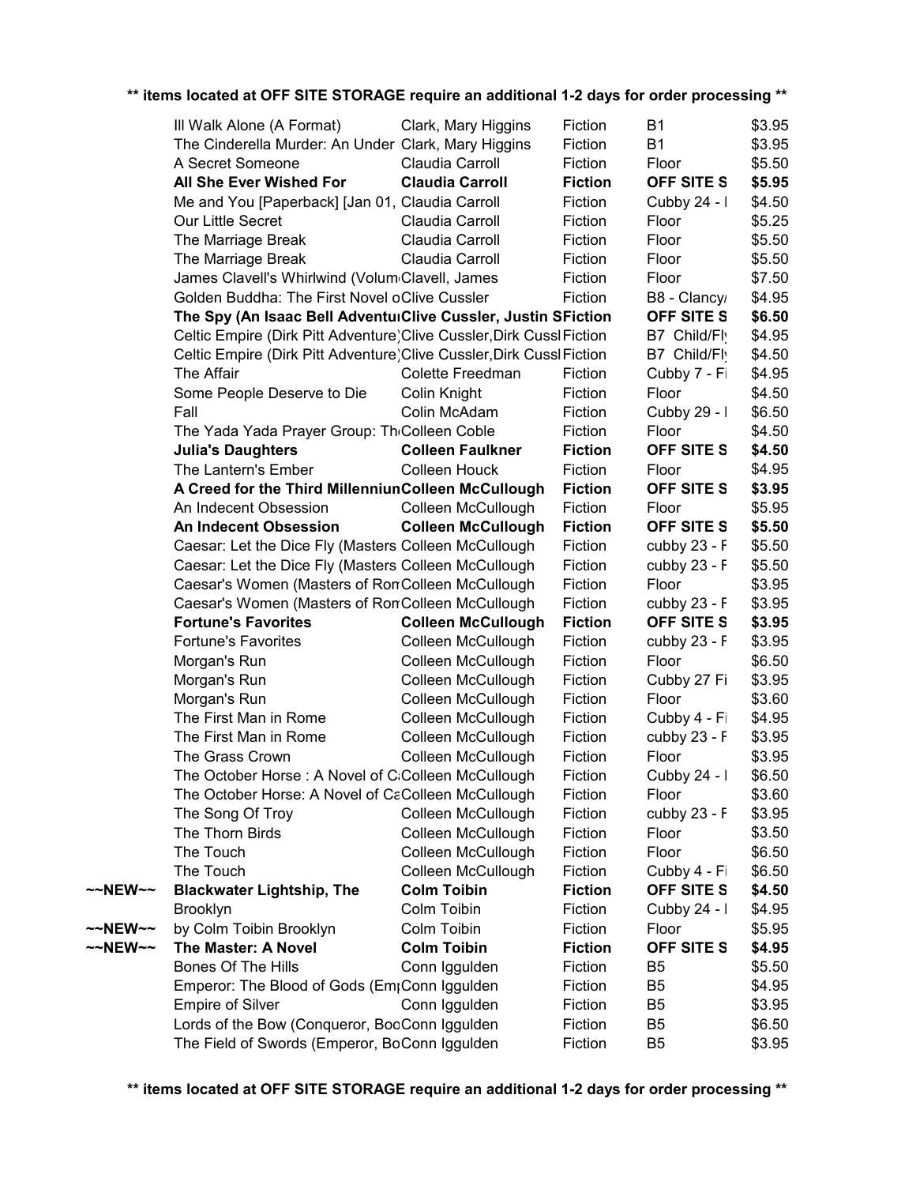**\*\* items located at OFF SITE STORAGE require an additional 1-2 days for order processing \*\***

| | Title | Author | Category | Location | Price |
|---|---|---|---|---|---|
| | Ill Walk Alone (A Format) | Clark, Mary Higgins | Fiction | B1 | $3.95 |
| | The Cinderella Murder: An Under | Clark, Mary Higgins | Fiction | B1 | $3.95 |
| | A Secret Someone | Claudia Carroll | Fiction | Floor | $5.50 |
| | **All She Ever Wished For** | **Claudia Carroll** | **Fiction** | **OFF SITE S** | **$5.95** |
| | Me and You [Paperback] [Jan 01, | Claudia Carroll | Fiction | Cubby 24 - I | $4.50 |
| | Our Little Secret | Claudia Carroll | Fiction | Floor | $5.25 |
| | The Marriage Break | Claudia Carroll | Fiction | Floor | $5.50 |
| | The Marriage Break | Claudia Carroll | Fiction | Floor | $5.50 |
| | James Clavell's Whirlwind (Volum | Clavell, James | Fiction | Floor | $7.50 |
| | Golden Buddha: The First Novel o | Clive Cussler | Fiction | B8 - Clancy/ | $4.95 |
| | **The Spy (An Isaac Bell Adventu** | **Clive Cussler, Justin S** | **Fiction** | **OFF SITE S** | **$6.50** |
| | Celtic Empire (Dirk Pitt Adventure) | Clive Cussler, Dirk Cussl | Fiction | B7 Child/Fly | $4.95 |
| | Celtic Empire (Dirk Pitt Adventure) | Clive Cussler, Dirk Cussl | Fiction | B7 Child/Fly | $4.50 |
| | The Affair | Colette Freedman | Fiction | Cubby 7 - Fi | $4.95 |
| | Some People Deserve to Die | Colin Knight | Fiction | Floor | $4.50 |
| | Fall | Colin McAdam | Fiction | Cubby 29 - I | $6.50 |
| | The Yada Yada Prayer Group: Th | Colleen Coble | Fiction | Floor | $4.50 |
| | **Julia's Daughters** | **Colleen Faulkner** | **Fiction** | **OFF SITE S** | **$4.50** |
| | The Lantern's Ember | Colleen Houck | Fiction | Floor | $4.95 |
| | **A Creed for the Third Millennium** | **Colleen McCullough** | **Fiction** | **OFF SITE S** | **$3.95** |
| | An Indecent Obsession | Colleen McCullough | Fiction | Floor | $5.95 |
| | **An Indecent Obsession** | **Colleen McCullough** | **Fiction** | **OFF SITE S** | **$5.50** |
| | Caesar: Let the Dice Fly (Masters | Colleen McCullough | Fiction | cubby 23 - F | $5.50 |
| | Caesar: Let the Dice Fly (Masters | Colleen McCullough | Fiction | cubby 23 - F | $5.50 |
| | Caesar's Women (Masters of Rom | Colleen McCullough | Fiction | Floor | $3.95 |
| | Caesar's Women (Masters of Rom | Colleen McCullough | Fiction | cubby 23 - F | $3.95 |
| | **Fortune's Favorites** | **Colleen McCullough** | **Fiction** | **OFF SITE S** | **$3.95** |
| | Fortune's Favorites | Colleen McCullough | Fiction | cubby 23 - F | $3.95 |
| | Morgan's Run | Colleen McCullough | Fiction | Floor | $6.50 |
| | Morgan's Run | Colleen McCullough | Fiction | Cubby 27 Fi | $3.95 |
| | Morgan's Run | Colleen McCullough | Fiction | Floor | $3.60 |
| | The First Man in Rome | Colleen McCullough | Fiction | Cubby 4 - Fi | $4.95 |
| | The First Man in Rome | Colleen McCullough | Fiction | cubby 23 - F | $3.95 |
| | The Grass Crown | Colleen McCullough | Fiction | Floor | $3.95 |
| | The October Horse : A Novel of C | Colleen McCullough | Fiction | Cubby 24 - I | $6.50 |
| | The October Horse: A Novel of Ca | Colleen McCullough | Fiction | Floor | $3.60 |
| | The Song Of Troy | Colleen McCullough | Fiction | cubby 23 - F | $3.95 |
| | The Thorn Birds | Colleen McCullough | Fiction | Floor | $3.50 |
| | The Touch | Colleen McCullough | Fiction | Floor | $6.50 |
| | The Touch | Colleen McCullough | Fiction | Cubby 4 - Fi | $6.50 |
| ~~NEW~~ | **Blackwater Lightship, The** | **Colm Toibin** | **Fiction** | **OFF SITE S** | **$4.50** |
| | Brooklyn | Colm Toibin | Fiction | Cubby 24 - I | $4.95 |
| ~~NEW~~ | by Colm Toibin Brooklyn | Colm Toibin | Fiction | Floor | $5.95 |
| ~~NEW~~ | **The Master: A Novel** | **Colm Toibin** | **Fiction** | **OFF SITE S** | **$4.95** |
| | Bones Of The Hills | Conn Iggulden | Fiction | B5 | $5.50 |
| | Emperor: The Blood of Gods (Em | Conn Iggulden | Fiction | B5 | $4.95 |
| | Empire of Silver | Conn Iggulden | Fiction | B5 | $3.95 |
| | Lords of the Bow (Conqueror, Boo | Conn Iggulden | Fiction | B5 | $6.50 |
| | The Field of Swords (Emperor, Bo | Conn Iggulden | Fiction | B5 | $3.95 |

**\*\* items located at OFF SITE STORAGE require an additional 1-2 days for order processing \*\***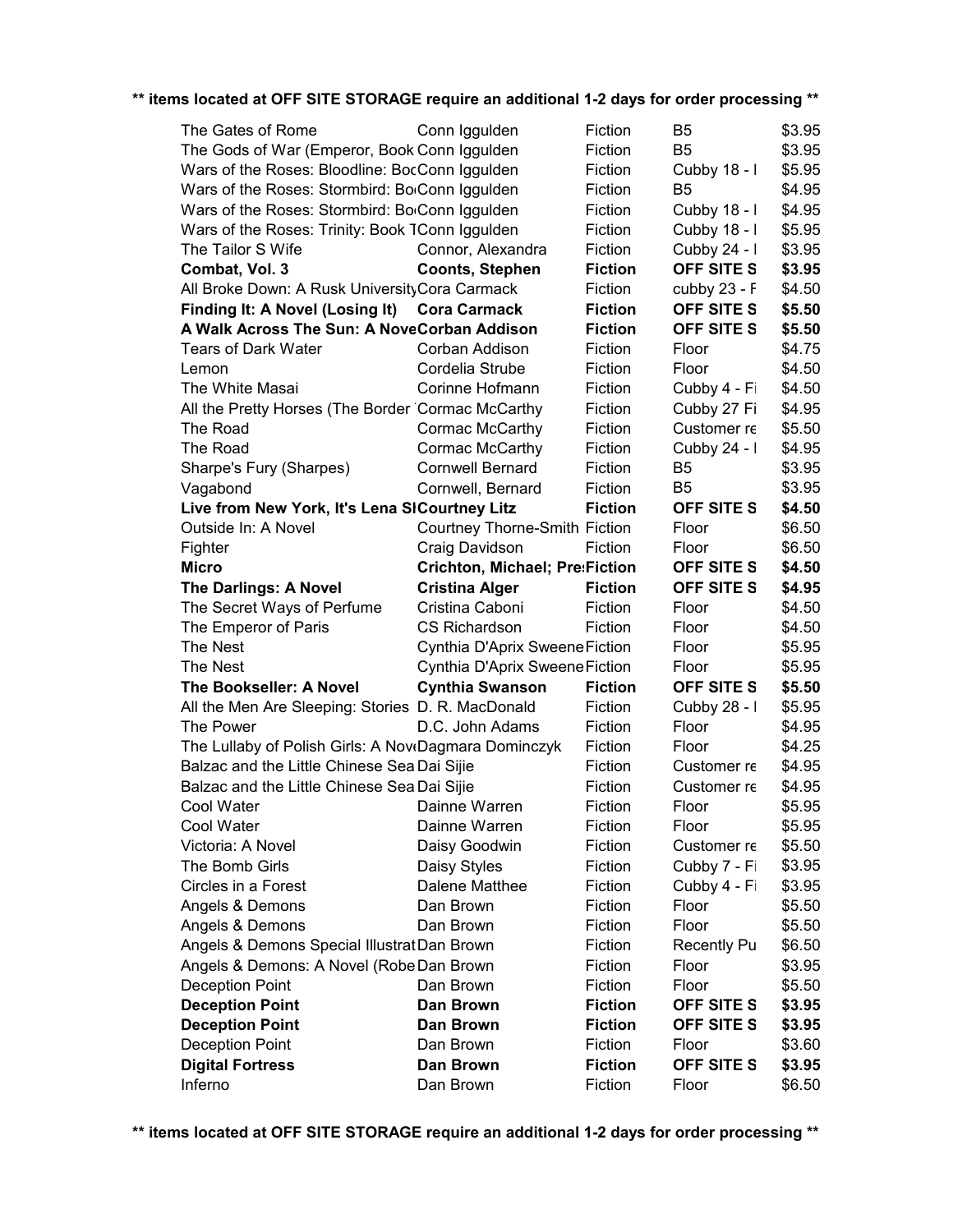** items located at OFF SITE STORAGE require an additional 1-2 days for order processing **

| | | | | |
|---|---|---|---|---|
| The Gates of Rome | Conn Iggulden | Fiction | B5 | $3.95 |
| The Gods of War (Emperor, Book | Conn Iggulden | Fiction | B5 | $3.95 |
| Wars of the Roses: Bloodline: Boo | Conn Iggulden | Fiction | Cubby 18 - I | $5.95 |
| Wars of the Roses: Stormbird: Bo | Conn Iggulden | Fiction | B5 | $4.95 |
| Wars of the Roses: Stormbird: Bo | Conn Iggulden | Fiction | Cubby 18 - I | $4.95 |
| Wars of the Roses: Trinity: Book 1 | Conn Iggulden | Fiction | Cubby 18 - I | $5.95 |
| The Tailor S Wife | Connor, Alexandra | Fiction | Cubby 24 - I | $3.95 |
| **Combat, Vol. 3** | **Coonts, Stephen** | **Fiction** | **OFF SITE S** | **$3.95** |
| All Broke Down: A Rusk University | Cora Carmack | Fiction | cubby 23 - F | $4.50 |
| **Finding It: A Novel (Losing It)** | **Cora Carmack** | **Fiction** | **OFF SITE S** | **$5.50** |
| **A Walk Across The Sun: A Nove** | **Corban Addison** | **Fiction** | **OFF SITE S** | **$5.50** |
| Tears of Dark Water | Corban Addison | Fiction | Floor | $4.75 |
| Lemon | Cordelia Strube | Fiction | Floor | $4.50 |
| The White Masai | Corinne Hofmann | Fiction | Cubby 4 - Fi | $4.50 |
| All the Pretty Horses (The Border | Cormac McCarthy | Fiction | Cubby 27 Fi | $4.95 |
| The Road | Cormac McCarthy | Fiction | Customer re | $5.50 |
| The Road | Cormac McCarthy | Fiction | Cubby 24 - I | $4.95 |
| Sharpe's Fury (Sharpes) | Cornwell Bernard | Fiction | B5 | $3.95 |
| Vagabond | Cornwell, Bernard | Fiction | B5 | $3.95 |
| **Live from New York, It's Lena Sl** | **Courtney Litz** | **Fiction** | **OFF SITE S** | **$4.50** |
| Outside In: A Novel | Courtney Thorne-Smith | Fiction | Floor | $6.50 |
| Fighter | Craig Davidson | Fiction | Floor | $6.50 |
| **Micro** | **Crichton, Michael; Pre** | **Fiction** | **OFF SITE S** | **$4.50** |
| **The Darlings: A Novel** | **Cristina Alger** | **Fiction** | **OFF SITE S** | **$4.95** |
| The Secret Ways of Perfume | Cristina Caboni | Fiction | Floor | $4.50 |
| The Emperor of Paris | CS Richardson | Fiction | Floor | $4.50 |
| The Nest | Cynthia D'Aprix Sweene | Fiction | Floor | $5.95 |
| The Nest | Cynthia D'Aprix Sweene | Fiction | Floor | $5.95 |
| **The Bookseller: A Novel** | **Cynthia Swanson** | **Fiction** | **OFF SITE S** | **$5.50** |
| All the Men Are Sleeping: Stories | D. R. MacDonald | Fiction | Cubby 28 - I | $5.95 |
| The Power | D.C. John Adams | Fiction | Floor | $4.95 |
| The Lullaby of Polish Girls: A Nov | Dagmara Dominczyk | Fiction | Floor | $4.25 |
| Balzac and the Little Chinese Sea | Dai Sijie | Fiction | Customer re | $4.95 |
| Balzac and the Little Chinese Sea | Dai Sijie | Fiction | Customer re | $4.95 |
| Cool Water | Dainne Warren | Fiction | Floor | $5.95 |
| Cool Water | Dainne Warren | Fiction | Floor | $5.95 |
| Victoria: A Novel | Daisy Goodwin | Fiction | Customer re | $5.50 |
| The Bomb Girls | Daisy Styles | Fiction | Cubby 7 - Fi | $3.95 |
| Circles in a Forest | Dalene Matthee | Fiction | Cubby 4 - Fi | $3.95 |
| Angels & Demons | Dan Brown | Fiction | Floor | $5.50 |
| Angels & Demons | Dan Brown | Fiction | Floor | $5.50 |
| Angels & Demons Special Illustrat | Dan Brown | Fiction | Recently Pu | $6.50 |
| Angels & Demons: A Novel (Robe | Dan Brown | Fiction | Floor | $3.95 |
| Deception Point | Dan Brown | Fiction | Floor | $5.50 |
| **Deception Point** | **Dan Brown** | **Fiction** | **OFF SITE S** | **$3.95** |
| **Deception Point** | **Dan Brown** | **Fiction** | **OFF SITE S** | **$3.95** |
| Deception Point | Dan Brown | Fiction | Floor | $3.60 |
| **Digital Fortress** | **Dan Brown** | **Fiction** | **OFF SITE S** | **$3.95** |
| Inferno | Dan Brown | Fiction | Floor | $6.50 |

** items located at OFF SITE STORAGE require an additional 1-2 days for order processing **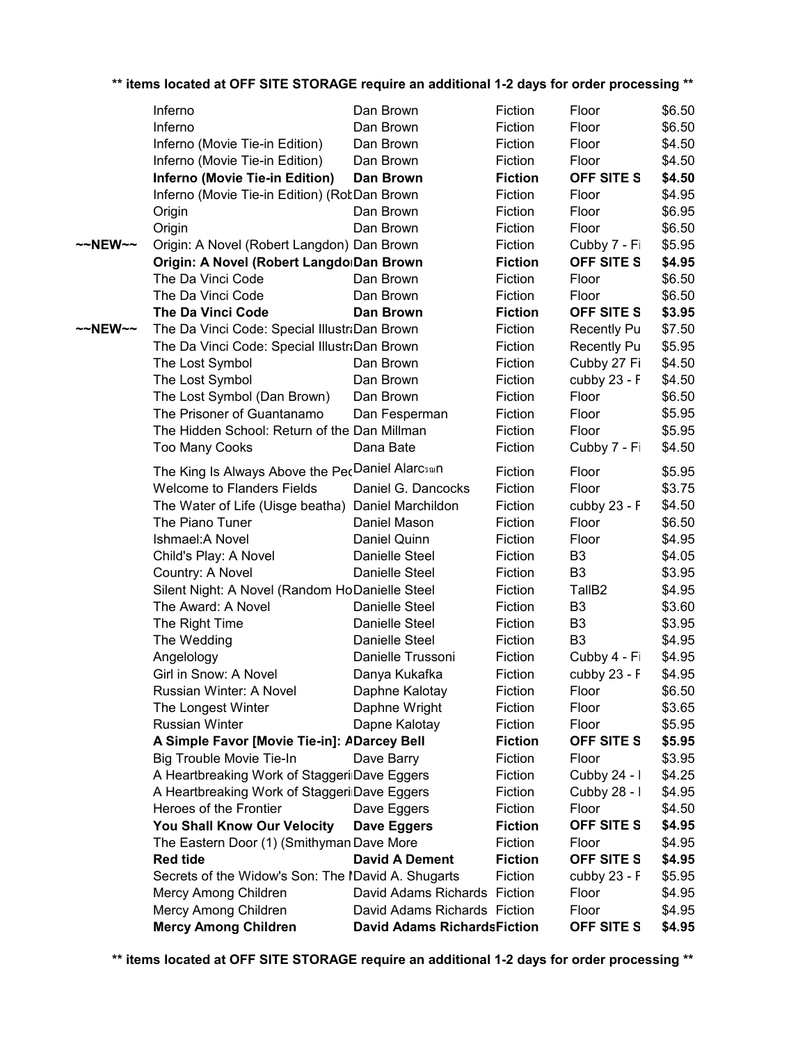\*\* items located at OFF SITE STORAGE require an additional 1-2 days for order processing \*\*

| | Title | Author | Category | Location | Price |
|---|---|---|---|---|---|
| | Inferno | Dan Brown | Fiction | Floor | $6.50 |
| | Inferno | Dan Brown | Fiction | Floor | $6.50 |
| | Inferno (Movie Tie-in Edition) | Dan Brown | Fiction | Floor | $4.50 |
| | Inferno (Movie Tie-in Edition) | Dan Brown | Fiction | Floor | $4.50 |
| | **Inferno (Movie Tie-in Edition)** | **Dan Brown** | **Fiction** | **OFF SITE S** | **$4.50** |
| | Inferno (Movie Tie-in Edition) (Rob | Dan Brown | Fiction | Floor | $4.95 |
| | Origin | Dan Brown | Fiction | Floor | $6.95 |
| | Origin | Dan Brown | Fiction | Floor | $6.50 |
| ~~NEW~~ | Origin: A Novel (Robert Langdon) | Dan Brown | Fiction | Cubby 7 - Fi | $5.95 |
| | **Origin: A Novel (Robert Langdo** | **Dan Brown** | **Fiction** | **OFF SITE S** | **$4.95** |
| | The Da Vinci Code | Dan Brown | Fiction | Floor | $6.50 |
| | The Da Vinci Code | Dan Brown | Fiction | Floor | $6.50 |
| | **The Da Vinci Code** | **Dan Brown** | **Fiction** | **OFF SITE S** | **$3.95** |
| ~~NEW~~ | The Da Vinci Code: Special Illustr | Dan Brown | Fiction | Recently Pu | $7.50 |
| | The Da Vinci Code: Special Illustr | Dan Brown | Fiction | Recently Pu | $5.95 |
| | The Lost Symbol | Dan Brown | Fiction | Cubby 27 Fi | $4.50 |
| | The Lost Symbol | Dan Brown | Fiction | cubby 23 - F | $4.50 |
| | The Lost Symbol (Dan Brown) | Dan Brown | Fiction | Floor | $6.50 |
| | The Prisoner of Guantanamo | Dan Fesperman | Fiction | Floor | $5.95 |
| | The Hidden School: Return of the | Dan Millman | Fiction | Floor | $5.95 |
| | Too Many Cooks | Dana Bate | Fiction | Cubby 7 - Fi | $4.50 |
| | The King Is Always Above the Pe | Daniel Alarcฮn | Fiction | Floor | $5.95 |
| | Welcome to Flanders Fields | Daniel G. Dancocks | Fiction | Floor | $3.75 |
| | The Water of Life (Uisge beatha) | Daniel Marchildon | Fiction | cubby 23 - F | $4.50 |
| | The Piano Tuner | Daniel Mason | Fiction | Floor | $6.50 |
| | Ishmael:A Novel | Daniel Quinn | Fiction | Floor | $4.95 |
| | Child's Play: A Novel | Danielle Steel | Fiction | B3 | $4.05 |
| | Country: A Novel | Danielle Steel | Fiction | B3 | $3.95 |
| | Silent Night: A Novel (Random Ho | Danielle Steel | Fiction | TallB2 | $4.95 |
| | The Award: A Novel | Danielle Steel | Fiction | B3 | $3.60 |
| | The Right Time | Danielle Steel | Fiction | B3 | $3.95 |
| | The Wedding | Danielle Steel | Fiction | B3 | $4.95 |
| | Angelology | Danielle Trussoni | Fiction | Cubby 4 - Fi | $4.95 |
| | Girl in Snow: A Novel | Danya Kukafka | Fiction | cubby 23 - F | $4.95 |
| | Russian Winter: A Novel | Daphne Kalotay | Fiction | Floor | $6.50 |
| | The Longest Winter | Daphne Wright | Fiction | Floor | $3.65 |
| | Russian Winter | Dapne Kalotay | Fiction | Floor | $5.95 |
| | **A Simple Favor [Movie Tie-in]: A** | **Darcey Bell** | **Fiction** | **OFF SITE S** | **$5.95** |
| | Big Trouble Movie Tie-In | Dave Barry | Fiction | Floor | $3.95 |
| | A Heartbreaking Work of Staggeri | Dave Eggers | Fiction | Cubby 24 - I | $4.25 |
| | A Heartbreaking Work of Staggeri | Dave Eggers | Fiction | Cubby 28 - I | $4.95 |
| | Heroes of the Frontier | Dave Eggers | Fiction | Floor | $4.50 |
| | **You Shall Know Our Velocity** | **Dave Eggers** | **Fiction** | **OFF SITE S** | **$4.95** |
| | The Eastern Door (1) (Smithyman | Dave More | Fiction | Floor | $4.95 |
| | **Red tide** | **David A Dement** | **Fiction** | **OFF SITE S** | **$4.95** |
| | Secrets of the Widow's Son: The I | David A. Shugarts | Fiction | cubby 23 - F | $5.95 |
| | Mercy Among Children | David Adams Richards | Fiction | Floor | $4.95 |
| | Mercy Among Children | David Adams Richards | Fiction | Floor | $4.95 |
| | **Mercy Among Children** | **David Adams Richards** | **Fiction** | **OFF SITE S** | **$4.95** |

\*\* items located at OFF SITE STORAGE require an additional 1-2 days for order processing \*\*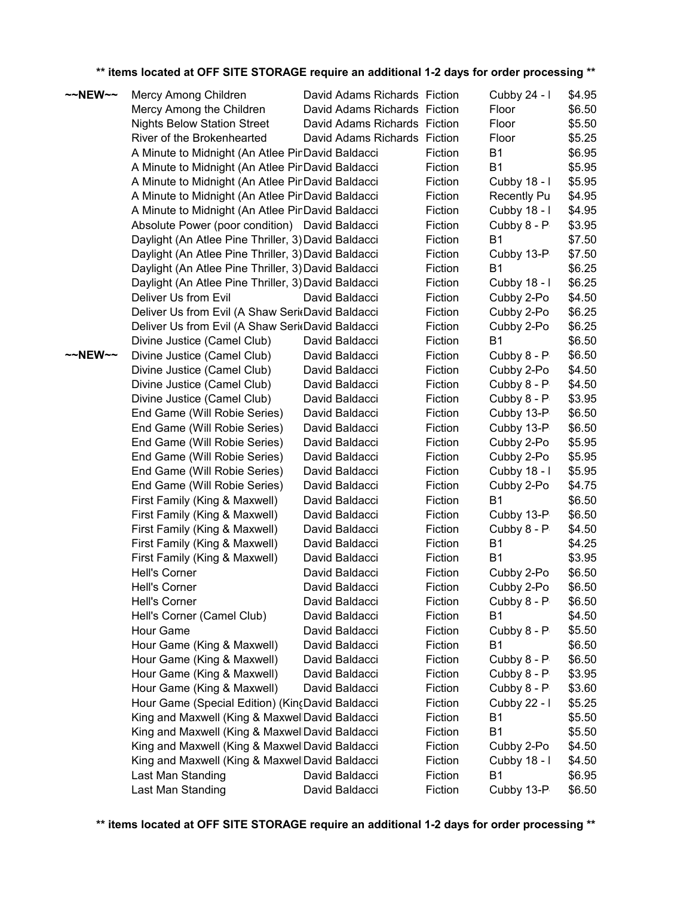**\*\* items located at OFF SITE STORAGE require an additional 1-2 days for order processing \*\***

| | | | | | |
|---|---|---|---|---|---|
| ~~NEW~~ | Mercy Among Children | David Adams Richards | Fiction | Cubby 24 - I | $4.95 |
| | Mercy Among the Children | David Adams Richards | Fiction | Floor | $6.50 |
| | Nights Below Station Street | David Adams Richards | Fiction | Floor | $5.50 |
| | River of the Brokenhearted | David Adams Richards | Fiction | Floor | $5.25 |
| | A Minute to Midnight (An Atlee Pin | David Baldacci | Fiction | B1 | $6.95 |
| | A Minute to Midnight (An Atlee Pin | David Baldacci | Fiction | B1 | $5.95 |
| | A Minute to Midnight (An Atlee Pin | David Baldacci | Fiction | Cubby 18 - I | $5.95 |
| | A Minute to Midnight (An Atlee Pin | David Baldacci | Fiction | Recently Pu | $4.95 |
| | A Minute to Midnight (An Atlee Pin | David Baldacci | Fiction | Cubby 18 - I | $4.95 |
| | Absolute Power (poor condition) | David Baldacci | Fiction | Cubby 8 - P | $3.95 |
| | Daylight (An Atlee Pine Thriller, 3) | David Baldacci | Fiction | B1 | $7.50 |
| | Daylight (An Atlee Pine Thriller, 3) | David Baldacci | Fiction | Cubby 13-P | $7.50 |
| | Daylight (An Atlee Pine Thriller, 3) | David Baldacci | Fiction | B1 | $6.25 |
| | Daylight (An Atlee Pine Thriller, 3) | David Baldacci | Fiction | Cubby 18 - I | $6.25 |
| | Deliver Us from Evil | David Baldacci | Fiction | Cubby 2-Po | $4.50 |
| | Deliver Us from Evil (A Shaw Seri | David Baldacci | Fiction | Cubby 2-Po | $6.25 |
| | Deliver Us from Evil (A Shaw Seri | David Baldacci | Fiction | Cubby 2-Po | $6.25 |
| | Divine Justice (Camel Club) | David Baldacci | Fiction | B1 | $6.50 |
| ~~NEW~~ | Divine Justice (Camel Club) | David Baldacci | Fiction | Cubby 8 - P | $6.50 |
| | Divine Justice (Camel Club) | David Baldacci | Fiction | Cubby 2-Po | $4.50 |
| | Divine Justice (Camel Club) | David Baldacci | Fiction | Cubby 8 - P | $4.50 |
| | Divine Justice (Camel Club) | David Baldacci | Fiction | Cubby 8 - P | $3.95 |
| | End Game (Will Robie Series) | David Baldacci | Fiction | Cubby 13-P | $6.50 |
| | End Game (Will Robie Series) | David Baldacci | Fiction | Cubby 13-P | $6.50 |
| | End Game (Will Robie Series) | David Baldacci | Fiction | Cubby 2-Po | $5.95 |
| | End Game (Will Robie Series) | David Baldacci | Fiction | Cubby 2-Po | $5.95 |
| | End Game (Will Robie Series) | David Baldacci | Fiction | Cubby 18 - I | $5.95 |
| | End Game (Will Robie Series) | David Baldacci | Fiction | Cubby 2-Po | $4.75 |
| | First Family (King & Maxwell) | David Baldacci | Fiction | B1 | $6.50 |
| | First Family (King & Maxwell) | David Baldacci | Fiction | Cubby 13-P | $6.50 |
| | First Family (King & Maxwell) | David Baldacci | Fiction | Cubby 8 - P | $4.50 |
| | First Family (King & Maxwell) | David Baldacci | Fiction | B1 | $4.25 |
| | First Family (King & Maxwell) | David Baldacci | Fiction | B1 | $3.95 |
| | Hell's Corner | David Baldacci | Fiction | Cubby 2-Po | $6.50 |
| | Hell's Corner | David Baldacci | Fiction | Cubby 2-Po | $6.50 |
| | Hell's Corner | David Baldacci | Fiction | Cubby 8 - P | $6.50 |
| | Hell's Corner (Camel Club) | David Baldacci | Fiction | B1 | $4.50 |
| | Hour Game | David Baldacci | Fiction | Cubby 8 - P | $5.50 |
| | Hour Game (King & Maxwell) | David Baldacci | Fiction | B1 | $6.50 |
| | Hour Game (King & Maxwell) | David Baldacci | Fiction | Cubby 8 - P | $6.50 |
| | Hour Game (King & Maxwell) | David Baldacci | Fiction | Cubby 8 - P | $3.95 |
| | Hour Game (King & Maxwell) | David Baldacci | Fiction | Cubby 8 - P | $3.60 |
| | Hour Game (Special Edition) (King | David Baldacci | Fiction | Cubby 22 - I | $5.25 |
| | King and Maxwell (King & Maxwel | David Baldacci | Fiction | B1 | $5.50 |
| | King and Maxwell (King & Maxwel | David Baldacci | Fiction | B1 | $5.50 |
| | King and Maxwell (King & Maxwel | David Baldacci | Fiction | Cubby 2-Po | $4.50 |
| | King and Maxwell (King & Maxwel | David Baldacci | Fiction | Cubby 18 - I | $4.50 |
| | Last Man Standing | David Baldacci | Fiction | B1 | $6.95 |
| | Last Man Standing | David Baldacci | Fiction | Cubby 13-P | $6.50 |

**\*\* items located at OFF SITE STORAGE require an additional 1-2 days for order processing \*\***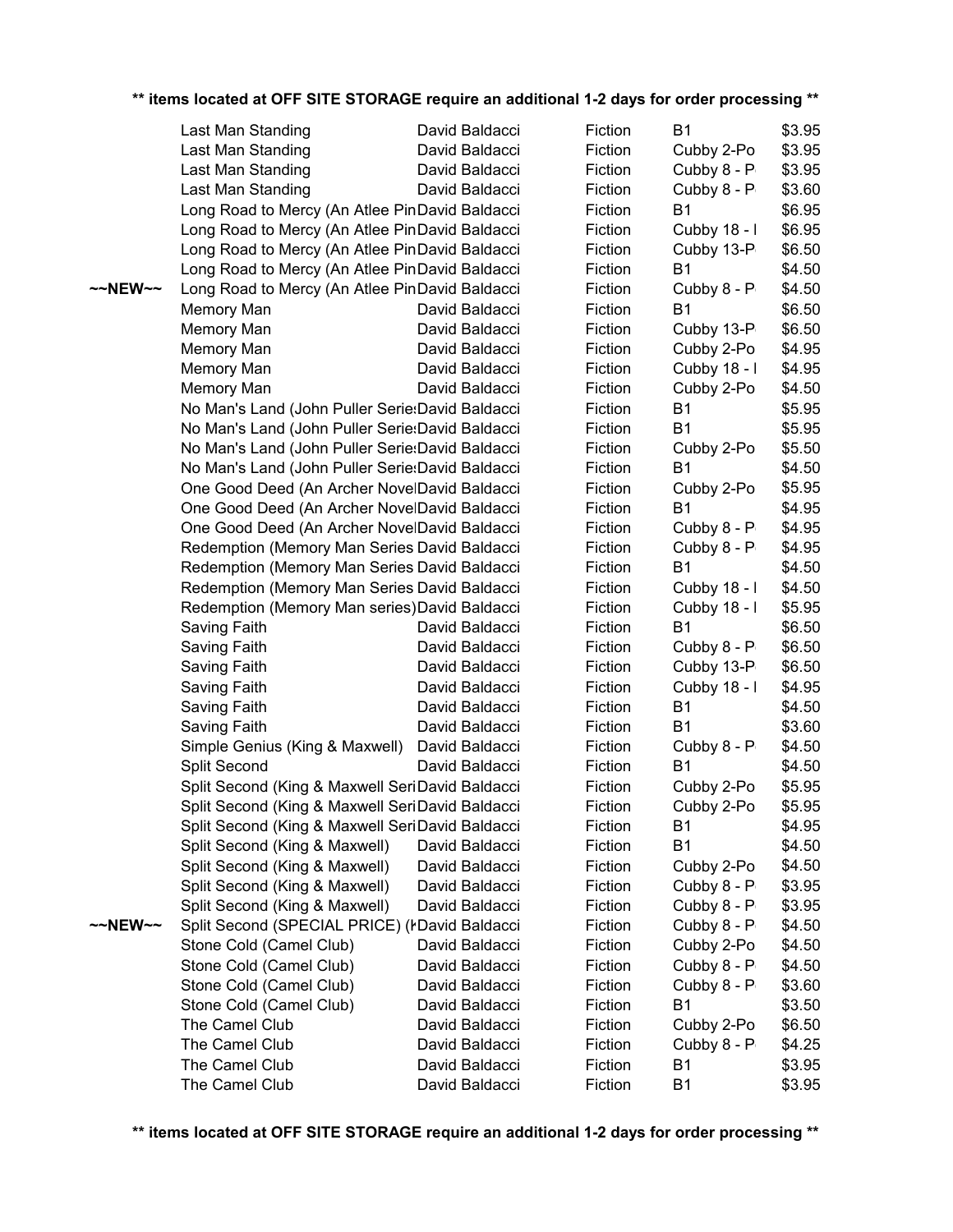**\*\* items located at OFF SITE STORAGE require an additional 1-2 days for order processing \*\***

| | | | | | |
|---|---|---|---|---|---|
| | Last Man Standing | David Baldacci | Fiction | B1 | $3.95 |
| | Last Man Standing | David Baldacci | Fiction | Cubby 2-Po | $3.95 |
| | Last Man Standing | David Baldacci | Fiction | Cubby 8 - P | $3.95 |
| | Last Man Standing | David Baldacci | Fiction | Cubby 8 - P | $3.60 |
| | Long Road to Mercy (An Atlee Pin | David Baldacci | Fiction | B1 | $6.95 |
| | Long Road to Mercy (An Atlee Pin | David Baldacci | Fiction | Cubby 18 - I | $6.95 |
| | Long Road to Mercy (An Atlee Pin | David Baldacci | Fiction | Cubby 13-P | $6.50 |
| | Long Road to Mercy (An Atlee Pin | David Baldacci | Fiction | B1 | $4.50 |
| ~~NEW~~ | Long Road to Mercy (An Atlee Pin | David Baldacci | Fiction | Cubby 8 - P | $4.50 |
| | Memory Man | David Baldacci | Fiction | B1 | $6.50 |
| | Memory Man | David Baldacci | Fiction | Cubby 13-P | $6.50 |
| | Memory Man | David Baldacci | Fiction | Cubby 2-Po | $4.95 |
| | Memory Man | David Baldacci | Fiction | Cubby 18 - I | $4.95 |
| | Memory Man | David Baldacci | Fiction | Cubby 2-Po | $4.50 |
| | No Man's Land (John Puller Serie | David Baldacci | Fiction | B1 | $5.95 |
| | No Man's Land (John Puller Serie | David Baldacci | Fiction | B1 | $5.95 |
| | No Man's Land (John Puller Serie | David Baldacci | Fiction | Cubby 2-Po | $5.50 |
| | No Man's Land (John Puller Serie | David Baldacci | Fiction | B1 | $4.50 |
| | One Good Deed (An Archer Novel | David Baldacci | Fiction | Cubby 2-Po | $5.95 |
| | One Good Deed (An Archer Novel | David Baldacci | Fiction | B1 | $4.95 |
| | One Good Deed (An Archer Novel | David Baldacci | Fiction | Cubby 8 - P | $4.95 |
| | Redemption (Memory Man Series | David Baldacci | Fiction | Cubby 8 - P | $4.95 |
| | Redemption (Memory Man Series | David Baldacci | Fiction | B1 | $4.50 |
| | Redemption (Memory Man Series | David Baldacci | Fiction | Cubby 18 - I | $4.50 |
| | Redemption (Memory Man series) | David Baldacci | Fiction | Cubby 18 - I | $5.95 |
| | Saving Faith | David Baldacci | Fiction | B1 | $6.50 |
| | Saving Faith | David Baldacci | Fiction | Cubby 8 - P | $6.50 |
| | Saving Faith | David Baldacci | Fiction | Cubby 13-P | $6.50 |
| | Saving Faith | David Baldacci | Fiction | Cubby 18 - I | $4.95 |
| | Saving Faith | David Baldacci | Fiction | B1 | $4.50 |
| | Saving Faith | David Baldacci | Fiction | B1 | $3.60 |
| | Simple Genius (King & Maxwell) | David Baldacci | Fiction | Cubby 8 - P | $4.50 |
| | Split Second | David Baldacci | Fiction | B1 | $4.50 |
| | Split Second (King & Maxwell Seri | David Baldacci | Fiction | Cubby 2-Po | $5.95 |
| | Split Second (King & Maxwell Seri | David Baldacci | Fiction | Cubby 2-Po | $5.95 |
| | Split Second (King & Maxwell Seri | David Baldacci | Fiction | B1 | $4.95 |
| | Split Second (King & Maxwell) | David Baldacci | Fiction | B1 | $4.50 |
| | Split Second (King & Maxwell) | David Baldacci | Fiction | Cubby 2-Po | $4.50 |
| | Split Second (King & Maxwell) | David Baldacci | Fiction | Cubby 8 - P | $3.95 |
| | Split Second (King & Maxwell) | David Baldacci | Fiction | Cubby 8 - P | $3.95 |
| ~~NEW~~ | Split Second (SPECIAL PRICE) (I | David Baldacci | Fiction | Cubby 8 - P | $4.50 |
| | Stone Cold (Camel Club) | David Baldacci | Fiction | Cubby 2-Po | $4.50 |
| | Stone Cold (Camel Club) | David Baldacci | Fiction | Cubby 8 - P | $4.50 |
| | Stone Cold (Camel Club) | David Baldacci | Fiction | Cubby 8 - P | $3.60 |
| | Stone Cold (Camel Club) | David Baldacci | Fiction | B1 | $3.50 |
| | The Camel Club | David Baldacci | Fiction | Cubby 2-Po | $6.50 |
| | The Camel Club | David Baldacci | Fiction | Cubby 8 - P | $4.25 |
| | The Camel Club | David Baldacci | Fiction | B1 | $3.95 |
| | The Camel Club | David Baldacci | Fiction | B1 | $3.95 |

**\*\* items located at OFF SITE STORAGE require an additional 1-2 days for order processing \*\***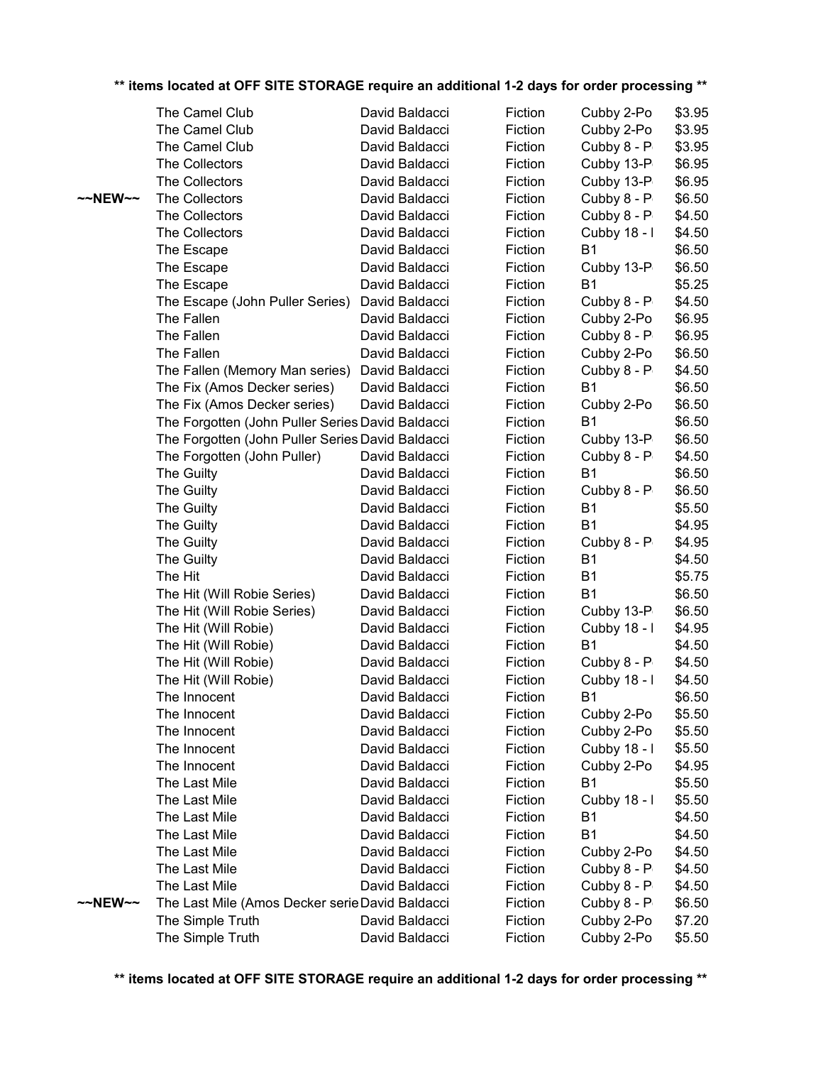** items located at OFF SITE STORAGE require an additional 1-2 days for order processing **

| | Title | Author | Category | Location | Price |
|---|---|---|---|---|---|
| | The Camel Club | David Baldacci | Fiction | Cubby 2-Po | $3.95 |
| | The Camel Club | David Baldacci | Fiction | Cubby 2-Po | $3.95 |
| | The Camel Club | David Baldacci | Fiction | Cubby 8 - P | $3.95 |
| | The Collectors | David Baldacci | Fiction | Cubby 13-P | $6.95 |
| | The Collectors | David Baldacci | Fiction | Cubby 13-P | $6.95 |
| ~~NEW~~ | The Collectors | David Baldacci | Fiction | Cubby 8 - P | $6.50 |
| | The Collectors | David Baldacci | Fiction | Cubby 8 - P | $4.50 |
| | The Collectors | David Baldacci | Fiction | Cubby 18 - I | $4.50 |
| | The Escape | David Baldacci | Fiction | B1 | $6.50 |
| | The Escape | David Baldacci | Fiction | Cubby 13-P | $6.50 |
| | The Escape | David Baldacci | Fiction | B1 | $5.25 |
| | The Escape (John Puller Series) | David Baldacci | Fiction | Cubby 8 - P | $4.50 |
| | The Fallen | David Baldacci | Fiction | Cubby 2-Po | $6.95 |
| | The Fallen | David Baldacci | Fiction | Cubby 8 - P | $6.95 |
| | The Fallen | David Baldacci | Fiction | Cubby 2-Po | $6.50 |
| | The Fallen (Memory Man series) | David Baldacci | Fiction | Cubby 8 - P | $4.50 |
| | The Fix (Amos Decker series) | David Baldacci | Fiction | B1 | $6.50 |
| | The Fix (Amos Decker series) | David Baldacci | Fiction | Cubby 2-Po | $6.50 |
| | The Forgotten (John Puller Series | David Baldacci | Fiction | B1 | $6.50 |
| | The Forgotten (John Puller Series | David Baldacci | Fiction | Cubby 13-P | $6.50 |
| | The Forgotten (John Puller) | David Baldacci | Fiction | Cubby 8 - P | $4.50 |
| | The Guilty | David Baldacci | Fiction | B1 | $6.50 |
| | The Guilty | David Baldacci | Fiction | Cubby 8 - P | $6.50 |
| | The Guilty | David Baldacci | Fiction | B1 | $5.50 |
| | The Guilty | David Baldacci | Fiction | B1 | $4.95 |
| | The Guilty | David Baldacci | Fiction | Cubby 8 - P | $4.95 |
| | The Guilty | David Baldacci | Fiction | B1 | $4.50 |
| | The Hit | David Baldacci | Fiction | B1 | $5.75 |
| | The Hit (Will Robie Series) | David Baldacci | Fiction | B1 | $6.50 |
| | The Hit (Will Robie Series) | David Baldacci | Fiction | Cubby 13-P | $6.50 |
| | The Hit (Will Robie) | David Baldacci | Fiction | Cubby 18 - I | $4.95 |
| | The Hit (Will Robie) | David Baldacci | Fiction | B1 | $4.50 |
| | The Hit (Will Robie) | David Baldacci | Fiction | Cubby 8 - P | $4.50 |
| | The Hit (Will Robie) | David Baldacci | Fiction | Cubby 18 - I | $4.50 |
| | The Innocent | David Baldacci | Fiction | B1 | $6.50 |
| | The Innocent | David Baldacci | Fiction | Cubby 2-Po | $5.50 |
| | The Innocent | David Baldacci | Fiction | Cubby 2-Po | $5.50 |
| | The Innocent | David Baldacci | Fiction | Cubby 18 - I | $5.50 |
| | The Innocent | David Baldacci | Fiction | Cubby 2-Po | $4.95 |
| | The Last Mile | David Baldacci | Fiction | B1 | $5.50 |
| | The Last Mile | David Baldacci | Fiction | Cubby 18 - I | $5.50 |
| | The Last Mile | David Baldacci | Fiction | B1 | $4.50 |
| | The Last Mile | David Baldacci | Fiction | B1 | $4.50 |
| | The Last Mile | David Baldacci | Fiction | Cubby 2-Po | $4.50 |
| | The Last Mile | David Baldacci | Fiction | Cubby 8 - P | $4.50 |
| | The Last Mile | David Baldacci | Fiction | Cubby 8 - P | $4.50 |
| ~~NEW~~ | The Last Mile (Amos Decker serie | David Baldacci | Fiction | Cubby 8 - P | $6.50 |
| | The Simple Truth | David Baldacci | Fiction | Cubby 2-Po | $7.20 |
| | The Simple Truth | David Baldacci | Fiction | Cubby 2-Po | $5.50 |

** items located at OFF SITE STORAGE require an additional 1-2 days for order processing **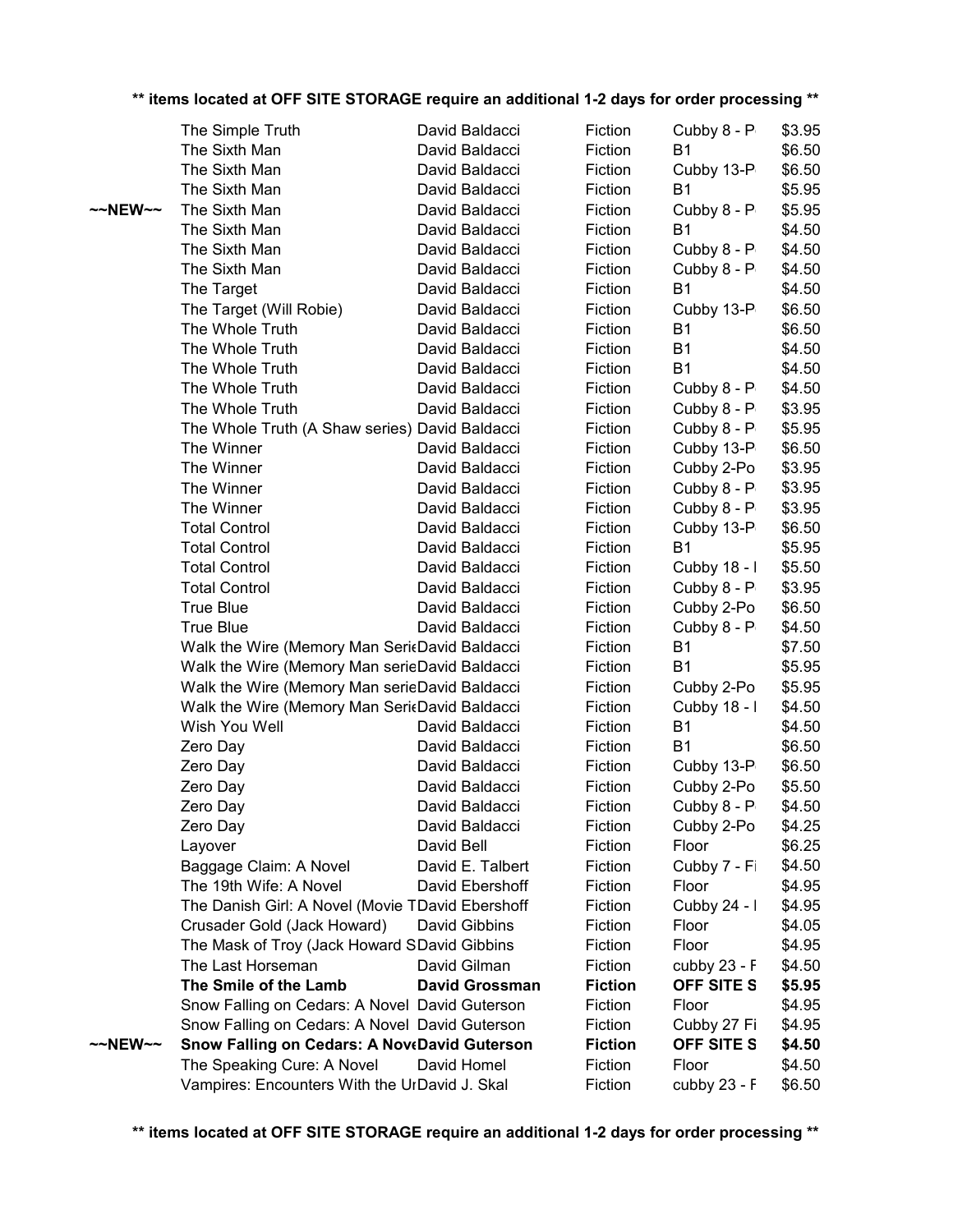** items located at OFF SITE STORAGE require an additional 1-2 days for order processing **

| | Title | Author | Genre | Location | Price |
|---|---|---|---|---|---|
| | The Simple Truth | David Baldacci | Fiction | Cubby 8 - P | $3.95 |
| | The Sixth Man | David Baldacci | Fiction | B1 | $6.50 |
| | The Sixth Man | David Baldacci | Fiction | Cubby 13-P | $6.50 |
| | The Sixth Man | David Baldacci | Fiction | B1 | $5.95 |
| ~~NEW~~ | The Sixth Man | David Baldacci | Fiction | Cubby 8 - P | $5.95 |
| | The Sixth Man | David Baldacci | Fiction | B1 | $4.50 |
| | The Sixth Man | David Baldacci | Fiction | Cubby 8 - P | $4.50 |
| | The Sixth Man | David Baldacci | Fiction | Cubby 8 - P | $4.50 |
| | The Target | David Baldacci | Fiction | B1 | $4.50 |
| | The Target (Will Robie) | David Baldacci | Fiction | Cubby 13-P | $6.50 |
| | The Whole Truth | David Baldacci | Fiction | B1 | $6.50 |
| | The Whole Truth | David Baldacci | Fiction | B1 | $4.50 |
| | The Whole Truth | David Baldacci | Fiction | B1 | $4.50 |
| | The Whole Truth | David Baldacci | Fiction | Cubby 8 - P | $4.50 |
| | The Whole Truth | David Baldacci | Fiction | Cubby 8 - P | $3.95 |
| | The Whole Truth (A Shaw series) | David Baldacci | Fiction | Cubby 8 - P | $5.95 |
| | The Winner | David Baldacci | Fiction | Cubby 13-P | $6.50 |
| | The Winner | David Baldacci | Fiction | Cubby 2-Po | $3.95 |
| | The Winner | David Baldacci | Fiction | Cubby 8 - P | $3.95 |
| | The Winner | David Baldacci | Fiction | Cubby 8 - P | $3.95 |
| | Total Control | David Baldacci | Fiction | Cubby 13-P | $6.50 |
| | Total Control | David Baldacci | Fiction | B1 | $5.95 |
| | Total Control | David Baldacci | Fiction | Cubby 18 - I | $5.50 |
| | Total Control | David Baldacci | Fiction | Cubby 8 - P | $3.95 |
| | True Blue | David Baldacci | Fiction | Cubby 2-Po | $6.50 |
| | True Blue | David Baldacci | Fiction | Cubby 8 - P | $4.50 |
| | Walk the Wire (Memory Man Seri | David Baldacci | Fiction | B1 | $7.50 |
| | Walk the Wire (Memory Man serie | David Baldacci | Fiction | B1 | $5.95 |
| | Walk the Wire (Memory Man serie | David Baldacci | Fiction | Cubby 2-Po | $5.95 |
| | Walk the Wire (Memory Man Seri | David Baldacci | Fiction | Cubby 18 - I | $4.50 |
| | Wish You Well | David Baldacci | Fiction | B1 | $4.50 |
| | Zero Day | David Baldacci | Fiction | B1 | $6.50 |
| | Zero Day | David Baldacci | Fiction | Cubby 13-P | $6.50 |
| | Zero Day | David Baldacci | Fiction | Cubby 2-Po | $5.50 |
| | Zero Day | David Baldacci | Fiction | Cubby 8 - P | $4.50 |
| | Zero Day | David Baldacci | Fiction | Cubby 2-Po | $4.25 |
| | Layover | David Bell | Fiction | Floor | $6.25 |
| | Baggage Claim: A Novel | David E. Talbert | Fiction | Cubby 7 - Fi | $4.50 |
| | The 19th Wife: A Novel | David Ebershoff | Fiction | Floor | $4.95 |
| | The Danish Girl: A Novel (Movie T | David Ebershoff | Fiction | Cubby 24 - I | $4.95 |
| | Crusader Gold (Jack Howard) | David Gibbins | Fiction | Floor | $4.05 |
| | The Mask of Troy (Jack Howard S | David Gibbins | Fiction | Floor | $4.95 |
| | The Last Horseman | David Gilman | Fiction | cubby 23 - F | $4.50 |
| | **The Smile of the Lamb** | **David Grossman** | **Fiction** | **OFF SITE S** | **$5.95** |
| | Snow Falling on Cedars: A Novel | David Guterson | Fiction | Floor | $4.95 |
| | Snow Falling on Cedars: A Novel | David Guterson | Fiction | Cubby 27 Fi | $4.95 |
| ~~NEW~~ | **Snow Falling on Cedars: A Nov** | **David Guterson** | **Fiction** | **OFF SITE S** | **$4.50** |
| | The Speaking Cure: A Novel | David Homel | Fiction | Floor | $4.50 |
| | Vampires: Encounters With the Ur | David J. Skal | Fiction | cubby 23 - F | $6.50 |

** items located at OFF SITE STORAGE require an additional 1-2 days for order processing **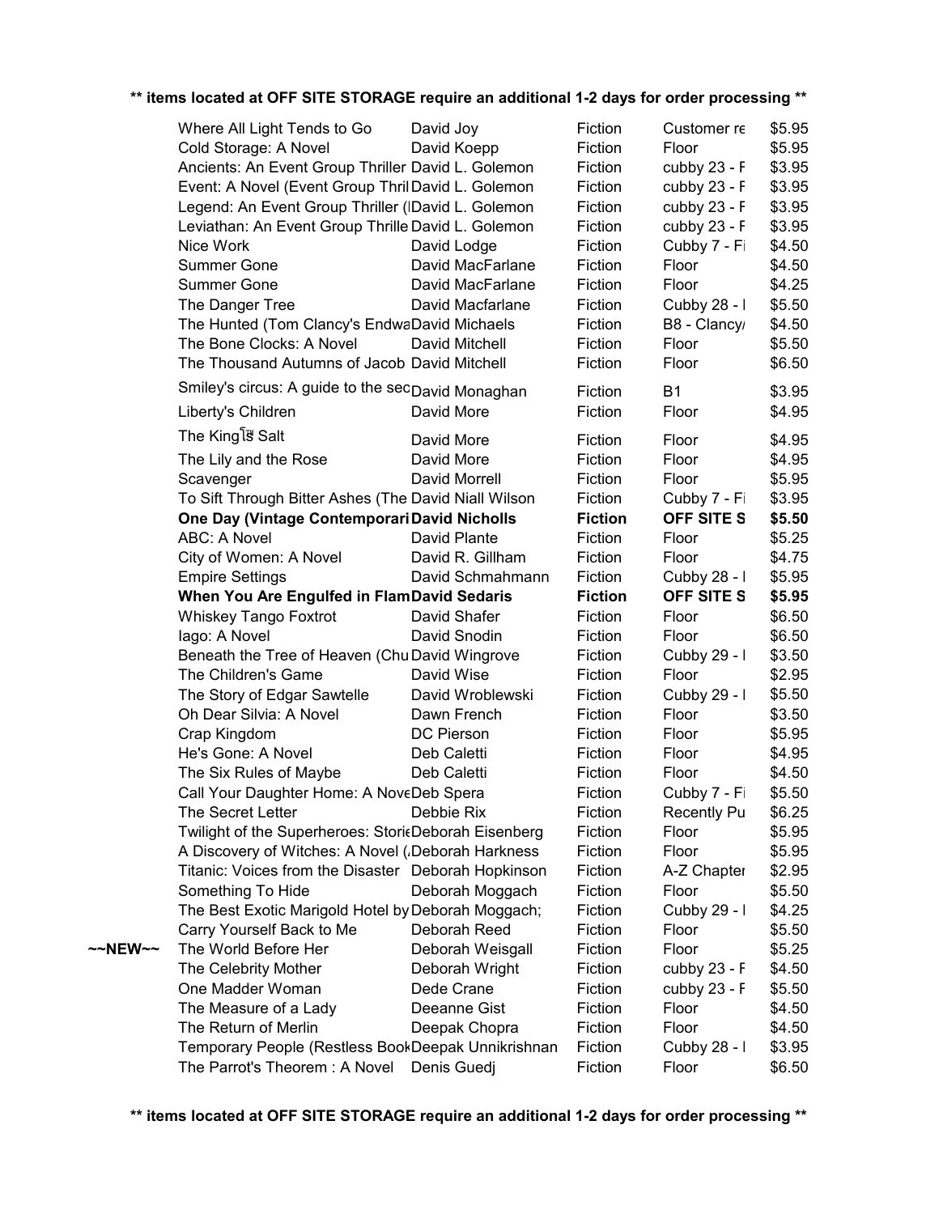**\*\* items located at OFF SITE STORAGE require an additional 1-2 days for order processing \*\***

| | Title | Author | Category | Location | Price |
|---|---|---|---|---|---|
| | Where All Light Tends to Go | David Joy | Fiction | Customer re | $5.95 |
| | Cold Storage: A Novel | David Koepp | Fiction | Floor | $5.95 |
| | Ancients: An Event Group Thriller | David L. Golemon | Fiction | cubby 23 - F | $3.95 |
| | Event: A Novel (Event Group Thril | David L. Golemon | Fiction | cubby 23 - F | $3.95 |
| | Legend: An Event Group Thriller (I | David L. Golemon | Fiction | cubby 23 - F | $3.95 |
| | Leviathan: An Event Group Thrille | David L. Golemon | Fiction | cubby 23 - F | $3.95 |
| | Nice Work | David Lodge | Fiction | Cubby 7 - Fi | $4.50 |
| | Summer Gone | David MacFarlane | Fiction | Floor | $4.50 |
| | Summer Gone | David MacFarlane | Fiction | Floor | $4.25 |
| | The Danger Tree | David Macfarlane | Fiction | Cubby 28 - I | $5.50 |
| | The Hunted (Tom Clancy's Endwa | David Michaels | Fiction | B8 - Clancy/ | $4.50 |
| | The Bone Clocks: A Novel | David Mitchell | Fiction | Floor | $5.50 |
| | The Thousand Autumns of Jacob | David Mitchell | Fiction | Floor | $6.50 |
| | Smiley's circus: A guide to the sec | David Monaghan | Fiction | B1 | $3.95 |
| | Liberty's Children | David More | Fiction | Floor | $4.95 |
| | The King's Salt | David More | Fiction | Floor | $4.95 |
| | The Lily and the Rose | David More | Fiction | Floor | $4.95 |
| | Scavenger | David Morrell | Fiction | Floor | $5.95 |
| | To Sift Through Bitter Ashes (The | David Niall Wilson | Fiction | Cubby 7 - Fi | $3.95 |
| | **One Day (Vintage Contemporari** | **David Nicholls** | **Fiction** | **OFF SITE S** | **$5.50** |
| | ABC: A Novel | David Plante | Fiction | Floor | $5.25 |
| | City of Women: A Novel | David R. Gillham | Fiction | Floor | $4.75 |
| | Empire Settings | David Schmahmann | Fiction | Cubby 28 - I | $5.95 |
| | **When You Are Engulfed in Flam** | **David Sedaris** | **Fiction** | **OFF SITE S** | **$5.95** |
| | Whiskey Tango Foxtrot | David Shafer | Fiction | Floor | $6.50 |
| | Iago: A Novel | David Snodin | Fiction | Floor | $6.50 |
| | Beneath the Tree of Heaven (Chu | David Wingrove | Fiction | Cubby 29 - I | $3.50 |
| | The Children's Game | David Wise | Fiction | Floor | $2.95 |
| | The Story of Edgar Sawtelle | David Wroblewski | Fiction | Cubby 29 - I | $5.50 |
| | Oh Dear Silvia: A Novel | Dawn French | Fiction | Floor | $3.50 |
| | Crap Kingdom | DC Pierson | Fiction | Floor | $5.95 |
| | He's Gone: A Novel | Deb Caletti | Fiction | Floor | $4.95 |
| | The Six Rules of Maybe | Deb Caletti | Fiction | Floor | $4.50 |
| | Call Your Daughter Home: A Nove | Deb Spera | Fiction | Cubby 7 - Fi | $5.50 |
| | The Secret Letter | Debbie Rix | Fiction | Recently Pu | $6.25 |
| | Twilight of the Superheroes: Stori | Deborah Eisenberg | Fiction | Floor | $5.95 |
| | A Discovery of Witches: A Novel ( | Deborah Harkness | Fiction | Floor | $5.95 |
| | Titanic: Voices from the Disaster | Deborah Hopkinson | Fiction | A-Z Chapter | $2.95 |
| | Something To Hide | Deborah Moggach | Fiction | Floor | $5.50 |
| | The Best Exotic Marigold Hotel by | Deborah Moggach; | Fiction | Cubby 29 - I | $4.25 |
| | Carry Yourself Back to Me | Deborah Reed | Fiction | Floor | $5.50 |
| ~~NEW~~ | The World Before Her | Deborah Weisgall | Fiction | Floor | $5.25 |
| | The Celebrity Mother | Deborah Wright | Fiction | cubby 23 - F | $4.50 |
| | One Madder Woman | Dede Crane | Fiction | cubby 23 - F | $5.50 |
| | The Measure of a Lady | Deeanne Gist | Fiction | Floor | $4.50 |
| | The Return of Merlin | Deepak Chopra | Fiction | Floor | $4.50 |
| | Temporary People (Restless Book | Deepak Unnikrishnan | Fiction | Cubby 28 - I | $3.95 |
| | The Parrot's Theorem : A Novel | Denis Guedj | Fiction | Floor | $6.50 |

**\*\* items located at OFF SITE STORAGE require an additional 1-2 days for order processing \*\***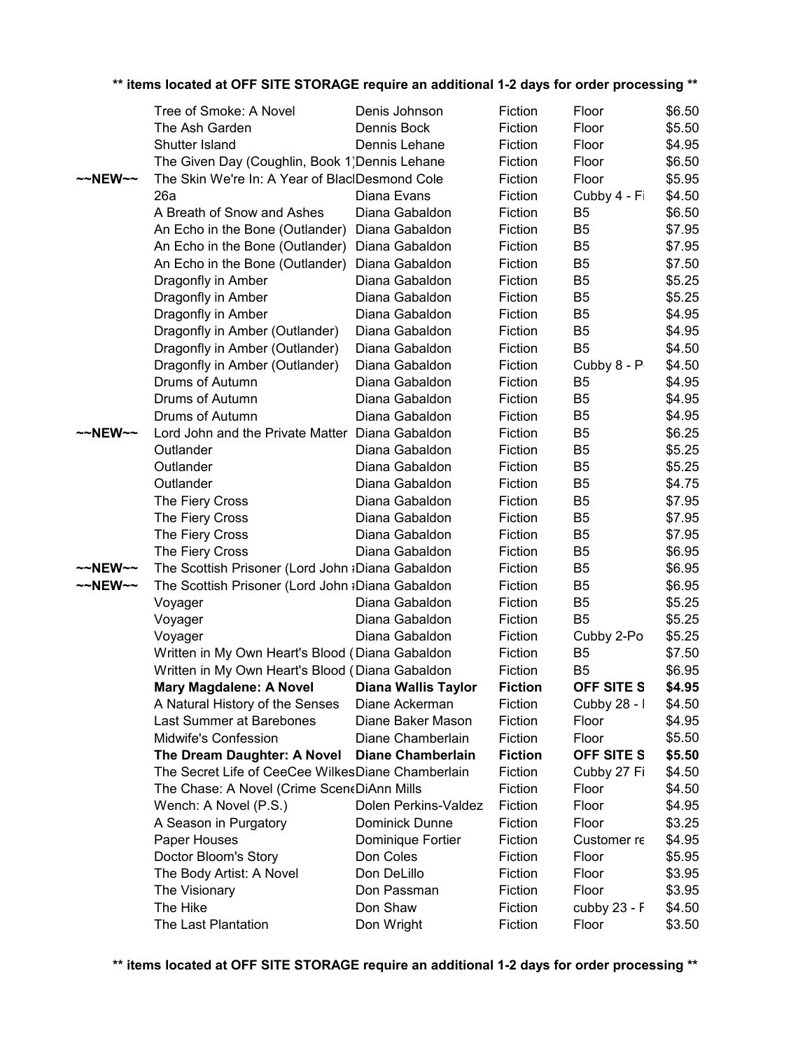**** items located at OFF SITE STORAGE require an additional 1-2 days for order processing ****

| | | | | | |
|---|---|---|---|---|---|
| | Tree of Smoke: A Novel | Denis Johnson | Fiction | Floor | $6.50 |
| | The Ash Garden | Dennis Bock | Fiction | Floor | $5.50 |
| | Shutter Island | Dennis Lehane | Fiction | Floor | $4.95 |
| | The Given Day (Coughlin, Book 1) | Dennis Lehane | Fiction | Floor | $6.50 |
| ~~NEW~~ | The Skin We're In: A Year of Blacl | Desmond Cole | Fiction | Floor | $5.95 |
| | 26a | Diana Evans | Fiction | Cubby 4 - Fi | $4.50 |
| | A Breath of Snow and Ashes | Diana Gabaldon | Fiction | B5 | $6.50 |
| | An Echo in the Bone (Outlander) | Diana Gabaldon | Fiction | B5 | $7.95 |
| | An Echo in the Bone (Outlander) | Diana Gabaldon | Fiction | B5 | $7.95 |
| | An Echo in the Bone (Outlander) | Diana Gabaldon | Fiction | B5 | $7.50 |
| | Dragonfly in Amber | Diana Gabaldon | Fiction | B5 | $5.25 |
| | Dragonfly in Amber | Diana Gabaldon | Fiction | B5 | $5.25 |
| | Dragonfly in Amber | Diana Gabaldon | Fiction | B5 | $4.95 |
| | Dragonfly in Amber (Outlander) | Diana Gabaldon | Fiction | B5 | $4.95 |
| | Dragonfly in Amber (Outlander) | Diana Gabaldon | Fiction | B5 | $4.50 |
| | Dragonfly in Amber (Outlander) | Diana Gabaldon | Fiction | Cubby 8 - P | $4.50 |
| | Drums of Autumn | Diana Gabaldon | Fiction | B5 | $4.95 |
| | Drums of Autumn | Diana Gabaldon | Fiction | B5 | $4.95 |
| | Drums of Autumn | Diana Gabaldon | Fiction | B5 | $4.95 |
| ~~NEW~~ | Lord John and the Private Matter | Diana Gabaldon | Fiction | B5 | $6.25 |
| | Outlander | Diana Gabaldon | Fiction | B5 | $5.25 |
| | Outlander | Diana Gabaldon | Fiction | B5 | $5.25 |
| | Outlander | Diana Gabaldon | Fiction | B5 | $4.75 |
| | The Fiery Cross | Diana Gabaldon | Fiction | B5 | $7.95 |
| | The Fiery Cross | Diana Gabaldon | Fiction | B5 | $7.95 |
| | The Fiery Cross | Diana Gabaldon | Fiction | B5 | $7.95 |
| | The Fiery Cross | Diana Gabaldon | Fiction | B5 | $6.95 |
| ~~NEW~~ | The Scottish Prisoner (Lord John | Diana Gabaldon | Fiction | B5 | $6.95 |
| ~~NEW~~ | The Scottish Prisoner (Lord John | Diana Gabaldon | Fiction | B5 | $6.95 |
| | Voyager | Diana Gabaldon | Fiction | B5 | $5.25 |
| | Voyager | Diana Gabaldon | Fiction | B5 | $5.25 |
| | Voyager | Diana Gabaldon | Fiction | Cubby 2-Po | $5.25 |
| | Written in My Own Heart's Blood ( | Diana Gabaldon | Fiction | B5 | $7.50 |
| | Written in My Own Heart's Blood ( | Diana Gabaldon | Fiction | B5 | $6.95 |
| | **Mary Magdalene: A Novel** | **Diana Wallis Taylor** | **Fiction** | **OFF SITE S** | **$4.95** |
| | A Natural History of the Senses | Diane Ackerman | Fiction | Cubby 28 - I | $4.50 |
| | Last Summer at Barebones | Diane Baker Mason | Fiction | Floor | $4.95 |
| | Midwife's Confession | Diane Chamberlain | Fiction | Floor | $5.50 |
| | **The Dream Daughter: A Novel** | **Diane Chamberlain** | **Fiction** | **OFF SITE S** | **$5.50** |
| | The Secret Life of CeeCee Wilkes | Diane Chamberlain | Fiction | Cubby 27 Fi | $4.50 |
| | The Chase: A Novel (Crime Scene | DiAnn Mills | Fiction | Floor | $4.50 |
| | Wench: A Novel (P.S.) | Dolen Perkins-Valdez | Fiction | Floor | $4.95 |
| | A Season in Purgatory | Dominick Dunne | Fiction | Floor | $3.25 |
| | Paper Houses | Dominique Fortier | Fiction | Customer re | $4.95 |
| | Doctor Bloom's Story | Don Coles | Fiction | Floor | $5.95 |
| | The Body Artist: A Novel | Don DeLillo | Fiction | Floor | $3.95 |
| | The Visionary | Don Passman | Fiction | Floor | $3.95 |
| | The Hike | Don Shaw | Fiction | cubby 23 - F | $4.50 |
| | The Last Plantation | Don Wright | Fiction | Floor | $3.50 |

**** items located at OFF SITE STORAGE require an additional 1-2 days for order processing ****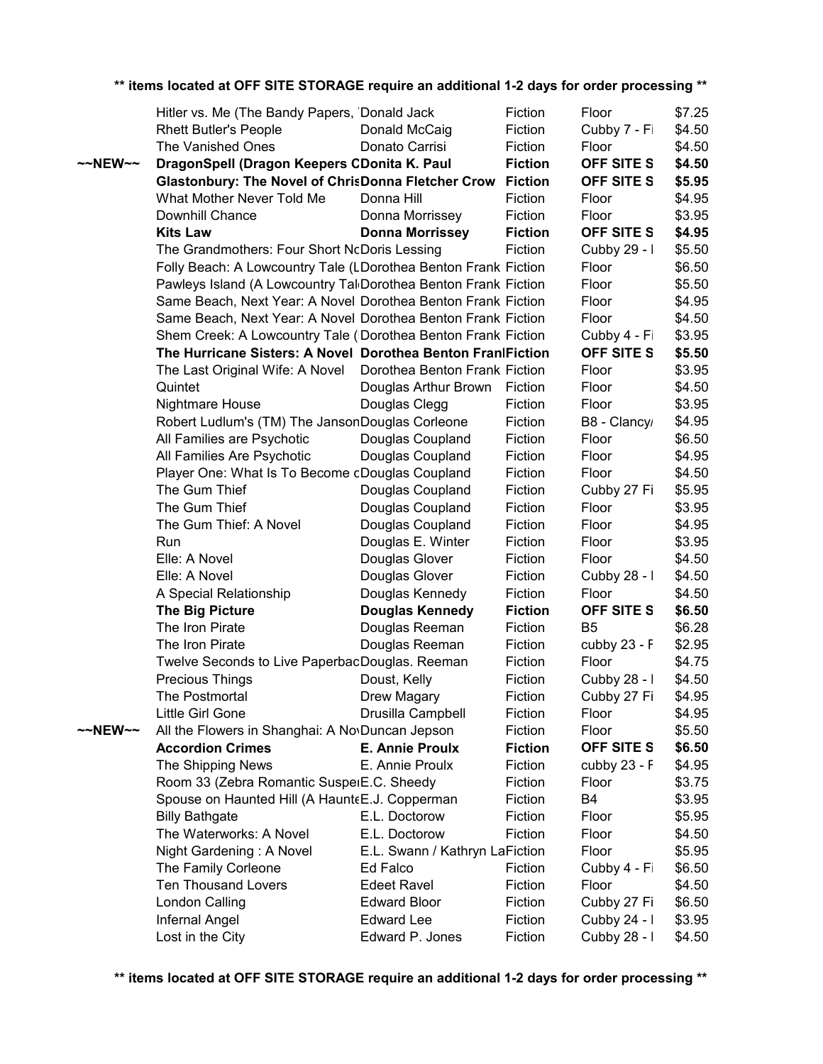** items located at OFF SITE STORAGE require an additional 1-2 days for order processing **

| | | | | | |
|---|---|---|---|---|---|
| | Hitler vs. Me (The Bandy Papers, | Donald Jack | Fiction | Floor | $7.25 |
| | Rhett Butler's People | Donald McCaig | Fiction | Cubby 7 - Fi | $4.50 |
| | The Vanished Ones | Donato Carrisi | Fiction | Floor | $4.50 |
| ~~NEW~~ | **DragonSpell (Dragon Keepers C** | **Donita K. Paul** | **Fiction** | **OFF SITE S** | **$4.50** |
| | **Glastonbury: The Novel of Chris** | **Donna Fletcher Crow** | **Fiction** | **OFF SITE S** | **$5.95** |
| | What Mother Never Told Me | Donna Hill | Fiction | Floor | $4.95 |
| | Downhill Chance | Donna Morrissey | Fiction | Floor | $3.95 |
| | **Kits Law** | **Donna Morrissey** | **Fiction** | **OFF SITE S** | **$4.95** |
| | The Grandmothers: Four Short N | Doris Lessing | Fiction | Cubby 29 - I | $5.50 |
| | Folly Beach: A Lowcountry Tale (L | Dorothea Benton Frank | Fiction | Floor | $6.50 |
| | Pawleys Island (A Lowcountry Tal | Dorothea Benton Frank | Fiction | Floor | $5.50 |
| | Same Beach, Next Year: A Novel | Dorothea Benton Frank | Fiction | Floor | $4.95 |
| | Same Beach, Next Year: A Novel | Dorothea Benton Frank | Fiction | Floor | $4.50 |
| | Shem Creek: A Lowcountry Tale ( | Dorothea Benton Frank | Fiction | Cubby 4 - Fi | $3.95 |
| | **The Hurricane Sisters: A Novel** | **Dorothea Benton Fran** | **Fiction** | **OFF SITE S** | **$5.50** |
| | The Last Original Wife: A Novel | Dorothea Benton Frank | Fiction | Floor | $3.95 |
| | Quintet | Douglas Arthur Brown | Fiction | Floor | $4.50 |
| | Nightmare House | Douglas Clegg | Fiction | Floor | $3.95 |
| | Robert Ludlum's (TM) The Janson | Douglas Corleone | Fiction | B8 - Clancy/ | $4.95 |
| | All Families are Psychotic | Douglas Coupland | Fiction | Floor | $6.50 |
| | All Families Are Psychotic | Douglas Coupland | Fiction | Floor | $4.95 |
| | Player One: What Is To Become c | Douglas Coupland | Fiction | Floor | $4.50 |
| | The Gum Thief | Douglas Coupland | Fiction | Cubby 27 Fi | $5.95 |
| | The Gum Thief | Douglas Coupland | Fiction | Floor | $3.95 |
| | The Gum Thief: A Novel | Douglas Coupland | Fiction | Floor | $4.95 |
| | Run | Douglas E. Winter | Fiction | Floor | $3.95 |
| | Elle: A Novel | Douglas Glover | Fiction | Floor | $4.50 |
| | Elle: A Novel | Douglas Glover | Fiction | Cubby 28 - I | $4.50 |
| | A Special Relationship | Douglas Kennedy | Fiction | Floor | $4.50 |
| | **The Big Picture** | **Douglas Kennedy** | **Fiction** | **OFF SITE S** | **$6.50** |
| | The Iron Pirate | Douglas Reeman | Fiction | B5 | $6.28 |
| | The Iron Pirate | Douglas Reeman | Fiction | cubby 23 - F | $2.95 |
| | Twelve Seconds to Live Paperbac | Douglas. Reeman | Fiction | Floor | $4.75 |
| | Precious Things | Doust, Kelly | Fiction | Cubby 28 - I | $4.50 |
| | The Postmortal | Drew Magary | Fiction | Cubby 27 Fi | $4.95 |
| | Little Girl Gone | Drusilla Campbell | Fiction | Floor | $4.95 |
| ~~NEW~~ | All the Flowers in Shanghai: A No | Duncan Jepson | Fiction | Floor | $5.50 |
| | **Accordion Crimes** | **E. Annie Proulx** | **Fiction** | **OFF SITE S** | **$6.50** |
| | The Shipping News | E. Annie Proulx | Fiction | cubby 23 - F | $4.95 |
| | Room 33 (Zebra Romantic Suspe | E.C. Sheedy | Fiction | Floor | $3.75 |
| | Spouse on Haunted Hill (A Haunte | E.J. Copperman | Fiction | B4 | $3.95 |
| | Billy Bathgate | E.L. Doctorow | Fiction | Floor | $5.95 |
| | The Waterworks: A Novel | E.L. Doctorow | Fiction | Floor | $4.50 |
| | Night Gardening : A Novel | E.L. Swann / Kathryn La | Fiction | Floor | $5.95 |
| | The Family Corleone | Ed Falco | Fiction | Cubby 4 - Fi | $6.50 |
| | Ten Thousand Lovers | Edeet Ravel | Fiction | Floor | $4.50 |
| | London Calling | Edward Bloor | Fiction | Cubby 27 Fi | $6.50 |
| | Infernal Angel | Edward Lee | Fiction | Cubby 24 - I | $3.95 |
| | Lost in the City | Edward P. Jones | Fiction | Cubby 28 - I | $4.50 |

** items located at OFF SITE STORAGE require an additional 1-2 days for order processing **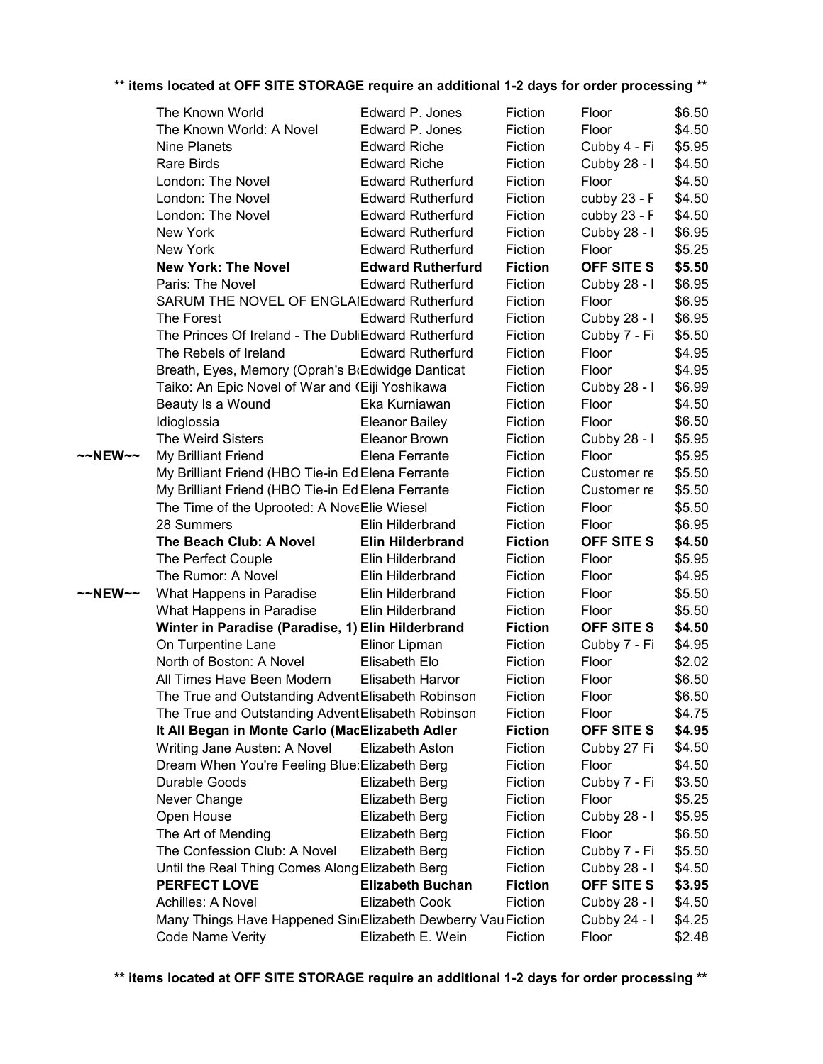**\*\* items located at OFF SITE STORAGE require an additional 1-2 days for order processing \*\***

| | | | | | |
|---|---|---|---|---|---|
| | The Known World | Edward P. Jones | Fiction | Floor | $6.50 |
| | The Known World: A Novel | Edward P. Jones | Fiction | Floor | $4.50 |
| | Nine Planets | Edward Riche | Fiction | Cubby 4 - Fi | $5.95 |
| | Rare Birds | Edward Riche | Fiction | Cubby 28 - I | $4.50 |
| | London: The Novel | Edward Rutherfurd | Fiction | Floor | $4.50 |
| | London: The Novel | Edward Rutherfurd | Fiction | cubby 23 - F | $4.50 |
| | London: The Novel | Edward Rutherfurd | Fiction | cubby 23 - F | $4.50 |
| | New York | Edward Rutherfurd | Fiction | Cubby 28 - I | $6.95 |
| | New York | Edward Rutherfurd | Fiction | Floor | $5.25 |
| | **New York: The Novel** | **Edward Rutherfurd** | **Fiction** | **OFF SITE S** | **$5.50** |
| | Paris: The Novel | Edward Rutherfurd | Fiction | Cubby 28 - I | $6.95 |
| | SARUM THE NOVEL OF ENGLAI | Edward Rutherfurd | Fiction | Floor | $6.95 |
| | The Forest | Edward Rutherfurd | Fiction | Cubby 28 - I | $6.95 |
| | The Princes Of Ireland - The Dubl | Edward Rutherfurd | Fiction | Cubby 7 - Fi | $5.50 |
| | The Rebels of Ireland | Edward Rutherfurd | Fiction | Floor | $4.95 |
| | Breath, Eyes, Memory (Oprah's B | Edwidge Danticat | Fiction | Floor | $4.95 |
| | Taiko: An Epic Novel of War and ( | Eiji Yoshikawa | Fiction | Cubby 28 - I | $6.99 |
| | Beauty Is a Wound | Eka Kurniawan | Fiction | Floor | $4.50 |
| | Idioglossia | Eleanor Bailey | Fiction | Floor | $6.50 |
| | The Weird Sisters | Eleanor Brown | Fiction | Cubby 28 - I | $5.95 |
| ~~NEW~~ | My Brilliant Friend | Elena Ferrante | Fiction | Floor | $5.95 |
| | My Brilliant Friend (HBO Tie-in Ed | Elena Ferrante | Fiction | Customer re | $5.50 |
| | My Brilliant Friend (HBO Tie-in Ed | Elena Ferrante | Fiction | Customer re | $5.50 |
| | The Time of the Uprooted: A Nove | Elie Wiesel | Fiction | Floor | $5.50 |
| | 28 Summers | Elin Hilderbrand | Fiction | Floor | $6.95 |
| | **The Beach Club: A Novel** | **Elin Hilderbrand** | **Fiction** | **OFF SITE S** | **$4.50** |
| | The Perfect Couple | Elin Hilderbrand | Fiction | Floor | $5.95 |
| | The Rumor: A Novel | Elin Hilderbrand | Fiction | Floor | $4.95 |
| ~~NEW~~ | What Happens in Paradise | Elin Hilderbrand | Fiction | Floor | $5.50 |
| | What Happens in Paradise | Elin Hilderbrand | Fiction | Floor | $5.50 |
| | **Winter in Paradise (Paradise, 1)** | **Elin Hilderbrand** | **Fiction** | **OFF SITE S** | **$4.50** |
| | On Turpentine Lane | Elinor Lipman | Fiction | Cubby 7 - Fi | $4.95 |
| | North of Boston: A Novel | Elisabeth Elo | Fiction | Floor | $2.02 |
| | All Times Have Been Modern | Elisabeth Harvor | Fiction | Floor | $6.50 |
| | The True and Outstanding Advent | Elisabeth Robinson | Fiction | Floor | $6.50 |
| | The True and Outstanding Advent | Elisabeth Robinson | Fiction | Floor | $4.75 |
| | **It All Began in Monte Carlo (Mac** | **Elizabeth Adler** | **Fiction** | **OFF SITE S** | **$4.95** |
| | Writing Jane Austen: A Novel | Elizabeth Aston | Fiction | Cubby 27 Fi | $4.50 |
| | Dream When You're Feeling Blue: | Elizabeth Berg | Fiction | Floor | $4.50 |
| | Durable Goods | Elizabeth Berg | Fiction | Cubby 7 - Fi | $3.50 |
| | Never Change | Elizabeth Berg | Fiction | Floor | $5.25 |
| | Open House | Elizabeth Berg | Fiction | Cubby 28 - I | $5.95 |
| | The Art of Mending | Elizabeth Berg | Fiction | Floor | $6.50 |
| | The Confession Club: A Novel | Elizabeth Berg | Fiction | Cubby 7 - Fi | $5.50 |
| | Until the Real Thing Comes Along | Elizabeth Berg | Fiction | Cubby 28 - I | $4.50 |
| | **PERFECT LOVE** | **Elizabeth Buchan** | **Fiction** | **OFF SITE S** | **$3.95** |
| | Achilles: A Novel | Elizabeth Cook | Fiction | Cubby 28 - I | $4.50 |
| | Many Things Have Happened Sin | Elizabeth Dewberry Vau | Fiction | Cubby 24 - I | $4.25 |
| | Code Name Verity | Elizabeth E. Wein | Fiction | Floor | $2.48 |

**\*\* items located at OFF SITE STORAGE require an additional 1-2 days for order processing \*\***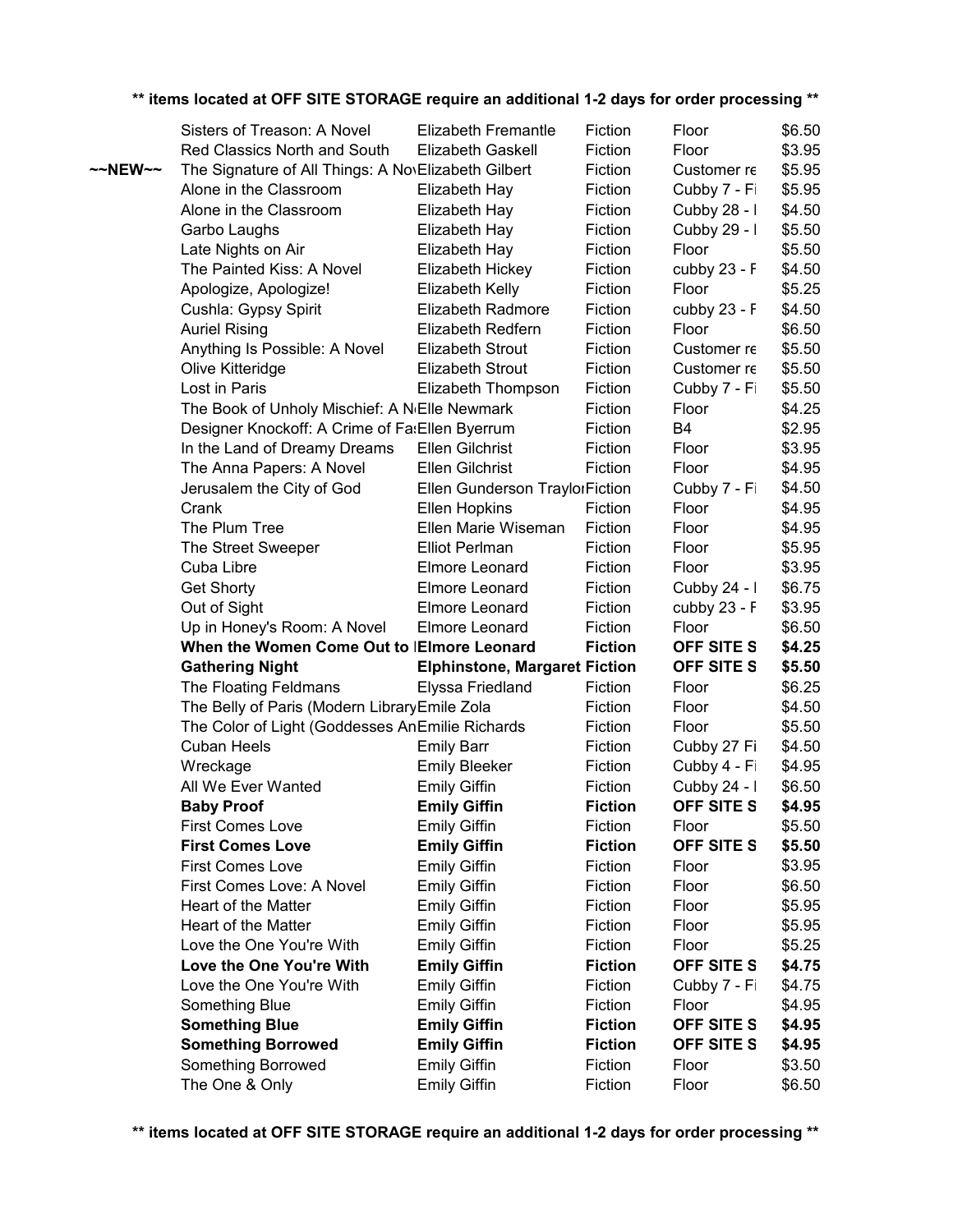**\*\* items located at OFF SITE STORAGE require an additional 1-2 days for order processing \*\***

| | | | | | |
|---|---|---|---|---|---|
| | Sisters of Treason: A Novel | Elizabeth Fremantle | Fiction | Floor | $6.50 |
| | Red Classics North and South | Elizabeth Gaskell | Fiction | Floor | $3.95 |
| ~~NEW~~ | The Signature of All Things: A Nov | Elizabeth Gilbert | Fiction | Customer re | $5.95 |
| | Alone in the Classroom | Elizabeth Hay | Fiction | Cubby 7 - Fi | $5.95 |
| | Alone in the Classroom | Elizabeth Hay | Fiction | Cubby 28 - l | $4.50 |
| | Garbo Laughs | Elizabeth Hay | Fiction | Cubby 29 - l | $5.50 |
| | Late Nights on Air | Elizabeth Hay | Fiction | Floor | $5.50 |
| | The Painted Kiss: A Novel | Elizabeth Hickey | Fiction | cubby 23 - F | $4.50 |
| | Apologize, Apologize! | Elizabeth Kelly | Fiction | Floor | $5.25 |
| | Cushla: Gypsy Spirit | Elizabeth Radmore | Fiction | cubby 23 - F | $4.50 |
| | Auriel Rising | Elizabeth Redfern | Fiction | Floor | $6.50 |
| | Anything Is Possible: A Novel | Elizabeth Strout | Fiction | Customer re | $5.50 |
| | Olive Kitteridge | Elizabeth Strout | Fiction | Customer re | $5.50 |
| | Lost in Paris | Elizabeth Thompson | Fiction | Cubby 7 - Fi | $5.50 |
| | The Book of Unholy Mischief: A N | Elle Newmark | Fiction | Floor | $4.25 |
| | Designer Knockoff: A Crime of Fa | Ellen Byerrum | Fiction | B4 | $2.95 |
| | In the Land of Dreamy Dreams | Ellen Gilchrist | Fiction | Floor | $3.95 |
| | The Anna Papers: A Novel | Ellen Gilchrist | Fiction | Floor | $4.95 |
| | Jerusalem the City of God | Ellen Gunderson Traylor | Fiction | Cubby 7 - Fi | $4.50 |
| | Crank | Ellen Hopkins | Fiction | Floor | $4.95 |
| | The Plum Tree | Ellen Marie Wiseman | Fiction | Floor | $4.95 |
| | The Street Sweeper | Elliot Perlman | Fiction | Floor | $5.95 |
| | Cuba Libre | Elmore Leonard | Fiction | Floor | $3.95 |
| | Get Shorty | Elmore Leonard | Fiction | Cubby 24 - l | $6.75 |
| | Out of Sight | Elmore Leonard | Fiction | cubby 23 - F | $3.95 |
| | Up in Honey's Room: A Novel | Elmore Leonard | Fiction | Floor | $6.50 |
| | **When the Women Come Out to** | **Elmore Leonard** | **Fiction** | **OFF SITE S** | **$4.25** |
| | **Gathering Night** | **Elphinstone, Margaret** | **Fiction** | **OFF SITE S** | **$5.50** |
| | The Floating Feldmans | Elyssa Friedland | Fiction | Floor | $6.25 |
| | The Belly of Paris (Modern Library | Emile Zola | Fiction | Floor | $4.50 |
| | The Color of Light (Goddesses An | Emilie Richards | Fiction | Floor | $5.50 |
| | Cuban Heels | Emily Barr | Fiction | Cubby 27 Fi | $4.50 |
| | Wreckage | Emily Bleeker | Fiction | Cubby 4 - Fi | $4.95 |
| | All We Ever Wanted | Emily Giffin | Fiction | Cubby 24 - l | $6.50 |
| | **Baby Proof** | **Emily Giffin** | **Fiction** | **OFF SITE S** | **$4.95** |
| | First Comes Love | Emily Giffin | Fiction | Floor | $5.50 |
| | **First Comes Love** | **Emily Giffin** | **Fiction** | **OFF SITE S** | **$5.50** |
| | First Comes Love | Emily Giffin | Fiction | Floor | $3.95 |
| | First Comes Love: A Novel | Emily Giffin | Fiction | Floor | $6.50 |
| | Heart of the Matter | Emily Giffin | Fiction | Floor | $5.95 |
| | Heart of the Matter | Emily Giffin | Fiction | Floor | $5.95 |
| | Love the One You're With | Emily Giffin | Fiction | Floor | $5.25 |
| | **Love the One You're With** | **Emily Giffin** | **Fiction** | **OFF SITE S** | **$4.75** |
| | Love the One You're With | Emily Giffin | Fiction | Cubby 7 - Fi | $4.75 |
| | Something Blue | Emily Giffin | Fiction | Floor | $4.95 |
| | **Something Blue** | **Emily Giffin** | **Fiction** | **OFF SITE S** | **$4.95** |
| | **Something Borrowed** | **Emily Giffin** | **Fiction** | **OFF SITE S** | **$4.95** |
| | Something Borrowed | Emily Giffin | Fiction | Floor | $3.50 |
| | The One & Only | Emily Giffin | Fiction | Floor | $6.50 |

**\*\* items located at OFF SITE STORAGE require an additional 1-2 days for order processing \*\***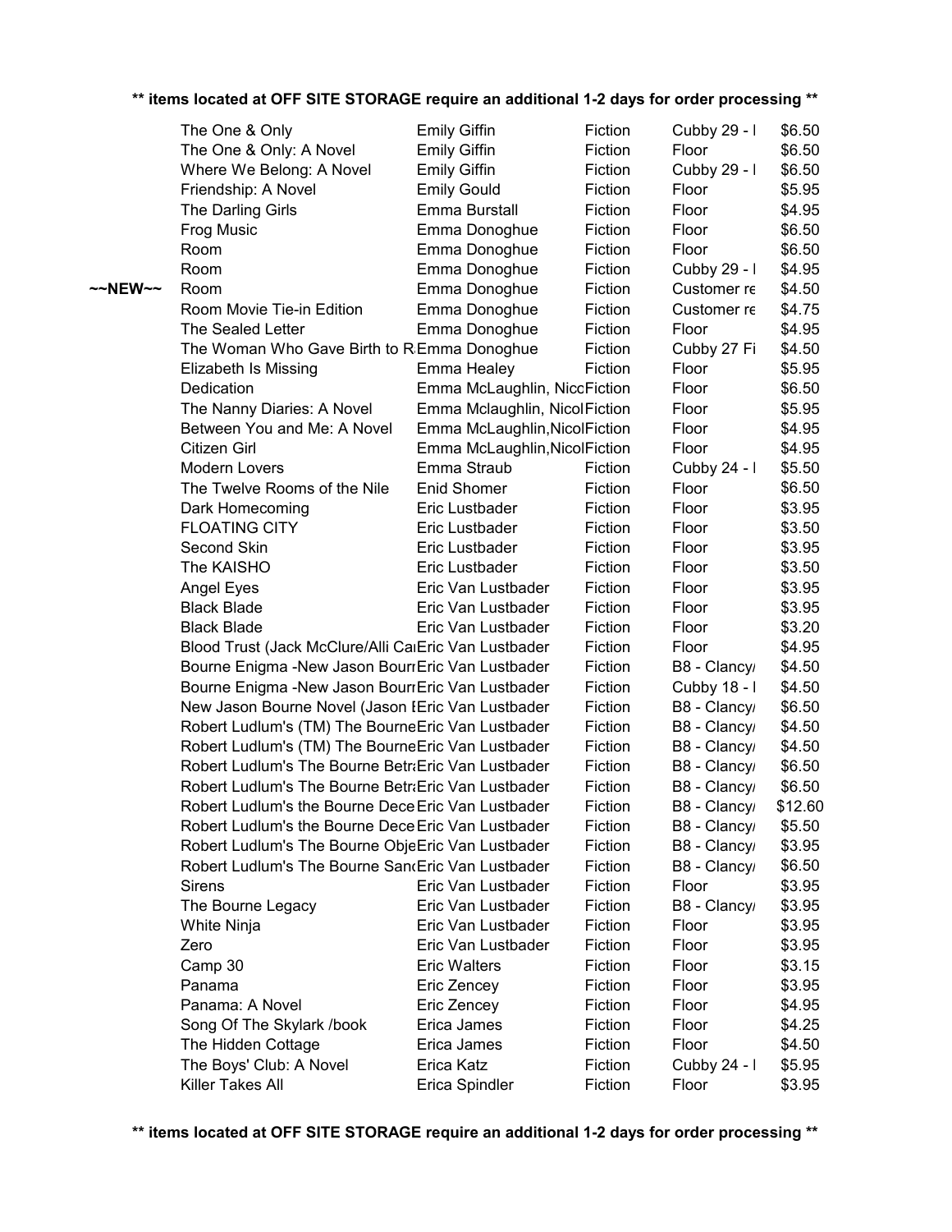** items located at OFF SITE STORAGE require an additional 1-2 days for order processing **

| | Title | Author | Category | Location | Price |
|---|---|---|---|---|---|
| | The One & Only | Emily Giffin | Fiction | Cubby 29 - I | $6.50 |
| | The One & Only: A Novel | Emily Giffin | Fiction | Floor | $6.50 |
| | Where We Belong: A Novel | Emily Giffin | Fiction | Cubby 29 - I | $6.50 |
| | Friendship: A Novel | Emily Gould | Fiction | Floor | $5.95 |
| | The Darling Girls | Emma Burstall | Fiction | Floor | $4.95 |
| | Frog Music | Emma Donoghue | Fiction | Floor | $6.50 |
| | Room | Emma Donoghue | Fiction | Floor | $6.50 |
| | Room | Emma Donoghue | Fiction | Cubby 29 - I | $4.95 |
| ~~NEW~~ | Room | Emma Donoghue | Fiction | Customer re | $4.50 |
| | Room Movie Tie-in Edition | Emma Donoghue | Fiction | Customer re | $4.75 |
| | The Sealed Letter | Emma Donoghue | Fiction | Floor | $4.95 |
| | The Woman Who Gave Birth to R | Emma Donoghue | Fiction | Cubby 27 Fi | $4.50 |
| | Elizabeth Is Missing | Emma Healey | Fiction | Floor | $5.95 |
| | Dedication | Emma McLaughlin, Nico | Fiction | Floor | $6.50 |
| | The Nanny Diaries: A Novel | Emma Mclaughlin, Nicol | Fiction | Floor | $5.95 |
| | Between You and Me: A Novel | Emma McLaughlin,Nicol | Fiction | Floor | $4.95 |
| | Citizen Girl | Emma McLaughlin,Nicol | Fiction | Floor | $4.95 |
| | Modern Lovers | Emma Straub | Fiction | Cubby 24 - I | $5.50 |
| | The Twelve Rooms of the Nile | Enid Shomer | Fiction | Floor | $6.50 |
| | Dark Homecoming | Eric Lustbader | Fiction | Floor | $3.95 |
| | FLOATING CITY | Eric Lustbader | Fiction | Floor | $3.50 |
| | Second Skin | Eric Lustbader | Fiction | Floor | $3.95 |
| | The KAISHO | Eric Lustbader | Fiction | Floor | $3.50 |
| | Angel Eyes | Eric Van Lustbader | Fiction | Floor | $3.95 |
| | Black Blade | Eric Van Lustbader | Fiction | Floor | $3.95 |
| | Black Blade | Eric Van Lustbader | Fiction | Floor | $3.20 |
| | Blood Trust (Jack McClure/Alli Ca | Eric Van Lustbader | Fiction | Floor | $4.95 |
| | Bourne Enigma -New Jason Bourn | Eric Van Lustbader | Fiction | B8 - Clancy/ | $4.50 |
| | Bourne Enigma -New Jason Bourn | Eric Van Lustbader | Fiction | Cubby 18 - I | $4.50 |
| | New Jason Bourne Novel (Jason I | Eric Van Lustbader | Fiction | B8 - Clancy/ | $6.50 |
| | Robert Ludlum's (TM) The Bourne | Eric Van Lustbader | Fiction | B8 - Clancy/ | $4.50 |
| | Robert Ludlum's (TM) The Bourne | Eric Van Lustbader | Fiction | B8 - Clancy/ | $4.50 |
| | Robert Ludlum's The Bourne Betr | Eric Van Lustbader | Fiction | B8 - Clancy/ | $6.50 |
| | Robert Ludlum's The Bourne Betr | Eric Van Lustbader | Fiction | B8 - Clancy/ | $6.50 |
| | Robert Ludlum's the Bourne Dece | Eric Van Lustbader | Fiction | B8 - Clancy/ | $12.60 |
| | Robert Ludlum's the Bourne Dece | Eric Van Lustbader | Fiction | B8 - Clancy/ | $5.50 |
| | Robert Ludlum's The Bourne Obje | Eric Van Lustbader | Fiction | B8 - Clancy/ | $3.95 |
| | Robert Ludlum's The Bourne San | Eric Van Lustbader | Fiction | B8 - Clancy/ | $6.50 |
| | Sirens | Eric Van Lustbader | Fiction | Floor | $3.95 |
| | The Bourne Legacy | Eric Van Lustbader | Fiction | B8 - Clancy/ | $3.95 |
| | White Ninja | Eric Van Lustbader | Fiction | Floor | $3.95 |
| | Zero | Eric Van Lustbader | Fiction | Floor | $3.95 |
| | Camp 30 | Eric Walters | Fiction | Floor | $3.15 |
| | Panama | Eric Zencey | Fiction | Floor | $3.95 |
| | Panama: A Novel | Eric Zencey | Fiction | Floor | $4.95 |
| | Song Of The Skylark /book | Erica James | Fiction | Floor | $4.25 |
| | The Hidden Cottage | Erica James | Fiction | Floor | $4.50 |
| | The Boys' Club: A Novel | Erica Katz | Fiction | Cubby 24 - I | $5.95 |
| | Killer Takes All | Erica Spindler | Fiction | Floor | $3.95 |

** items located at OFF SITE STORAGE require an additional 1-2 days for order processing **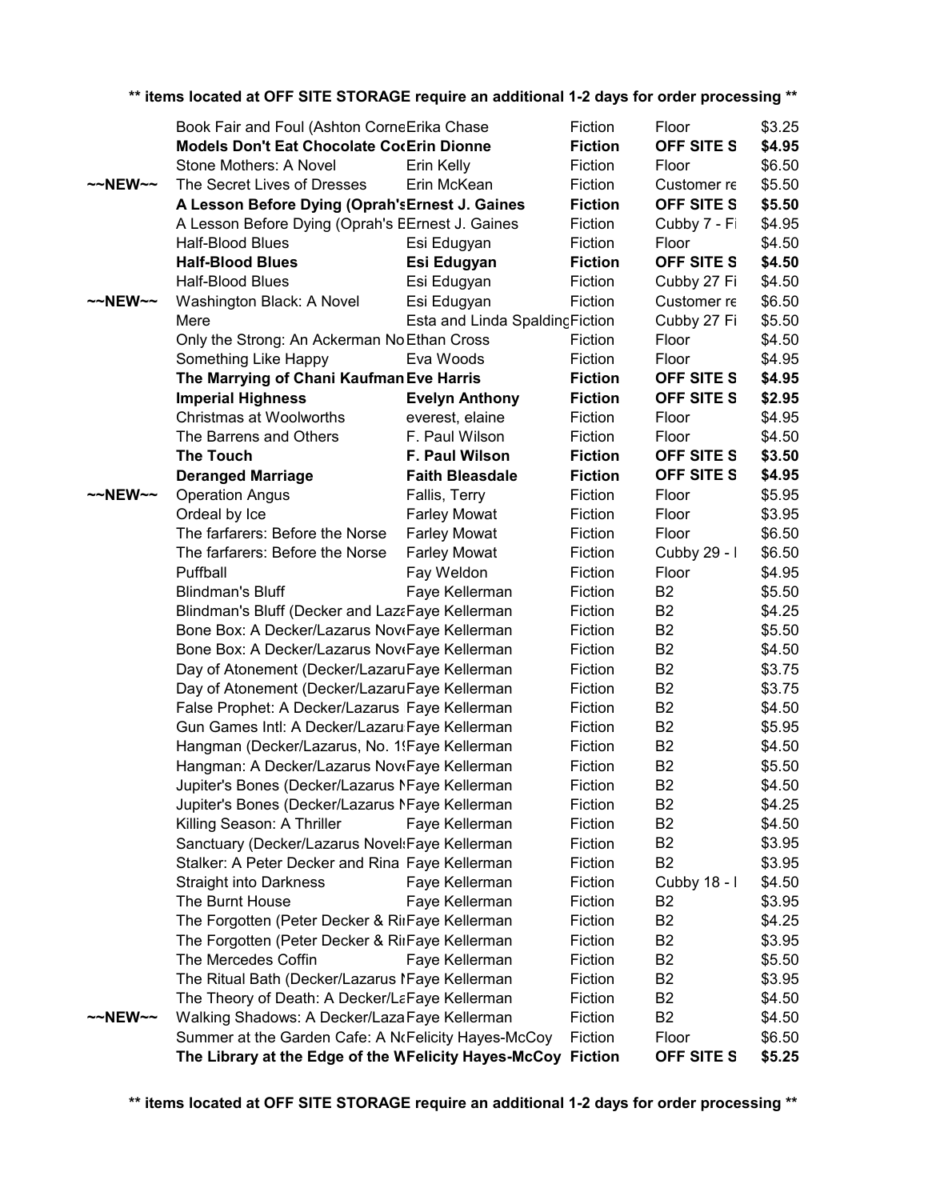** items located at OFF SITE STORAGE require an additional 1-2 days for order processing **

| | Title | Author | Category | Location | Price |
|---|---|---|---|---|---|
| | Book Fair and Foul (Ashton Corne | Erika Chase | Fiction | Floor | $3.25 |
| | **Models Don't Eat Chocolate Coo** | **Erin Dionne** | **Fiction** | **OFF SITE S** | **$4.95** |
| | Stone Mothers: A Novel | Erin Kelly | Fiction | Floor | $6.50 |
| ~~NEW~~ | The Secret Lives of Dresses | Erin McKean | Fiction | Customer re | $5.50 |
| | **A Lesson Before Dying (Oprah's** | **Ernest J. Gaines** | **Fiction** | **OFF SITE S** | **$5.50** |
| | A Lesson Before Dying (Oprah's B | Ernest J. Gaines | Fiction | Cubby 7 - Fi | $4.95 |
| | Half-Blood Blues | Esi Edugyan | Fiction | Floor | $4.50 |
| | **Half-Blood Blues** | **Esi Edugyan** | **Fiction** | **OFF SITE S** | **$4.50** |
| | Half-Blood Blues | Esi Edugyan | Fiction | Cubby 27 Fi | $4.50 |
| ~~NEW~~ | Washington Black: A Novel | Esi Edugyan | Fiction | Customer re | $6.50 |
| | Mere | Esta and Linda Spalding | Fiction | Cubby 27 Fi | $5.50 |
| | Only the Strong: An Ackerman No | Ethan Cross | Fiction | Floor | $4.50 |
| | Something Like Happy | Eva Woods | Fiction | Floor | $4.95 |
| | **The Marrying of Chani Kaufman** | **Eve Harris** | **Fiction** | **OFF SITE S** | **$4.95** |
| | **Imperial Highness** | **Evelyn Anthony** | **Fiction** | **OFF SITE S** | **$2.95** |
| | Christmas at Woolworths | everest, elaine | Fiction | Floor | $4.95 |
| | The Barrens and Others | F. Paul Wilson | Fiction | Floor | $4.50 |
| | **The Touch** | **F. Paul Wilson** | **Fiction** | **OFF SITE S** | **$3.50** |
| | **Deranged Marriage** | **Faith Bleasdale** | **Fiction** | **OFF SITE S** | **$4.95** |
| ~~NEW~~ | Operation Angus | Fallis, Terry | Fiction | Floor | $5.95 |
| | Ordeal by Ice | Farley Mowat | Fiction | Floor | $3.95 |
| | The farfarers: Before the Norse | Farley Mowat | Fiction | Floor | $6.50 |
| | The farfarers: Before the Norse | Farley Mowat | Fiction | Cubby 29 - I | $6.50 |
| | Puffball | Fay Weldon | Fiction | Floor | $4.95 |
| | Blindman's Bluff | Faye Kellerman | Fiction | B2 | $5.50 |
| | Blindman's Bluff (Decker and Laza | Faye Kellerman | Fiction | B2 | $4.25 |
| | Bone Box: A Decker/Lazarus Nove | Faye Kellerman | Fiction | B2 | $5.50 |
| | Bone Box: A Decker/Lazarus Nove | Faye Kellerman | Fiction | B2 | $4.50 |
| | Day of Atonement (Decker/Lazaru | Faye Kellerman | Fiction | B2 | $3.75 |
| | Day of Atonement (Decker/Lazaru | Faye Kellerman | Fiction | B2 | $3.75 |
| | False Prophet: A Decker/Lazarus | Faye Kellerman | Fiction | B2 | $4.50 |
| | Gun Games Intl: A Decker/Lazaru | Faye Kellerman | Fiction | B2 | $5.95 |
| | Hangman (Decker/Lazarus, No. 1( | Faye Kellerman | Fiction | B2 | $4.50 |
| | Hangman: A Decker/Lazarus Nove | Faye Kellerman | Fiction | B2 | $5.50 |
| | Jupiter's Bones (Decker/Lazarus N | Faye Kellerman | Fiction | B2 | $4.50 |
| | Jupiter's Bones (Decker/Lazarus N | Faye Kellerman | Fiction | B2 | $4.25 |
| | Killing Season: A Thriller | Faye Kellerman | Fiction | B2 | $4.50 |
| | Sanctuary (Decker/Lazarus Novel: | Faye Kellerman | Fiction | B2 | $3.95 |
| | Stalker: A Peter Decker and Rina | Faye Kellerman | Fiction | B2 | $3.95 |
| | Straight into Darkness | Faye Kellerman | Fiction | Cubby 18 - I | $4.50 |
| | The Burnt House | Faye Kellerman | Fiction | B2 | $3.95 |
| | The Forgotten (Peter Decker & Rir | Faye Kellerman | Fiction | B2 | $4.25 |
| | The Forgotten (Peter Decker & Rir | Faye Kellerman | Fiction | B2 | $3.95 |
| | The Mercedes Coffin | Faye Kellerman | Fiction | B2 | $5.50 |
| | The Ritual Bath (Decker/Lazarus N | Faye Kellerman | Fiction | B2 | $3.95 |
| | The Theory of Death: A Decker/La | Faye Kellerman | Fiction | B2 | $4.50 |
| ~~NEW~~ | Walking Shadows: A Decker/Laza | Faye Kellerman | Fiction | B2 | $4.50 |
| | Summer at the Garden Cafe: A No | Felicity Hayes-McCoy | Fiction | Floor | $6.50 |
| | **The Library at the Edge of the W** | **Felicity Hayes-McCoy** | **Fiction** | **OFF SITE S** | **$5.25** |

** items located at OFF SITE STORAGE require an additional 1-2 days for order processing **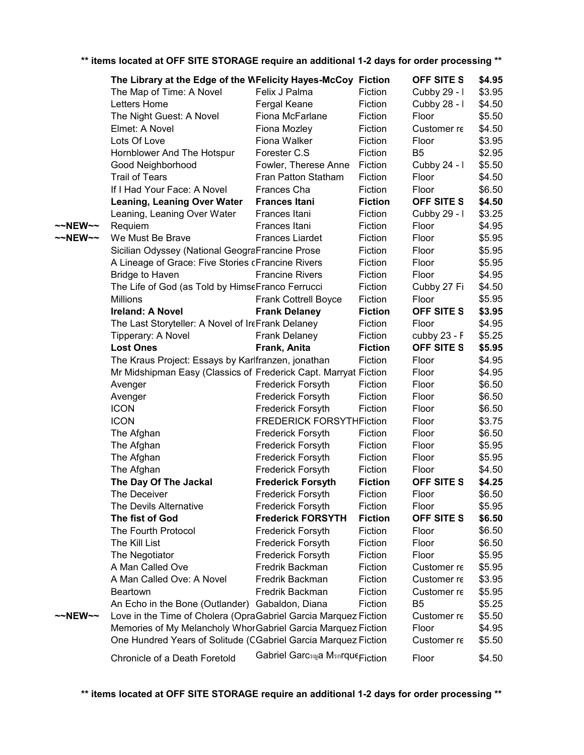** items located at OFF SITE STORAGE require an additional 1-2 days for order processing **

| | | | | | |
|---|---|---|---|---|---|
| | **The Library at the Edge of the W** | **Felicity Hayes-McCoy** | **Fiction** | **OFF SITE S** | **$4.95** |
| | The Map of Time: A Novel | Felix J Palma | Fiction | Cubby 29 - I | $3.95 |
| | Letters Home | Fergal Keane | Fiction | Cubby 28 - I | $4.50 |
| | The Night Guest: A Novel | Fiona McFarlane | Fiction | Floor | $5.50 |
| | Elmet: A Novel | Fiona Mozley | Fiction | Customer re | $4.50 |
| | Lots Of Love | Fiona Walker | Fiction | Floor | $3.95 |
| | Hornblower And The Hotspur | Forester C.S | Fiction | B5 | $2.95 |
| | Good Neighborhood | Fowler, Therese Anne | Fiction | Cubby 24 - I | $5.50 |
| | Trail of Tears | Fran Patton Statham | Fiction | Floor | $4.50 |
| | If I Had Your Face: A Novel | Frances Cha | Fiction | Floor | $6.50 |
| | **Leaning, Leaning Over Water** | **Frances Itani** | **Fiction** | **OFF SITE S** | **$4.50** |
| | Leaning, Leaning Over Water | Frances Itani | Fiction | Cubby 29 - I | $3.25 |
| ~~NEW~~ | Requiem | Frances Itani | Fiction | Floor | $4.95 |
| ~~NEW~~ | We Must Be Brave | Frances Liardet | Fiction | Floor | $5.95 |
| | Sicilian Odyssey (National Geogra | Francine Prose | Fiction | Floor | $5.95 |
| | A Lineage of Grace: Five Stories c | Francine Rivers | Fiction | Floor | $5.95 |
| | Bridge to Haven | Francine Rivers | Fiction | Floor | $4.95 |
| | The Life of God (as Told by Himse | Franco Ferrucci | Fiction | Cubby 27 Fi | $4.50 |
| | Millions | Frank Cottrell Boyce | Fiction | Floor | $5.95 |
| | **Ireland: A Novel** | **Frank Delaney** | **Fiction** | **OFF SITE S** | **$3.95** |
| | The Last Storyteller: A Novel of Ire | Frank Delaney | Fiction | Floor | $4.95 |
| | Tipperary: A Novel | Frank Delaney | Fiction | cubby 23 - F | $5.25 |
| | **Lost Ones** | **Frank, Anita** | **Fiction** | **OFF SITE S** | **$5.95** |
| | The Kraus Project: Essays by Karl | franzen, jonathan | Fiction | Floor | $4.95 |
| | Mr Midshipman Easy (Classics of | Frederick Capt. Marryat | Fiction | Floor | $4.95 |
| | Avenger | Frederick Forsyth | Fiction | Floor | $6.50 |
| | Avenger | Frederick Forsyth | Fiction | Floor | $6.50 |
| | ICON | Frederick Forsyth | Fiction | Floor | $6.50 |
| | ICON | FREDERICK FORSYTH | Fiction | Floor | $3.75 |
| | The Afghan | Frederick Forsyth | Fiction | Floor | $6.50 |
| | The Afghan | Frederick Forsyth | Fiction | Floor | $5.95 |
| | The Afghan | Frederick Forsyth | Fiction | Floor | $5.95 |
| | The Afghan | Frederick Forsyth | Fiction | Floor | $4.50 |
| | **The Day Of The Jackal** | **Frederick Forsyth** | **Fiction** | **OFF SITE S** | **$4.25** |
| | The Deceiver | Frederick Forsyth | Fiction | Floor | $6.50 |
| | The Devils Alternative | Frederick Forsyth | Fiction | Floor | $5.95 |
| | **The fist of God** | **Frederick FORSYTH** | **Fiction** | **OFF SITE S** | **$6.50** |
| | The Fourth Protocol | Frederick Forsyth | Fiction | Floor | $6.50 |
| | The Kill List | Frederick Forsyth | Fiction | Floor | $6.50 |
| | The Negotiator | Frederick Forsyth | Fiction | Floor | $5.95 |
| | A Man Called Ove | Fredrik Backman | Fiction | Customer re | $5.95 |
| | A Man Called Ove: A Novel | Fredrik Backman | Fiction | Customer re | $3.95 |
| | Beartown | Fredrik Backman | Fiction | Customer re | $5.95 |
| | An Echo in the Bone (Outlander) | Gabaldon, Diana | Fiction | B5 | $5.25 |
| ~~NEW~~ | Love in the Time of Cholera (Opra | Gabriel Garcia Marquez | Fiction | Customer re | $5.50 |
| | Memories of My Melancholy Whor | Gabriel Garcia Marquez | Fiction | Floor | $4.95 |
| | One Hundred Years of Solitude (C | Gabriel Garcia Marquez | Fiction | Customer re | $5.50 |
| | Chronicle of a Death Foretold | Gabriel Garcףa Mבrque | Fiction | Floor | $4.50 |

** items located at OFF SITE STORAGE require an additional 1-2 days for order processing **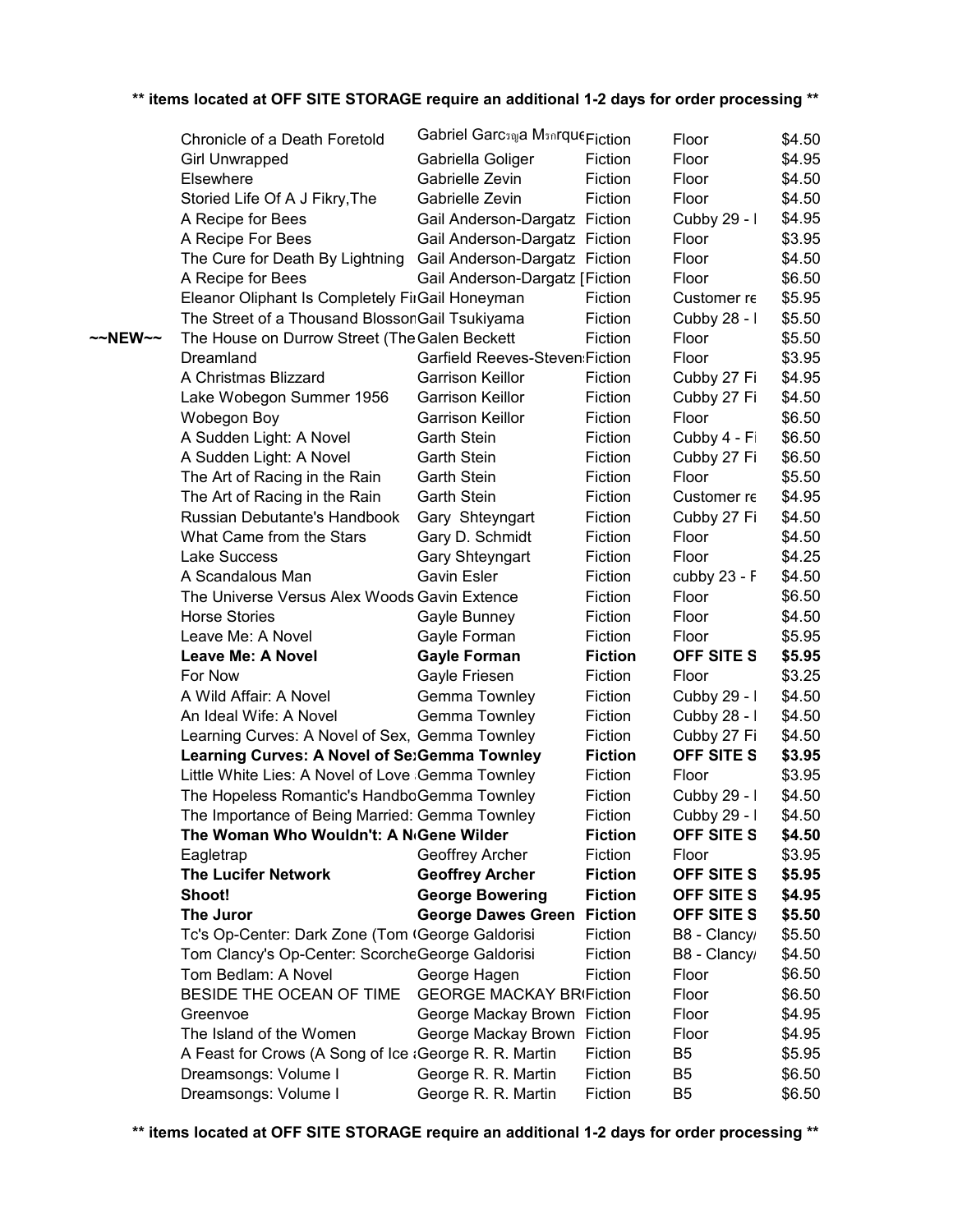**\*\* items located at OFF SITE STORAGE require an additional 1-2 days for order processing \*\***

| | | | | | |
|---|---|---|---|---|---|
| | Chronicle of a Death Foretold | Gabriel Garcฺa Mแrque | Fiction | Floor | $4.50 |
| | Girl Unwrapped | Gabriella Goliger | Fiction | Floor | $4.95 |
| | Elsewhere | Gabrielle Zevin | Fiction | Floor | $4.50 |
| | Storied Life Of A J Fikry,The | Gabrielle Zevin | Fiction | Floor | $4.50 |
| | A Recipe for Bees | Gail Anderson-Dargatz | Fiction | Cubby 29 - I | $4.95 |
| | A Recipe For Bees | Gail Anderson-Dargatz | Fiction | Floor | $3.95 |
| | The Cure for Death By Lightning | Gail Anderson-Dargatz | Fiction | Floor | $4.50 |
| | A Recipe for Bees | Gail Anderson-Dargatz [ | Fiction | Floor | $6.50 |
| | Eleanor Oliphant Is Completely Fi | Gail Honeyman | Fiction | Customer re | $5.95 |
| | The Street of a Thousand Blossom | Gail Tsukiyama | Fiction | Cubby 28 - I | $5.50 |
| ~~NEW~~ | The House on Durrow Street (The | Galen Beckett | Fiction | Floor | $5.50 |
| | Dreamland | Garfield Reeves-Steven | Fiction | Floor | $3.95 |
| | A Christmas Blizzard | Garrison Keillor | Fiction | Cubby 27 Fi | $4.95 |
| | Lake Wobegon Summer 1956 | Garrison Keillor | Fiction | Cubby 27 Fi | $4.50 |
| | Wobegon Boy | Garrison Keillor | Fiction | Floor | $6.50 |
| | A Sudden Light: A Novel | Garth Stein | Fiction | Cubby 4 - Fi | $6.50 |
| | A Sudden Light: A Novel | Garth Stein | Fiction | Cubby 27 Fi | $6.50 |
| | The Art of Racing in the Rain | Garth Stein | Fiction | Floor | $5.50 |
| | The Art of Racing in the Rain | Garth Stein | Fiction | Customer re | $4.95 |
| | Russian Debutante's Handbook | Gary Shteyngart | Fiction | Cubby 27 Fi | $4.50 |
| | What Came from the Stars | Gary D. Schmidt | Fiction | Floor | $4.50 |
| | Lake Success | Gary Shteyngart | Fiction | Floor | $4.25 |
| | A Scandalous Man | Gavin Esler | Fiction | cubby 23 - F | $4.50 |
| | The Universe Versus Alex Woods | Gavin Extence | Fiction | Floor | $6.50 |
| | Horse Stories | Gayle Bunney | Fiction | Floor | $4.50 |
| | Leave Me: A Novel | Gayle Forman | Fiction | Floor | $5.95 |
| | **Leave Me: A Novel** | **Gayle Forman** | **Fiction** | **OFF SITE S** | **$5.95** |
| | For Now | Gayle Friesen | Fiction | Floor | $3.25 |
| | A Wild Affair: A Novel | Gemma Townley | Fiction | Cubby 29 - I | $4.50 |
| | An Ideal Wife: A Novel | Gemma Townley | Fiction | Cubby 28 - I | $4.50 |
| | Learning Curves: A Novel of Sex, | Gemma Townley | Fiction | Cubby 27 Fi | $4.50 |
| | **Learning Curves: A Novel of Se** | **Gemma Townley** | **Fiction** | **OFF SITE S** | **$3.95** |
| | Little White Lies: A Novel of Love | Gemma Townley | Fiction | Floor | $3.95 |
| | The Hopeless Romantic's Handbo | Gemma Townley | Fiction | Cubby 29 - I | $4.50 |
| | The Importance of Being Married: | Gemma Townley | Fiction | Cubby 29 - I | $4.50 |
| | **The Woman Who Wouldn't: A N** | **Gene Wilder** | **Fiction** | **OFF SITE S** | **$4.50** |
| | Eagletrap | Geoffrey Archer | Fiction | Floor | $3.95 |
| | **The Lucifer Network** | **Geoffrey Archer** | **Fiction** | **OFF SITE S** | **$5.95** |
| | **Shoot!** | **George Bowering** | **Fiction** | **OFF SITE S** | **$4.95** |
| | **The Juror** | **George Dawes Green** | **Fiction** | **OFF SITE S** | **$5.50** |
| | Tc's Op-Center: Dark Zone (Tom ( | George Galdorisi | Fiction | B8 - Clancy/ | $5.50 |
| | Tom Clancy's Op-Center: Scorche | George Galdorisi | Fiction | B8 - Clancy/ | $4.50 |
| | Tom Bedlam: A Novel | George Hagen | Fiction | Floor | $6.50 |
| | BESIDE THE OCEAN OF TIME | GEORGE MACKAY BR( | Fiction | Floor | $6.50 |
| | Greenvoe | George Mackay Brown | Fiction | Floor | $4.95 |
| | The Island of the Women | George Mackay Brown | Fiction | Floor | $4.95 |
| | A Feast for Crows (A Song of Ice a | George R. R. Martin | Fiction | B5 | $5.95 |
| | Dreamsongs: Volume I | George R. R. Martin | Fiction | B5 | $6.50 |
| | Dreamsongs: Volume I | George R. R. Martin | Fiction | B5 | $6.50 |

**\*\* items located at OFF SITE STORAGE require an additional 1-2 days for order processing \*\***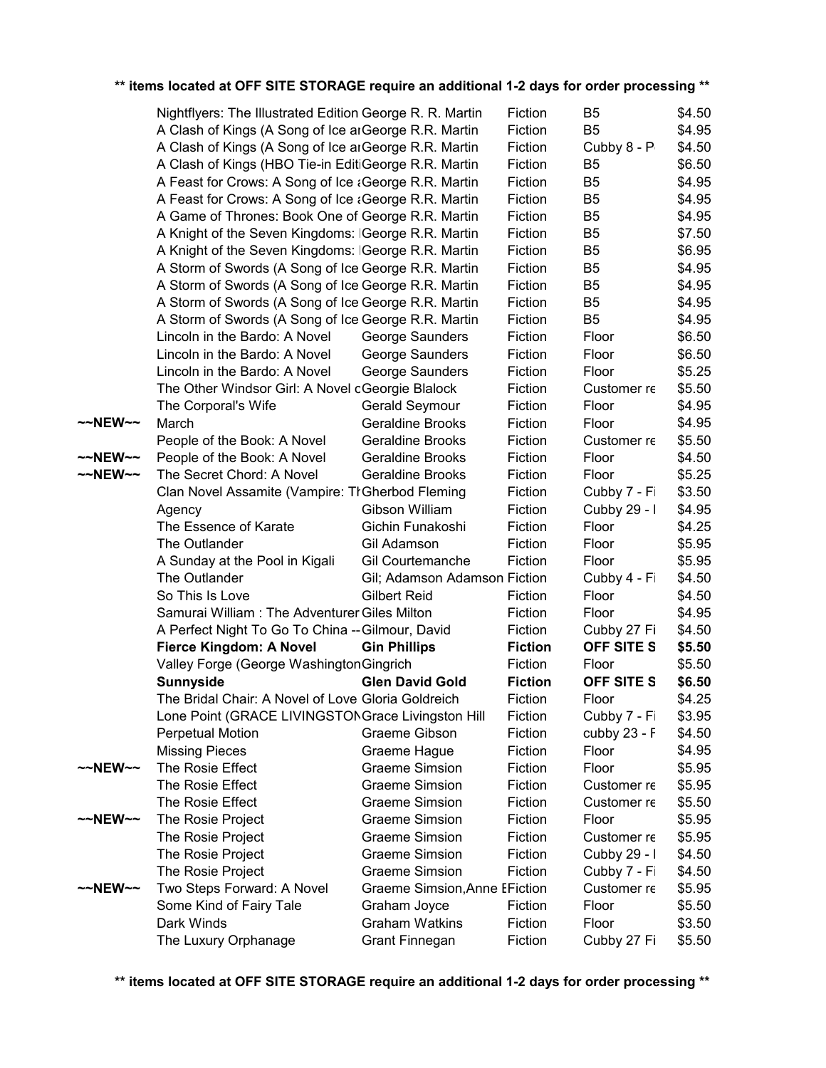** items located at OFF SITE STORAGE require an additional 1-2 days for order processing **

| | | | | | |
|---|---|---|---|---|---|
| | Nightflyers: The Illustrated Edition | George R. R. Martin | Fiction | B5 | $4.50 |
| | A Clash of Kings (A Song of Ice ar | George R.R. Martin | Fiction | B5 | $4.95 |
| | A Clash of Kings (A Song of Ice ar | George R.R. Martin | Fiction | Cubby 8 - P | $4.50 |
| | A Clash of Kings (HBO Tie-in Editi | George R.R. Martin | Fiction | B5 | $6.50 |
| | A Feast for Crows: A Song of Ice a | George R.R. Martin | Fiction | B5 | $4.95 |
| | A Feast for Crows: A Song of Ice a | George R.R. Martin | Fiction | B5 | $4.95 |
| | A Game of Thrones: Book One of | George R.R. Martin | Fiction | B5 | $4.95 |
| | A Knight of the Seven Kingdoms: | George R.R. Martin | Fiction | B5 | $7.50 |
| | A Knight of the Seven Kingdoms: | George R.R. Martin | Fiction | B5 | $6.95 |
| | A Storm of Swords (A Song of Ice | George R.R. Martin | Fiction | B5 | $4.95 |
| | A Storm of Swords (A Song of Ice | George R.R. Martin | Fiction | B5 | $4.95 |
| | A Storm of Swords (A Song of Ice | George R.R. Martin | Fiction | B5 | $4.95 |
| | A Storm of Swords (A Song of Ice | George R.R. Martin | Fiction | B5 | $4.95 |
| | Lincoln in the Bardo: A Novel | George Saunders | Fiction | Floor | $6.50 |
| | Lincoln in the Bardo: A Novel | George Saunders | Fiction | Floor | $6.50 |
| | Lincoln in the Bardo: A Novel | George Saunders | Fiction | Floor | $5.25 |
| | The Other Windsor Girl: A Novel c | Georgie Blalock | Fiction | Customer re | $5.50 |
| | The Corporal's Wife | Gerald Seymour | Fiction | Floor | $4.95 |
| ~~NEW~~ | March | Geraldine Brooks | Fiction | Floor | $4.95 |
| | People of the Book: A Novel | Geraldine Brooks | Fiction | Customer re | $5.50 |
| ~~NEW~~ | People of the Book: A Novel | Geraldine Brooks | Fiction | Floor | $4.50 |
| ~~NEW~~ | The Secret Chord: A Novel | Geraldine Brooks | Fiction | Floor | $5.25 |
| | Clan Novel Assamite (Vampire: Th | Gherbod Fleming | Fiction | Cubby 7 - Fi | $3.50 |
| | Agency | Gibson William | Fiction | Cubby 29 - I | $4.95 |
| | The Essence of Karate | Gichin Funakoshi | Fiction | Floor | $4.25 |
| | The Outlander | Gil Adamson | Fiction | Floor | $5.95 |
| | A Sunday at the Pool in Kigali | Gil Courtemanche | Fiction | Floor | $5.95 |
| | The Outlander | Gil; Adamson Adamson | Fiction | Cubby 4 - Fi | $4.50 |
| | So This Is Love | Gilbert Reid | Fiction | Floor | $4.50 |
| | Samurai William : The Adventurer | Giles Milton | Fiction | Floor | $4.95 |
| | A Perfect Night To Go To China -- | Gilmour, David | Fiction | Cubby 27 Fi | $4.50 |
| | **Fierce Kingdom: A Novel** | **Gin Phillips** | **Fiction** | **OFF SITE S** | **$5.50** |
| | Valley Forge (George Washington | Gingrich | Fiction | Floor | $5.50 |
| | **Sunnyside** | **Glen David Gold** | **Fiction** | **OFF SITE S** | **$6.50** |
| | The Bridal Chair: A Novel of Love | Gloria Goldreich | Fiction | Floor | $4.25 |
| | Lone Point (GRACE LIVINGSTON | Grace Livingston Hill | Fiction | Cubby 7 - Fi | $3.95 |
| | Perpetual Motion | Graeme Gibson | Fiction | cubby 23 - F | $4.50 |
| | Missing Pieces | Graeme Hague | Fiction | Floor | $4.95 |
| ~~NEW~~ | The Rosie Effect | Graeme Simsion | Fiction | Floor | $5.95 |
| | The Rosie Effect | Graeme Simsion | Fiction | Customer re | $5.95 |
| | The Rosie Effect | Graeme Simsion | Fiction | Customer re | $5.50 |
| ~~NEW~~ | The Rosie Project | Graeme Simsion | Fiction | Floor | $5.95 |
| | The Rosie Project | Graeme Simsion | Fiction | Customer re | $5.95 |
| | The Rosie Project | Graeme Simsion | Fiction | Cubby 29 - I | $4.50 |
| | The Rosie Project | Graeme Simsion | Fiction | Cubby 7 - Fi | $4.50 |
| ~~NEW~~ | Two Steps Forward: A Novel | Graeme Simsion,Anne E | Fiction | Customer re | $5.95 |
| | Some Kind of Fairy Tale | Graham Joyce | Fiction | Floor | $5.50 |
| | Dark Winds | Graham Watkins | Fiction | Floor | $3.50 |
| | The Luxury Orphanage | Grant Finnegan | Fiction | Cubby 27 Fi | $5.50 |

** items located at OFF SITE STORAGE require an additional 1-2 days for order processing **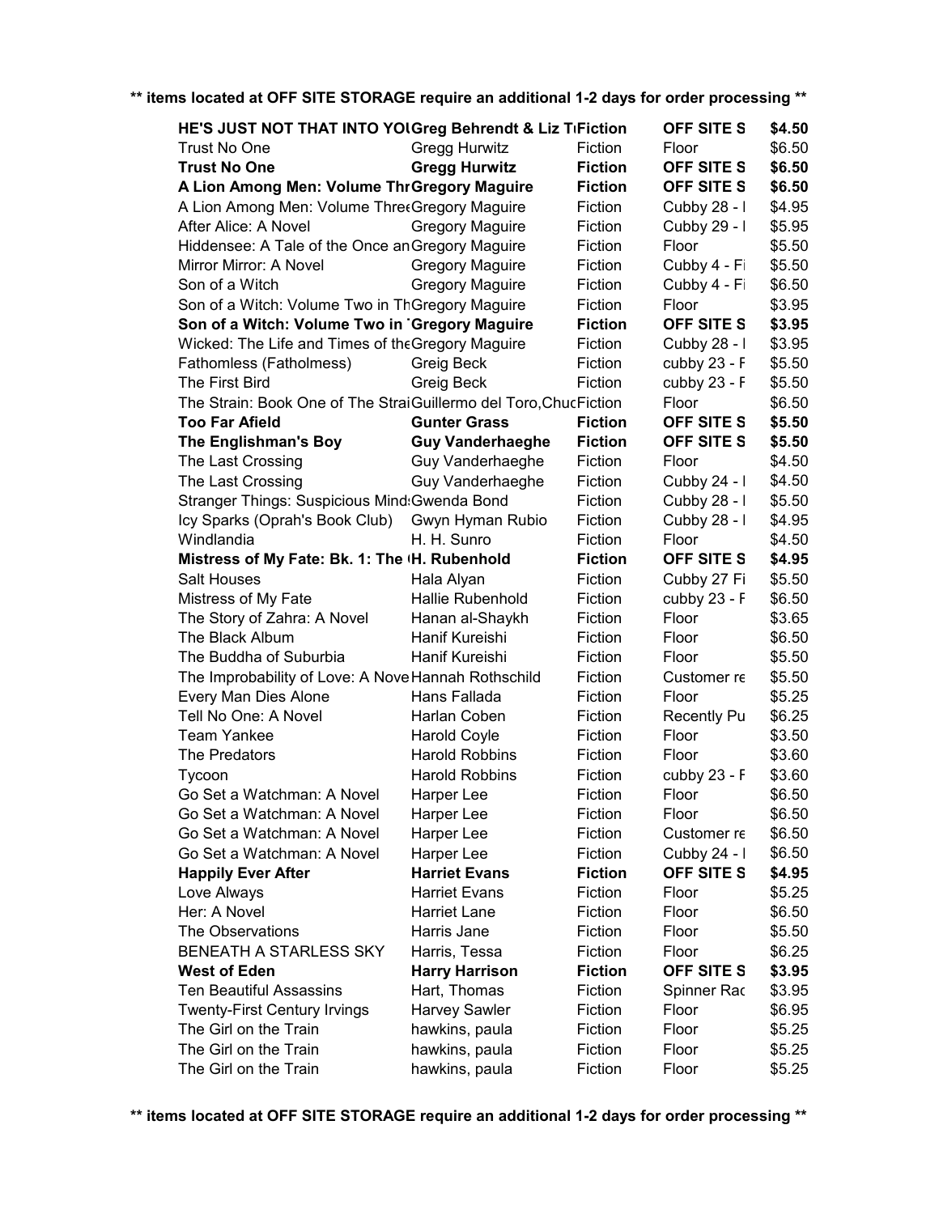** items located at OFF SITE STORAGE require an additional 1-2 days for order processing **

| | | | | |
|---|---|---|---|---|
| **HE'S JUST NOT THAT INTO YOU** | **Greg Behrendt & Liz Tu** | **Fiction** | **OFF SITE S** | **$4.50** |
| Trust No One | Gregg Hurwitz | Fiction | Floor | $6.50 |
| **Trust No One** | **Gregg Hurwitz** | **Fiction** | **OFF SITE S** | **$6.50** |
| **A Lion Among Men: Volume Thr** | **Gregory Maguire** | **Fiction** | **OFF SITE S** | **$6.50** |
| A Lion Among Men: Volume Three | Gregory Maguire | Fiction | Cubby 28 - I | $4.95 |
| After Alice: A Novel | Gregory Maguire | Fiction | Cubby 29 - I | $5.95 |
| Hiddensee: A Tale of the Once an | Gregory Maguire | Fiction | Floor | $5.50 |
| Mirror Mirror: A Novel | Gregory Maguire | Fiction | Cubby 4 - Fi | $5.50 |
| Son of a Witch | Gregory Maguire | Fiction | Cubby 4 - Fi | $6.50 |
| Son of a Witch: Volume Two in Th | Gregory Maguire | Fiction | Floor | $3.95 |
| **Son of a Witch: Volume Two in** | **Gregory Maguire** | **Fiction** | **OFF SITE S** | **$3.95** |
| Wicked: The Life and Times of the | Gregory Maguire | Fiction | Cubby 28 - I | $3.95 |
| Fathomless (Fatholmess) | Greig Beck | Fiction | cubby 23 - F | $5.50 |
| The First Bird | Greig Beck | Fiction | cubby 23 - F | $5.50 |
| The Strain: Book One of The Strai | Guillermo del Toro,Chuc | Fiction | Floor | $6.50 |
| **Too Far Afield** | **Gunter Grass** | **Fiction** | **OFF SITE S** | **$5.50** |
| **The Englishman's Boy** | **Guy Vanderhaeghe** | **Fiction** | **OFF SITE S** | **$5.50** |
| The Last Crossing | Guy Vanderhaeghe | Fiction | Floor | $4.50 |
| The Last Crossing | Guy Vanderhaeghe | Fiction | Cubby 24 - I | $4.50 |
| Stranger Things: Suspicious Minds | Gwenda Bond | Fiction | Cubby 28 - I | $5.50 |
| Icy Sparks (Oprah's Book Club) | Gwyn Hyman Rubio | Fiction | Cubby 28 - I | $4.95 |
| Windlandia | H. H. Sunro | Fiction | Floor | $4.50 |
| **Mistress of My Fate: Bk. 1: The** | **H. Rubenhold** | **Fiction** | **OFF SITE S** | **$4.95** |
| Salt Houses | Hala Alyan | Fiction | Cubby 27 Fi | $5.50 |
| Mistress of My Fate | Hallie Rubenhold | Fiction | cubby 23 - F | $6.50 |
| The Story of Zahra: A Novel | Hanan al-Shaykh | Fiction | Floor | $3.65 |
| The Black Album | Hanif Kureishi | Fiction | Floor | $6.50 |
| The Buddha of Suburbia | Hanif Kureishi | Fiction | Floor | $5.50 |
| The Improbability of Love: A Nove | Hannah Rothschild | Fiction | Customer re | $5.50 |
| Every Man Dies Alone | Hans Fallada | Fiction | Floor | $5.25 |
| Tell No One: A Novel | Harlan Coben | Fiction | Recently Pu | $6.25 |
| Team Yankee | Harold Coyle | Fiction | Floor | $3.50 |
| The Predators | Harold Robbins | Fiction | Floor | $3.60 |
| Tycoon | Harold Robbins | Fiction | cubby 23 - F | $3.60 |
| Go Set a Watchman: A Novel | Harper Lee | Fiction | Floor | $6.50 |
| Go Set a Watchman: A Novel | Harper Lee | Fiction | Floor | $6.50 |
| Go Set a Watchman: A Novel | Harper Lee | Fiction | Customer re | $6.50 |
| Go Set a Watchman: A Novel | Harper Lee | Fiction | Cubby 24 - I | $6.50 |
| **Happily Ever After** | **Harriet Evans** | **Fiction** | **OFF SITE S** | **$4.95** |
| Love Always | Harriet Evans | Fiction | Floor | $5.25 |
| Her: A Novel | Harriet Lane | Fiction | Floor | $6.50 |
| The Observations | Harris Jane | Fiction | Floor | $5.50 |
| BENEATH A STARLESS SKY | Harris, Tessa | Fiction | Floor | $6.25 |
| **West of Eden** | **Harry Harrison** | **Fiction** | **OFF SITE S** | **$3.95** |
| Ten Beautiful Assassins | Hart, Thomas | Fiction | Spinner Rac | $3.95 |
| Twenty-First Century Irvings | Harvey Sawler | Fiction | Floor | $6.95 |
| The Girl on the Train | hawkins, paula | Fiction | Floor | $5.25 |
| The Girl on the Train | hawkins, paula | Fiction | Floor | $5.25 |
| The Girl on the Train | hawkins, paula | Fiction | Floor | $5.25 |

** items located at OFF SITE STORAGE require an additional 1-2 days for order processing **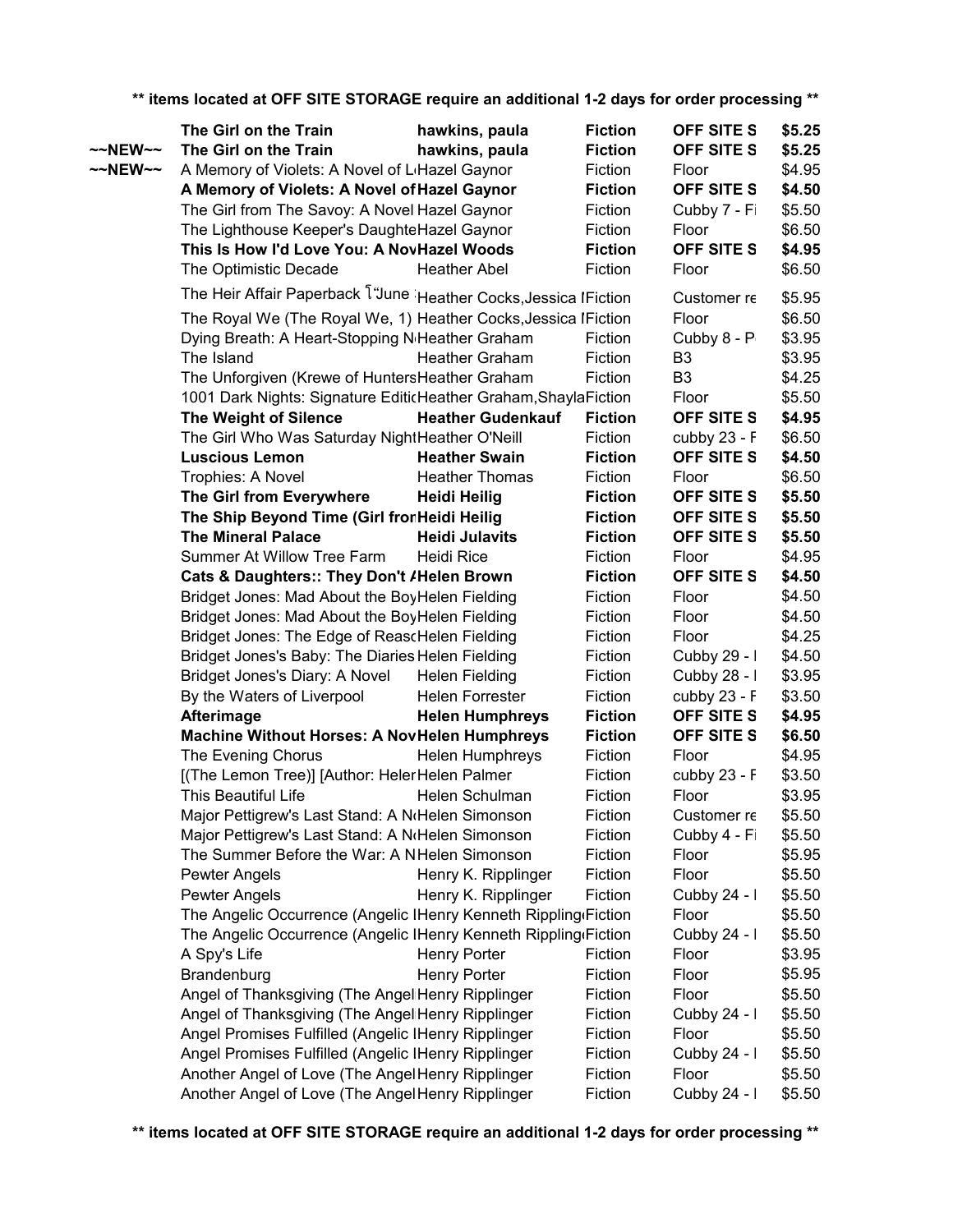**\*\* items located at OFF SITE STORAGE require an additional 1-2 days for order processing \*\***

| | Title | Author | Genre | Location | Price |
|---|---|---|---|---|---|
| | **The Girl on the Train** | **hawkins, paula** | **Fiction** | **OFF SITE S** | **$5.25** |
| **~~NEW~~** | **The Girl on the Train** | **hawkins, paula** | **Fiction** | **OFF SITE S** | **$5.25** |
| **~~NEW~~** | A Memory of Violets: A Novel of L | Hazel Gaynor | Fiction | Floor | $4.95 |
| | **A Memory of Violets: A Novel of** | **Hazel Gaynor** | **Fiction** | **OFF SITE S** | **$4.50** |
| | The Girl from The Savoy: A Novel | Hazel Gaynor | Fiction | Cubby 7 - Fi | $5.50 |
| | The Lighthouse Keeper's Daughte | Hazel Gaynor | Fiction | Floor | $6.50 |
| | **This Is How I'd Love You: A Nov** | **Hazel Woods** | **Fiction** | **OFF SITE S** | **$4.95** |
| | The Optimistic Decade | Heather Abel | Fiction | Floor | $6.50 |
| | The Heir Affair Paperback โ"June | Heather Cocks,Jessica I | Fiction | Customer re | $5.95 |
| | The Royal We (The Royal We, 1) | Heather Cocks,Jessica I | Fiction | Floor | $6.50 |
| | Dying Breath: A Heart-Stopping N | Heather Graham | Fiction | Cubby 8 - P | $3.95 |
| | The Island | Heather Graham | Fiction | B3 | $3.95 |
| | The Unforgiven (Krewe of Hunters | Heather Graham | Fiction | B3 | $4.25 |
| | 1001 Dark Nights: Signature Editi | Heather Graham,Shayla | Fiction | Floor | $5.50 |
| | **The Weight of Silence** | **Heather Gudenkauf** | **Fiction** | **OFF SITE S** | **$4.95** |
| | The Girl Who Was Saturday Night | Heather O'Neill | Fiction | cubby 23 - F | $6.50 |
| | **Luscious Lemon** | **Heather Swain** | **Fiction** | **OFF SITE S** | **$4.50** |
| | Trophies: A Novel | Heather Thomas | Fiction | Floor | $6.50 |
| | **The Girl from Everywhere** | **Heidi Heilig** | **Fiction** | **OFF SITE S** | **$5.50** |
| | **The Ship Beyond Time (Girl fron** | **Heidi Heilig** | **Fiction** | **OFF SITE S** | **$5.50** |
| | **The Mineral Palace** | **Heidi Julavits** | **Fiction** | **OFF SITE S** | **$5.50** |
| | Summer At Willow Tree Farm | Heidi Rice | Fiction | Floor | $4.95 |
| | **Cats & Daughters:: They Don't A** | **Helen Brown** | **Fiction** | **OFF SITE S** | **$4.50** |
| | Bridget Jones: Mad About the Boy | Helen Fielding | Fiction | Floor | $4.50 |
| | Bridget Jones: Mad About the Boy | Helen Fielding | Fiction | Floor | $4.50 |
| | Bridget Jones: The Edge of Reasc | Helen Fielding | Fiction | Floor | $4.25 |
| | Bridget Jones's Baby: The Diaries | Helen Fielding | Fiction | Cubby 29 - I | $4.50 |
| | Bridget Jones's Diary: A Novel | Helen Fielding | Fiction | Cubby 28 - I | $3.95 |
| | By the Waters of Liverpool | Helen Forrester | Fiction | cubby 23 - F | $3.50 |
| | **Afterimage** | **Helen Humphreys** | **Fiction** | **OFF SITE S** | **$4.95** |
| | **Machine Without Horses: A Nov** | **Helen Humphreys** | **Fiction** | **OFF SITE S** | **$6.50** |
| | The Evening Chorus | Helen Humphreys | Fiction | Floor | $4.95 |
| | [(The Lemon Tree)] [Author: Heler | Helen Palmer | Fiction | cubby 23 - F | $3.50 |
| | This Beautiful Life | Helen Schulman | Fiction | Floor | $3.95 |
| | Major Pettigrew's Last Stand: A N | Helen Simonson | Fiction | Customer re | $5.50 |
| | Major Pettigrew's Last Stand: A N | Helen Simonson | Fiction | Cubby 4 - Fi | $5.50 |
| | The Summer Before the War: A N | Helen Simonson | Fiction | Floor | $5.95 |
| | Pewter Angels | Henry K. Ripplinger | Fiction | Floor | $5.50 |
| | Pewter Angels | Henry K. Ripplinger | Fiction | Cubby 24 - I | $5.50 |
| | The Angelic Occurrence (Angelic I | Henry Kenneth Rippling | Fiction | Floor | $5.50 |
| | The Angelic Occurrence (Angelic I | Henry Kenneth Rippling | Fiction | Cubby 24 - I | $5.50 |
| | A Spy's Life | Henry Porter | Fiction | Floor | $3.95 |
| | Brandenburg | Henry Porter | Fiction | Floor | $5.95 |
| | Angel of Thanksgiving (The Angel | Henry Ripplinger | Fiction | Floor | $5.50 |
| | Angel of Thanksgiving (The Angel | Henry Ripplinger | Fiction | Cubby 24 - I | $5.50 |
| | Angel Promises Fulfilled (Angelic I | Henry Ripplinger | Fiction | Floor | $5.50 |
| | Angel Promises Fulfilled (Angelic I | Henry Ripplinger | Fiction | Cubby 24 - I | $5.50 |
| | Another Angel of Love (The Angel | Henry Ripplinger | Fiction | Floor | $5.50 |
| | Another Angel of Love (The Angel | Henry Ripplinger | Fiction | Cubby 24 - I | $5.50 |

**\*\* items located at OFF SITE STORAGE require an additional 1-2 days for order processing \*\***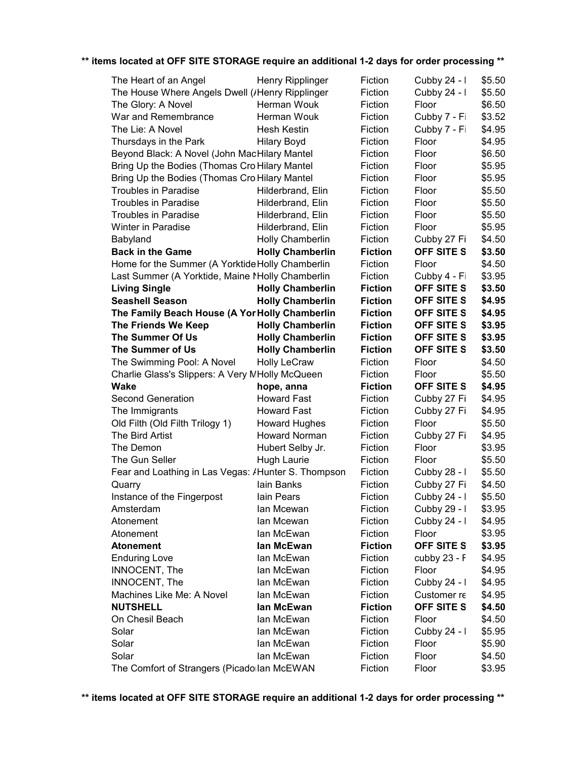**** items located at OFF SITE STORAGE require an additional 1-2 days for order processing ****

| | | | | |
|---|---|---|---|---|
| The Heart of an Angel | Henry Ripplinger | Fiction | Cubby 24 - I | $5.50 |
| The House Where Angels Dwell (/ | Henry Ripplinger | Fiction | Cubby 24 - I | $5.50 |
| The Glory: A Novel | Herman Wouk | Fiction | Floor | $6.50 |
| War and Remembrance | Herman Wouk | Fiction | Cubby 7 - Fi | $3.52 |
| The Lie: A Novel | Hesh Kestin | Fiction | Cubby 7 - Fi | $4.95 |
| Thursdays in the Park | Hilary Boyd | Fiction | Floor | $4.95 |
| Beyond Black: A Novel (John Mac | Hilary Mantel | Fiction | Floor | $6.50 |
| Bring Up the Bodies (Thomas Cro | Hilary Mantel | Fiction | Floor | $5.95 |
| Bring Up the Bodies (Thomas Cro | Hilary Mantel | Fiction | Floor | $5.95 |
| Troubles in Paradise | Hilderbrand, Elin | Fiction | Floor | $5.50 |
| Troubles in Paradise | Hilderbrand, Elin | Fiction | Floor | $5.50 |
| Troubles in Paradise | Hilderbrand, Elin | Fiction | Floor | $5.50 |
| Winter in Paradise | Hilderbrand, Elin | Fiction | Floor | $5.95 |
| Babyland | Holly Chamberlin | Fiction | Cubby 27 Fi | $4.50 |
| **Back in the Game** | **Holly Chamberlin** | **Fiction** | **OFF SITE S** | **$3.50** |
| Home for the Summer (A Yorktide | Holly Chamberlin | Fiction | Floor | $4.50 |
| Last Summer (A Yorktide, Maine I | Holly Chamberlin | Fiction | Cubby 4 - Fi | $3.95 |
| **Living Single** | **Holly Chamberlin** | **Fiction** | **OFF SITE S** | **$3.50** |
| **Seashell Season** | **Holly Chamberlin** | **Fiction** | **OFF SITE S** | **$4.95** |
| **The Family Beach House (A Yor** | **Holly Chamberlin** | **Fiction** | **OFF SITE S** | **$4.95** |
| **The Friends We Keep** | **Holly Chamberlin** | **Fiction** | **OFF SITE S** | **$3.95** |
| **The Summer Of Us** | **Holly Chamberlin** | **Fiction** | **OFF SITE S** | **$3.95** |
| **The Summer of Us** | **Holly Chamberlin** | **Fiction** | **OFF SITE S** | **$3.50** |
| The Swimming Pool: A Novel | Holly LeCraw | Fiction | Floor | $4.50 |
| Charlie Glass's Slippers: A Very M | Holly McQueen | Fiction | Floor | $5.50 |
| **Wake** | **hope, anna** | **Fiction** | **OFF SITE S** | **$4.95** |
| Second Generation | Howard Fast | Fiction | Cubby 27 Fi | $4.95 |
| The Immigrants | Howard Fast | Fiction | Cubby 27 Fi | $4.95 |
| Old Filth (Old Filth Trilogy 1) | Howard Hughes | Fiction | Floor | $5.50 |
| The Bird Artist | Howard Norman | Fiction | Cubby 27 Fi | $4.95 |
| The Demon | Hubert Selby Jr. | Fiction | Floor | $3.95 |
| The Gun Seller | Hugh Laurie | Fiction | Floor | $5.50 |
| Fear and Loathing in Las Vegas: / | Hunter S. Thompson | Fiction | Cubby 28 - I | $5.50 |
| Quarry | Iain Banks | Fiction | Cubby 27 Fi | $4.50 |
| Instance of the Fingerpost | Iain Pears | Fiction | Cubby 24 - I | $5.50 |
| Amsterdam | Ian Mcewan | Fiction | Cubby 29 - I | $3.95 |
| Atonement | Ian Mcewan | Fiction | Cubby 24 - I | $4.95 |
| Atonement | Ian McEwan | Fiction | Floor | $3.95 |
| **Atonement** | **Ian McEwan** | **Fiction** | **OFF SITE S** | **$3.95** |
| Enduring Love | Ian McEwan | Fiction | cubby 23 - F | $4.95 |
| INNOCENT, The | Ian McEwan | Fiction | Floor | $4.95 |
| INNOCENT, The | Ian McEwan | Fiction | Cubby 24 - I | $4.95 |
| Machines Like Me: A Novel | Ian McEwan | Fiction | Customer re | $4.95 |
| **NUTSHELL** | **Ian McEwan** | **Fiction** | **OFF SITE S** | **$4.50** |
| On Chesil Beach | Ian McEwan | Fiction | Floor | $4.50 |
| Solar | Ian McEwan | Fiction | Cubby 24 - I | $5.95 |
| Solar | Ian McEwan | Fiction | Floor | $5.90 |
| Solar | Ian McEwan | Fiction | Floor | $4.50 |
| The Comfort of Strangers (Picado | Ian McEWAN | Fiction | Floor | $3.95 |

**** items located at OFF SITE STORAGE require an additional 1-2 days for order processing ****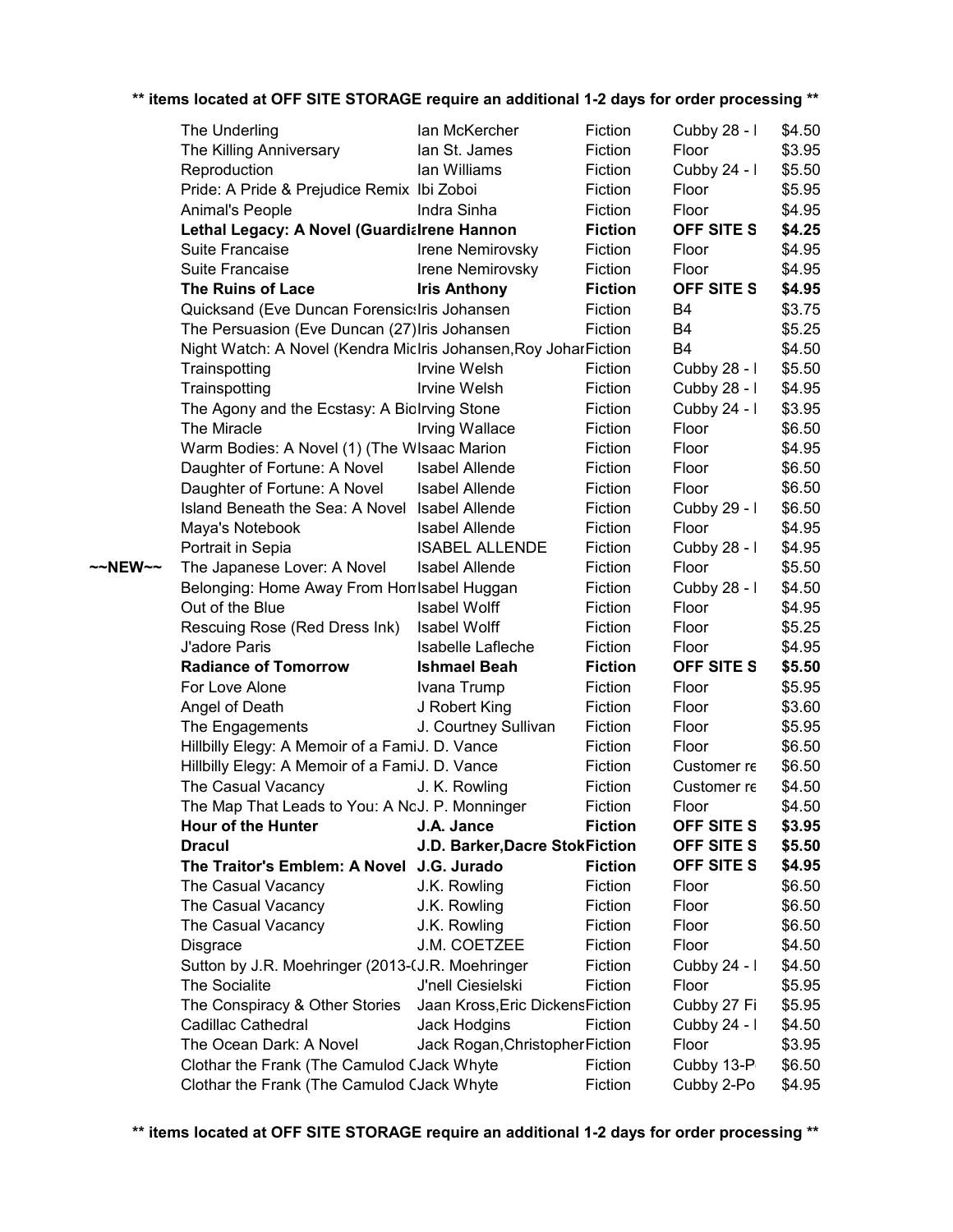** items located at OFF SITE STORAGE require an additional 1-2 days for order processing **

| | Title | Author | Category | Location | Price |
|---|---|---|---|---|---|
| | The Underling | Ian McKercher | Fiction | Cubby 28 - I | $4.50 |
| | The Killing Anniversary | Ian St. James | Fiction | Floor | $3.95 |
| | Reproduction | Ian Williams | Fiction | Cubby 24 - I | $5.50 |
| | Pride: A Pride & Prejudice Remix | Ibi Zoboi | Fiction | Floor | $5.95 |
| | Animal's People | Indra Sinha | Fiction | Floor | $4.95 |
| | **Lethal Legacy: A Novel (Guardia** | **Irene Hannon** | **Fiction** | **OFF SITE S** | **$4.25** |
| | Suite Francaise | Irene Nemirovsky | Fiction | Floor | $4.95 |
| | Suite Francaise | Irene Nemirovsky | Fiction | Floor | $4.95 |
| | **The Ruins of Lace** | **Iris Anthony** | **Fiction** | **OFF SITE S** | **$4.95** |
| | Quicksand (Eve Duncan Forensic | Iris Johansen | Fiction | B4 | $3.75 |
| | The Persuasion (Eve Duncan (27) | Iris Johansen | Fiction | B4 | $5.25 |
| | Night Watch: A Novel (Kendra Mic | Iris Johansen,Roy Johar | Fiction | B4 | $4.50 |
| | Trainspotting | Irvine Welsh | Fiction | Cubby 28 - I | $5.50 |
| | Trainspotting | Irvine Welsh | Fiction | Cubby 28 - I | $4.95 |
| | The Agony and the Ecstasy: A Bio | Irving Stone | Fiction | Cubby 24 - I | $3.95 |
| | The Miracle | Irving Wallace | Fiction | Floor | $6.50 |
| | Warm Bodies: A Novel (1) (The W | Isaac Marion | Fiction | Floor | $4.95 |
| | Daughter of Fortune: A Novel | Isabel Allende | Fiction | Floor | $6.50 |
| | Daughter of Fortune: A Novel | Isabel Allende | Fiction | Floor | $6.50 |
| | Island Beneath the Sea: A Novel | Isabel Allende | Fiction | Cubby 29 - I | $6.50 |
| | Maya's Notebook | Isabel Allende | Fiction | Floor | $4.95 |
| | Portrait in Sepia | ISABEL ALLENDE | Fiction | Cubby 28 - I | $4.95 |
| ~~NEW~~ | The Japanese Lover: A Novel | Isabel Allende | Fiction | Floor | $5.50 |
| | Belonging: Home Away From Hon | Isabel Huggan | Fiction | Cubby 28 - I | $4.50 |
| | Out of the Blue | Isabel Wolff | Fiction | Floor | $4.95 |
| | Rescuing Rose (Red Dress Ink) | Isabel Wolff | Fiction | Floor | $5.25 |
| | J'adore Paris | Isabelle Lafleche | Fiction | Floor | $4.95 |
| | **Radiance of Tomorrow** | **Ishmael Beah** | **Fiction** | **OFF SITE S** | **$5.50** |
| | For Love Alone | Ivana Trump | Fiction | Floor | $5.95 |
| | Angel of Death | J Robert King | Fiction | Floor | $3.60 |
| | The Engagements | J. Courtney Sullivan | Fiction | Floor | $5.95 |
| | Hillbilly Elegy: A Memoir of a Fami | J. D. Vance | Fiction | Floor | $6.50 |
| | Hillbilly Elegy: A Memoir of a Fami | J. D. Vance | Fiction | Customer re | $6.50 |
| | The Casual Vacancy | J. K. Rowling | Fiction | Customer re | $4.50 |
| | The Map That Leads to You: A No | J. P. Monninger | Fiction | Floor | $4.50 |
| | **Hour of the Hunter** | **J.A. Jance** | **Fiction** | **OFF SITE S** | **$3.95** |
| | **Dracul** | **J.D. Barker,Dacre Stok** | **Fiction** | **OFF SITE S** | **$5.50** |
| | **The Traitor's Emblem: A Novel** | **J.G. Jurado** | **Fiction** | **OFF SITE S** | **$4.95** |
| | The Casual Vacancy | J.K. Rowling | Fiction | Floor | $6.50 |
| | The Casual Vacancy | J.K. Rowling | Fiction | Floor | $6.50 |
| | The Casual Vacancy | J.K. Rowling | Fiction | Floor | $6.50 |
| | Disgrace | J.M. COETZEE | Fiction | Floor | $4.50 |
| | Sutton by J.R. Moehringer (2013-( | J.R. Moehringer | Fiction | Cubby 24 - I | $4.50 |
| | The Socialite | J'nell Ciesielski | Fiction | Floor | $5.95 |
| | The Conspiracy & Other Stories | Jaan Kross,Eric Dickens | Fiction | Cubby 27 Fi | $5.95 |
| | Cadillac Cathedral | Jack Hodgins | Fiction | Cubby 24 - I | $4.50 |
| | The Ocean Dark: A Novel | Jack Rogan,Christopher | Fiction | Floor | $3.95 |
| | Clothar the Frank (The Camulod C | Jack Whyte | Fiction | Cubby 13-P | $6.50 |
| | Clothar the Frank (The Camulod C | Jack Whyte | Fiction | Cubby 2-Po | $4.95 |

** items located at OFF SITE STORAGE require an additional 1-2 days for order processing **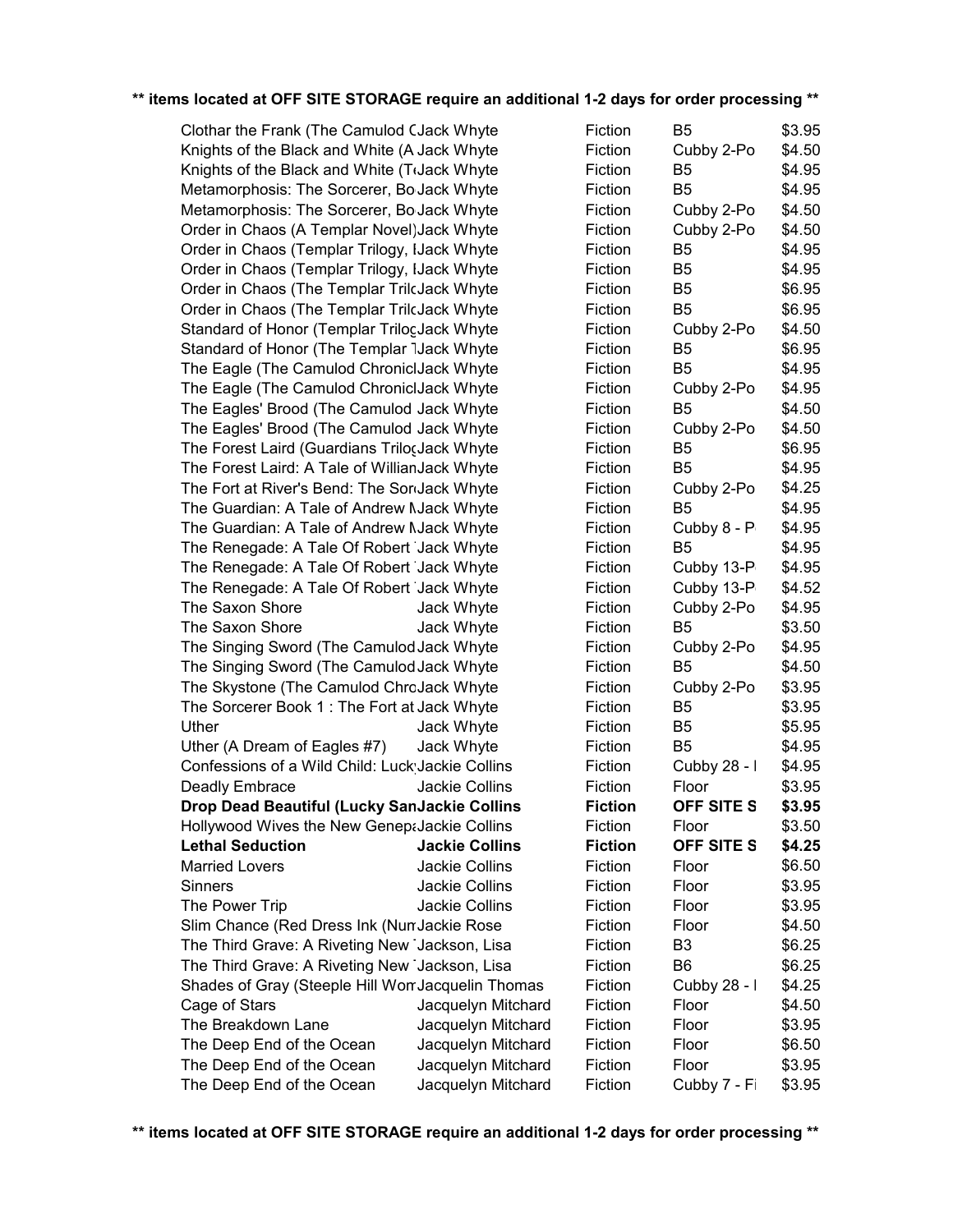**\*\* items located at OFF SITE STORAGE require an additional 1-2 days for order processing \*\***

| | | | | |
|---|---|---|---|---|
| Clothar the Frank (The Camulod C | Jack Whyte | Fiction | B5 | $3.95 |
| Knights of the Black and White (A | Jack Whyte | Fiction | Cubby 2-Po | $4.50 |
| Knights of the Black and White (T | Jack Whyte | Fiction | B5 | $4.95 |
| Metamorphosis: The Sorcerer, Bo | Jack Whyte | Fiction | B5 | $4.95 |
| Metamorphosis: The Sorcerer, Bo | Jack Whyte | Fiction | Cubby 2-Po | $4.50 |
| Order in Chaos (A Templar Novel) | Jack Whyte | Fiction | Cubby 2-Po | $4.50 |
| Order in Chaos (Templar Trilogy, I | Jack Whyte | Fiction | B5 | $4.95 |
| Order in Chaos (Templar Trilogy, I | Jack Whyte | Fiction | B5 | $4.95 |
| Order in Chaos (The Templar Trilo | Jack Whyte | Fiction | B5 | $6.95 |
| Order in Chaos (The Templar Trilo | Jack Whyte | Fiction | B5 | $6.95 |
| Standard of Honor (Templar Trilog | Jack Whyte | Fiction | Cubby 2-Po | $4.50 |
| Standard of Honor (The Templar T | Jack Whyte | Fiction | B5 | $6.95 |
| The Eagle (The Camulod Chronicl | Jack Whyte | Fiction | B5 | $4.95 |
| The Eagle (The Camulod Chronicl | Jack Whyte | Fiction | Cubby 2-Po | $4.95 |
| The Eagles' Brood (The Camulod | Jack Whyte | Fiction | B5 | $4.50 |
| The Eagles' Brood (The Camulod | Jack Whyte | Fiction | Cubby 2-Po | $4.50 |
| The Forest Laird (Guardians Trilog | Jack Whyte | Fiction | B5 | $6.95 |
| The Forest Laird: A Tale of Willian | Jack Whyte | Fiction | B5 | $4.95 |
| The Fort at River's Bend: The Sor | Jack Whyte | Fiction | Cubby 2-Po | $4.25 |
| The Guardian: A Tale of Andrew M | Jack Whyte | Fiction | B5 | $4.95 |
| The Guardian: A Tale of Andrew M | Jack Whyte | Fiction | Cubby 8 - P | $4.95 |
| The Renegade: A Tale Of Robert | Jack Whyte | Fiction | B5 | $4.95 |
| The Renegade: A Tale Of Robert | Jack Whyte | Fiction | Cubby 13-P | $4.95 |
| The Renegade: A Tale Of Robert | Jack Whyte | Fiction | Cubby 13-P | $4.52 |
| The Saxon Shore | Jack Whyte | Fiction | Cubby 2-Po | $4.95 |
| The Saxon Shore | Jack Whyte | Fiction | B5 | $3.50 |
| The Singing Sword (The Camulod | Jack Whyte | Fiction | Cubby 2-Po | $4.95 |
| The Singing Sword (The Camulod | Jack Whyte | Fiction | B5 | $4.50 |
| The Skystone (The Camulod Chro | Jack Whyte | Fiction | Cubby 2-Po | $3.95 |
| The Sorcerer Book 1 : The Fort at | Jack Whyte | Fiction | B5 | $3.95 |
| Uther | Jack Whyte | Fiction | B5 | $5.95 |
| Uther (A Dream of Eagles #7) | Jack Whyte | Fiction | B5 | $4.95 |
| Confessions of a Wild Child: Luck | Jackie Collins | Fiction | Cubby 28 - I | $4.95 |
| Deadly Embrace | Jackie Collins | Fiction | Floor | $3.95 |
| **Drop Dead Beautiful (Lucky San** | **Jackie Collins** | **Fiction** | **OFF SITE S** | **$3.95** |
| Hollywood Wives the New Genera | Jackie Collins | Fiction | Floor | $3.50 |
| **Lethal Seduction** | **Jackie Collins** | **Fiction** | **OFF SITE S** | **$4.25** |
| Married Lovers | Jackie Collins | Fiction | Floor | $6.50 |
| Sinners | Jackie Collins | Fiction | Floor | $3.95 |
| The Power Trip | Jackie Collins | Fiction | Floor | $3.95 |
| Slim Chance (Red Dress Ink (Num | Jackie Rose | Fiction | Floor | $4.50 |
| The Third Grave: A Riveting New | Jackson, Lisa | Fiction | B3 | $6.25 |
| The Third Grave: A Riveting New | Jackson, Lisa | Fiction | B6 | $6.25 |
| Shades of Gray (Steeple Hill Wom | Jacquelin Thomas | Fiction | Cubby 28 - I | $4.25 |
| Cage of Stars | Jacquelyn Mitchard | Fiction | Floor | $4.50 |
| The Breakdown Lane | Jacquelyn Mitchard | Fiction | Floor | $3.95 |
| The Deep End of the Ocean | Jacquelyn Mitchard | Fiction | Floor | $6.50 |
| The Deep End of the Ocean | Jacquelyn Mitchard | Fiction | Floor | $3.95 |
| The Deep End of the Ocean | Jacquelyn Mitchard | Fiction | Cubby 7 - Fi | $3.95 |

**\*\* items located at OFF SITE STORAGE require an additional 1-2 days for order processing \*\***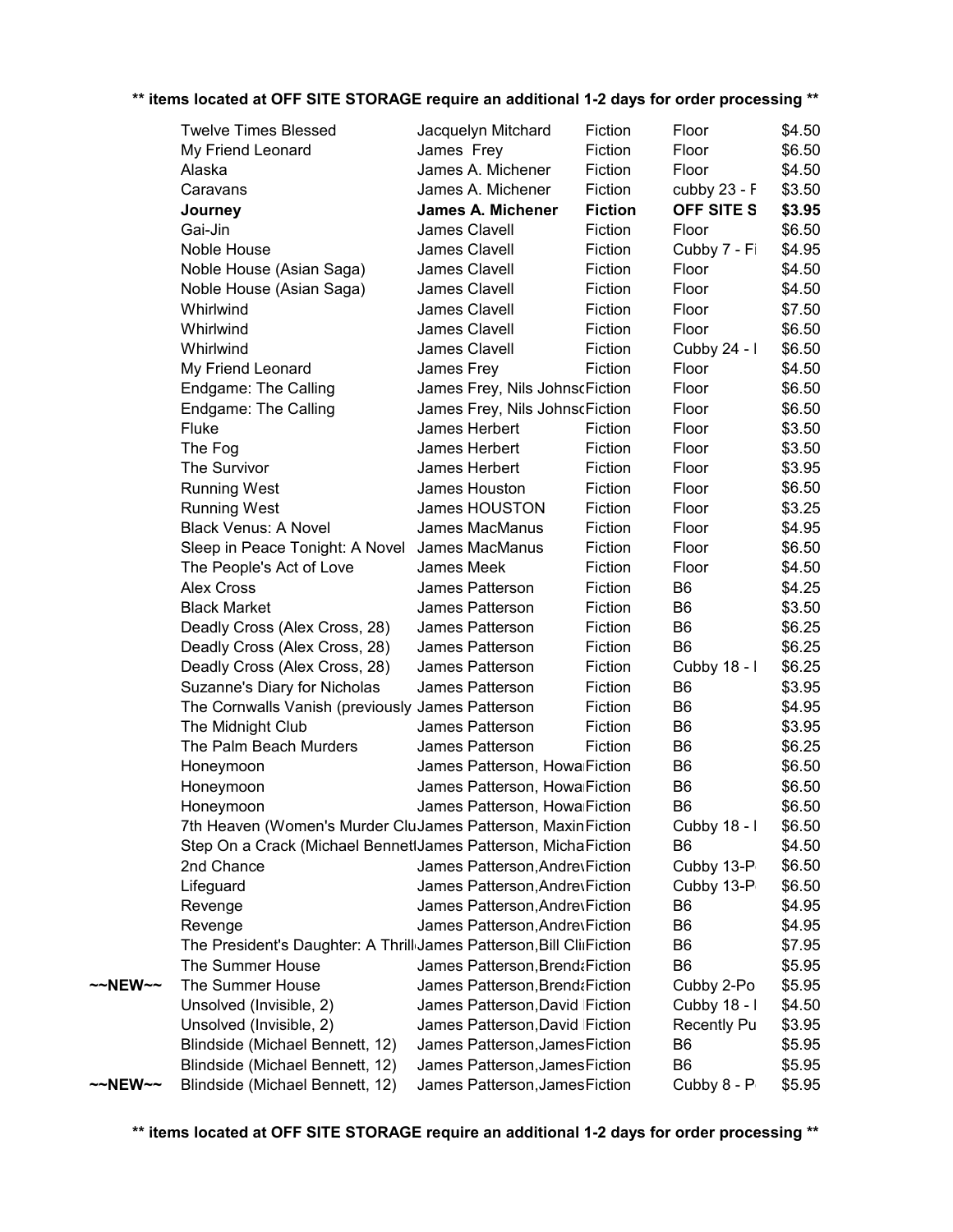**\*\* items located at OFF SITE STORAGE require an additional 1-2 days for order processing \*\***

| | Title | Author | Genre | Location | Price |
|---|---|---|---|---|---|
| | Twelve Times Blessed | Jacquelyn Mitchard | Fiction | Floor | $4.50 |
| | My Friend Leonard | James Frey | Fiction | Floor | $6.50 |
| | Alaska | James A. Michener | Fiction | Floor | $4.50 |
| | Caravans | James A. Michener | Fiction | cubby 23 - F | $3.50 |
| | **Journey** | **James A. Michener** | **Fiction** | **OFF SITE S** | **$3.95** |
| | Gai-Jin | James Clavell | Fiction | Floor | $6.50 |
| | Noble House | James Clavell | Fiction | Cubby 7 - Fi | $4.95 |
| | Noble House (Asian Saga) | James Clavell | Fiction | Floor | $4.50 |
| | Noble House (Asian Saga) | James Clavell | Fiction | Floor | $4.50 |
| | Whirlwind | James Clavell | Fiction | Floor | $7.50 |
| | Whirlwind | James Clavell | Fiction | Floor | $6.50 |
| | Whirlwind | James Clavell | Fiction | Cubby 24 - I | $6.50 |
| | My Friend Leonard | James Frey | Fiction | Floor | $4.50 |
| | Endgame: The Calling | James Frey, Nils Johnsc | Fiction | Floor | $6.50 |
| | Endgame: The Calling | James Frey, Nils Johnsc | Fiction | Floor | $6.50 |
| | Fluke | James Herbert | Fiction | Floor | $3.50 |
| | The Fog | James Herbert | Fiction | Floor | $3.50 |
| | The Survivor | James Herbert | Fiction | Floor | $3.95 |
| | Running West | James Houston | Fiction | Floor | $6.50 |
| | Running West | James HOUSTON | Fiction | Floor | $3.25 |
| | Black Venus: A Novel | James MacManus | Fiction | Floor | $4.95 |
| | Sleep in Peace Tonight: A Novel | James MacManus | Fiction | Floor | $6.50 |
| | The People's Act of Love | James Meek | Fiction | Floor | $4.50 |
| | Alex Cross | James Patterson | Fiction | B6 | $4.25 |
| | Black Market | James Patterson | Fiction | B6 | $3.50 |
| | Deadly Cross (Alex Cross, 28) | James Patterson | Fiction | B6 | $6.25 |
| | Deadly Cross (Alex Cross, 28) | James Patterson | Fiction | B6 | $6.25 |
| | Deadly Cross (Alex Cross, 28) | James Patterson | Fiction | Cubby 18 - I | $6.25 |
| | Suzanne's Diary for Nicholas | James Patterson | Fiction | B6 | $3.95 |
| | The Cornwalls Vanish (previously | James Patterson | Fiction | B6 | $4.95 |
| | The Midnight Club | James Patterson | Fiction | B6 | $3.95 |
| | The Palm Beach Murders | James Patterson | Fiction | B6 | $6.25 |
| | Honeymoon | James Patterson, Howa | Fiction | B6 | $6.50 |
| | Honeymoon | James Patterson, Howa | Fiction | B6 | $6.50 |
| | Honeymoon | James Patterson, Howa | Fiction | B6 | $6.50 |
| | 7th Heaven (Women's Murder Clu | James Patterson, Maxin | Fiction | Cubby 18 - I | $6.50 |
| | Step On a Crack (Michael Bennet | James Patterson, Micha | Fiction | B6 | $4.50 |
| | 2nd Chance | James Patterson,Andre | Fiction | Cubby 13-P | $6.50 |
| | Lifeguard | James Patterson,Andre | Fiction | Cubby 13-P | $6.50 |
| | Revenge | James Patterson,Andre | Fiction | B6 | $4.95 |
| | Revenge | James Patterson,Andre | Fiction | B6 | $4.95 |
| | The President's Daughter: A Thrill | James Patterson,Bill Cli | Fiction | B6 | $7.95 |
| | The Summer House | James Patterson,Brenda | Fiction | B6 | $5.95 |
| ~~NEW~~ | The Summer House | James Patterson,Brenda | Fiction | Cubby 2-Po | $5.95 |
| | Unsolved (Invisible, 2) | James Patterson,David | Fiction | Cubby 18 - I | $4.50 |
| | Unsolved (Invisible, 2) | James Patterson,David | Fiction | Recently Pu | $3.95 |
| | Blindside (Michael Bennett, 12) | James Patterson,James | Fiction | B6 | $5.95 |
| | Blindside (Michael Bennett, 12) | James Patterson,James | Fiction | B6 | $5.95 |
| ~~NEW~~ | Blindside (Michael Bennett, 12) | James Patterson,James | Fiction | Cubby 8 - P | $5.95 |

**\*\* items located at OFF SITE STORAGE require an additional 1-2 days for order processing \*\***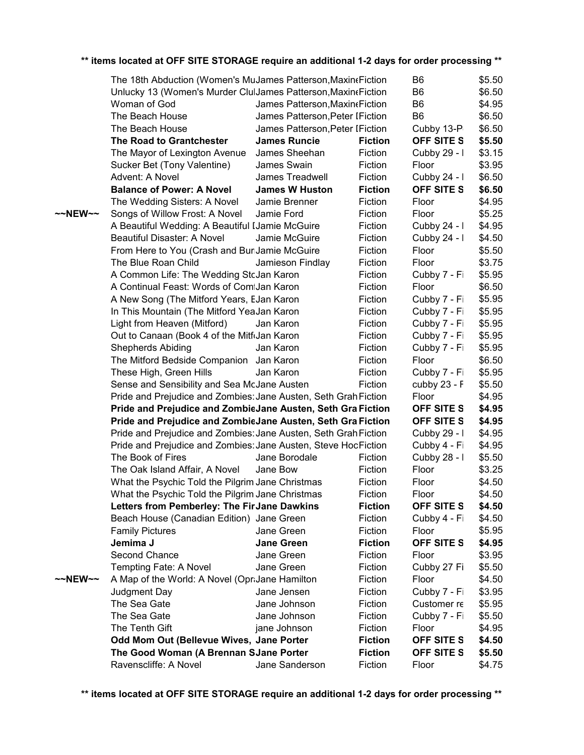**\*\* items located at OFF SITE STORAGE require an additional 1-2 days for order processing \*\***

| | Title | Author | Category | Location | Price |
|---|---|---|---|---|---|
| | The 18th Abduction (Women's Mu | James Patterson,Maxine | Fiction | B6 | $5.50 |
| | Unlucky 13 (Women's Murder Clu | James Patterson,Maxine | Fiction | B6 | $6.50 |
| | Woman of God | James Patterson,Maxine | Fiction | B6 | $4.95 |
| | The Beach House | James Patterson,Peter [ | Fiction | B6 | $6.50 |
| | The Beach House | James Patterson,Peter [ | Fiction | Cubby 13-P | $6.50 |
| | **The Road to Grantchester** | **James Runcie** | **Fiction** | **OFF SITE S** | **$5.50** |
| | The Mayor of Lexington Avenue | James Sheehan | Fiction | Cubby 29 - I | $3.15 |
| | Sucker Bet (Tony Valentine) | James Swain | Fiction | Floor | $3.95 |
| | Advent: A Novel | James Treadwell | Fiction | Cubby 24 - I | $6.50 |
| | **Balance of Power: A Novel** | **James W Huston** | **Fiction** | **OFF SITE S** | **$6.50** |
| | The Wedding Sisters: A Novel | Jamie Brenner | Fiction | Floor | $4.95 |
| ~~NEW~~ | Songs of Willow Frost: A Novel | Jamie Ford | Fiction | Floor | $5.25 |
| | A Beautiful Wedding: A Beautiful [ | Jamie McGuire | Fiction | Cubby 24 - I | $4.95 |
| | Beautiful Disaster: A Novel | Jamie McGuire | Fiction | Cubby 24 - I | $4.50 |
| | From Here to You (Crash and Bur | Jamie McGuire | Fiction | Floor | $5.50 |
| | The Blue Roan Child | Jamieson Findlay | Fiction | Floor | $3.75 |
| | A Common Life: The Wedding Sto | Jan Karon | Fiction | Cubby 7 - Fi | $5.95 |
| | A Continual Feast: Words of Com | Jan Karon | Fiction | Floor | $6.50 |
| | A New Song (The Mitford Years, E | Jan Karon | Fiction | Cubby 7 - Fi | $5.95 |
| | In This Mountain (The Mitford Yea | Jan Karon | Fiction | Cubby 7 - Fi | $5.95 |
| | Light from Heaven (Mitford) | Jan Karon | Fiction | Cubby 7 - Fi | $5.95 |
| | Out to Canaan (Book 4 of the Mitf | Jan Karon | Fiction | Cubby 7 - Fi | $5.95 |
| | Shepherds Abiding | Jan Karon | Fiction | Cubby 7 - Fi | $5.95 |
| | The Mitford Bedside Companion | Jan Karon | Fiction | Floor | $6.50 |
| | These High, Green Hills | Jan Karon | Fiction | Cubby 7 - Fi | $5.95 |
| | Sense and Sensibility and Sea Mc | Jane Austen | Fiction | cubby 23 - F | $5.50 |
| | Pride and Prejudice and Zombies: | Jane Austen, Seth Grah | Fiction | Floor | $4.95 |
| | **Pride and Prejudice and Zombie** | **Jane Austen, Seth Gra** | **Fiction** | **OFF SITE S** | **$4.95** |
| | **Pride and Prejudice and Zombie** | **Jane Austen, Seth Gra** | **Fiction** | **OFF SITE S** | **$4.95** |
| | Pride and Prejudice and Zombies: | Jane Austen, Seth Grah | Fiction | Cubby 29 - I | $4.95 |
| | Pride and Prejudice and Zombies: | Jane Austen, Steve Hoc | Fiction | Cubby 4 - Fi | $4.95 |
| | The Book of Fires | Jane Borodale | Fiction | Cubby 28 - I | $5.50 |
| | The Oak Island Affair, A Novel | Jane Bow | Fiction | Floor | $3.25 |
| | What the Psychic Told the Pilgrim | Jane Christmas | Fiction | Floor | $4.50 |
| | What the Psychic Told the Pilgrim | Jane Christmas | Fiction | Floor | $4.50 |
| | **Letters from Pemberley: The Fir** | **Jane Dawkins** | **Fiction** | **OFF SITE S** | **$4.50** |
| | Beach House (Canadian Edition) | Jane Green | Fiction | Cubby 4 - Fi | $4.50 |
| | Family Pictures | Jane Green | Fiction | Floor | $5.95 |
| | **Jemima J** | **Jane Green** | **Fiction** | **OFF SITE S** | **$4.95** |
| | Second Chance | Jane Green | Fiction | Floor | $3.95 |
| | Tempting Fate: A Novel | Jane Green | Fiction | Cubby 27 Fi | $5.50 |
| ~~NEW~~ | A Map of the World: A Novel (Opr | Jane Hamilton | Fiction | Floor | $4.50 |
| | Judgment Day | Jane Jensen | Fiction | Cubby 7 - Fi | $3.95 |
| | The Sea Gate | Jane Johnson | Fiction | Customer re | $5.95 |
| | The Sea Gate | Jane Johnson | Fiction | Cubby 7 - Fi | $5.50 |
| | The Tenth Gift | jane Johnson | Fiction | Floor | $4.95 |
| | **Odd Mom Out (Bellevue Wives,** | **Jane Porter** | **Fiction** | **OFF SITE S** | **$4.50** |
| | **The Good Woman (A Brennan S** | **Jane Porter** | **Fiction** | **OFF SITE S** | **$5.50** |
| | Ravenscliffe: A Novel | Jane Sanderson | Fiction | Floor | $4.75 |

**\*\* items located at OFF SITE STORAGE require an additional 1-2 days for order processing \*\***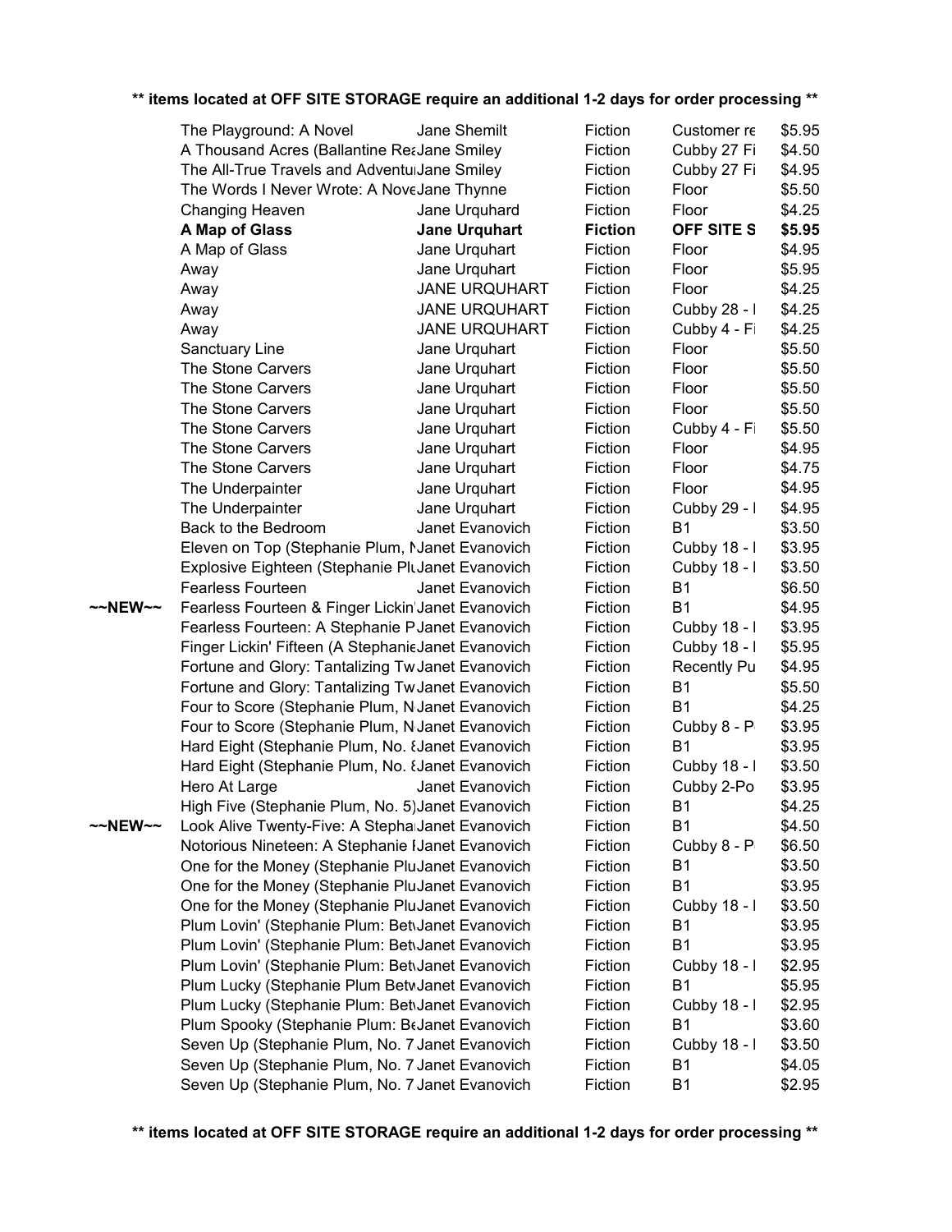**\*\* items located at OFF SITE STORAGE require an additional 1-2 days for order processing \*\***

| | Title | Author | Category | Location | Price |
|---|---|---|---|---|---|
| | The Playground: A Novel | Jane Shemilt | Fiction | Customer re | $5.95 |
| | A Thousand Acres (Ballantine Re Jane Smiley | Jane Smiley | Fiction | Cubby 27 Fi | $4.50 |
| | The All-True Travels and Adventu | Jane Smiley | Fiction | Cubby 27 Fi | $4.95 |
| | The Words I Never Wrote: A Nove | Jane Thynne | Fiction | Floor | $5.50 |
| | Changing Heaven | Jane Urquhard | Fiction | Floor | $4.25 |
| | **A Map of Glass** | **Jane Urquhart** | **Fiction** | **OFF SITE S** | **$5.95** |
| | A Map of Glass | Jane Urquhart | Fiction | Floor | $4.95 |
| | Away | Jane Urquhart | Fiction | Floor | $5.95 |
| | Away | JANE URQUHART | Fiction | Floor | $4.25 |
| | Away | JANE URQUHART | Fiction | Cubby 28 - I | $4.25 |
| | Away | JANE URQUHART | Fiction | Cubby 4 - Fi | $4.25 |
| | Sanctuary Line | Jane Urquhart | Fiction | Floor | $5.50 |
| | The Stone Carvers | Jane Urquhart | Fiction | Floor | $5.50 |
| | The Stone Carvers | Jane Urquhart | Fiction | Floor | $5.50 |
| | The Stone Carvers | Jane Urquhart | Fiction | Floor | $5.50 |
| | The Stone Carvers | Jane Urquhart | Fiction | Cubby 4 - Fi | $5.50 |
| | The Stone Carvers | Jane Urquhart | Fiction | Floor | $4.95 |
| | The Stone Carvers | Jane Urquhart | Fiction | Floor | $4.75 |
| | The Underpainter | Jane Urquhart | Fiction | Floor | $4.95 |
| | The Underpainter | Jane Urquhart | Fiction | Cubby 29 - I | $4.95 |
| | Back to the Bedroom | Janet Evanovich | Fiction | B1 | $3.50 |
| | Eleven on Top (Stephanie Plum, N | Janet Evanovich | Fiction | Cubby 18 - I | $3.95 |
| | Explosive Eighteen (Stephanie Plu | Janet Evanovich | Fiction | Cubby 18 - I | $3.50 |
| | Fearless Fourteen | Janet Evanovich | Fiction | B1 | $6.50 |
| ~~NEW~~ | Fearless Fourteen & Finger Lickin' | Janet Evanovich | Fiction | B1 | $4.95 |
| | Fearless Fourteen: A Stephanie P | Janet Evanovich | Fiction | Cubby 18 - I | $3.95 |
| | Finger Lickin' Fifteen (A Stephanie | Janet Evanovich | Fiction | Cubby 18 - I | $5.95 |
| | Fortune and Glory: Tantalizing Tw | Janet Evanovich | Fiction | Recently Pu | $4.95 |
| | Fortune and Glory: Tantalizing Tw | Janet Evanovich | Fiction | B1 | $5.50 |
| | Four to Score (Stephanie Plum, N | Janet Evanovich | Fiction | B1 | $4.25 |
| | Four to Score (Stephanie Plum, N | Janet Evanovich | Fiction | Cubby 8 - P | $3.95 |
| | Hard Eight (Stephanie Plum, No. 8 | Janet Evanovich | Fiction | B1 | $3.95 |
| | Hard Eight (Stephanie Plum, No. 8 | Janet Evanovich | Fiction | Cubby 18 - I | $3.50 |
| | Hero At Large | Janet Evanovich | Fiction | Cubby 2-Po | $3.95 |
| | High Five (Stephanie Plum, No. 5) | Janet Evanovich | Fiction | B1 | $4.25 |
| ~~NEW~~ | Look Alive Twenty-Five: A Stepha | Janet Evanovich | Fiction | B1 | $4.50 |
| | Notorious Nineteen: A Stephanie I | Janet Evanovich | Fiction | Cubby 8 - P | $6.50 |
| | One for the Money (Stephanie Plu | Janet Evanovich | Fiction | B1 | $3.50 |
| | One for the Money (Stephanie Plu | Janet Evanovich | Fiction | B1 | $3.95 |
| | One for the Money (Stephanie Plu | Janet Evanovich | Fiction | Cubby 18 - I | $3.50 |
| | Plum Lovin' (Stephanie Plum: Bet | Janet Evanovich | Fiction | B1 | $3.95 |
| | Plum Lovin' (Stephanie Plum: Bet | Janet Evanovich | Fiction | B1 | $3.95 |
| | Plum Lovin' (Stephanie Plum: Bet | Janet Evanovich | Fiction | Cubby 18 - I | $2.95 |
| | Plum Lucky (Stephanie Plum Betw | Janet Evanovich | Fiction | B1 | $5.95 |
| | Plum Lucky (Stephanie Plum: Bet | Janet Evanovich | Fiction | Cubby 18 - I | $2.95 |
| | Plum Spooky (Stephanie Plum: Be | Janet Evanovich | Fiction | B1 | $3.60 |
| | Seven Up (Stephanie Plum, No. 7 | Janet Evanovich | Fiction | Cubby 18 - I | $3.50 |
| | Seven Up (Stephanie Plum, No. 7 | Janet Evanovich | Fiction | B1 | $4.05 |
| | Seven Up (Stephanie Plum, No. 7 | Janet Evanovich | Fiction | B1 | $2.95 |

**\*\* items located at OFF SITE STORAGE require an additional 1-2 days for order processing \*\***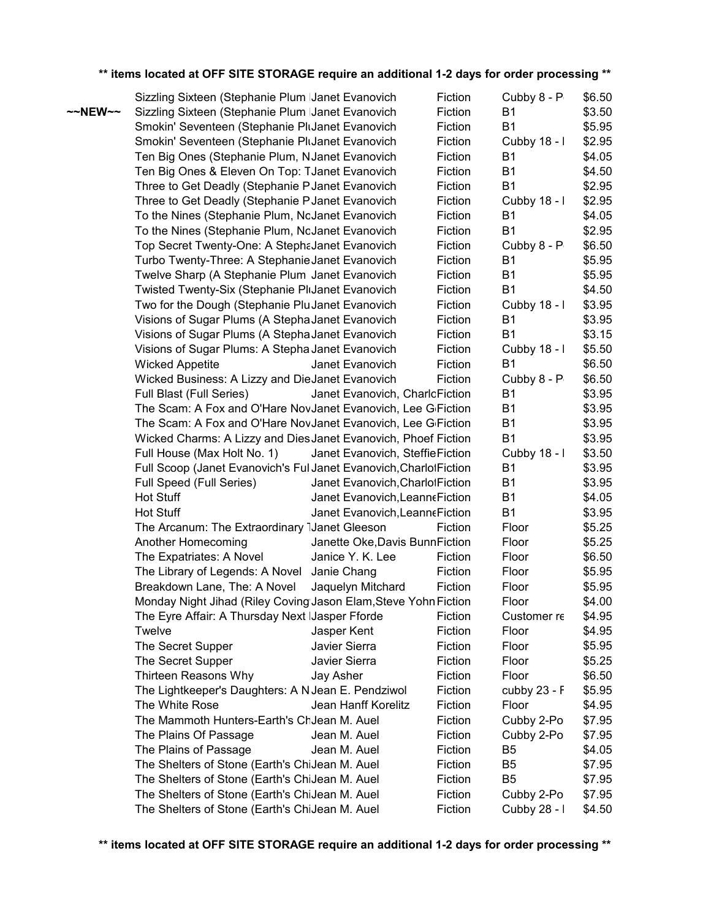**\*\* items located at OFF SITE STORAGE require an additional 1-2 days for order processing \*\***

| | Title | Author | Genre | Location | Price |
|---|---|---|---|---|---|
| | Sizzling Sixteen (Stephanie Plum | Janet Evanovich | Fiction | Cubby 8 - P | $6.50 |
| ~~NEW~~ | Sizzling Sixteen (Stephanie Plum | Janet Evanovich | Fiction | B1 | $3.50 |
| | Smokin' Seventeen (Stephanie Plu | Janet Evanovich | Fiction | B1 | $5.95 |
| | Smokin' Seventeen (Stephanie Plu | Janet Evanovich | Fiction | Cubby 18 - I | $2.95 |
| | Ten Big Ones (Stephanie Plum, N | Janet Evanovich | Fiction | B1 | $4.05 |
| | Ten Big Ones & Eleven On Top: T | Janet Evanovich | Fiction | B1 | $4.50 |
| | Three to Get Deadly (Stephanie P | Janet Evanovich | Fiction | B1 | $2.95 |
| | Three to Get Deadly (Stephanie P | Janet Evanovich | Fiction | Cubby 18 - I | $2.95 |
| | To the Nines (Stephanie Plum, Nc | Janet Evanovich | Fiction | B1 | $4.05 |
| | To the Nines (Stephanie Plum, Nc | Janet Evanovich | Fiction | B1 | $2.95 |
| | Top Secret Twenty-One: A Stepha | Janet Evanovich | Fiction | Cubby 8 - P | $6.50 |
| | Turbo Twenty-Three: A Stephanie | Janet Evanovich | Fiction | B1 | $5.95 |
| | Twelve Sharp (A Stephanie Plum | Janet Evanovich | Fiction | B1 | $5.95 |
| | Twisted Twenty-Six (Stephanie Plu | Janet Evanovich | Fiction | B1 | $4.50 |
| | Two for the Dough (Stephanie Plu | Janet Evanovich | Fiction | Cubby 18 - I | $3.95 |
| | Visions of Sugar Plums (A Stepha | Janet Evanovich | Fiction | B1 | $3.95 |
| | Visions of Sugar Plums (A Stepha | Janet Evanovich | Fiction | B1 | $3.15 |
| | Visions of Sugar Plums: A Stepha | Janet Evanovich | Fiction | Cubby 18 - I | $5.50 |
| | Wicked Appetite | Janet Evanovich | Fiction | B1 | $6.50 |
| | Wicked Business: A Lizzy and Die | Janet Evanovich | Fiction | Cubby 8 - P | $6.50 |
| | Full Blast (Full Series) | Janet Evanovich, Charlo | Fiction | B1 | $3.95 |
| | The Scam: A Fox and O'Hare Nov | Janet Evanovich, Lee G | Fiction | B1 | $3.95 |
| | The Scam: A Fox and O'Hare Nov | Janet Evanovich, Lee G | Fiction | B1 | $3.95 |
| | Wicked Charms: A Lizzy and Dies | Janet Evanovich, Phoef | Fiction | B1 | $3.95 |
| | Full House (Max Holt No. 1) | Janet Evanovich, Steffie | Fiction | Cubby 18 - I | $3.50 |
| | Full Scoop (Janet Evanovich's Ful | Janet Evanovich,Charlot | Fiction | B1 | $3.95 |
| | Full Speed (Full Series) | Janet Evanovich,Charlot | Fiction | B1 | $3.95 |
| | Hot Stuff | Janet Evanovich,Leanne | Fiction | B1 | $4.05 |
| | Hot Stuff | Janet Evanovich,Leanne | Fiction | B1 | $3.95 |
| | The Arcanum: The Extraordinary T | Janet Gleeson | Fiction | Floor | $5.25 |
| | Another Homecoming | Janette Oke,Davis Bunn | Fiction | Floor | $5.25 |
| | The Expatriates: A Novel | Janice Y. K. Lee | Fiction | Floor | $6.50 |
| | The Library of Legends: A Novel | Janie Chang | Fiction | Floor | $5.95 |
| | Breakdown Lane, The: A Novel | Jaquelyn Mitchard | Fiction | Floor | $5.95 |
| | Monday Night Jihad (Riley Coving | Jason Elam,Steve Yohn | Fiction | Floor | $4.00 |
| | The Eyre Affair: A Thursday Next | Jasper Fforde | Fiction | Customer re | $4.95 |
| | Twelve | Jasper Kent | Fiction | Floor | $4.95 |
| | The Secret Supper | Javier Sierra | Fiction | Floor | $5.95 |
| | The Secret Supper | Javier Sierra | Fiction | Floor | $5.25 |
| | Thirteen Reasons Why | Jay Asher | Fiction | Floor | $6.50 |
| | The Lightkeeper's Daughters: A N | Jean E. Pendziwol | Fiction | cubby 23 - F | $5.95 |
| | The White Rose | Jean Hanff Korelitz | Fiction | Floor | $4.95 |
| | The Mammoth Hunters-Earth's Ch | Jean M. Auel | Fiction | Cubby 2-Po | $7.95 |
| | The Plains Of Passage | Jean M. Auel | Fiction | Cubby 2-Po | $7.95 |
| | The Plains of Passage | Jean M. Auel | Fiction | B5 | $4.05 |
| | The Shelters of Stone (Earth's Chi | Jean M. Auel | Fiction | B5 | $7.95 |
| | The Shelters of Stone (Earth's Chi | Jean M. Auel | Fiction | B5 | $7.95 |
| | The Shelters of Stone (Earth's Chi | Jean M. Auel | Fiction | Cubby 2-Po | $7.95 |
| | The Shelters of Stone (Earth's Chi | Jean M. Auel | Fiction | Cubby 28 - I | $4.50 |

**\*\* items located at OFF SITE STORAGE require an additional 1-2 days for order processing \*\***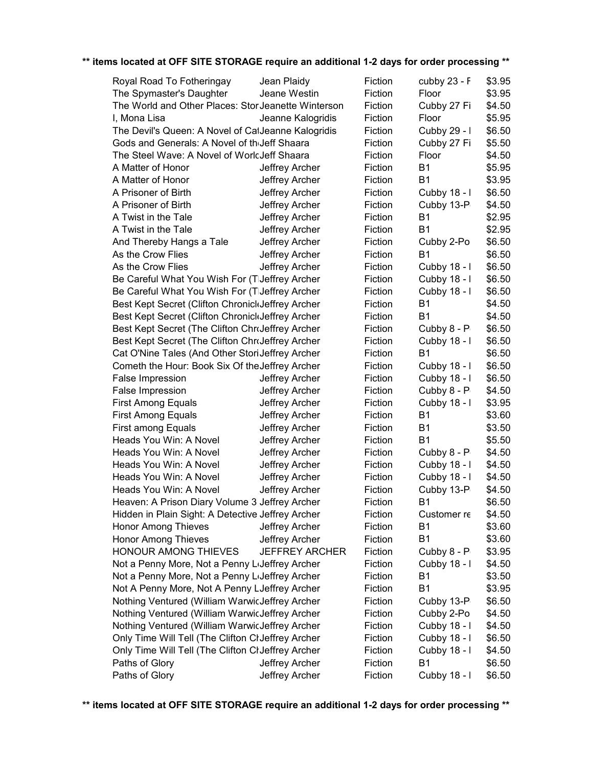** items located at OFF SITE STORAGE require an additional 1-2 days for order processing **

| Title | Author | Category | Location | Price |
|---|---|---|---|---|
| Royal Road To Fotheringay | Jean Plaidy | Fiction | cubby 23 - F | $3.95 |
| The Spymaster's Daughter | Jeane Westin | Fiction | Floor | $3.95 |
| The World and Other Places: Stor | Jeanette Winterson | Fiction | Cubby 27 Fi | $4.50 |
| I, Mona Lisa | Jeanne Kalogridis | Fiction | Floor | $5.95 |
| The Devil's Queen: A Novel of Ca | Jeanne Kalogridis | Fiction | Cubby 29 - I | $6.50 |
| Gods and Generals: A Novel of th | Jeff Shaara | Fiction | Cubby 27 Fi | $5.50 |
| The Steel Wave: A Novel of Worl | Jeff Shaara | Fiction | Floor | $4.50 |
| A Matter of Honor | Jeffrey Archer | Fiction | B1 | $5.95 |
| A Matter of Honor | Jeffrey Archer | Fiction | B1 | $3.95 |
| A Prisoner of Birth | Jeffrey Archer | Fiction | Cubby 18 - I | $6.50 |
| A Prisoner of Birth | Jeffrey Archer | Fiction | Cubby 13-P | $4.50 |
| A Twist in the Tale | Jeffrey Archer | Fiction | B1 | $2.95 |
| A Twist in the Tale | Jeffrey Archer | Fiction | B1 | $2.95 |
| And Thereby Hangs a Tale | Jeffrey Archer | Fiction | Cubby 2-Po | $6.50 |
| As the Crow Flies | Jeffrey Archer | Fiction | B1 | $6.50 |
| As the Crow Flies | Jeffrey Archer | Fiction | Cubby 18 - I | $6.50 |
| Be Careful What You Wish For (T | Jeffrey Archer | Fiction | Cubby 18 - I | $6.50 |
| Be Careful What You Wish For (T | Jeffrey Archer | Fiction | Cubby 18 - I | $6.50 |
| Best Kept Secret (Clifton Chronicl | Jeffrey Archer | Fiction | B1 | $4.50 |
| Best Kept Secret (Clifton Chronicl | Jeffrey Archer | Fiction | B1 | $4.50 |
| Best Kept Secret (The Clifton Chr | Jeffrey Archer | Fiction | Cubby 8 - P | $6.50 |
| Best Kept Secret (The Clifton Chr | Jeffrey Archer | Fiction | Cubby 18 - I | $6.50 |
| Cat O'Nine Tales (And Other Stori | Jeffrey Archer | Fiction | B1 | $6.50 |
| Cometh the Hour: Book Six Of the | Jeffrey Archer | Fiction | Cubby 18 - I | $6.50 |
| False Impression | Jeffrey Archer | Fiction | Cubby 18 - I | $6.50 |
| False Impression | Jeffrey Archer | Fiction | Cubby 8 - P | $4.50 |
| First Among Equals | Jeffrey Archer | Fiction | Cubby 18 - I | $3.95 |
| First Among Equals | Jeffrey Archer | Fiction | B1 | $3.60 |
| First among Equals | Jeffrey Archer | Fiction | B1 | $3.50 |
| Heads You Win: A Novel | Jeffrey Archer | Fiction | B1 | $5.50 |
| Heads You Win: A Novel | Jeffrey Archer | Fiction | Cubby 8 - P | $4.50 |
| Heads You Win: A Novel | Jeffrey Archer | Fiction | Cubby 18 - I | $4.50 |
| Heads You Win: A Novel | Jeffrey Archer | Fiction | Cubby 18 - I | $4.50 |
| Heads You Win: A Novel | Jeffrey Archer | Fiction | Cubby 13-P | $4.50 |
| Heaven: A Prison Diary Volume 3 | Jeffrey Archer | Fiction | B1 | $6.50 |
| Hidden in Plain Sight: A Detective | Jeffrey Archer | Fiction | Customer re | $4.50 |
| Honor Among Thieves | Jeffrey Archer | Fiction | B1 | $3.60 |
| Honor Among Thieves | Jeffrey Archer | Fiction | B1 | $3.60 |
| HONOUR AMONG THIEVES | JEFFREY ARCHER | Fiction | Cubby 8 - P | $3.95 |
| Not a Penny More, Not a Penny L | Jeffrey Archer | Fiction | Cubby 18 - I | $4.50 |
| Not a Penny More, Not a Penny L | Jeffrey Archer | Fiction | B1 | $3.50 |
| Not A Penny More, Not A Penny L | Jeffrey Archer | Fiction | B1 | $3.95 |
| Nothing Ventured (William Warwic | Jeffrey Archer | Fiction | Cubby 13-P | $6.50 |
| Nothing Ventured (William Warwic | Jeffrey Archer | Fiction | Cubby 2-Po | $4.50 |
| Nothing Ventured (William Warwic | Jeffrey Archer | Fiction | Cubby 18 - I | $4.50 |
| Only Time Will Tell (The Clifton Cl | Jeffrey Archer | Fiction | Cubby 18 - I | $6.50 |
| Only Time Will Tell (The Clifton Cl | Jeffrey Archer | Fiction | Cubby 18 - I | $4.50 |
| Paths of Glory | Jeffrey Archer | Fiction | B1 | $6.50 |
| Paths of Glory | Jeffrey Archer | Fiction | Cubby 18 - I | $6.50 |

** items located at OFF SITE STORAGE require an additional 1-2 days for order processing **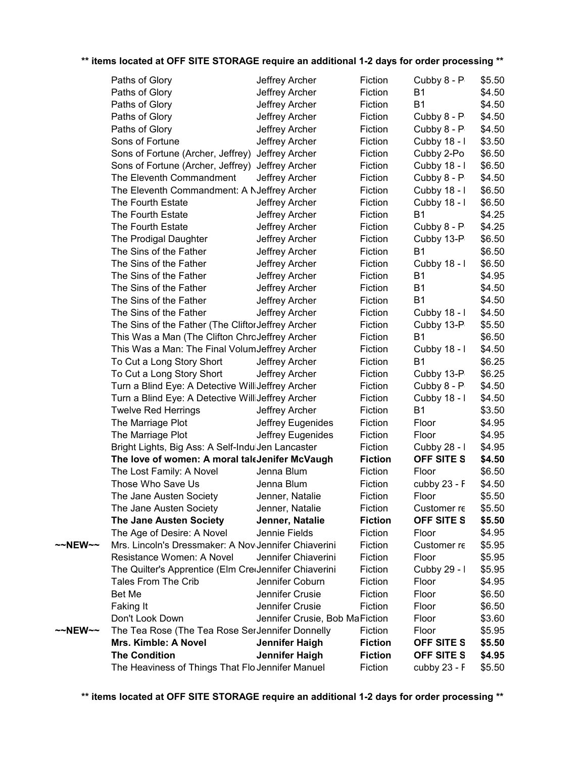**** items located at OFF SITE STORAGE require an additional 1-2 days for order processing ****

| | | | | | |
|---|---|---|---|---|---|
| | Paths of Glory | Jeffrey Archer | Fiction | Cubby 8 - P | $5.50 |
| | Paths of Glory | Jeffrey Archer | Fiction | B1 | $4.50 |
| | Paths of Glory | Jeffrey Archer | Fiction | B1 | $4.50 |
| | Paths of Glory | Jeffrey Archer | Fiction | Cubby 8 - P | $4.50 |
| | Paths of Glory | Jeffrey Archer | Fiction | Cubby 8 - P | $4.50 |
| | Sons of Fortune | Jeffrey Archer | Fiction | Cubby 18 - I | $3.50 |
| | Sons of Fortune (Archer, Jeffrey) | Jeffrey Archer | Fiction | Cubby 2-Po | $6.50 |
| | Sons of Fortune (Archer, Jeffrey) | Jeffrey Archer | Fiction | Cubby 18 - I | $6.50 |
| | The Eleventh Commandment | Jeffrey Archer | Fiction | Cubby 8 - P | $4.50 |
| | The Eleventh Commandment: A N | Jeffrey Archer | Fiction | Cubby 18 - I | $6.50 |
| | The Fourth Estate | Jeffrey Archer | Fiction | Cubby 18 - I | $6.50 |
| | The Fourth Estate | Jeffrey Archer | Fiction | B1 | $4.25 |
| | The Fourth Estate | Jeffrey Archer | Fiction | Cubby 8 - P | $4.25 |
| | The Prodigal Daughter | Jeffrey Archer | Fiction | Cubby 13-P | $6.50 |
| | The Sins of the Father | Jeffrey Archer | Fiction | B1 | $6.50 |
| | The Sins of the Father | Jeffrey Archer | Fiction | Cubby 18 - I | $6.50 |
| | The Sins of the Father | Jeffrey Archer | Fiction | B1 | $4.95 |
| | The Sins of the Father | Jeffrey Archer | Fiction | B1 | $4.50 |
| | The Sins of the Father | Jeffrey Archer | Fiction | B1 | $4.50 |
| | The Sins of the Father | Jeffrey Archer | Fiction | Cubby 18 - I | $4.50 |
| | The Sins of the Father (The Clifton | Jeffrey Archer | Fiction | Cubby 13-P | $5.50 |
| | This Was a Man (The Clifton Chro | Jeffrey Archer | Fiction | B1 | $6.50 |
| | This Was a Man: The Final Volum | Jeffrey Archer | Fiction | Cubby 18 - I | $4.50 |
| | To Cut a Long Story Short | Jeffrey Archer | Fiction | B1 | $6.25 |
| | To Cut a Long Story Short | Jeffrey Archer | Fiction | Cubby 13-P | $6.25 |
| | Turn a Blind Eye: A Detective Will | Jeffrey Archer | Fiction | Cubby 8 - P | $4.50 |
| | Turn a Blind Eye: A Detective Will | Jeffrey Archer | Fiction | Cubby 18 - I | $4.50 |
| | Twelve Red Herrings | Jeffrey Archer | Fiction | B1 | $3.50 |
| | The Marriage Plot | Jeffrey Eugenides | Fiction | Floor | $4.95 |
| | The Marriage Plot | Jeffrey Eugenides | Fiction | Floor | $4.95 |
| | Bright Lights, Big Ass: A Self-Indu | Jen Lancaster | Fiction | Cubby 28 - I | $4.95 |
| | **The love of women: A moral tale** | **Jenifer McVaugh** | **Fiction** | **OFF SITE S** | **$4.50** |
| | The Lost Family: A Novel | Jenna Blum | Fiction | Floor | $6.50 |
| | Those Who Save Us | Jenna Blum | Fiction | cubby 23 - F | $4.50 |
| | The Jane Austen Society | Jenner, Natalie | Fiction | Floor | $5.50 |
| | The Jane Austen Society | Jenner, Natalie | Fiction | Customer re | $5.50 |
| | **The Jane Austen Society** | **Jenner, Natalie** | **Fiction** | **OFF SITE S** | **$5.50** |
| | The Age of Desire: A Novel | Jennie Fields | Fiction | Floor | $4.95 |
| ~~NEW~~ | Mrs. Lincoln's Dressmaker: A Nov | Jennifer Chiaverini | Fiction | Customer re | $5.95 |
| | Resistance Women: A Novel | Jennifer Chiaverini | Fiction | Floor | $5.95 |
| | The Quilter's Apprentice (Elm Cre | Jennifer Chiaverini | Fiction | Cubby 29 - I | $5.95 |
| | Tales From The Crib | Jennifer Coburn | Fiction | Floor | $4.95 |
| | Bet Me | Jennifer Crusie | Fiction | Floor | $6.50 |
| | Faking It | Jennifer Crusie | Fiction | Floor | $6.50 |
| | Don't Look Down | Jennifer Crusie, Bob Ma | Fiction | Floor | $3.60 |
| ~~NEW~~ | The Tea Rose (The Tea Rose Ser | Jennifer Donnelly | Fiction | Floor | $5.95 |
| | **Mrs. Kimble: A Novel** | **Jennifer Haigh** | **Fiction** | **OFF SITE S** | **$5.50** |
| | **The Condition** | **Jennifer Haigh** | **Fiction** | **OFF SITE S** | **$4.95** |
| | The Heaviness of Things That Flo | Jennifer Manuel | Fiction | cubby 23 - F | $5.50 |

**** items located at OFF SITE STORAGE require an additional 1-2 days for order processing ****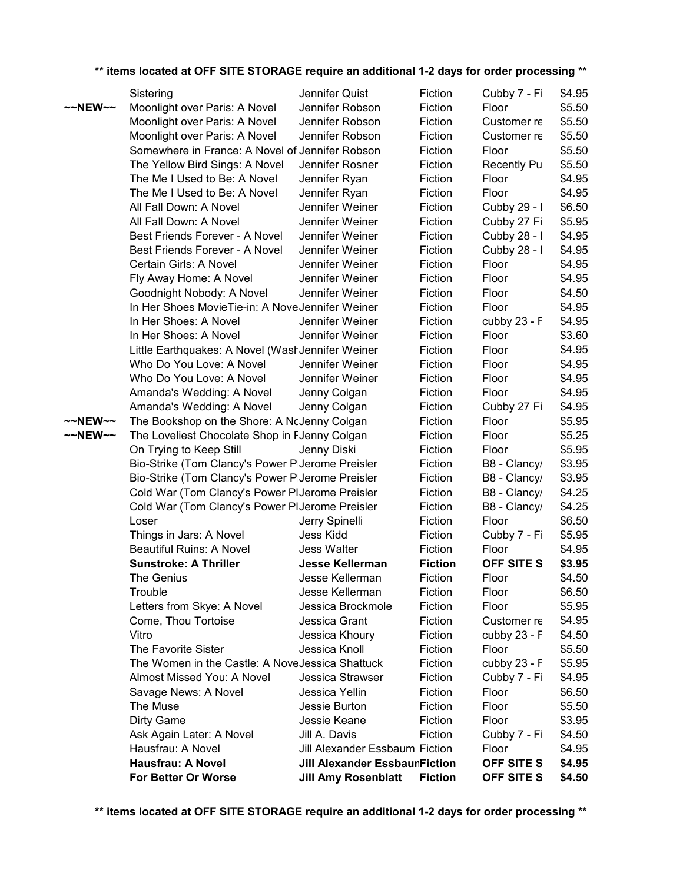**\*\* items located at OFF SITE STORAGE require an additional 1-2 days for order processing \*\***

| | | | | | |
|---|---|---|---|---|---|
| | Sistering | Jennifer Quist | Fiction | Cubby 7 - Fi | $4.95 |
| ~~NEW~~ | Moonlight over Paris: A Novel | Jennifer Robson | Fiction | Floor | $5.50 |
| | Moonlight over Paris: A Novel | Jennifer Robson | Fiction | Customer re | $5.50 |
| | Moonlight over Paris: A Novel | Jennifer Robson | Fiction | Customer re | $5.50 |
| | Somewhere in France: A Novel of | Jennifer Robson | Fiction | Floor | $5.50 |
| | The Yellow Bird Sings: A Novel | Jennifer Rosner | Fiction | Recently Pu | $5.50 |
| | The Me I Used to Be: A Novel | Jennifer Ryan | Fiction | Floor | $4.95 |
| | The Me I Used to Be: A Novel | Jennifer Ryan | Fiction | Floor | $4.95 |
| | All Fall Down: A Novel | Jennifer Weiner | Fiction | Cubby 29 - I | $6.50 |
| | All Fall Down: A Novel | Jennifer Weiner | Fiction | Cubby 27 Fi | $5.95 |
| | Best Friends Forever - A Novel | Jennifer Weiner | Fiction | Cubby 28 - I | $4.95 |
| | Best Friends Forever - A Novel | Jennifer Weiner | Fiction | Cubby 28 - I | $4.95 |
| | Certain Girls: A Novel | Jennifer Weiner | Fiction | Floor | $4.95 |
| | Fly Away Home: A Novel | Jennifer Weiner | Fiction | Floor | $4.95 |
| | Goodnight Nobody: A Novel | Jennifer Weiner | Fiction | Floor | $4.50 |
| | In Her Shoes MovieTie-in: A Nove | Jennifer Weiner | Fiction | Floor | $4.95 |
| | In Her Shoes: A Novel | Jennifer Weiner | Fiction | cubby 23 - F | $4.95 |
| | In Her Shoes: A Novel | Jennifer Weiner | Fiction | Floor | $3.60 |
| | Little Earthquakes: A Novel (Wash | Jennifer Weiner | Fiction | Floor | $4.95 |
| | Who Do You Love: A Novel | Jennifer Weiner | Fiction | Floor | $4.95 |
| | Who Do You Love: A Novel | Jennifer Weiner | Fiction | Floor | $4.95 |
| | Amanda's Wedding: A Novel | Jenny Colgan | Fiction | Floor | $4.95 |
| | Amanda's Wedding: A Novel | Jenny Colgan | Fiction | Cubby 27 Fi | $4.95 |
| ~~NEW~~ | The Bookshop on the Shore: A No | Jenny Colgan | Fiction | Floor | $5.95 |
| ~~NEW~~ | The Loveliest Chocolate Shop in F | Jenny Colgan | Fiction | Floor | $5.25 |
| | On Trying to Keep Still | Jenny Diski | Fiction | Floor | $5.95 |
| | Bio-Strike (Tom Clancy's Power P | Jerome Preisler | Fiction | B8 - Clancy/ | $3.95 |
| | Bio-Strike (Tom Clancy's Power P | Jerome Preisler | Fiction | B8 - Clancy/ | $3.95 |
| | Cold War (Tom Clancy's Power Pl | Jerome Preisler | Fiction | B8 - Clancy/ | $4.25 |
| | Cold War (Tom Clancy's Power Pl | Jerome Preisler | Fiction | B8 - Clancy/ | $4.25 |
| | Loser | Jerry Spinelli | Fiction | Floor | $6.50 |
| | Things in Jars: A Novel | Jess Kidd | Fiction | Cubby 7 - Fi | $5.95 |
| | Beautiful Ruins: A Novel | Jess Walter | Fiction | Floor | $4.95 |
| | **Sunstroke: A Thriller** | **Jesse Kellerman** | **Fiction** | **OFF SITE S** | **$3.95** |
| | The Genius | Jesse Kellerman | Fiction | Floor | $4.50 |
| | Trouble | Jesse Kellerman | Fiction | Floor | $6.50 |
| | Letters from Skye: A Novel | Jessica Brockmole | Fiction | Floor | $5.95 |
| | Come, Thou Tortoise | Jessica Grant | Fiction | Customer re | $4.95 |
| | Vitro | Jessica Khoury | Fiction | cubby 23 - F | $4.50 |
| | The Favorite Sister | Jessica Knoll | Fiction | Floor | $5.50 |
| | The Women in the Castle: A Nove | Jessica Shattuck | Fiction | cubby 23 - F | $5.95 |
| | Almost Missed You: A Novel | Jessica Strawser | Fiction | Cubby 7 - Fi | $4.95 |
| | Savage News: A Novel | Jessica Yellin | Fiction | Floor | $6.50 |
| | The Muse | Jessie Burton | Fiction | Floor | $5.50 |
| | Dirty Game | Jessie Keane | Fiction | Floor | $3.95 |
| | Ask Again Later: A Novel | Jill A. Davis | Fiction | Cubby 7 - Fi | $4.50 |
| | Hausfrau: A Novel | Jill Alexander Essbaum | Fiction | Floor | $4.95 |
| | **Hausfrau: A Novel** | **Jill Alexander Essbaum** | **Fiction** | **OFF SITE S** | **$4.95** |
| | **For Better Or Worse** | **Jill Amy Rosenblatt** | **Fiction** | **OFF SITE S** | **$4.50** |

**\*\* items located at OFF SITE STORAGE require an additional 1-2 days for order processing \*\***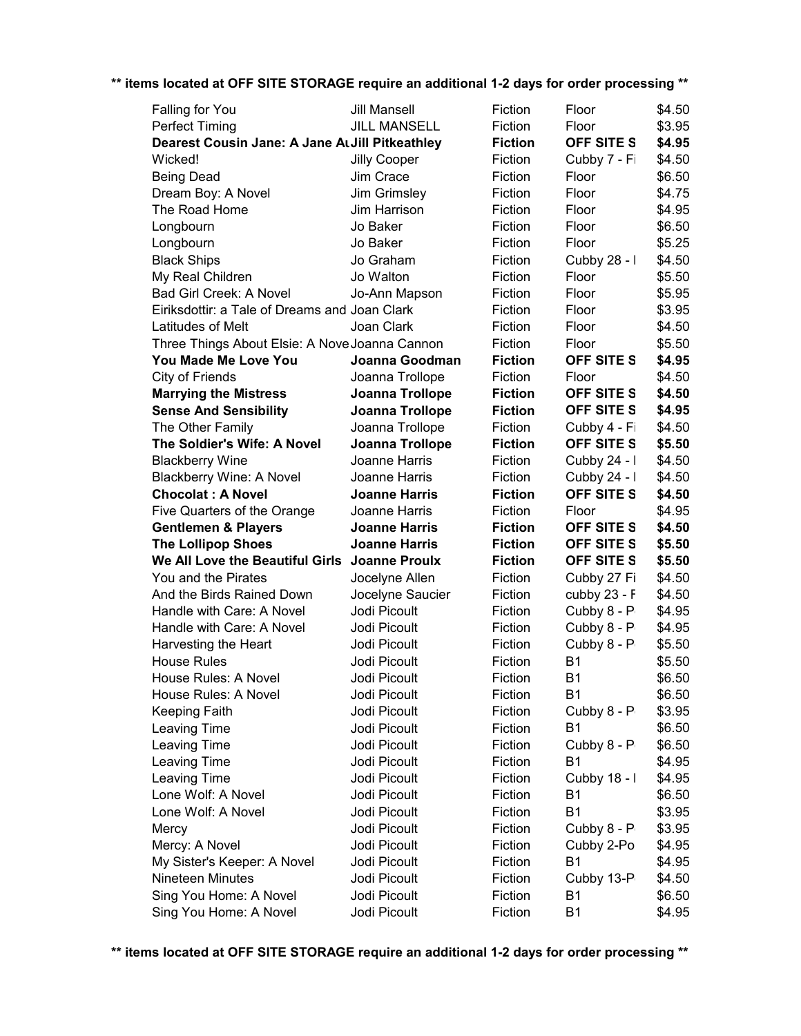**** items located at OFF SITE STORAGE require an additional 1-2 days for order processing ****

| | | | | |
|---|---|---|---|---|
| Falling for You | Jill Mansell | Fiction | Floor | $4.50 |
| Perfect Timing | JILL MANSELL | Fiction | Floor | $3.95 |
| **Dearest Cousin Jane: A Jane Au** | **Jill Pitkeathley** | **Fiction** | **OFF SITE S** | **$4.95** |
| Wicked! | Jilly Cooper | Fiction | Cubby 7 - Fi | $4.50 |
| Being Dead | Jim Crace | Fiction | Floor | $6.50 |
| Dream Boy: A Novel | Jim Grimsley | Fiction | Floor | $4.75 |
| The Road Home | Jim Harrison | Fiction | Floor | $4.95 |
| Longbourn | Jo Baker | Fiction | Floor | $6.50 |
| Longbourn | Jo Baker | Fiction | Floor | $5.25 |
| Black Ships | Jo Graham | Fiction | Cubby 28 - I | $4.50 |
| My Real Children | Jo Walton | Fiction | Floor | $5.50 |
| Bad Girl Creek: A Novel | Jo-Ann Mapson | Fiction | Floor | $5.95 |
| Eiriksdottir: a Tale of Dreams and | Joan Clark | Fiction | Floor | $3.95 |
| Latitudes of Melt | Joan Clark | Fiction | Floor | $4.50 |
| Three Things About Elsie: A Nove | Joanna Cannon | Fiction | Floor | $5.50 |
| **You Made Me Love You** | **Joanna Goodman** | **Fiction** | **OFF SITE S** | **$4.95** |
| City of Friends | Joanna Trollope | Fiction | Floor | $4.50 |
| **Marrying the Mistress** | **Joanna Trollope** | **Fiction** | **OFF SITE S** | **$4.50** |
| **Sense And Sensibility** | **Joanna Trollope** | **Fiction** | **OFF SITE S** | **$4.95** |
| The Other Family | Joanna Trollope | Fiction | Cubby 4 - Fi | $4.50 |
| **The Soldier's Wife: A Novel** | **Joanna Trollope** | **Fiction** | **OFF SITE S** | **$5.50** |
| Blackberry Wine | Joanne Harris | Fiction | Cubby 24 - I | $4.50 |
| Blackberry Wine: A Novel | Joanne Harris | Fiction | Cubby 24 - I | $4.50 |
| **Chocolat : A Novel** | **Joanne Harris** | **Fiction** | **OFF SITE S** | **$4.50** |
| Five Quarters of the Orange | Joanne Harris | Fiction | Floor | $4.95 |
| **Gentlemen & Players** | **Joanne Harris** | **Fiction** | **OFF SITE S** | **$4.50** |
| **The Lollipop Shoes** | **Joanne Harris** | **Fiction** | **OFF SITE S** | **$5.50** |
| **We All Love the Beautiful Girls** | **Joanne Proulx** | **Fiction** | **OFF SITE S** | **$5.50** |
| You and the Pirates | Jocelyne Allen | Fiction | Cubby 27 Fi | $4.50 |
| And the Birds Rained Down | Jocelyne Saucier | Fiction | cubby 23 - F | $4.50 |
| Handle with Care: A Novel | Jodi Picoult | Fiction | Cubby 8 - P | $4.95 |
| Handle with Care: A Novel | Jodi Picoult | Fiction | Cubby 8 - P | $4.95 |
| Harvesting the Heart | Jodi Picoult | Fiction | Cubby 8 - P | $5.50 |
| House Rules | Jodi Picoult | Fiction | B1 | $5.50 |
| House Rules: A Novel | Jodi Picoult | Fiction | B1 | $6.50 |
| House Rules: A Novel | Jodi Picoult | Fiction | B1 | $6.50 |
| Keeping Faith | Jodi Picoult | Fiction | Cubby 8 - P | $3.95 |
| Leaving Time | Jodi Picoult | Fiction | B1 | $6.50 |
| Leaving Time | Jodi Picoult | Fiction | Cubby 8 - P | $6.50 |
| Leaving Time | Jodi Picoult | Fiction | B1 | $4.95 |
| Leaving Time | Jodi Picoult | Fiction | Cubby 18 - I | $4.95 |
| Lone Wolf: A Novel | Jodi Picoult | Fiction | B1 | $6.50 |
| Lone Wolf: A Novel | Jodi Picoult | Fiction | B1 | $3.95 |
| Mercy | Jodi Picoult | Fiction | Cubby 8 - P | $3.95 |
| Mercy: A Novel | Jodi Picoult | Fiction | Cubby 2-Po | $4.95 |
| My Sister's Keeper: A Novel | Jodi Picoult | Fiction | B1 | $4.95 |
| Nineteen Minutes | Jodi Picoult | Fiction | Cubby 13-P | $4.50 |
| Sing You Home: A Novel | Jodi Picoult | Fiction | B1 | $6.50 |
| Sing You Home: A Novel | Jodi Picoult | Fiction | B1 | $4.95 |

**** items located at OFF SITE STORAGE require an additional 1-2 days for order processing ****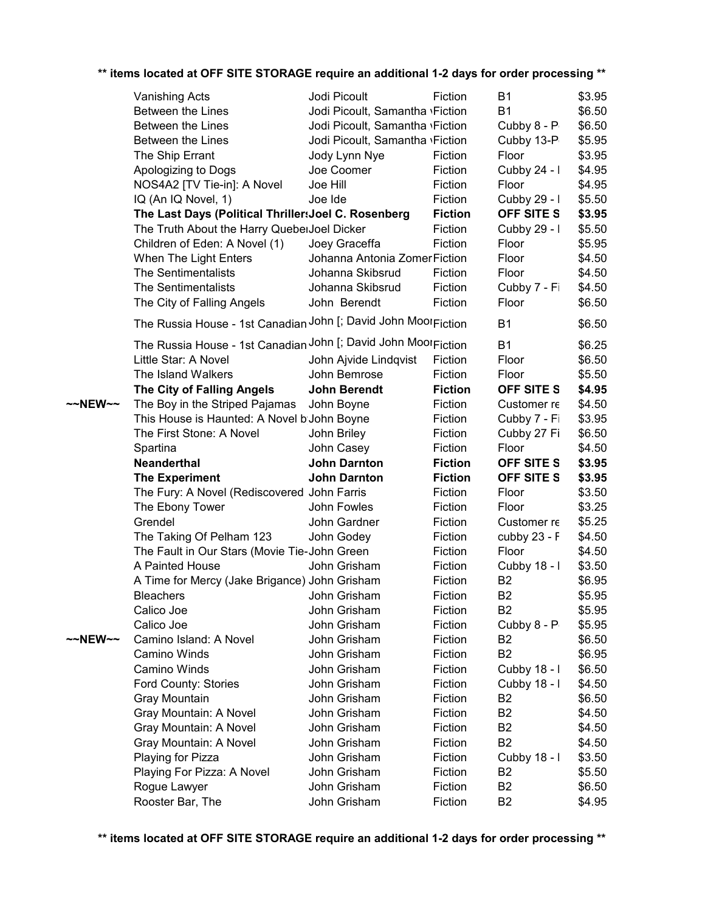**\*\* items located at OFF SITE STORAGE require an additional 1-2 days for order processing \*\***

| | | | | | |
|---|---|---|---|---|---|
| | Vanishing Acts | Jodi Picoult | Fiction | B1 | $3.95 |
| | Between the Lines | Jodi Picoult, Samantha \ | Fiction | B1 | $6.50 |
| | Between the Lines | Jodi Picoult, Samantha \ | Fiction | Cubby 8 - P | $6.50 |
| | Between the Lines | Jodi Picoult, Samantha \ | Fiction | Cubby 13-P | $5.95 |
| | The Ship Errant | Jody Lynn Nye | Fiction | Floor | $3.95 |
| | Apologizing to Dogs | Joe Coomer | Fiction | Cubby 24 - I | $4.95 |
| | NOS4A2 [TV Tie-in]: A Novel | Joe Hill | Fiction | Floor | $4.95 |
| | IQ (An IQ Novel, 1) | Joe Ide | Fiction | Cubby 29 - I | $5.50 |
| | **The Last Days (Political Thriller** | **Joel C. Rosenberg** | **Fiction** | **OFF SITE S** | **$3.95** |
| | The Truth About the Harry Queber | Joel Dicker | Fiction | Cubby 29 - I | $5.50 |
| | Children of Eden: A Novel (1) | Joey Graceffa | Fiction | Floor | $5.95 |
| | When The Light Enters | Johanna Antonia Zomer | Fiction | Floor | $4.50 |
| | The Sentimentalists | Johanna Skibsrud | Fiction | Floor | $4.50 |
| | The Sentimentalists | Johanna Skibsrud | Fiction | Cubby 7 - Fi | $4.50 |
| | The City of Falling Angels | John Berendt | Fiction | Floor | $6.50 |
| | The Russia House - 1st Canadian | John [; David John Moor | Fiction | B1 | $6.50 |
| | The Russia House - 1st Canadian | John [; David John Moor | Fiction | B1 | $6.25 |
| | Little Star: A Novel | John Ajvide Lindqvist | Fiction | Floor | $6.50 |
| | The Island Walkers | John Bemrose | Fiction | Floor | $5.50 |
| | **The City of Falling Angels** | **John Berendt** | **Fiction** | **OFF SITE S** | **$4.95** |
| ~~NEW~~ | The Boy in the Striped Pajamas | John Boyne | Fiction | Customer re | $4.50 |
| | This House is Haunted: A Novel b | John Boyne | Fiction | Cubby 7 - Fi | $3.95 |
| | The First Stone: A Novel | John Briley | Fiction | Cubby 27 Fi | $6.50 |
| | Spartina | John Casey | Fiction | Floor | $4.50 |
| | **Neanderthal** | **John Darnton** | **Fiction** | **OFF SITE S** | **$3.95** |
| | **The Experiment** | **John Darnton** | **Fiction** | **OFF SITE S** | **$3.95** |
| | The Fury: A Novel (Rediscovered | John Farris | Fiction | Floor | $3.50 |
| | The Ebony Tower | John Fowles | Fiction | Floor | $3.25 |
| | Grendel | John Gardner | Fiction | Customer re | $5.25 |
| | The Taking Of Pelham 123 | John Godey | Fiction | cubby 23 - F | $4.50 |
| | The Fault in Our Stars (Movie Tie- | John Green | Fiction | Floor | $4.50 |
| | A Painted House | John Grisham | Fiction | Cubby 18 - I | $3.50 |
| | A Time for Mercy (Jake Brigance) | John Grisham | Fiction | B2 | $6.95 |
| | Bleachers | John Grisham | Fiction | B2 | $5.95 |
| | Calico Joe | John Grisham | Fiction | B2 | $5.95 |
| | Calico Joe | John Grisham | Fiction | Cubby 8 - P | $5.95 |
| ~~NEW~~ | Camino Island: A Novel | John Grisham | Fiction | B2 | $6.50 |
| | Camino Winds | John Grisham | Fiction | B2 | $6.95 |
| | Camino Winds | John Grisham | Fiction | Cubby 18 - I | $6.50 |
| | Ford County: Stories | John Grisham | Fiction | Cubby 18 - I | $4.50 |
| | Gray Mountain | John Grisham | Fiction | B2 | $6.50 |
| | Gray Mountain: A Novel | John Grisham | Fiction | B2 | $4.50 |
| | Gray Mountain: A Novel | John Grisham | Fiction | B2 | $4.50 |
| | Gray Mountain: A Novel | John Grisham | Fiction | B2 | $4.50 |
| | Playing for Pizza | John Grisham | Fiction | Cubby 18 - I | $3.50 |
| | Playing For Pizza: A Novel | John Grisham | Fiction | B2 | $5.50 |
| | Rogue Lawyer | John Grisham | Fiction | B2 | $6.50 |
| | Rooster Bar, The | John Grisham | Fiction | B2 | $4.95 |

**\*\* items located at OFF SITE STORAGE require an additional 1-2 days for order processing \*\***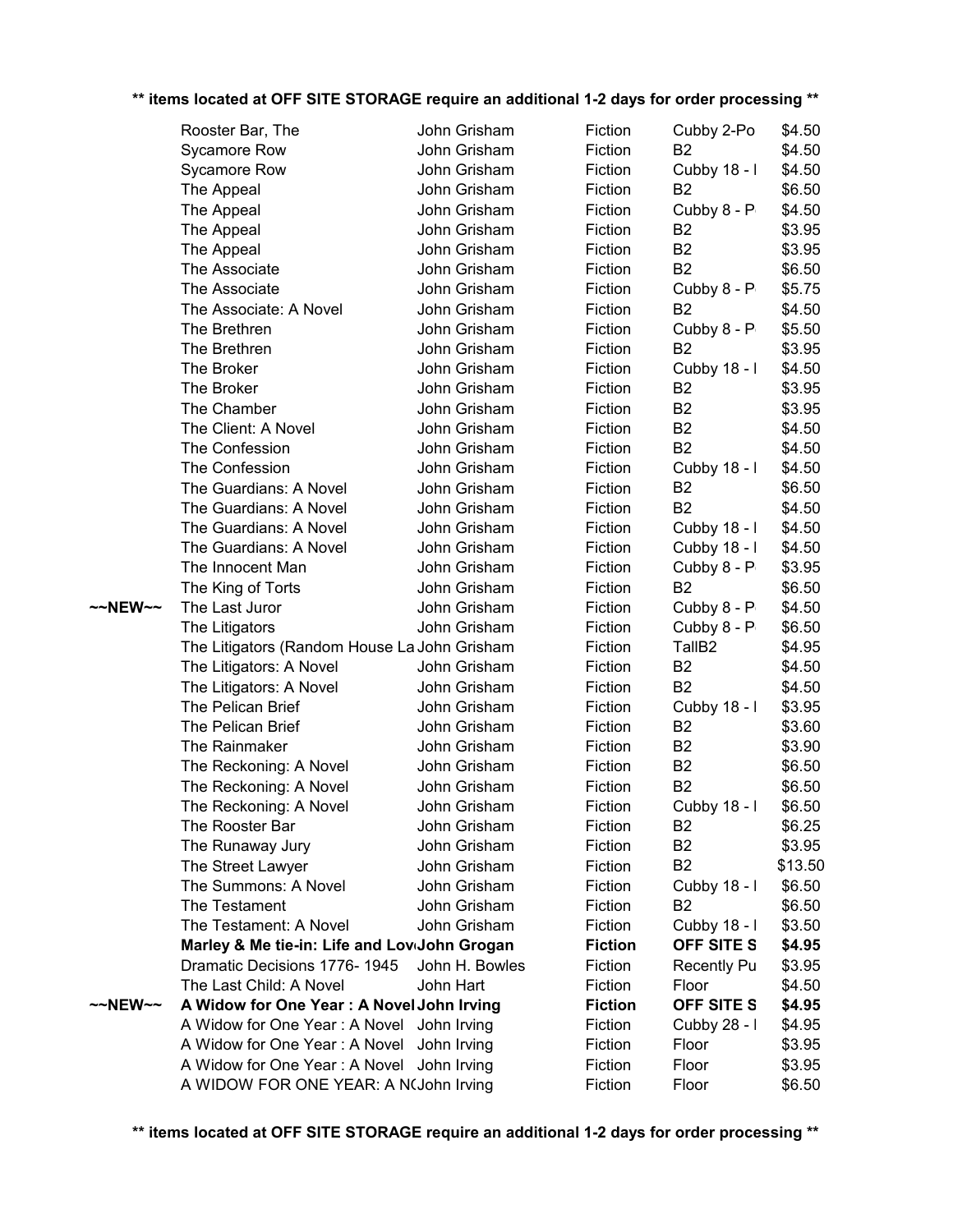**\*\* items located at OFF SITE STORAGE require an additional 1-2 days for order processing \*\***

| | | | | | |
|---|---|---|---|---|---|
| | Rooster Bar, The | John Grisham | Fiction | Cubby 2-Po | $4.50 |
| | Sycamore Row | John Grisham | Fiction | B2 | $4.50 |
| | Sycamore Row | John Grisham | Fiction | Cubby 18 - I | $4.50 |
| | The Appeal | John Grisham | Fiction | B2 | $6.50 |
| | The Appeal | John Grisham | Fiction | Cubby 8 - P | $4.50 |
| | The Appeal | John Grisham | Fiction | B2 | $3.95 |
| | The Appeal | John Grisham | Fiction | B2 | $3.95 |
| | The Associate | John Grisham | Fiction | B2 | $6.50 |
| | The Associate | John Grisham | Fiction | Cubby 8 - P | $5.75 |
| | The Associate: A Novel | John Grisham | Fiction | B2 | $4.50 |
| | The Brethren | John Grisham | Fiction | Cubby 8 - P | $5.50 |
| | The Brethren | John Grisham | Fiction | B2 | $3.95 |
| | The Broker | John Grisham | Fiction | Cubby 18 - I | $4.50 |
| | The Broker | John Grisham | Fiction | B2 | $3.95 |
| | The Chamber | John Grisham | Fiction | B2 | $3.95 |
| | The Client: A Novel | John Grisham | Fiction | B2 | $4.50 |
| | The Confession | John Grisham | Fiction | B2 | $4.50 |
| | The Confession | John Grisham | Fiction | Cubby 18 - I | $4.50 |
| | The Guardians: A Novel | John Grisham | Fiction | B2 | $6.50 |
| | The Guardians: A Novel | John Grisham | Fiction | B2 | $4.50 |
| | The Guardians: A Novel | John Grisham | Fiction | Cubby 18 - I | $4.50 |
| | The Guardians: A Novel | John Grisham | Fiction | Cubby 18 - I | $4.50 |
| | The Innocent Man | John Grisham | Fiction | Cubby 8 - P | $3.95 |
| | The King of Torts | John Grisham | Fiction | B2 | $6.50 |
| ~~NEW~~ | The Last Juror | John Grisham | Fiction | Cubby 8 - P | $4.50 |
| | The Litigators | John Grisham | Fiction | Cubby 8 - P | $6.50 |
| | The Litigators (Random House La | John Grisham | Fiction | TallB2 | $4.95 |
| | The Litigators: A Novel | John Grisham | Fiction | B2 | $4.50 |
| | The Litigators: A Novel | John Grisham | Fiction | B2 | $4.50 |
| | The Pelican Brief | John Grisham | Fiction | Cubby 18 - I | $3.95 |
| | The Pelican Brief | John Grisham | Fiction | B2 | $3.60 |
| | The Rainmaker | John Grisham | Fiction | B2 | $3.90 |
| | The Reckoning: A Novel | John Grisham | Fiction | B2 | $6.50 |
| | The Reckoning: A Novel | John Grisham | Fiction | B2 | $6.50 |
| | The Reckoning: A Novel | John Grisham | Fiction | Cubby 18 - I | $6.50 |
| | The Rooster Bar | John Grisham | Fiction | B2 | $6.25 |
| | The Runaway Jury | John Grisham | Fiction | B2 | $3.95 |
| | The Street Lawyer | John Grisham | Fiction | B2 | $13.50 |
| | The Summons: A Novel | John Grisham | Fiction | Cubby 18 - I | $6.50 |
| | The Testament | John Grisham | Fiction | B2 | $6.50 |
| | The Testament: A Novel | John Grisham | Fiction | Cubby 18 - I | $3.50 |
| | **Marley & Me tie-in: Life and Lov** | **John Grogan** | **Fiction** | **OFF SITE S** | **$4.95** |
| | Dramatic Decisions 1776- 1945 | John H. Bowles | Fiction | Recently Pu | $3.95 |
| | The Last Child: A Novel | John Hart | Fiction | Floor | $4.50 |
| ~~NEW~~ | **A Widow for One Year : A Novel** | **John Irving** | **Fiction** | **OFF SITE S** | **$4.95** |
| | A Widow for One Year : A Novel | John Irving | Fiction | Cubby 28 - I | $4.95 |
| | A Widow for One Year : A Novel | John Irving | Fiction | Floor | $3.95 |
| | A Widow for One Year : A Novel | John Irving | Fiction | Floor | $3.95 |
| | A WIDOW FOR ONE YEAR: A N( | John Irving | Fiction | Floor | $6.50 |

**\*\* items located at OFF SITE STORAGE require an additional 1-2 days for order processing \*\***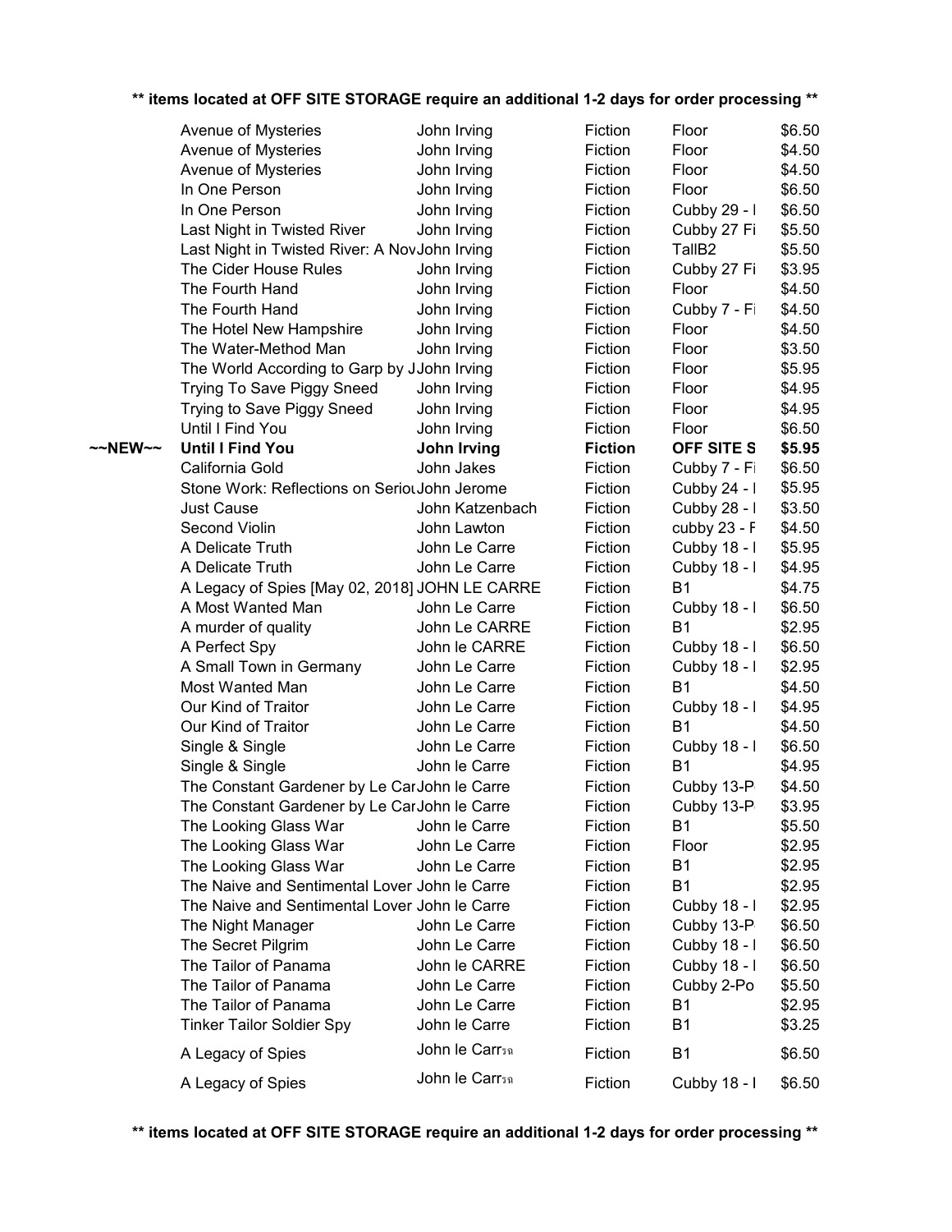** items located at OFF SITE STORAGE require an additional 1-2 days for order processing **

| | Title | Author | Genre | Location | Price |
|---|---|---|---|---|---|
| | Avenue of Mysteries | John Irving | Fiction | Floor | $6.50 |
| | Avenue of Mysteries | John Irving | Fiction | Floor | $4.50 |
| | Avenue of Mysteries | John Irving | Fiction | Floor | $4.50 |
| | In One Person | John Irving | Fiction | Floor | $6.50 |
| | In One Person | John Irving | Fiction | Cubby 29 - I | $6.50 |
| | Last Night in Twisted River | John Irving | Fiction | Cubby 27 Fi | $5.50 |
| | Last Night in Twisted River: A Nov | John Irving | Fiction | TallB2 | $5.50 |
| | The Cider House Rules | John Irving | Fiction | Cubby 27 Fi | $3.95 |
| | The Fourth Hand | John Irving | Fiction | Floor | $4.50 |
| | The Fourth Hand | John Irving | Fiction | Cubby 7 - Fi | $4.50 |
| | The Hotel New Hampshire | John Irving | Fiction | Floor | $4.50 |
| | The Water-Method Man | John Irving | Fiction | Floor | $3.50 |
| | The World According to Garp by J | John Irving | Fiction | Floor | $5.95 |
| | Trying To Save Piggy Sneed | John Irving | Fiction | Floor | $4.95 |
| | Trying to Save Piggy Sneed | John Irving | Fiction | Floor | $4.95 |
| | Until I Find You | John Irving | Fiction | Floor | $6.50 |
| **~~NEW~~** | **Until I Find You** | **John Irving** | **Fiction** | **OFF SITE S** | **$5.95** |
| | California Gold | John Jakes | Fiction | Cubby 7 - Fi | $6.50 |
| | Stone Work: Reflections on Seriou | John Jerome | Fiction | Cubby 24 - I | $5.95 |
| | Just Cause | John Katzenbach | Fiction | Cubby 28 - I | $3.50 |
| | Second Violin | John Lawton | Fiction | cubby 23 - F | $4.50 |
| | A Delicate Truth | John Le Carre | Fiction | Cubby 18 - I | $5.95 |
| | A Delicate Truth | John Le Carre | Fiction | Cubby 18 - I | $4.95 |
| | A Legacy of Spies [May 02, 2018] | JOHN LE CARRE | Fiction | B1 | $4.75 |
| | A Most Wanted Man | John Le Carre | Fiction | Cubby 18 - I | $6.50 |
| | A murder of quality | John Le CARRE | Fiction | B1 | $2.95 |
| | A Perfect Spy | John le CARRE | Fiction | Cubby 18 - I | $6.50 |
| | A Small Town in Germany | John Le Carre | Fiction | Cubby 18 - I | $2.95 |
| | Most Wanted Man | John Le Carre | Fiction | B1 | $4.50 |
| | Our Kind of Traitor | John Le Carre | Fiction | Cubby 18 - I | $4.95 |
| | Our Kind of Traitor | John Le Carre | Fiction | B1 | $4.50 |
| | Single & Single | John Le Carre | Fiction | Cubby 18 - I | $6.50 |
| | Single & Single | John le Carre | Fiction | B1 | $4.95 |
| | The Constant Gardener by Le Car | John le Carre | Fiction | Cubby 13-P | $4.50 |
| | The Constant Gardener by Le Car | John le Carre | Fiction | Cubby 13-P | $3.95 |
| | The Looking Glass War | John le Carre | Fiction | B1 | $5.50 |
| | The Looking Glass War | John Le Carre | Fiction | Floor | $2.95 |
| | The Looking Glass War | John Le Carre | Fiction | B1 | $2.95 |
| | The Naive and Sentimental Lover | John le Carre | Fiction | B1 | $2.95 |
| | The Naive and Sentimental Lover | John le Carre | Fiction | Cubby 18 - I | $2.95 |
| | The Night Manager | John Le Carre | Fiction | Cubby 13-P | $6.50 |
| | The Secret Pilgrim | John Le Carre | Fiction | Cubby 18 - I | $6.50 |
| | The Tailor of Panama | John le CARRE | Fiction | Cubby 18 - I | $6.50 |
| | The Tailor of Panama | John Le Carre | Fiction | Cubby 2-Po | $5.50 |
| | The Tailor of Panama | John Le Carre | Fiction | B1 | $2.95 |
| | Tinker Tailor Soldier Spy | John le Carre | Fiction | B1 | $3.25 |
| | A Legacy of Spies | John le Carrรก | Fiction | B1 | $6.50 |
| | A Legacy of Spies | John le Carrรก | Fiction | Cubby 18 - I | $6.50 |

** items located at OFF SITE STORAGE require an additional 1-2 days for order processing **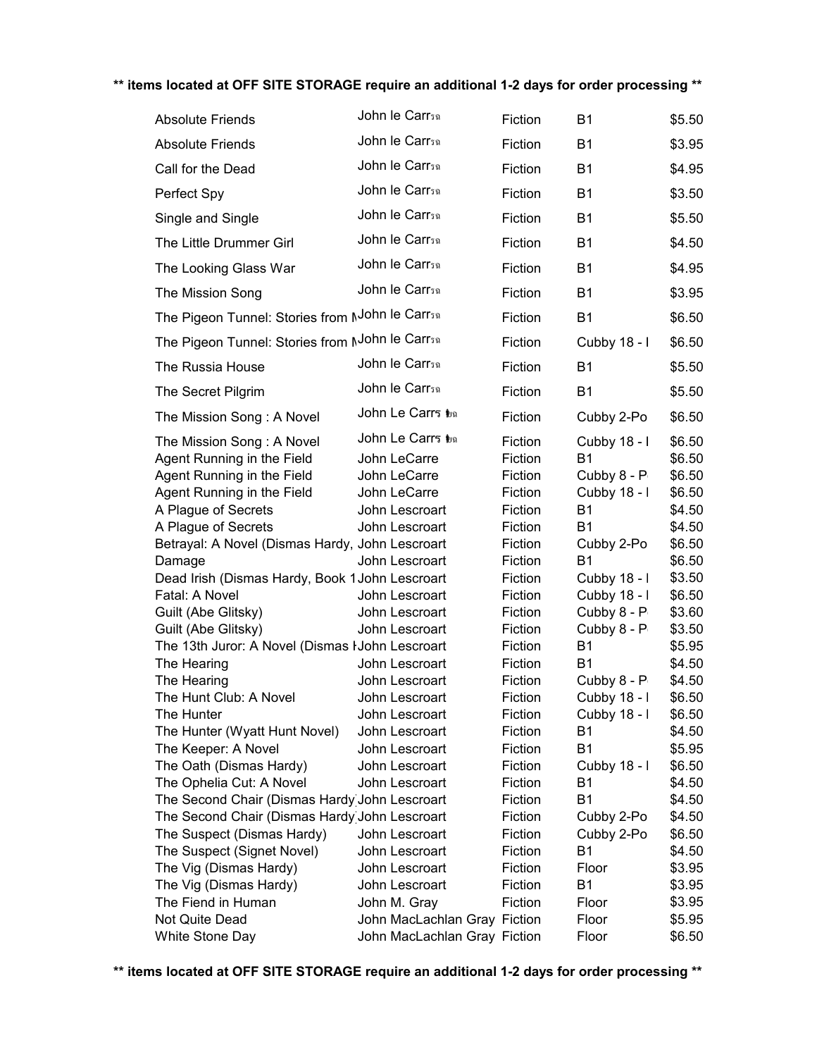**\*\* items located at OFF SITE STORAGE require an additional 1-2 days for order processing \*\***

| | | | | |
|---|---|---|---|---|
| Absolute Friends | John le Carrฺฉ | Fiction | B1 | $5.50 |
| Absolute Friends | John le Carrฺฉ | Fiction | B1 | $3.95 |
| Call for the Dead | John le Carrฺฉ | Fiction | B1 | $4.95 |
| Perfect Spy | John le Carrฺฉ | Fiction | B1 | $3.50 |
| Single and Single | John le Carrฺฉ | Fiction | B1 | $5.50 |
| The Little Drummer Girl | John le Carrฺฉ | Fiction | B1 | $4.50 |
| The Looking Glass War | John le Carrฺฉ | Fiction | B1 | $4.95 |
| The Mission Song | John le Carrฺฉ | Fiction | B1 | $3.95 |
| The Pigeon Tunnel: Stories from M | John le Carrฺฉ | Fiction | B1 | $6.50 |
| The Pigeon Tunnel: Stories from M | John le Carrฺฉ | Fiction | Cubby 18 - I | $6.50 |
| The Russia House | John le Carrฺฉ | Fiction | B1 | $5.50 |
| The Secret Pilgrim | John le Carrฺฉ | Fiction | B1 | $5.50 |
| The Mission Song : A Novel | John Le Carrร ฉ | Fiction | Cubby 2-Po | $6.50 |
| The Mission Song : A Novel | John Le Carrร ฉ | Fiction | Cubby 18 - I | $6.50 |
| Agent Running in the Field | John LeCarre | Fiction | B1 | $6.50 |
| Agent Running in the Field | John LeCarre | Fiction | Cubby 8 - P | $6.50 |
| Agent Running in the Field | John LeCarre | Fiction | Cubby 18 - I | $6.50 |
| A Plague of Secrets | John Lescroart | Fiction | B1 | $4.50 |
| A Plague of Secrets | John Lescroart | Fiction | B1 | $4.50 |
| Betrayal: A Novel (Dismas Hardy, | John Lescroart | Fiction | Cubby 2-Po | $6.50 |
| Damage | John Lescroart | Fiction | B1 | $6.50 |
| Dead Irish (Dismas Hardy, Book 1 | John Lescroart | Fiction | Cubby 18 - I | $3.50 |
| Fatal: A Novel | John Lescroart | Fiction | Cubby 18 - I | $6.50 |
| Guilt (Abe Glitsky) | John Lescroart | Fiction | Cubby 8 - P | $3.60 |
| Guilt (Abe Glitsky) | John Lescroart | Fiction | Cubby 8 - P | $3.50 |
| The 13th Juror: A Novel (Dismas H | John Lescroart | Fiction | B1 | $5.95 |
| The Hearing | John Lescroart | Fiction | B1 | $4.50 |
| The Hearing | John Lescroart | Fiction | Cubby 8 - P | $4.50 |
| The Hunt Club: A Novel | John Lescroart | Fiction | Cubby 18 - I | $6.50 |
| The Hunter | John Lescroart | Fiction | Cubby 18 - I | $6.50 |
| The Hunter (Wyatt Hunt Novel) | John Lescroart | Fiction | B1 | $4.50 |
| The Keeper: A Novel | John Lescroart | Fiction | B1 | $5.95 |
| The Oath (Dismas Hardy) | John Lescroart | Fiction | Cubby 18 - I | $6.50 |
| The Ophelia Cut: A Novel | John Lescroart | Fiction | B1 | $4.50 |
| The Second Chair (Dismas Hardy | John Lescroart | Fiction | B1 | $4.50 |
| The Second Chair (Dismas Hardy | John Lescroart | Fiction | Cubby 2-Po | $4.50 |
| The Suspect (Dismas Hardy) | John Lescroart | Fiction | Cubby 2-Po | $6.50 |
| The Suspect (Signet Novel) | John Lescroart | Fiction | B1 | $4.50 |
| The Vig (Dismas Hardy) | John Lescroart | Fiction | Floor | $3.95 |
| The Vig (Dismas Hardy) | John Lescroart | Fiction | B1 | $3.95 |
| The Fiend in Human | John M. Gray | Fiction | Floor | $3.95 |
| Not Quite Dead | John MacLachlan Gray | Fiction | Floor | $5.95 |
| White Stone Day | John MacLachlan Gray | Fiction | Floor | $6.50 |

**\*\* items located at OFF SITE STORAGE require an additional 1-2 days for order processing \*\***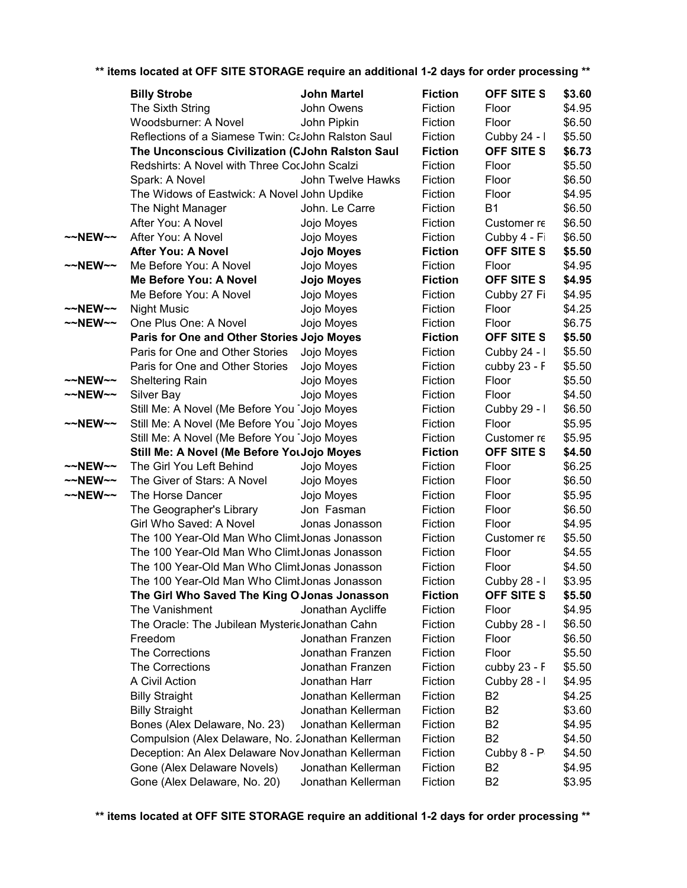** items located at OFF SITE STORAGE require an additional 1-2 days for order processing **

| | | | | | |
|---|---|---|---|---|---|
| | **Billy Strobe** | **John Martel** | **Fiction** | **OFF SITE S** | **$3.60** |
| | The Sixth String | John Owens | Fiction | Floor | $4.95 |
| | Woodsburner: A Novel | John Pipkin | Fiction | Floor | $6.50 |
| | Reflections of a Siamese Twin: C | John Ralston Saul | Fiction | Cubby 24 - I | $5.50 |
| | **The Unconscious Civilization (C** | **John Ralston Saul** | **Fiction** | **OFF SITE S** | **$6.73** |
| | Redshirts: A Novel with Three Coc | John Scalzi | Fiction | Floor | $5.50 |
| | Spark: A Novel | John Twelve Hawks | Fiction | Floor | $6.50 |
| | The Widows of Eastwick: A Novel | John Updike | Fiction | Floor | $4.95 |
| | The Night Manager | John. Le Carre | Fiction | B1 | $6.50 |
| | After You: A Novel | Jojo Moyes | Fiction | Customer re | $6.50 |
| ~~NEW~~ | After You: A Novel | Jojo Moyes | Fiction | Cubby 4 - Fi | $6.50 |
| | **After You: A Novel** | **Jojo Moyes** | **Fiction** | **OFF SITE S** | **$5.50** |
| ~~NEW~~ | Me Before You: A Novel | Jojo Moyes | Fiction | Floor | $4.95 |
| | **Me Before You: A Novel** | **Jojo Moyes** | **Fiction** | **OFF SITE S** | **$4.95** |
| | Me Before You: A Novel | Jojo Moyes | Fiction | Cubby 27 Fi | $4.95 |
| ~~NEW~~ | Night Music | Jojo Moyes | Fiction | Floor | $4.25 |
| ~~NEW~~ | One Plus One: A Novel | Jojo Moyes | Fiction | Floor | $6.75 |
| | **Paris for One and Other Stories** | **Jojo Moyes** | **Fiction** | **OFF SITE S** | **$5.50** |
| | Paris for One and Other Stories | Jojo Moyes | Fiction | Cubby 24 - I | $5.50 |
| | Paris for One and Other Stories | Jojo Moyes | Fiction | cubby 23 - F | $5.50 |
| ~~NEW~~ | Sheltering Rain | Jojo Moyes | Fiction | Floor | $5.50 |
| ~~NEW~~ | Silver Bay | Jojo Moyes | Fiction | Floor | $4.50 |
| | Still Me: A Novel (Me Before You | Jojo Moyes | Fiction | Cubby 29 - I | $6.50 |
| ~~NEW~~ | Still Me: A Novel (Me Before You | Jojo Moyes | Fiction | Floor | $5.95 |
| | Still Me: A Novel (Me Before You | Jojo Moyes | Fiction | Customer re | $5.95 |
| | **Still Me: A Novel (Me Before You** | **Jojo Moyes** | **Fiction** | **OFF SITE S** | **$4.50** |
| ~~NEW~~ | The Girl You Left Behind | Jojo Moyes | Fiction | Floor | $6.25 |
| ~~NEW~~ | The Giver of Stars: A Novel | Jojo Moyes | Fiction | Floor | $6.50 |
| ~~NEW~~ | The Horse Dancer | Jojo Moyes | Fiction | Floor | $5.95 |
| | The Geographer's Library | Jon Fasman | Fiction | Floor | $6.50 |
| | Girl Who Saved: A Novel | Jonas Jonasson | Fiction | Floor | $4.95 |
| | The 100 Year-Old Man Who Climb | Jonas Jonasson | Fiction | Customer re | $5.50 |
| | The 100 Year-Old Man Who Climb | Jonas Jonasson | Fiction | Floor | $4.55 |
| | The 100 Year-Old Man Who Climb | Jonas Jonasson | Fiction | Floor | $4.50 |
| | The 100 Year-Old Man Who Climb | Jonas Jonasson | Fiction | Cubby 28 - I | $3.95 |
| | **The Girl Who Saved The King O** | **Jonas Jonasson** | **Fiction** | **OFF SITE S** | **$5.50** |
| | The Vanishment | Jonathan Aycliffe | Fiction | Floor | $4.95 |
| | The Oracle: The Jubilean Mysterie | Jonathan Cahn | Fiction | Cubby 28 - I | $6.50 |
| | Freedom | Jonathan Franzen | Fiction | Floor | $6.50 |
| | The Corrections | Jonathan Franzen | Fiction | Floor | $5.50 |
| | The Corrections | Jonathan Franzen | Fiction | cubby 23 - F | $5.50 |
| | A Civil Action | Jonathan Harr | Fiction | Cubby 28 - I | $4.95 |
| | Billy Straight | Jonathan Kellerman | Fiction | B2 | $4.25 |
| | Billy Straight | Jonathan Kellerman | Fiction | B2 | $3.60 |
| | Bones (Alex Delaware, No. 23) | Jonathan Kellerman | Fiction | B2 | $4.95 |
| | Compulsion (Alex Delaware, No. 2 | Jonathan Kellerman | Fiction | B2 | $4.50 |
| | Deception: An Alex Delaware Nov | Jonathan Kellerman | Fiction | Cubby 8 - P | $4.50 |
| | Gone (Alex Delaware Novels) | Jonathan Kellerman | Fiction | B2 | $4.95 |
| | Gone (Alex Delaware, No. 20) | Jonathan Kellerman | Fiction | B2 | $3.95 |

** items located at OFF SITE STORAGE require an additional 1-2 days for order processing **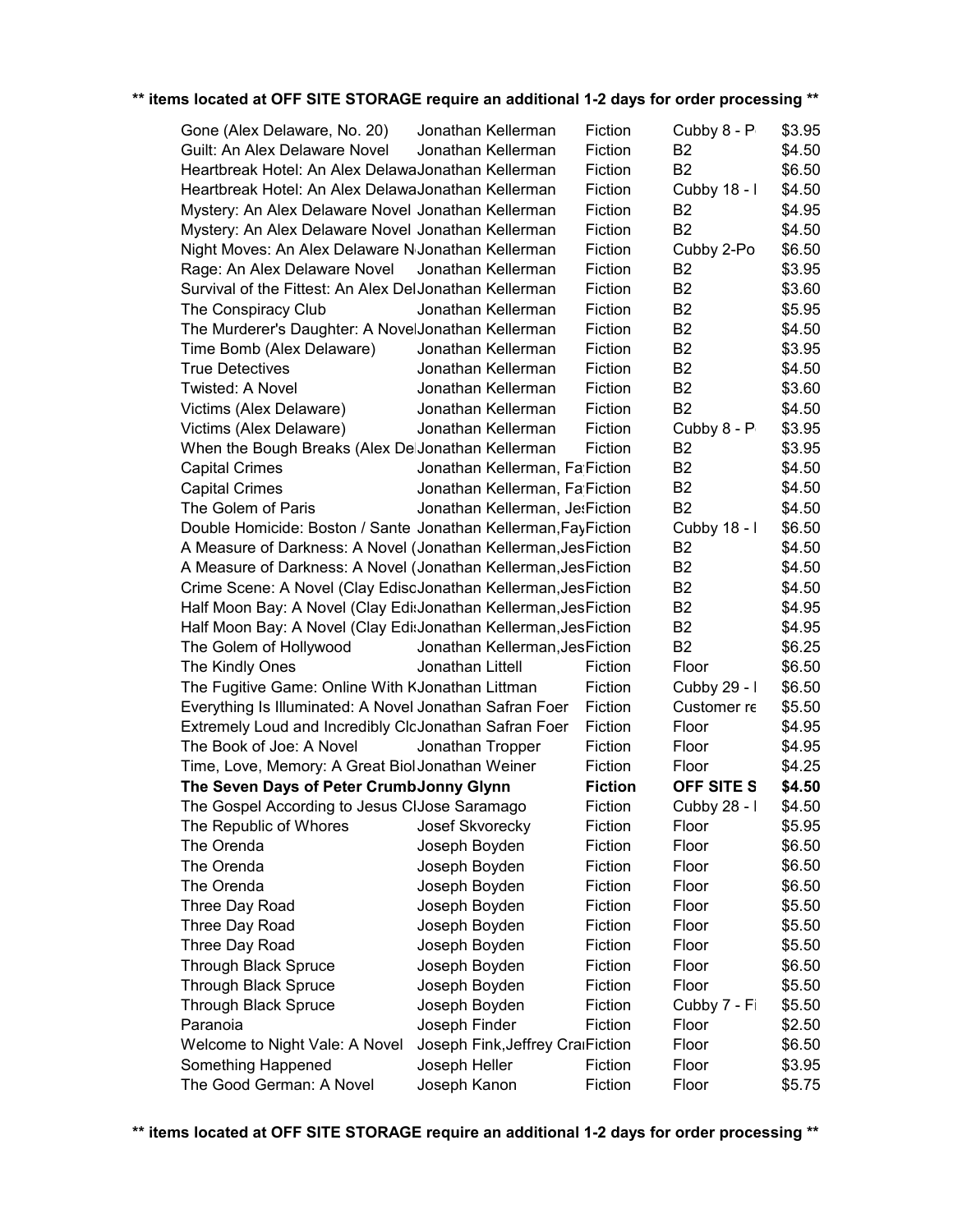**\*\* items located at OFF SITE STORAGE require an additional 1-2 days for order processing \*\***

| | | | | |
|---|---|---|---|---|
| Gone (Alex Delaware, No. 20) | Jonathan Kellerman | Fiction | Cubby 8 - P | $3.95 |
| Guilt: An Alex Delaware Novel | Jonathan Kellerman | Fiction | B2 | $4.50 |
| Heartbreak Hotel: An Alex Delawa | Jonathan Kellerman | Fiction | B2 | $6.50 |
| Heartbreak Hotel: An Alex Delawa | Jonathan Kellerman | Fiction | Cubby 18 - I | $4.50 |
| Mystery: An Alex Delaware Novel | Jonathan Kellerman | Fiction | B2 | $4.95 |
| Mystery: An Alex Delaware Novel | Jonathan Kellerman | Fiction | B2 | $4.50 |
| Night Moves: An Alex Delaware N | Jonathan Kellerman | Fiction | Cubby 2-Po | $6.50 |
| Rage: An Alex Delaware Novel | Jonathan Kellerman | Fiction | B2 | $3.95 |
| Survival of the Fittest: An Alex Del | Jonathan Kellerman | Fiction | B2 | $3.60 |
| The Conspiracy Club | Jonathan Kellerman | Fiction | B2 | $5.95 |
| The Murderer's Daughter: A Novel | Jonathan Kellerman | Fiction | B2 | $4.50 |
| Time Bomb (Alex Delaware) | Jonathan Kellerman | Fiction | B2 | $3.95 |
| True Detectives | Jonathan Kellerman | Fiction | B2 | $4.50 |
| Twisted: A Novel | Jonathan Kellerman | Fiction | B2 | $3.60 |
| Victims (Alex Delaware) | Jonathan Kellerman | Fiction | B2 | $4.50 |
| Victims (Alex Delaware) | Jonathan Kellerman | Fiction | Cubby 8 - P | $3.95 |
| When the Bough Breaks (Alex De | Jonathan Kellerman | Fiction | B2 | $3.95 |
| Capital Crimes | Jonathan Kellerman, Fa | Fiction | B2 | $4.50 |
| Capital Crimes | Jonathan Kellerman, Fa | Fiction | B2 | $4.50 |
| The Golem of Paris | Jonathan Kellerman, Je | Fiction | B2 | $4.50 |
| Double Homicide: Boston / Sante | Jonathan Kellerman,Fay | Fiction | Cubby 18 - I | $6.50 |
| A Measure of Darkness: A Novel ( | Jonathan Kellerman,Jes | Fiction | B2 | $4.50 |
| A Measure of Darkness: A Novel ( | Jonathan Kellerman,Jes | Fiction | B2 | $4.50 |
| Crime Scene: A Novel (Clay Edisc | Jonathan Kellerman,Jes | Fiction | B2 | $4.50 |
| Half Moon Bay: A Novel (Clay Edi | Jonathan Kellerman,Jes | Fiction | B2 | $4.95 |
| Half Moon Bay: A Novel (Clay Edi | Jonathan Kellerman,Jes | Fiction | B2 | $4.95 |
| The Golem of Hollywood | Jonathan Kellerman,Jes | Fiction | B2 | $6.25 |
| The Kindly Ones | Jonathan Littell | Fiction | Floor | $6.50 |
| The Fugitive Game: Online With K | Jonathan Littman | Fiction | Cubby 29 - I | $6.50 |
| Everything Is Illuminated: A Novel | Jonathan Safran Foer | Fiction | Customer re | $5.50 |
| Extremely Loud and Incredibly Clo | Jonathan Safran Foer | Fiction | Floor | $4.95 |
| The Book of Joe: A Novel | Jonathan Tropper | Fiction | Floor | $4.95 |
| Time, Love, Memory: A Great Biol | Jonathan Weiner | Fiction | Floor | $4.25 |
| **The Seven Days of Peter Crumb** | **Jonny Glynn** | **Fiction** | **OFF SITE S** | **$4.50** |
| The Gospel According to Jesus Cl | Jose Saramago | Fiction | Cubby 28 - I | $4.50 |
| The Republic of Whores | Josef Skvorecky | Fiction | Floor | $5.95 |
| The Orenda | Joseph Boyden | Fiction | Floor | $6.50 |
| The Orenda | Joseph Boyden | Fiction | Floor | $6.50 |
| The Orenda | Joseph Boyden | Fiction | Floor | $6.50 |
| Three Day Road | Joseph Boyden | Fiction | Floor | $5.50 |
| Three Day Road | Joseph Boyden | Fiction | Floor | $5.50 |
| Three Day Road | Joseph Boyden | Fiction | Floor | $5.50 |
| Through Black Spruce | Joseph Boyden | Fiction | Floor | $6.50 |
| Through Black Spruce | Joseph Boyden | Fiction | Floor | $5.50 |
| Through Black Spruce | Joseph Boyden | Fiction | Cubby 7 - Fi | $5.50 |
| Paranoia | Joseph Finder | Fiction | Floor | $2.50 |
| Welcome to Night Vale: A Novel | Joseph Fink,Jeffrey Cra | Fiction | Floor | $6.50 |
| Something Happened | Joseph Heller | Fiction | Floor | $3.95 |
| The Good German: A Novel | Joseph Kanon | Fiction | Floor | $5.75 |

**\*\* items located at OFF SITE STORAGE require an additional 1-2 days for order processing \*\***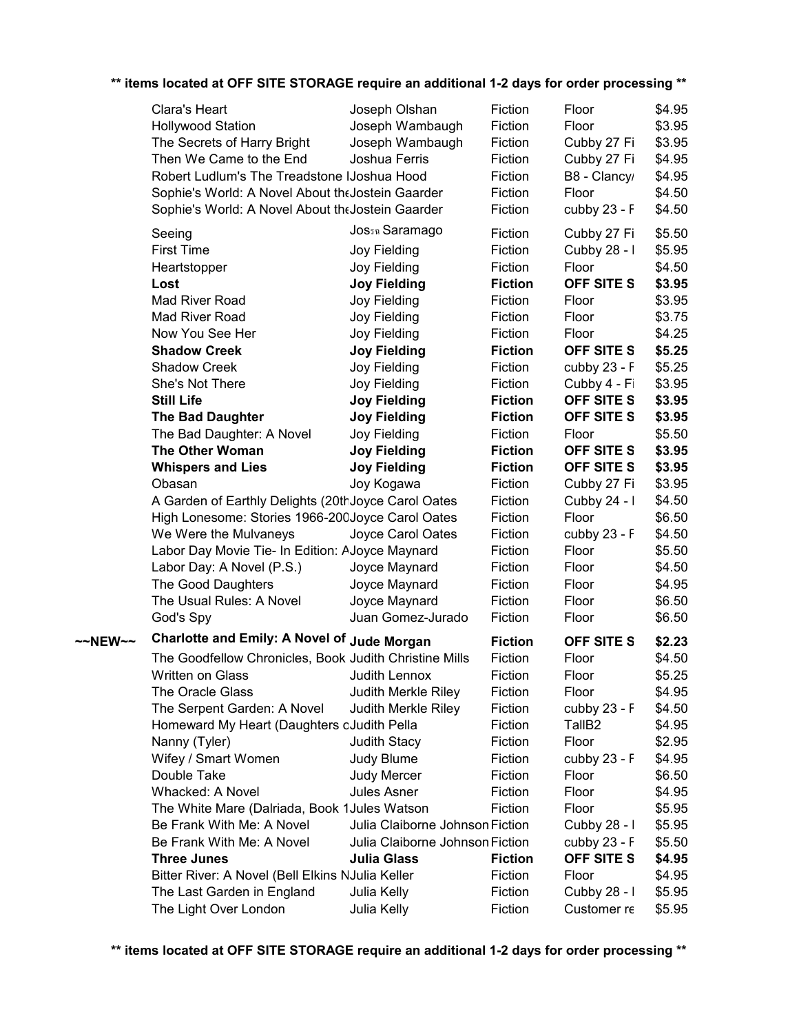**\*\* items located at OFF SITE STORAGE require an additional 1-2 days for order processing \*\***

| | Title | Author | Genre | Location | Price |
|---|---|---|---|---|---|
| | Clara's Heart | Joseph Olshan | Fiction | Floor | $4.95 |
| | Hollywood Station | Joseph Wambaugh | Fiction | Floor | $3.95 |
| | The Secrets of Harry Bright | Joseph Wambaugh | Fiction | Cubby 27 Fi | $3.95 |
| | Then We Came to the End | Joshua Ferris | Fiction | Cubby 27 Fi | $4.95 |
| | Robert Ludlum's The Treadstone I | Joshua Hood | Fiction | B8 - Clancy/ | $4.95 |
| | Sophie's World: A Novel About the | Jostein Gaarder | Fiction | Floor | $4.50 |
| | Sophie's World: A Novel About the | Jostein Gaarder | Fiction | cubby 23 - F | $4.50 |
| | Seeing | Jos�� Saramago | Fiction | Cubby 27 Fi | $5.50 |
| | First Time | Joy Fielding | Fiction | Cubby 28 - I | $5.95 |
| | Heartstopper | Joy Fielding | Fiction | Floor | $4.50 |
| | **Lost** | **Joy Fielding** | **Fiction** | **OFF SITE S** | **$3.95** |
| | Mad River Road | Joy Fielding | Fiction | Floor | $3.95 |
| | Mad River Road | Joy Fielding | Fiction | Floor | $3.75 |
| | Now You See Her | Joy Fielding | Fiction | Floor | $4.25 |
| | **Shadow Creek** | **Joy Fielding** | **Fiction** | **OFF SITE S** | **$5.25** |
| | Shadow Creek | Joy Fielding | Fiction | cubby 23 - F | $5.25 |
| | She's Not There | Joy Fielding | Fiction | Cubby 4 - Fi | $3.95 |
| | **Still Life** | **Joy Fielding** | **Fiction** | **OFF SITE S** | **$3.95** |
| | **The Bad Daughter** | **Joy Fielding** | **Fiction** | **OFF SITE S** | **$3.95** |
| | The Bad Daughter: A Novel | Joy Fielding | Fiction | Floor | $5.50 |
| | **The Other Woman** | **Joy Fielding** | **Fiction** | **OFF SITE S** | **$3.95** |
| | **Whispers and Lies** | **Joy Fielding** | **Fiction** | **OFF SITE S** | **$3.95** |
| | Obasan | Joy Kogawa | Fiction | Cubby 27 Fi | $3.95 |
| | A Garden of Earthly Delights (20th | Joyce Carol Oates | Fiction | Cubby 24 - I | $4.50 |
| | High Lonesome: Stories 1966-200 | Joyce Carol Oates | Fiction | Floor | $6.50 |
| | We Were the Mulvaneys | Joyce Carol Oates | Fiction | cubby 23 - F | $4.50 |
| | Labor Day Movie Tie- In Edition: A | Joyce Maynard | Fiction | Floor | $5.50 |
| | Labor Day: A Novel (P.S.) | Joyce Maynard | Fiction | Floor | $4.50 |
| | The Good Daughters | Joyce Maynard | Fiction | Floor | $4.95 |
| | The Usual Rules: A Novel | Joyce Maynard | Fiction | Floor | $6.50 |
| | God's Spy | Juan Gomez-Jurado | Fiction | Floor | $6.50 |
| **~~NEW~~** | **Charlotte and Emily: A Novel of** | **Jude Morgan** | **Fiction** | **OFF SITE S** | **$2.23** |
| | The Goodfellow Chronicles, Book | Judith Christine Mills | Fiction | Floor | $4.50 |
| | Written on Glass | Judith Lennox | Fiction | Floor | $5.25 |
| | The Oracle Glass | Judith Merkle Riley | Fiction | Floor | $4.95 |
| | The Serpent Garden: A Novel | Judith Merkle Riley | Fiction | cubby 23 - F | $4.50 |
| | Homeward My Heart (Daughters o | Judith Pella | Fiction | TallB2 | $4.95 |
| | Nanny (Tyler) | Judith Stacy | Fiction | Floor | $2.95 |
| | Wifey / Smart Women | Judy Blume | Fiction | cubby 23 - F | $4.95 |
| | Double Take | Judy Mercer | Fiction | Floor | $6.50 |
| | Whacked: A Novel | Jules Asner | Fiction | Floor | $4.95 |
| | The White Mare (Dalriada, Book 1 | Jules Watson | Fiction | Floor | $5.95 |
| | Be Frank With Me: A Novel | Julia Claiborne Johnson | Fiction | Cubby 28 - I | $5.95 |
| | Be Frank With Me: A Novel | Julia Claiborne Johnson | Fiction | cubby 23 - F | $5.50 |
| | **Three Junes** | **Julia Glass** | **Fiction** | **OFF SITE S** | **$4.95** |
| | Bitter River: A Novel (Bell Elkins N | Julia Keller | Fiction | Floor | $4.95 |
| | The Last Garden in England | Julia Kelly | Fiction | Cubby 28 - I | $5.95 |
| | The Light Over London | Julia Kelly | Fiction | Customer re | $5.95 |

**\*\* items located at OFF SITE STORAGE require an additional 1-2 days for order processing \*\***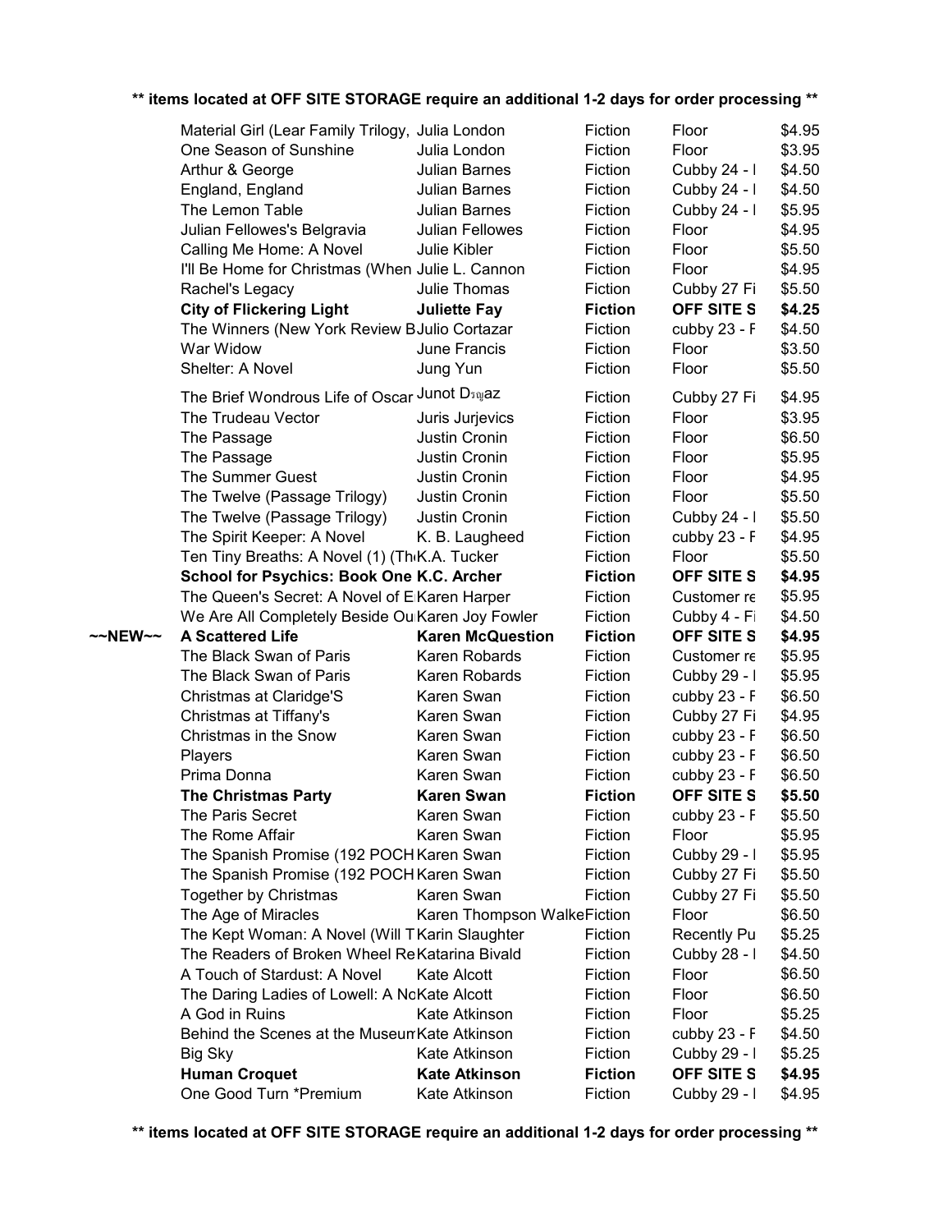** items located at OFF SITE STORAGE require an additional 1-2 days for order processing **

| | | | | | |
|---|---|---|---|---|---|
| | Material Girl (Lear Family Trilogy, | Julia London | Fiction | Floor | $4.95 |
| | One Season of Sunshine | Julia London | Fiction | Floor | $3.95 |
| | Arthur & George | Julian Barnes | Fiction | Cubby 24 - I | $4.50 |
| | England, England | Julian Barnes | Fiction | Cubby 24 - I | $4.50 |
| | The Lemon Table | Julian Barnes | Fiction | Cubby 24 - I | $5.95 |
| | Julian Fellowes's Belgravia | Julian Fellowes | Fiction | Floor | $4.95 |
| | Calling Me Home: A Novel | Julie Kibler | Fiction | Floor | $5.50 |
| | I'll Be Home for Christmas (When | Julie L. Cannon | Fiction | Floor | $4.95 |
| | Rachel's Legacy | Julie Thomas | Fiction | Cubby 27 Fi | $5.50 |
| | **City of Flickering Light** | **Juliette Fay** | **Fiction** | **OFF SITE S** | **$4.25** |
| | The Winners (New York Review B | Julio Cortazar | Fiction | cubby 23 - F | $4.50 |
| | War Widow | June Francis | Fiction | Floor | $3.50 |
| | Shelter: A Novel | Jung Yun | Fiction | Floor | $5.50 |
| | The Brief Wondrous Life of Oscar | Junot Dรญaz | Fiction | Cubby 27 Fi | $4.95 |
| | The Trudeau Vector | Juris Jurjevics | Fiction | Floor | $3.95 |
| | The Passage | Justin Cronin | Fiction | Floor | $6.50 |
| | The Passage | Justin Cronin | Fiction | Floor | $5.95 |
| | The Summer Guest | Justin Cronin | Fiction | Floor | $4.95 |
| | The Twelve (Passage Trilogy) | Justin Cronin | Fiction | Floor | $5.50 |
| | The Twelve (Passage Trilogy) | Justin Cronin | Fiction | Cubby 24 - I | $5.50 |
| | The Spirit Keeper: A Novel | K. B. Laugheed | Fiction | cubby 23 - F | $4.95 |
| | Ten Tiny Breaths: A Novel (1) (Th | K.A. Tucker | Fiction | Floor | $5.50 |
| | **School for Psychics: Book One** | **K.C. Archer** | **Fiction** | **OFF SITE S** | **$4.95** |
| | The Queen's Secret: A Novel of E | Karen Harper | Fiction | Customer re | $5.95 |
| | We Are All Completely Beside Ou | Karen Joy Fowler | Fiction | Cubby 4 - Fi | $4.50 |
| ~~NEW~~ | **A Scattered Life** | **Karen McQuestion** | **Fiction** | **OFF SITE S** | **$4.95** |
| | The Black Swan of Paris | Karen Robards | Fiction | Customer re | $5.95 |
| | The Black Swan of Paris | Karen Robards | Fiction | Cubby 29 - I | $5.95 |
| | Christmas at Claridge'S | Karen Swan | Fiction | cubby 23 - F | $6.50 |
| | Christmas at Tiffany's | Karen Swan | Fiction | Cubby 27 Fi | $4.95 |
| | Christmas in the Snow | Karen Swan | Fiction | cubby 23 - F | $6.50 |
| | Players | Karen Swan | Fiction | cubby 23 - F | $6.50 |
| | Prima Donna | Karen Swan | Fiction | cubby 23 - F | $6.50 |
| | **The Christmas Party** | **Karen Swan** | **Fiction** | **OFF SITE S** | **$5.50** |
| | The Paris Secret | Karen Swan | Fiction | cubby 23 - F | $5.50 |
| | The Rome Affair | Karen Swan | Fiction | Floor | $5.95 |
| | The Spanish Promise (192 POCH | Karen Swan | Fiction | Cubby 29 - I | $5.95 |
| | The Spanish Promise (192 POCH | Karen Swan | Fiction | Cubby 27 Fi | $5.50 |
| | Together by Christmas | Karen Swan | Fiction | Cubby 27 Fi | $5.50 |
| | The Age of Miracles | Karen Thompson Walke | Fiction | Floor | $6.50 |
| | The Kept Woman: A Novel (Will T | Karin Slaughter | Fiction | Recently Pu | $5.25 |
| | The Readers of Broken Wheel Re | Katarina Bivald | Fiction | Cubby 28 - I | $4.50 |
| | A Touch of Stardust: A Novel | Kate Alcott | Fiction | Floor | $6.50 |
| | The Daring Ladies of Lowell: A No | Kate Alcott | Fiction | Floor | $6.50 |
| | A God in Ruins | Kate Atkinson | Fiction | Floor | $5.25 |
| | Behind the Scenes at the Museum | Kate Atkinson | Fiction | cubby 23 - F | $4.50 |
| | Big Sky | Kate Atkinson | Fiction | Cubby 29 - I | $5.25 |
| | **Human Croquet** | **Kate Atkinson** | **Fiction** | **OFF SITE S** | **$4.95** |
| | One Good Turn *Premium | Kate Atkinson | Fiction | Cubby 29 - I | $4.95 |

** items located at OFF SITE STORAGE require an additional 1-2 days for order processing **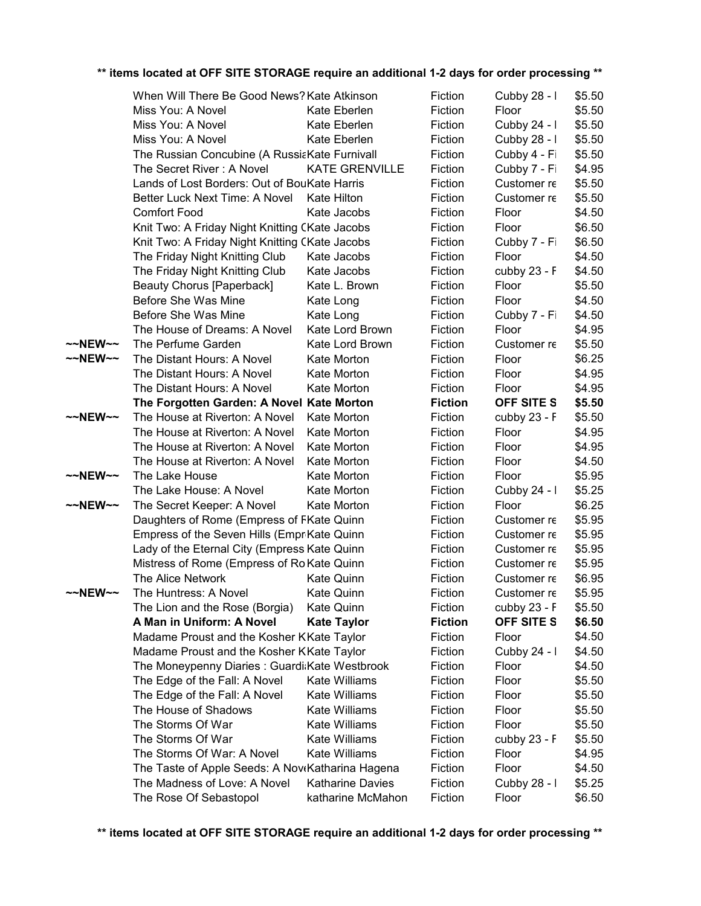**** items located at OFF SITE STORAGE require an additional 1-2 days for order processing ****

| | | | | | |
|---|---|---|---|---|---|
| | When Will There Be Good News? | Kate Atkinson | Fiction | Cubby 28 - I | $5.50 |
| | Miss You: A Novel | Kate Eberlen | Fiction | Floor | $5.50 |
| | Miss You: A Novel | Kate Eberlen | Fiction | Cubby 24 - I | $5.50 |
| | Miss You: A Novel | Kate Eberlen | Fiction | Cubby 28 - I | $5.50 |
| | The Russian Concubine (A Russia | Kate Furnivall | Fiction | Cubby 4 - Fi | $5.50 |
| | The Secret River : A Novel | KATE GRENVILLE | Fiction | Cubby 7 - Fi | $4.95 |
| | Lands of Lost Borders: Out of Bou | Kate Harris | Fiction | Customer re | $5.50 |
| | Better Luck Next Time: A Novel | Kate Hilton | Fiction | Customer re | $5.50 |
| | Comfort Food | Kate Jacobs | Fiction | Floor | $4.50 |
| | Knit Two: A Friday Night Knitting ( | Kate Jacobs | Fiction | Floor | $6.50 |
| | Knit Two: A Friday Night Knitting ( | Kate Jacobs | Fiction | Cubby 7 - Fi | $6.50 |
| | The Friday Night Knitting Club | Kate Jacobs | Fiction | Floor | $4.50 |
| | The Friday Night Knitting Club | Kate Jacobs | Fiction | cubby 23 - F | $4.50 |
| | Beauty Chorus [Paperback] | Kate L. Brown | Fiction | Floor | $5.50 |
| | Before She Was Mine | Kate Long | Fiction | Floor | $4.50 |
| | Before She Was Mine | Kate Long | Fiction | Cubby 7 - Fi | $4.50 |
| | The House of Dreams: A Novel | Kate Lord Brown | Fiction | Floor | $4.95 |
| ~~NEW~~ | The Perfume Garden | Kate Lord Brown | Fiction | Customer re | $5.50 |
| ~~NEW~~ | The Distant Hours: A Novel | Kate Morton | Fiction | Floor | $6.25 |
| | The Distant Hours: A Novel | Kate Morton | Fiction | Floor | $4.95 |
| | The Distant Hours: A Novel | Kate Morton | Fiction | Floor | $4.95 |
| | **The Forgotten Garden: A Novel** | **Kate Morton** | **Fiction** | **OFF SITE S** | **$5.50** |
| ~~NEW~~ | The House at Riverton: A Novel | Kate Morton | Fiction | cubby 23 - F | $5.50 |
| | The House at Riverton: A Novel | Kate Morton | Fiction | Floor | $4.95 |
| | The House at Riverton: A Novel | Kate Morton | Fiction | Floor | $4.95 |
| | The House at Riverton: A Novel | Kate Morton | Fiction | Floor | $4.50 |
| ~~NEW~~ | The Lake House | Kate Morton | Fiction | Floor | $5.95 |
| | The Lake House: A Novel | Kate Morton | Fiction | Cubby 24 - I | $5.25 |
| ~~NEW~~ | The Secret Keeper: A Novel | Kate Morton | Fiction | Floor | $6.25 |
| | Daughters of Rome (Empress of R | Kate Quinn | Fiction | Customer re | $5.95 |
| | Empress of the Seven Hills (Empr | Kate Quinn | Fiction | Customer re | $5.95 |
| | Lady of the Eternal City (Empress | Kate Quinn | Fiction | Customer re | $5.95 |
| | Mistress of Rome (Empress of Ro | Kate Quinn | Fiction | Customer re | $5.95 |
| | The Alice Network | Kate Quinn | Fiction | Customer re | $6.95 |
| ~~NEW~~ | The Huntress: A Novel | Kate Quinn | Fiction | Customer re | $5.95 |
| | The Lion and the Rose (Borgia) | Kate Quinn | Fiction | cubby 23 - F | $5.50 |
| | **A Man in Uniform: A Novel** | **Kate Taylor** | **Fiction** | **OFF SITE S** | **$6.50** |
| | Madame Proust and the Kosher K | Kate Taylor | Fiction | Floor | $4.50 |
| | Madame Proust and the Kosher K | Kate Taylor | Fiction | Cubby 24 - I | $4.50 |
| | The Moneypenny Diaries : Guardi | Kate Westbrook | Fiction | Floor | $4.50 |
| | The Edge of the Fall: A Novel | Kate Williams | Fiction | Floor | $5.50 |
| | The Edge of the Fall: A Novel | Kate Williams | Fiction | Floor | $5.50 |
| | The House of Shadows | Kate Williams | Fiction | Floor | $5.50 |
| | The Storms Of War | Kate Williams | Fiction | Floor | $5.50 |
| | The Storms Of War | Kate Williams | Fiction | cubby 23 - F | $5.50 |
| | The Storms Of War: A Novel | Kate Williams | Fiction | Floor | $4.95 |
| | The Taste of Apple Seeds: A Nov | Katharina Hagena | Fiction | Floor | $4.50 |
| | The Madness of Love: A Novel | Katharine Davies | Fiction | Cubby 28 - I | $5.25 |
| | The Rose Of Sebastopol | katharine McMahon | Fiction | Floor | $6.50 |

**** items located at OFF SITE STORAGE require an additional 1-2 days for order processing ****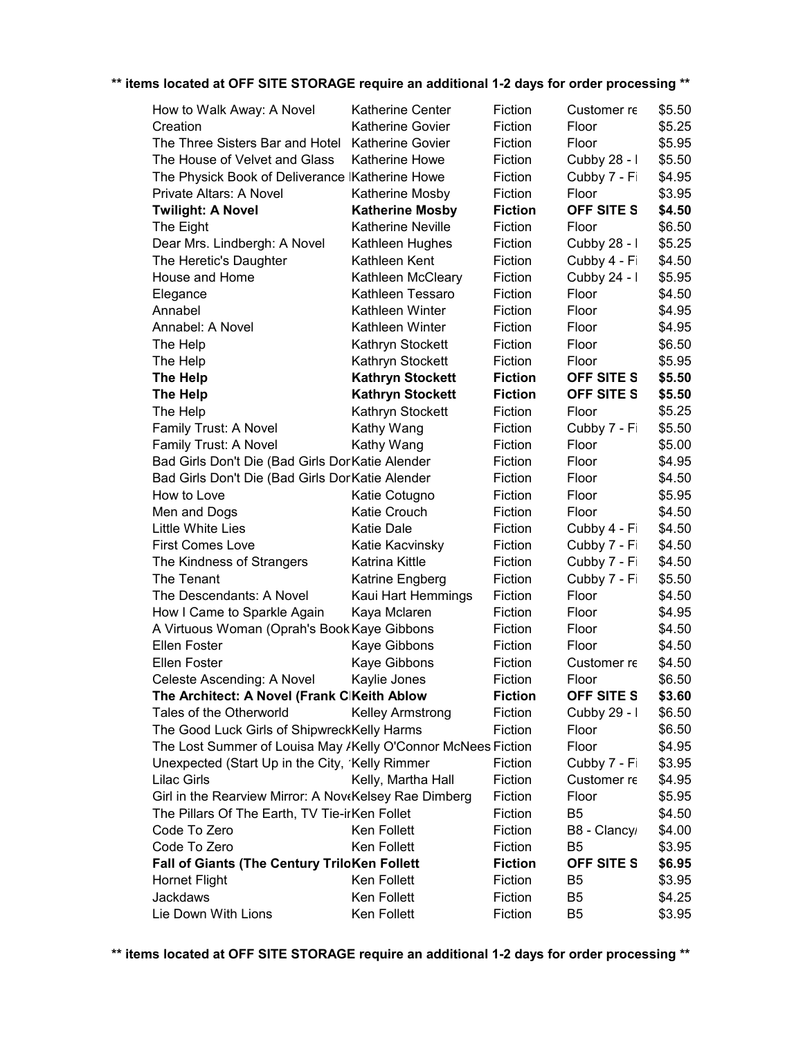**** items located at OFF SITE STORAGE require an additional 1-2 days for order processing ****

| Title | Author | Genre | Location | Price |
|---|---|---|---|---|
| How to Walk Away: A Novel | Katherine Center | Fiction | Customer re | $5.50 |
| Creation | Katherine Govier | Fiction | Floor | $5.25 |
| The Three Sisters Bar and Hotel | Katherine Govier | Fiction | Floor | $5.95 |
| The House of Velvet and Glass | Katherine Howe | Fiction | Cubby 28 - I | $5.50 |
| The Physick Book of Deliverance I | Katherine Howe | Fiction | Cubby 7 - Fi | $4.95 |
| Private Altars: A Novel | Katherine Mosby | Fiction | Floor | $3.95 |
| **Twilight: A Novel** | **Katherine Mosby** | **Fiction** | **OFF SITE S** | **$4.50** |
| The Eight | Katherine Neville | Fiction | Floor | $6.50 |
| Dear Mrs. Lindbergh: A Novel | Kathleen Hughes | Fiction | Cubby 28 - I | $5.25 |
| The Heretic's Daughter | Kathleen Kent | Fiction | Cubby 4 - Fi | $4.50 |
| House and Home | Kathleen McCleary | Fiction | Cubby 24 - I | $5.95 |
| Elegance | Kathleen Tessaro | Fiction | Floor | $4.50 |
| Annabel | Kathleen Winter | Fiction | Floor | $4.95 |
| Annabel: A Novel | Kathleen Winter | Fiction | Floor | $4.95 |
| The Help | Kathryn Stockett | Fiction | Floor | $6.50 |
| The Help | Kathryn Stockett | Fiction | Floor | $5.95 |
| **The Help** | **Kathryn Stockett** | **Fiction** | **OFF SITE S** | **$5.50** |
| **The Help** | **Kathryn Stockett** | **Fiction** | **OFF SITE S** | **$5.50** |
| The Help | Kathryn Stockett | Fiction | Floor | $5.25 |
| Family Trust: A Novel | Kathy Wang | Fiction | Cubby 7 - Fi | $5.50 |
| Family Trust: A Novel | Kathy Wang | Fiction | Floor | $5.00 |
| Bad Girls Don't Die (Bad Girls Dor | Katie Alender | Fiction | Floor | $4.95 |
| Bad Girls Don't Die (Bad Girls Dor | Katie Alender | Fiction | Floor | $4.50 |
| How to Love | Katie Cotugno | Fiction | Floor | $5.95 |
| Men and Dogs | Katie Crouch | Fiction | Floor | $4.50 |
| Little White Lies | Katie Dale | Fiction | Cubby 4 - Fi | $4.50 |
| First Comes Love | Katie Kacvinsky | Fiction | Cubby 7 - Fi | $4.50 |
| The Kindness of Strangers | Katrina Kittle | Fiction | Cubby 7 - Fi | $4.50 |
| The Tenant | Katrine Engberg | Fiction | Cubby 7 - Fi | $5.50 |
| The Descendants: A Novel | Kaui Hart Hemmings | Fiction | Floor | $4.50 |
| How I Came to Sparkle Again | Kaya Mclaren | Fiction | Floor | $4.95 |
| A Virtuous Woman (Oprah's Book | Kaye Gibbons | Fiction | Floor | $4.50 |
| Ellen Foster | Kaye Gibbons | Fiction | Floor | $4.50 |
| Ellen Foster | Kaye Gibbons | Fiction | Customer re | $4.50 |
| Celeste Ascending: A Novel | Kaylie Jones | Fiction | Floor | $6.50 |
| **The Architect: A Novel (Frank C** | **Keith Ablow** | **Fiction** | **OFF SITE S** | **$3.60** |
| Tales of the Otherworld | Kelley Armstrong | Fiction | Cubby 29 - I | $6.50 |
| The Good Luck Girls of Shipwreck | Kelly Harms | Fiction | Floor | $6.50 |
| The Lost Summer of Louisa May / | Kelly O'Connor McNees | Fiction | Floor | $4.95 |
| Unexpected (Start Up in the City, | Kelly Rimmer | Fiction | Cubby 7 - Fi | $3.95 |
| Lilac Girls | Kelly, Martha Hall | Fiction | Customer re | $4.95 |
| Girl in the Rearview Mirror: A Nove | Kelsey Rae Dimberg | Fiction | Floor | $5.95 |
| The Pillars Of The Earth, TV Tie-ir | Ken Follet | Fiction | B5 | $4.50 |
| Code To Zero | Ken Follett | Fiction | B8 - Clancy/ | $4.00 |
| Code To Zero | Ken Follett | Fiction | B5 | $3.95 |
| **Fall of Giants (The Century Trilo** | **Ken Follett** | **Fiction** | **OFF SITE S** | **$6.95** |
| Hornet Flight | Ken Follett | Fiction | B5 | $3.95 |
| Jackdaws | Ken Follett | Fiction | B5 | $4.25 |
| Lie Down With Lions | Ken Follett | Fiction | B5 | $3.95 |

**** items located at OFF SITE STORAGE require an additional 1-2 days for order processing ****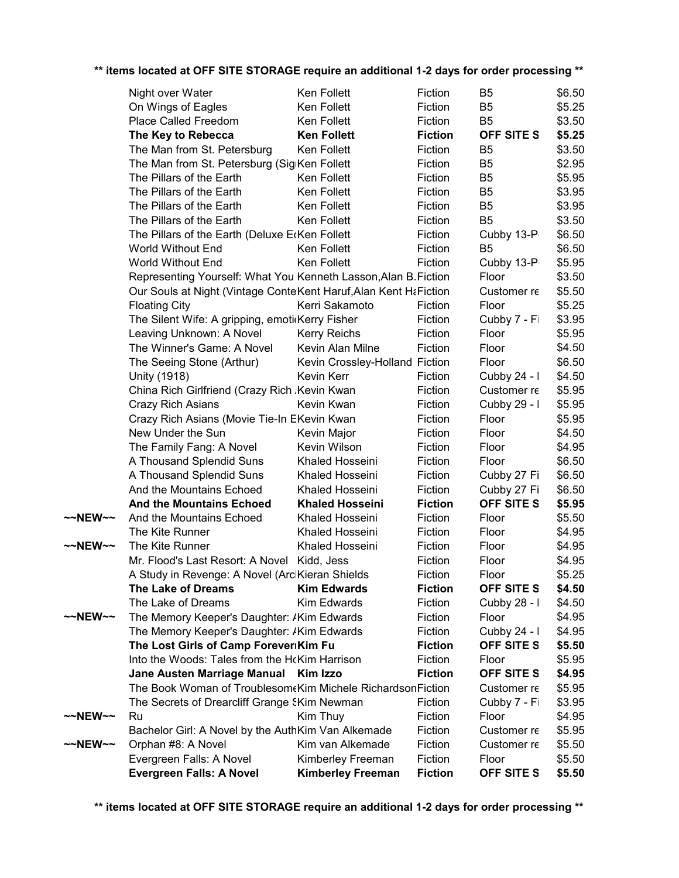**** items located at OFF SITE STORAGE require an additional 1-2 days for order processing ****

| | | | | | |
|---|---|---|---|---|---|
| | Night over Water | Ken Follett | Fiction | B5 | $6.50 |
| | On Wings of Eagles | Ken Follett | Fiction | B5 | $5.25 |
| | Place Called Freedom | Ken Follett | Fiction | B5 | $3.50 |
| | **The Key to Rebecca** | **Ken Follett** | **Fiction** | **OFF SITE S** | **$5.25** |
| | The Man from St. Petersburg | Ken Follett | Fiction | B5 | $3.50 |
| | The Man from St. Petersburg (Sig | Ken Follett | Fiction | B5 | $2.95 |
| | The Pillars of the Earth | Ken Follett | Fiction | B5 | $5.95 |
| | The Pillars of the Earth | Ken Follett | Fiction | B5 | $3.95 |
| | The Pillars of the Earth | Ken Follett | Fiction | B5 | $3.95 |
| | The Pillars of the Earth | Ken Follett | Fiction | B5 | $3.50 |
| | The Pillars of the Earth (Deluxe E | Ken Follett | Fiction | Cubby 13-P | $6.50 |
| | World Without End | Ken Follett | Fiction | B5 | $6.50 |
| | World Without End | Ken Follett | Fiction | Cubby 13-P | $5.95 |
| | Representing Yourself: What You | Kenneth Lasson,Alan B. | Fiction | Floor | $3.50 |
| | Our Souls at Night (Vintage Conte | Kent Haruf,Alan Kent Ha | Fiction | Customer re | $5.50 |
| | Floating City | Kerri Sakamoto | Fiction | Floor | $5.25 |
| | The Silent Wife: A gripping, emoti | Kerry Fisher | Fiction | Cubby 7 - Fi | $3.95 |
| | Leaving Unknown: A Novel | Kerry Reichs | Fiction | Floor | $5.95 |
| | The Winner's Game: A Novel | Kevin Alan Milne | Fiction | Floor | $4.50 |
| | The Seeing Stone (Arthur) | Kevin Crossley-Holland | Fiction | Floor | $6.50 |
| | Unity (1918) | Kevin Kerr | Fiction | Cubby 24 - I | $4.50 |
| | China Rich Girlfriend (Crazy Rich | Kevin Kwan | Fiction | Customer re | $5.95 |
| | Crazy Rich Asians | Kevin Kwan | Fiction | Cubby 29 - I | $5.95 |
| | Crazy Rich Asians (Movie Tie-In E | Kevin Kwan | Fiction | Floor | $5.95 |
| | New Under the Sun | Kevin Major | Fiction | Floor | $4.50 |
| | The Family Fang: A Novel | Kevin Wilson | Fiction | Floor | $4.95 |
| | A Thousand Splendid Suns | Khaled Hosseini | Fiction | Floor | $6.50 |
| | A Thousand Splendid Suns | Khaled Hosseini | Fiction | Cubby 27 Fi | $6.50 |
| | And the Mountains Echoed | Khaled Hosseini | Fiction | Cubby 27 Fi | $6.50 |
| | **And the Mountains Echoed** | **Khaled Hosseini** | **Fiction** | **OFF SITE S** | **$5.95** |
| ~~NEW~~ | And the Mountains Echoed | Khaled Hosseini | Fiction | Floor | $5.50 |
| | The Kite Runner | Khaled Hosseini | Fiction | Floor | $4.95 |
| ~~NEW~~ | The Kite Runner | Khaled Hosseini | Fiction | Floor | $4.95 |
| | Mr. Flood's Last Resort: A Novel | Kidd, Jess | Fiction | Floor | $4.95 |
| | A Study in Revenge: A Novel (Arc | Kieran Shields | Fiction | Floor | $5.25 |
| | **The Lake of Dreams** | **Kim Edwards** | **Fiction** | **OFF SITE S** | **$4.50** |
| | The Lake of Dreams | Kim Edwards | Fiction | Cubby 28 - I | $4.50 |
| ~~NEW~~ | The Memory Keeper's Daughter: / | Kim Edwards | Fiction | Floor | $4.95 |
| | The Memory Keeper's Daughter: / | Kim Edwards | Fiction | Cubby 24 - I | $4.95 |
| | **The Lost Girls of Camp Foreveri** | **Kim Fu** | **Fiction** | **OFF SITE S** | **$5.50** |
| | Into the Woods: Tales from the H | Kim Harrison | Fiction | Floor | $5.95 |
| | **Jane Austen Marriage Manual** | **Kim Izzo** | **Fiction** | **OFF SITE S** | **$4.95** |
| | The Book Woman of Troublesome | Kim Michele Richardson | Fiction | Customer re | $5.95 |
| | The Secrets of Drearcliff Grange S | Kim Newman | Fiction | Cubby 7 - Fi | $3.95 |
| ~~NEW~~ | Ru | Kim Thuy | Fiction | Floor | $4.95 |
| | Bachelor Girl: A Novel by the Auth | Kim Van Alkemade | Fiction | Customer re | $5.95 |
| ~~NEW~~ | Orphan #8: A Novel | Kim van Alkemade | Fiction | Customer re | $5.50 |
| | Evergreen Falls: A Novel | Kimberley Freeman | Fiction | Floor | $5.50 |
| | **Evergreen Falls: A Novel** | **Kimberley Freeman** | **Fiction** | **OFF SITE S** | **$5.50** |

**** items located at OFF SITE STORAGE require an additional 1-2 days for order processing ****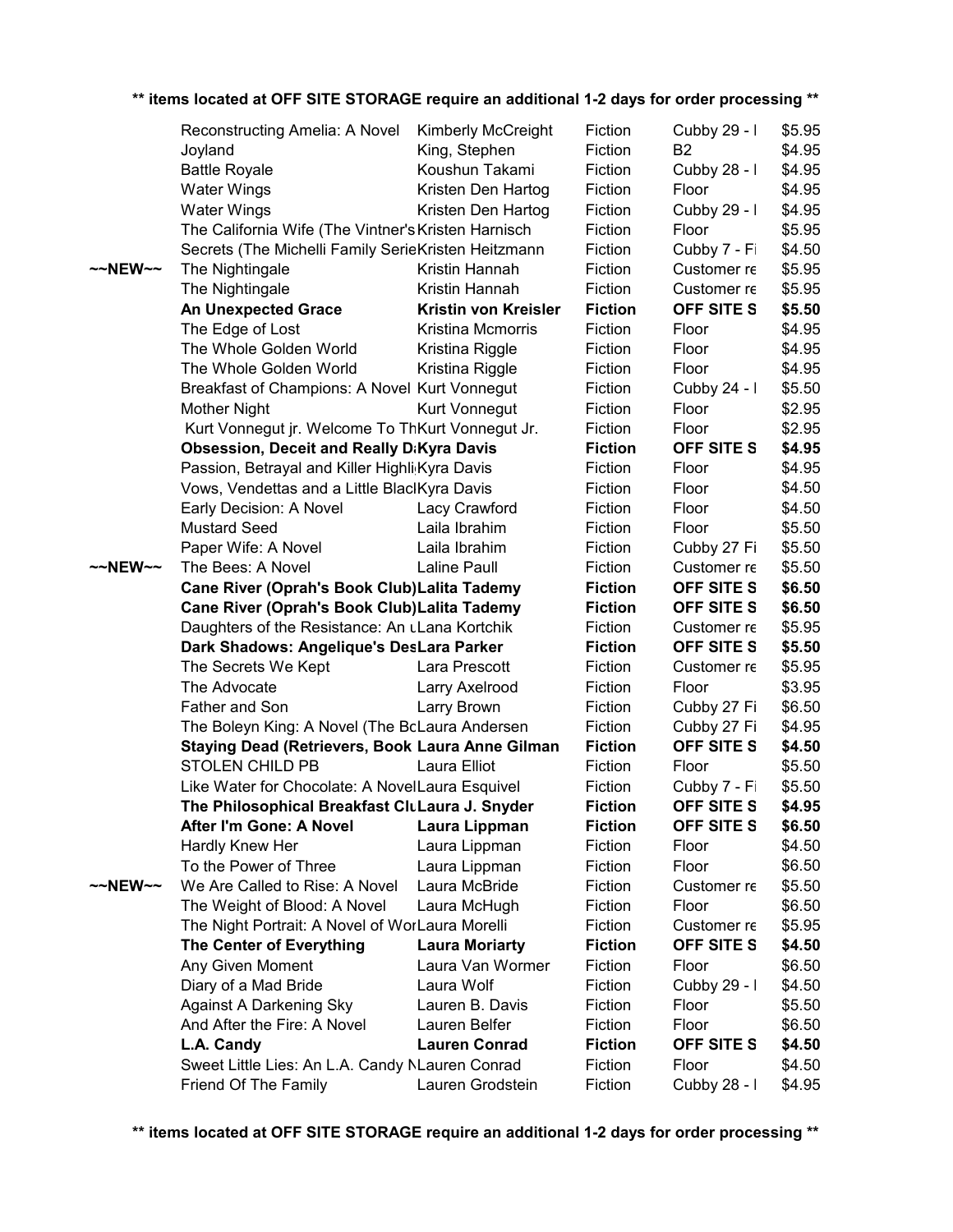**\*\* items located at OFF SITE STORAGE require an additional 1-2 days for order processing \*\***

| | Title | Author | Genre | Location | Price |
|---|---|---|---|---|---|
| | Reconstructing Amelia: A Novel | Kimberly McCreight | Fiction | Cubby 29 - I | $5.95 |
| | Joyland | King, Stephen | Fiction | B2 | $4.95 |
| | Battle Royale | Koushun Takami | Fiction | Cubby 28 - I | $4.95 |
| | Water Wings | Kristen Den Hartog | Fiction | Floor | $4.95 |
| | Water Wings | Kristen Den Hartog | Fiction | Cubby 29 - I | $4.95 |
| | The California Wife (The Vintner's | Kristen Harnisch | Fiction | Floor | $5.95 |
| | Secrets (The Michelli Family Serie | Kristen Heitzmann | Fiction | Cubby 7 - Fi | $4.50 |
| ~~NEW~~ | The Nightingale | Kristin Hannah | Fiction | Customer re | $5.95 |
| | The Nightingale | Kristin Hannah | Fiction | Customer re | $5.95 |
| | **An Unexpected Grace** | **Kristin von Kreisler** | **Fiction** | **OFF SITE S** | **$5.50** |
| | The Edge of Lost | Kristina Mcmorris | Fiction | Floor | $4.95 |
| | The Whole Golden World | Kristina Riggle | Fiction | Floor | $4.95 |
| | The Whole Golden World | Kristina Riggle | Fiction | Floor | $4.95 |
| | Breakfast of Champions: A Novel | Kurt Vonnegut | Fiction | Cubby 24 - I | $5.50 |
| | Mother Night | Kurt Vonnegut | Fiction | Floor | $2.95 |
| | Kurt Vonnegut jr. Welcome To Th | Kurt Vonnegut Jr. | Fiction | Floor | $2.95 |
| | **Obsession, Deceit and Really D** | **Kyra Davis** | **Fiction** | **OFF SITE S** | **$4.95** |
| | Passion, Betrayal and Killer Highli | Kyra Davis | Fiction | Floor | $4.95 |
| | Vows, Vendettas and a Little Blacl | Kyra Davis | Fiction | Floor | $4.50 |
| | Early Decision: A Novel | Lacy Crawford | Fiction | Floor | $4.50 |
| | Mustard Seed | Laila Ibrahim | Fiction | Floor | $5.50 |
| | Paper Wife: A Novel | Laila Ibrahim | Fiction | Cubby 27 Fi | $5.50 |
| ~~NEW~~ | The Bees: A Novel | Laline Paull | Fiction | Customer re | $5.50 |
| | **Cane River (Oprah's Book Club)** | **Lalita Tademy** | **Fiction** | **OFF SITE S** | **$6.50** |
| | **Cane River (Oprah's Book Club)** | **Lalita Tademy** | **Fiction** | **OFF SITE S** | **$6.50** |
| | Daughters of the Resistance: An ( | Lana Kortchik | Fiction | Customer re | $5.95 |
| | **Dark Shadows: Angelique's Des** | **Lara Parker** | **Fiction** | **OFF SITE S** | **$5.50** |
| | The Secrets We Kept | Lara Prescott | Fiction | Customer re | $5.95 |
| | The Advocate | Larry Axelrood | Fiction | Floor | $3.95 |
| | Father and Son | Larry Brown | Fiction | Cubby 27 Fi | $6.50 |
| | The Boleyn King: A Novel (The Bo | Laura Andersen | Fiction | Cubby 27 Fi | $4.95 |
| | **Staying Dead (Retrievers, Book** | **Laura Anne Gilman** | **Fiction** | **OFF SITE S** | **$4.50** |
| | STOLEN CHILD PB | Laura Elliot | Fiction | Floor | $5.50 |
| | Like Water for Chocolate: A Novel | Laura Esquivel | Fiction | Cubby 7 - Fi | $5.50 |
| | **The Philosophical Breakfast Clu** | **Laura J. Snyder** | **Fiction** | **OFF SITE S** | **$4.95** |
| | **After I'm Gone: A Novel** | **Laura Lippman** | **Fiction** | **OFF SITE S** | **$6.50** |
| | Hardly Knew Her | Laura Lippman | Fiction | Floor | $4.50 |
| | To the Power of Three | Laura Lippman | Fiction | Floor | $6.50 |
| ~~NEW~~ | We Are Called to Rise: A Novel | Laura McBride | Fiction | Customer re | $5.50 |
| | The Weight of Blood: A Novel | Laura McHugh | Fiction | Floor | $6.50 |
| | The Night Portrait: A Novel of Wor | Laura Morelli | Fiction | Customer re | $5.95 |
| | **The Center of Everything** | **Laura Moriarty** | **Fiction** | **OFF SITE S** | **$4.50** |
| | Any Given Moment | Laura Van Wormer | Fiction | Floor | $6.50 |
| | Diary of a Mad Bride | Laura Wolf | Fiction | Cubby 29 - I | $4.50 |
| | Against A Darkening Sky | Lauren B. Davis | Fiction | Floor | $5.50 |
| | And After the Fire: A Novel | Lauren Belfer | Fiction | Floor | $6.50 |
| | **L.A. Candy** | **Lauren Conrad** | **Fiction** | **OFF SITE S** | **$4.50** |
| | Sweet Little Lies: An L.A. Candy N | Lauren Conrad | Fiction | Floor | $4.50 |
| | Friend Of The Family | Lauren Grodstein | Fiction | Cubby 28 - I | $4.95 |

**\*\* items located at OFF SITE STORAGE require an additional 1-2 days for order processing \*\***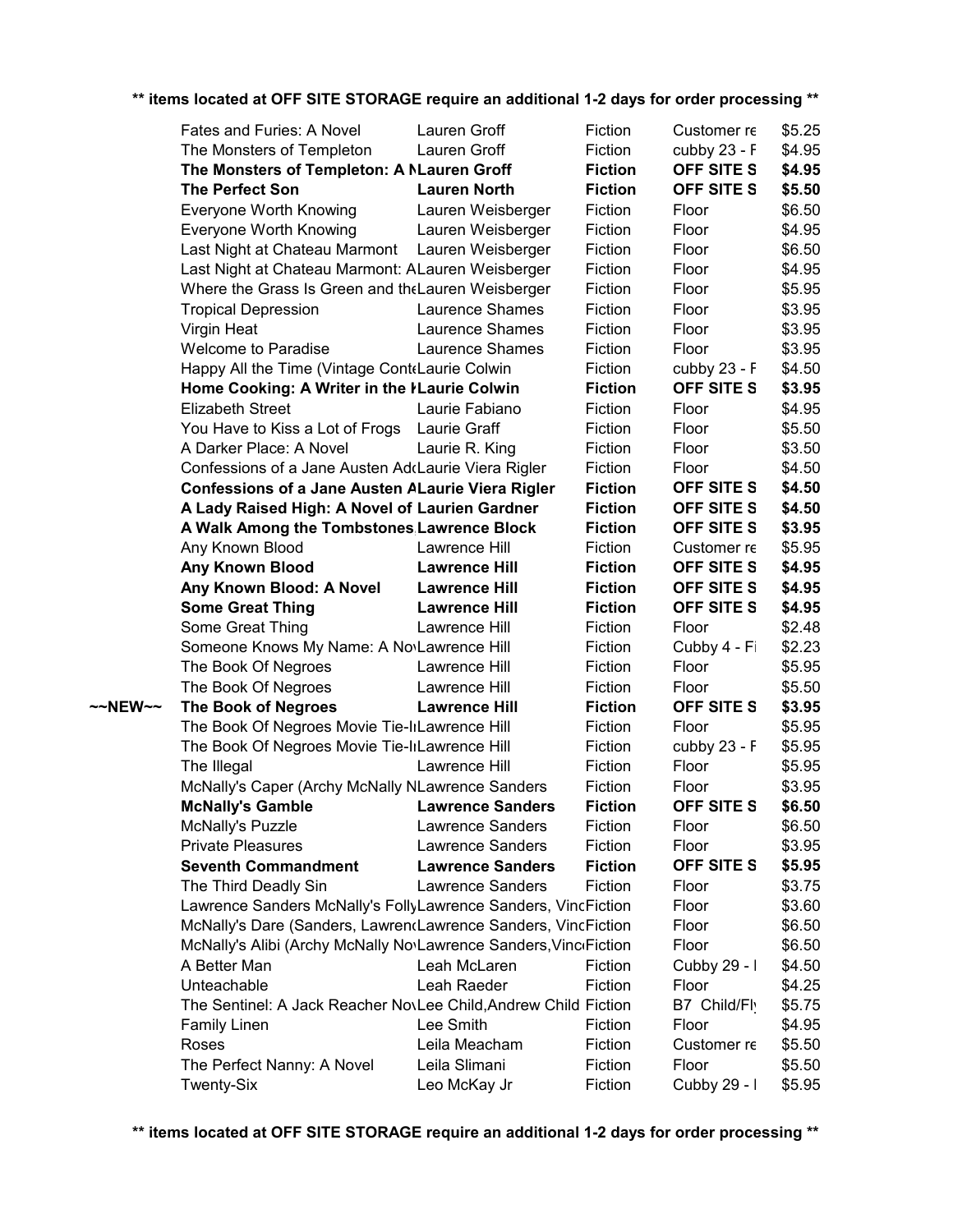**\*\* items located at OFF SITE STORAGE require an additional 1-2 days for order processing \*\***

| | | | | | |
|---|---|---|---|---|---|
| | Fates and Furies: A Novel | Lauren Groff | Fiction | Customer re | $5.25 |
| | The Monsters of Templeton | Lauren Groff | Fiction | cubby 23 - F | $4.95 |
| | **The Monsters of Templeton: A N** | **Lauren Groff** | **Fiction** | **OFF SITE S** | **$4.95** |
| | **The Perfect Son** | **Lauren North** | **Fiction** | **OFF SITE S** | **$5.50** |
| | Everyone Worth Knowing | Lauren Weisberger | Fiction | Floor | $6.50 |
| | Everyone Worth Knowing | Lauren Weisberger | Fiction | Floor | $4.95 |
| | Last Night at Chateau Marmont | Lauren Weisberger | Fiction | Floor | $6.50 |
| | Last Night at Chateau Marmont: A | Lauren Weisberger | Fiction | Floor | $4.95 |
| | Where the Grass Is Green and the | Lauren Weisberger | Fiction | Floor | $5.95 |
| | Tropical Depression | Laurence Shames | Fiction | Floor | $3.95 |
| | Virgin Heat | Laurence Shames | Fiction | Floor | $3.95 |
| | Welcome to Paradise | Laurence Shames | Fiction | Floor | $3.95 |
| | Happy All the Time (Vintage Conte | Laurie Colwin | Fiction | cubby 23 - F | $4.50 |
| | **Home Cooking: A Writer in the K** | **Laurie Colwin** | **Fiction** | **OFF SITE S** | **$3.95** |
| | Elizabeth Street | Laurie Fabiano | Fiction | Floor | $4.95 |
| | You Have to Kiss a Lot of Frogs | Laurie Graff | Fiction | Floor | $5.50 |
| | A Darker Place: A Novel | Laurie R. King | Fiction | Floor | $3.50 |
| | Confessions of a Jane Austen Add | Laurie Viera Rigler | Fiction | Floor | $4.50 |
| | **Confessions of a Jane Austen A** | **Laurie Viera Rigler** | **Fiction** | **OFF SITE S** | **$4.50** |
| | **A Lady Raised High: A Novel of** | **Laurien Gardner** | **Fiction** | **OFF SITE S** | **$4.50** |
| | **A Walk Among the Tombstones** | **Lawrence Block** | **Fiction** | **OFF SITE S** | **$3.95** |
| | Any Known Blood | Lawrence Hill | Fiction | Customer re | $5.95 |
| | **Any Known Blood** | **Lawrence Hill** | **Fiction** | **OFF SITE S** | **$4.95** |
| | **Any Known Blood: A Novel** | **Lawrence Hill** | **Fiction** | **OFF SITE S** | **$4.95** |
| | **Some Great Thing** | **Lawrence Hill** | **Fiction** | **OFF SITE S** | **$4.95** |
| | Some Great Thing | Lawrence Hill | Fiction | Floor | $2.48 |
| | Someone Knows My Name: A Nov | Lawrence Hill | Fiction | Cubby 4 - Fi | $2.23 |
| | The Book Of Negroes | Lawrence Hill | Fiction | Floor | $5.95 |
| | The Book Of Negroes | Lawrence Hill | Fiction | Floor | $5.50 |
| **~~NEW~~** | **The Book of Negroes** | **Lawrence Hill** | **Fiction** | **OFF SITE S** | **$3.95** |
| | The Book Of Negroes Movie Tie-In | Lawrence Hill | Fiction | Floor | $5.95 |
| | The Book Of Negroes Movie Tie-In | Lawrence Hill | Fiction | cubby 23 - F | $5.95 |
| | The Illegal | Lawrence Hill | Fiction | Floor | $5.95 |
| | McNally's Caper (Archy McNally N | Lawrence Sanders | Fiction | Floor | $3.95 |
| | **McNally's Gamble** | **Lawrence Sanders** | **Fiction** | **OFF SITE S** | **$6.50** |
| | McNally's Puzzle | Lawrence Sanders | Fiction | Floor | $6.50 |
| | Private Pleasures | Lawrence Sanders | Fiction | Floor | $3.95 |
| | **Seventh Commandment** | **Lawrence Sanders** | **Fiction** | **OFF SITE S** | **$5.95** |
| | The Third Deadly Sin | Lawrence Sanders | Fiction | Floor | $3.75 |
| | Lawrence Sanders McNally's Folly | Lawrence Sanders, Vinc | Fiction | Floor | $3.60 |
| | McNally's Dare (Sanders, Lawrenc | Lawrence Sanders, Vinc | Fiction | Floor | $6.50 |
| | McNally's Alibi (Archy McNally No | Lawrence Sanders, Vinc | Fiction | Floor | $6.50 |
| | A Better Man | Leah McLaren | Fiction | Cubby 29 - I | $4.50 |
| | Unteachable | Leah Raeder | Fiction | Floor | $4.25 |
| | The Sentinel: A Jack Reacher Nov | Lee Child,Andrew Child | Fiction | B7 Child/Fly | $5.75 |
| | Family Linen | Lee Smith | Fiction | Floor | $4.95 |
| | Roses | Leila Meacham | Fiction | Customer re | $5.50 |
| | The Perfect Nanny: A Novel | Leila Slimani | Fiction | Floor | $5.50 |
| | Twenty-Six | Leo McKay Jr | Fiction | Cubby 29 - I | $5.95 |

**\*\* items located at OFF SITE STORAGE require an additional 1-2 days for order processing \*\***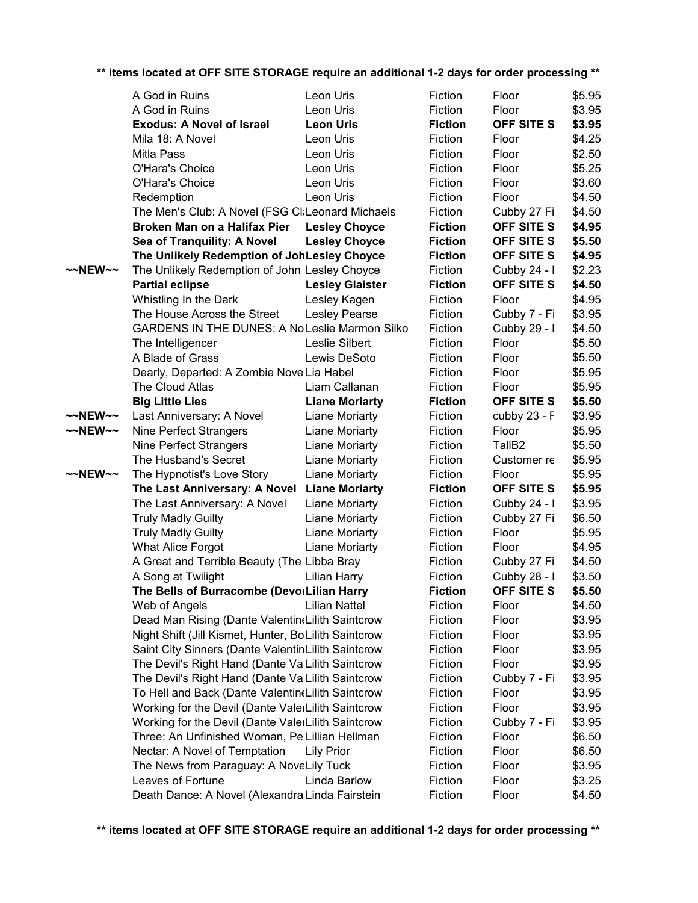**\*\* items located at OFF SITE STORAGE require an additional 1-2 days for order processing \*\***

| | | | | | |
|---|---|---|---|---|---|
| | A God in Ruins | Leon Uris | Fiction | Floor | $5.95 |
| | A God in Ruins | Leon Uris | Fiction | Floor | $3.95 |
| | **Exodus: A Novel of Israel** | **Leon Uris** | **Fiction** | **OFF SITE S** | **$3.95** |
| | Mila 18: A Novel | Leon Uris | Fiction | Floor | $4.25 |
| | Mitla Pass | Leon Uris | Fiction | Floor | $2.50 |
| | O'Hara's Choice | Leon Uris | Fiction | Floor | $5.25 |
| | O'Hara's Choice | Leon Uris | Fiction | Floor | $3.60 |
| | Redemption | Leon Uris | Fiction | Floor | $4.50 |
| | The Men's Club: A Novel (FSG Cl | Leonard Michaels | Fiction | Cubby 27 Fi | $4.50 |
| | **Broken Man on a Halifax Pier** | **Lesley Choyce** | **Fiction** | **OFF SITE S** | **$4.95** |
| | **Sea of Tranquility: A Novel** | **Lesley Choyce** | **Fiction** | **OFF SITE S** | **$5.50** |
| | **The Unlikely Redemption of Joh** | **Lesley Choyce** | **Fiction** | **OFF SITE S** | **$4.95** |
| ~~NEW~~ | The Unlikely Redemption of John | Lesley Choyce | Fiction | Cubby 24 - I | $2.23 |
| | **Partial eclipse** | **Lesley Glaister** | **Fiction** | **OFF SITE S** | **$4.50** |
| | Whistling In the Dark | Lesley Kagen | Fiction | Floor | $4.95 |
| | The House Across the Street | Lesley Pearse | Fiction | Cubby 7 - Fi | $3.95 |
| | GARDENS IN THE DUNES: A No | Leslie Marmon Silko | Fiction | Cubby 29 - I | $4.50 |
| | The Intelligencer | Leslie Silbert | Fiction | Floor | $5.50 |
| | A Blade of Grass | Lewis DeSoto | Fiction | Floor | $5.50 |
| | Dearly, Departed: A Zombie Novel | Lia Habel | Fiction | Floor | $5.95 |
| | The Cloud Atlas | Liam Callanan | Fiction | Floor | $5.95 |
| | **Big Little Lies** | **Liane Moriarty** | **Fiction** | **OFF SITE S** | **$5.50** |
| ~~NEW~~ | Last Anniversary: A Novel | Liane Moriarty | Fiction | cubby 23 - F | $3.95 |
| ~~NEW~~ | Nine Perfect Strangers | Liane Moriarty | Fiction | Floor | $5.95 |
| | Nine Perfect Strangers | Liane Moriarty | Fiction | TallB2 | $5.50 |
| | The Husband's Secret | Liane Moriarty | Fiction | Customer re | $5.95 |
| ~~NEW~~ | The Hypnotist's Love Story | Liane Moriarty | Fiction | Floor | $5.95 |
| | **The Last Anniversary: A Novel** | **Liane Moriarty** | **Fiction** | **OFF SITE S** | **$5.95** |
| | The Last Anniversary: A Novel | Liane Moriarty | Fiction | Cubby 24 - I | $3.95 |
| | Truly Madly Guilty | Liane Moriarty | Fiction | Cubby 27 Fi | $6.50 |
| | Truly Madly Guilty | Liane Moriarty | Fiction | Floor | $5.95 |
| | What Alice Forgot | Liane Moriarty | Fiction | Floor | $4.95 |
| | A Great and Terrible Beauty (The | Libba Bray | Fiction | Cubby 27 Fi | $4.50 |
| | A Song at Twilight | Lilian Harry | Fiction | Cubby 28 - I | $3.50 |
| | **The Bells of Burracombe (Devo** | **Lilian Harry** | **Fiction** | **OFF SITE S** | **$5.50** |
| | Web of Angels | Lilian Nattel | Fiction | Floor | $4.50 |
| | Dead Man Rising (Dante Valentine | Lilith Saintcrow | Fiction | Floor | $3.95 |
| | Night Shift (Jill Kismet, Hunter, Bo | Lilith Saintcrow | Fiction | Floor | $3.95 |
| | Saint City Sinners (Dante Valentin | Lilith Saintcrow | Fiction | Floor | $3.95 |
| | The Devil's Right Hand (Dante Val | Lilith Saintcrow | Fiction | Floor | $3.95 |
| | The Devil's Right Hand (Dante Val | Lilith Saintcrow | Fiction | Cubby 7 - Fi | $3.95 |
| | To Hell and Back (Dante Valentine | Lilith Saintcrow | Fiction | Floor | $3.95 |
| | Working for the Devil (Dante Valer | Lilith Saintcrow | Fiction | Floor | $3.95 |
| | Working for the Devil (Dante Valer | Lilith Saintcrow | Fiction | Cubby 7 - Fi | $3.95 |
| | Three: An Unfinished Woman, Pe | Lillian Hellman | Fiction | Floor | $6.50 |
| | Nectar: A Novel of Temptation | Lily Prior | Fiction | Floor | $6.50 |
| | The News from Paraguay: A Nove | Lily Tuck | Fiction | Floor | $3.95 |
| | Leaves of Fortune | Linda Barlow | Fiction | Floor | $3.25 |
| | Death Dance: A Novel (Alexandra | Linda Fairstein | Fiction | Floor | $4.50 |

**\*\* items located at OFF SITE STORAGE require an additional 1-2 days for order processing \*\***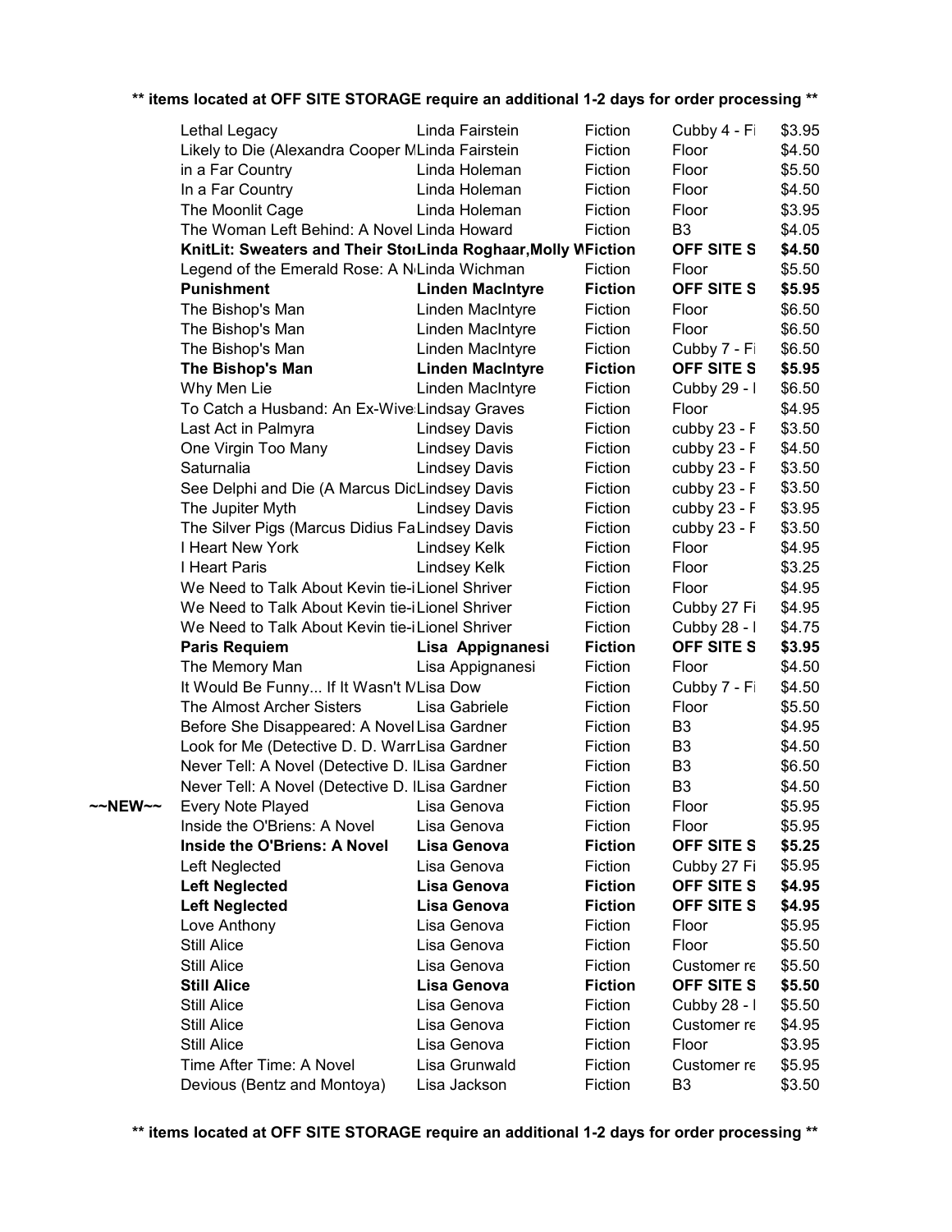** items located at OFF SITE STORAGE require an additional 1-2 days for order processing **

| | Title | Author | Genre | Location | Price |
|---|---|---|---|---|---|
| | Lethal Legacy | Linda Fairstein | Fiction | Cubby 4 - Fi | $3.95 |
| | Likely to Die (Alexandra Cooper M | Linda Fairstein | Fiction | Floor | $4.50 |
| | in a Far Country | Linda Holeman | Fiction | Floor | $5.50 |
| | In a Far Country | Linda Holeman | Fiction | Floor | $4.50 |
| | The Moonlit Cage | Linda Holeman | Fiction | Floor | $3.95 |
| | The Woman Left Behind: A Novel | Linda Howard | Fiction | B3 | $4.05 |
| | **KnitLit: Sweaters and Their Stor** | **Linda Roghaar,Molly W** | **Fiction** | **OFF SITE S** | **$4.50** |
| | Legend of the Emerald Rose: A N | Linda Wichman | Fiction | Floor | $5.50 |
| | **Punishment** | **Linden MacIntyre** | **Fiction** | **OFF SITE S** | **$5.95** |
| | The Bishop's Man | Linden MacIntyre | Fiction | Floor | $6.50 |
| | The Bishop's Man | Linden MacIntyre | Fiction | Floor | $6.50 |
| | The Bishop's Man | Linden MacIntyre | Fiction | Cubby 7 - Fi | $6.50 |
| | **The Bishop's Man** | **Linden MacIntyre** | **Fiction** | **OFF SITE S** | **$5.95** |
| | Why Men Lie | Linden MacIntyre | Fiction | Cubby 29 - I | $6.50 |
| | To Catch a Husband: An Ex-Wive | Lindsay Graves | Fiction | Floor | $4.95 |
| | Last Act in Palmyra | Lindsey Davis | Fiction | cubby 23 - F | $3.50 |
| | One Virgin Too Many | Lindsey Davis | Fiction | cubby 23 - F | $4.50 |
| | Saturnalia | Lindsey Davis | Fiction | cubby 23 - F | $3.50 |
| | See Delphi and Die (A Marcus Dic | Lindsey Davis | Fiction | cubby 23 - F | $3.50 |
| | The Jupiter Myth | Lindsey Davis | Fiction | cubby 23 - F | $3.95 |
| | The Silver Pigs (Marcus Didius Fa | Lindsey Davis | Fiction | cubby 23 - F | $3.50 |
| | I Heart New York | Lindsey Kelk | Fiction | Floor | $4.95 |
| | I Heart Paris | Lindsey Kelk | Fiction | Floor | $3.25 |
| | We Need to Talk About Kevin tie-i | Lionel Shriver | Fiction | Floor | $4.95 |
| | We Need to Talk About Kevin tie-i | Lionel Shriver | Fiction | Cubby 27 Fi | $4.95 |
| | We Need to Talk About Kevin tie-i | Lionel Shriver | Fiction | Cubby 28 - I | $4.75 |
| | **Paris Requiem** | **Lisa Appignanesi** | **Fiction** | **OFF SITE S** | **$3.95** |
| | The Memory Man | Lisa Appignanesi | Fiction | Floor | $4.50 |
| | It Would Be Funny... If It Wasn't M | Lisa Dow | Fiction | Cubby 7 - Fi | $4.50 |
| | The Almost Archer Sisters | Lisa Gabriele | Fiction | Floor | $5.50 |
| | Before She Disappeared: A Novel | Lisa Gardner | Fiction | B3 | $4.95 |
| | Look for Me (Detective D. D. Warr | Lisa Gardner | Fiction | B3 | $4.50 |
| | Never Tell: A Novel (Detective D. I | Lisa Gardner | Fiction | B3 | $6.50 |
| | Never Tell: A Novel (Detective D. I | Lisa Gardner | Fiction | B3 | $4.50 |
| ~~NEW~~ | Every Note Played | Lisa Genova | Fiction | Floor | $5.95 |
| | Inside the O'Briens: A Novel | Lisa Genova | Fiction | Floor | $5.95 |
| | **Inside the O'Briens: A Novel** | **Lisa Genova** | **Fiction** | **OFF SITE S** | **$5.25** |
| | Left Neglected | Lisa Genova | Fiction | Cubby 27 Fi | $5.95 |
| | **Left Neglected** | **Lisa Genova** | **Fiction** | **OFF SITE S** | **$4.95** |
| | **Left Neglected** | **Lisa Genova** | **Fiction** | **OFF SITE S** | **$4.95** |
| | Love Anthony | Lisa Genova | Fiction | Floor | $5.95 |
| | Still Alice | Lisa Genova | Fiction | Floor | $5.50 |
| | Still Alice | Lisa Genova | Fiction | Customer re | $5.50 |
| | **Still Alice** | **Lisa Genova** | **Fiction** | **OFF SITE S** | **$5.50** |
| | Still Alice | Lisa Genova | Fiction | Cubby 28 - I | $5.50 |
| | Still Alice | Lisa Genova | Fiction | Customer re | $4.95 |
| | Still Alice | Lisa Genova | Fiction | Floor | $3.95 |
| | Time After Time: A Novel | Lisa Grunwald | Fiction | Customer re | $5.95 |
| | Devious (Bentz and Montoya) | Lisa Jackson | Fiction | B3 | $3.50 |

** items located at OFF SITE STORAGE require an additional 1-2 days for order processing **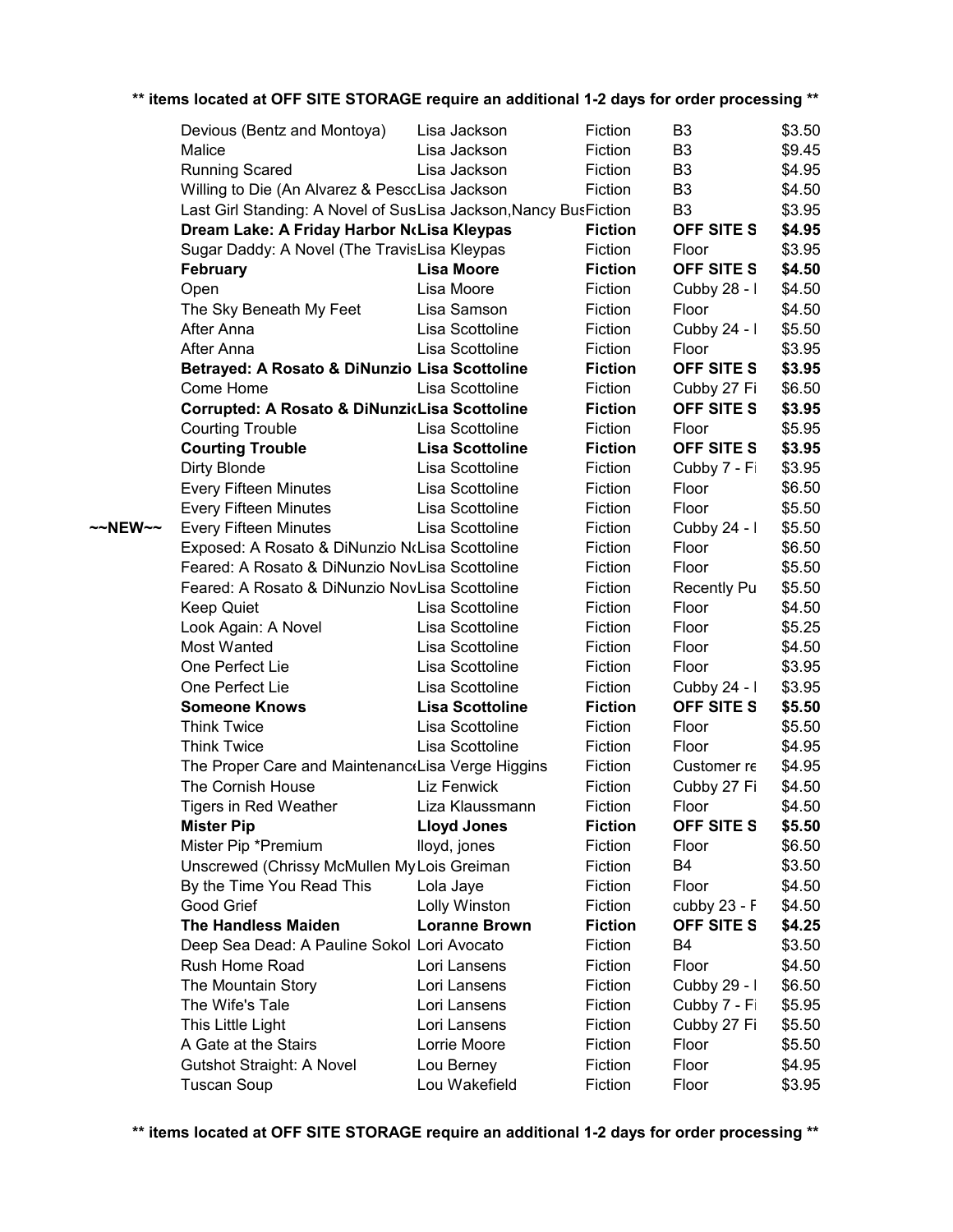**\*\* items located at OFF SITE STORAGE require an additional 1-2 days for order processing \*\***

| | Title | Author | Genre | Location | Price |
|---|---|---|---|---|---|
| | Devious (Bentz and Montoya) | Lisa Jackson | Fiction | B3 | $3.50 |
| | Malice | Lisa Jackson | Fiction | B3 | $9.45 |
| | Running Scared | Lisa Jackson | Fiction | B3 | $4.95 |
| | Willing to Die (An Alvarez & PescoLisa Jackson | | Fiction | B3 | $4.50 |
| | Last Girl Standing: A Novel of SusLisa Jackson,Nancy BusFiction | | | B3 | $3.95 |
| | **Dream Lake: A Friday Harbor N** | **Lisa Kleypas** | **Fiction** | **OFF SITE S** | **$4.95** |
| | Sugar Daddy: A Novel (The Travis | Lisa Kleypas | Fiction | Floor | $3.95 |
| | **February** | **Lisa Moore** | **Fiction** | **OFF SITE S** | **$4.50** |
| | Open | Lisa Moore | Fiction | Cubby 28 - I | $4.50 |
| | The Sky Beneath My Feet | Lisa Samson | Fiction | Floor | $4.50 |
| | After Anna | Lisa Scottoline | Fiction | Cubby 24 - I | $5.50 |
| | After Anna | Lisa Scottoline | Fiction | Floor | $3.95 |
| | **Betrayed: A Rosato & DiNunzio** | **Lisa Scottoline** | **Fiction** | **OFF SITE S** | **$3.95** |
| | Come Home | Lisa Scottoline | Fiction | Cubby 27 Fi | $6.50 |
| | **Corrupted: A Rosato & DiNunzi** | **Lisa Scottoline** | **Fiction** | **OFF SITE S** | **$3.95** |
| | Courting Trouble | Lisa Scottoline | Fiction | Floor | $5.95 |
| | **Courting Trouble** | **Lisa Scottoline** | **Fiction** | **OFF SITE S** | **$3.95** |
| | Dirty Blonde | Lisa Scottoline | Fiction | Cubby 7 - Fi | $3.95 |
| | Every Fifteen Minutes | Lisa Scottoline | Fiction | Floor | $6.50 |
| | Every Fifteen Minutes | Lisa Scottoline | Fiction | Floor | $5.50 |
| ~~NEW~~ | Every Fifteen Minutes | Lisa Scottoline | Fiction | Cubby 24 - I | $5.50 |
| | Exposed: A Rosato & DiNunzio No | Lisa Scottoline | Fiction | Floor | $6.50 |
| | Feared: A Rosato & DiNunzio Nov | Lisa Scottoline | Fiction | Floor | $5.50 |
| | Feared: A Rosato & DiNunzio Nov | Lisa Scottoline | Fiction | Recently Pu | $5.50 |
| | Keep Quiet | Lisa Scottoline | Fiction | Floor | $4.50 |
| | Look Again: A Novel | Lisa Scottoline | Fiction | Floor | $5.25 |
| | Most Wanted | Lisa Scottoline | Fiction | Floor | $4.50 |
| | One Perfect Lie | Lisa Scottoline | Fiction | Floor | $3.95 |
| | One Perfect Lie | Lisa Scottoline | Fiction | Cubby 24 - I | $3.95 |
| | **Someone Knows** | **Lisa Scottoline** | **Fiction** | **OFF SITE S** | **$5.50** |
| | Think Twice | Lisa Scottoline | Fiction | Floor | $5.50 |
| | Think Twice | Lisa Scottoline | Fiction | Floor | $4.95 |
| | The Proper Care and Maintenanc | Lisa Verge Higgins | Fiction | Customer re | $4.95 |
| | The Cornish House | Liz Fenwick | Fiction | Cubby 27 Fi | $4.50 |
| | Tigers in Red Weather | Liza Klaussmann | Fiction | Floor | $4.50 |
| | **Mister Pip** | **Lloyd Jones** | **Fiction** | **OFF SITE S** | **$5.50** |
| | Mister Pip *Premium | lloyd, jones | Fiction | Floor | $6.50 |
| | Unscrewed (Chrissy McMullen My | Lois Greiman | Fiction | B4 | $3.50 |
| | By the Time You Read This | Lola Jaye | Fiction | Floor | $4.50 |
| | Good Grief | Lolly Winston | Fiction | cubby 23 - F | $4.50 |
| | **The Handless Maiden** | **Loranne Brown** | **Fiction** | **OFF SITE S** | **$4.25** |
| | Deep Sea Dead: A Pauline Sokol | Lori Avocato | Fiction | B4 | $3.50 |
| | Rush Home Road | Lori Lansens | Fiction | Floor | $4.50 |
| | The Mountain Story | Lori Lansens | Fiction | Cubby 29 - I | $6.50 |
| | The Wife's Tale | Lori Lansens | Fiction | Cubby 7 - Fi | $5.95 |
| | This Little Light | Lori Lansens | Fiction | Cubby 27 Fi | $5.50 |
| | A Gate at the Stairs | Lorrie Moore | Fiction | Floor | $5.50 |
| | Gutshot Straight: A Novel | Lou Berney | Fiction | Floor | $4.95 |
| | Tuscan Soup | Lou Wakefield | Fiction | Floor | $3.95 |

**\*\* items located at OFF SITE STORAGE require an additional 1-2 days for order processing \*\***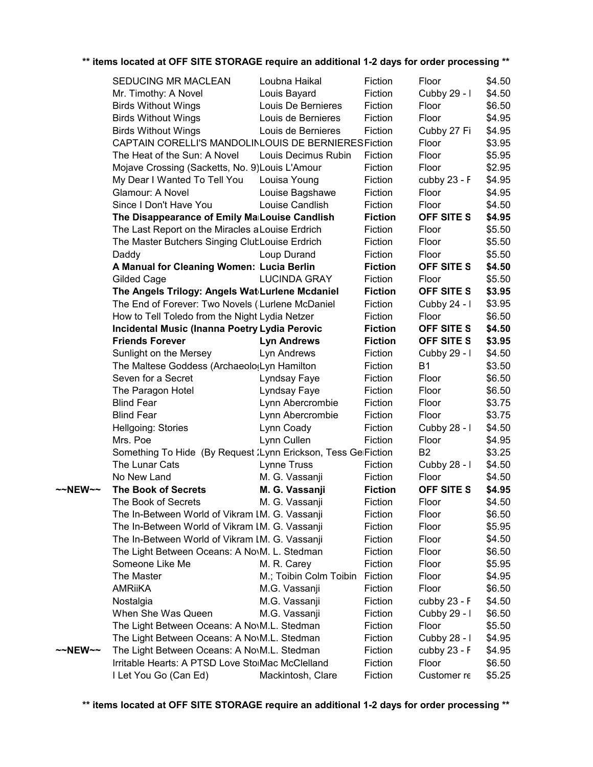** items located at OFF SITE STORAGE require an additional 1-2 days for order processing **

| | | | | | |
|---|---|---|---|---|---|
| | SEDUCING MR MACLEAN | Loubna Haikal | Fiction | Floor | $4.50 |
| | Mr. Timothy: A Novel | Louis Bayard | Fiction | Cubby 29 - I | $4.50 |
| | Birds Without Wings | Louis De Bernieres | Fiction | Floor | $6.50 |
| | Birds Without Wings | Louis de Bernieres | Fiction | Floor | $4.95 |
| | Birds Without Wings | Louis de Bernieres | Fiction | Cubby 27 Fi | $4.95 |
| | CAPTAIN CORELLI'S MANDOLIN | LOUIS DE BERNIERES | Fiction | Floor | $3.95 |
| | The Heat of the Sun: A Novel | Louis Decimus Rubin | Fiction | Floor | $5.95 |
| | Mojave Crossing (Sacketts, No. 9) | Louis L'Amour | Fiction | Floor | $2.95 |
| | My Dear I Wanted To Tell You | Louisa Young | Fiction | cubby 23 - F | $4.95 |
| | Glamour: A Novel | Louise Bagshawe | Fiction | Floor | $4.95 |
| | Since I Don't Have You | Louise Candlish | Fiction | Floor | $4.50 |
| | **The Disappearance of Emily Ma** | **Louise Candlish** | **Fiction** | **OFF SITE S** | **$4.95** |
| | The Last Report on the Miracles a | Louise Erdrich | Fiction | Floor | $5.50 |
| | The Master Butchers Singing Club | Louise Erdrich | Fiction | Floor | $5.50 |
| | Daddy | Loup Durand | Fiction | Floor | $5.50 |
| | **A Manual for Cleaning Women:** | **Lucia Berlin** | **Fiction** | **OFF SITE S** | **$4.50** |
| | Gilded Cage | LUCINDA GRAY | Fiction | Floor | $5.50 |
| | **The Angels Trilogy: Angels Wat** | **Lurlene Mcdaniel** | **Fiction** | **OFF SITE S** | **$3.95** |
| | The End of Forever: Two Novels ( | Lurlene McDaniel | Fiction | Cubby 24 - I | $3.95 |
| | How to Tell Toledo from the Night | Lydia Netzer | Fiction | Floor | $6.50 |
| | **Incidental Music (Inanna Poetry** | **Lydia Perovic** | **Fiction** | **OFF SITE S** | **$4.50** |
| | **Friends Forever** | **Lyn Andrews** | **Fiction** | **OFF SITE S** | **$3.95** |
| | Sunlight on the Mersey | Lyn Andrews | Fiction | Cubby 29 - I | $4.50 |
| | The Maltese Goddess (Archaeolo | Lyn Hamilton | Fiction | B1 | $3.50 |
| | Seven for a Secret | Lyndsay Faye | Fiction | Floor | $6.50 |
| | The Paragon Hotel | Lyndsay Faye | Fiction | Floor | $6.50 |
| | Blind Fear | Lynn Abercrombie | Fiction | Floor | $3.75 |
| | Blind Fear | Lynn Abercrombie | Fiction | Floor | $3.75 |
| | Hellgoing: Stories | Lynn Coady | Fiction | Cubby 28 - I | $4.50 |
| | Mrs. Poe | Lynn Cullen | Fiction | Floor | $4.95 |
| | Something To Hide (By Request : | Lynn Erickson, Tess Ge | Fiction | B2 | $3.25 |
| | The Lunar Cats | Lynne Truss | Fiction | Cubby 28 - I | $4.50 |
| | No New Land | M. G. Vassanji | Fiction | Floor | $4.50 |
| ~~NEW~~ | **The Book of Secrets** | **M. G. Vassanji** | **Fiction** | **OFF SITE S** | **$4.95** |
| | The Book of Secrets | M. G. Vassanji | Fiction | Floor | $4.50 |
| | The In-Between World of Vikram L | M. G. Vassanji | Fiction | Floor | $6.50 |
| | The In-Between World of Vikram L | M. G. Vassanji | Fiction | Floor | $5.95 |
| | The In-Between World of Vikram L | M. G. Vassanji | Fiction | Floor | $4.50 |
| | The Light Between Oceans: A Nov | M. L. Stedman | Fiction | Floor | $6.50 |
| | Someone Like Me | M. R. Carey | Fiction | Floor | $5.95 |
| | The Master | M.; Toibin Colm Toibin | Fiction | Floor | $4.95 |
| | AMRiiKA | M.G. Vassanji | Fiction | Floor | $6.50 |
| | Nostalgia | M.G. Vassanji | Fiction | cubby 23 - F | $4.50 |
| | When She Was Queen | M.G. Vassanji | Fiction | Cubby 29 - I | $6.50 |
| | The Light Between Oceans: A Nov | M.L. Stedman | Fiction | Floor | $5.50 |
| | The Light Between Oceans: A Nov | M.L. Stedman | Fiction | Cubby 28 - I | $4.95 |
| ~~NEW~~ | The Light Between Oceans: A Nov | M.L. Stedman | Fiction | cubby 23 - F | $4.95 |
| | Irritable Hearts: A PTSD Love Sto | Mac McClelland | Fiction | Floor | $6.50 |
| | I Let You Go (Can Ed) | Mackintosh, Clare | Fiction | Customer re | $5.25 |

** items located at OFF SITE STORAGE require an additional 1-2 days for order processing **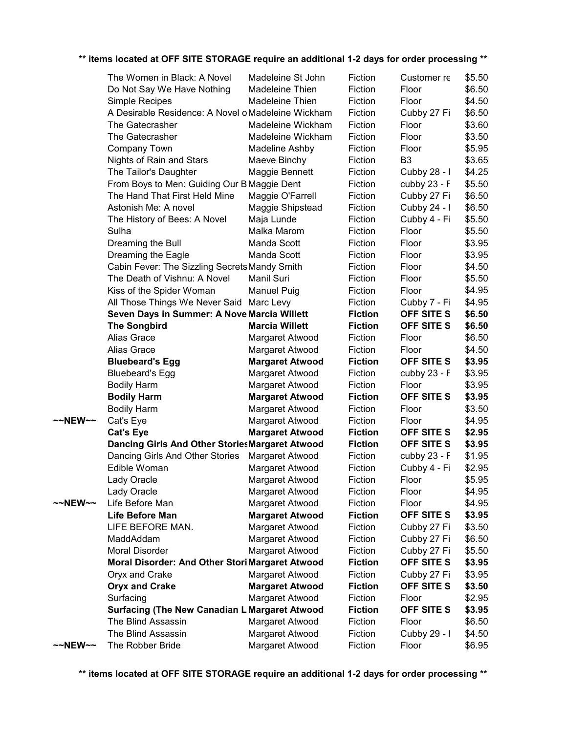** items located at OFF SITE STORAGE require an additional 1-2 days for order processing **

| | Title | Author | Category | Location | Price |
|---|---|---|---|---|---|
| | The Women in Black: A Novel | Madeleine St John | Fiction | Customer re | $5.50 |
| | Do Not Say We Have Nothing | Madeleine Thien | Fiction | Floor | $6.50 |
| | Simple Recipes | Madeleine Thien | Fiction | Floor | $4.50 |
| | A Desirable Residence: A Novel o | Madeleine Wickham | Fiction | Cubby 27 Fi | $6.50 |
| | The Gatecrasher | Madeleine Wickham | Fiction | Floor | $3.60 |
| | The Gatecrasher | Madeleine Wickham | Fiction | Floor | $3.50 |
| | Company Town | Madeline Ashby | Fiction | Floor | $5.95 |
| | Nights of Rain and Stars | Maeve Binchy | Fiction | B3 | $3.65 |
| | The Tailor's Daughter | Maggie Bennett | Fiction | Cubby 28 - I | $4.25 |
| | From Boys to Men: Guiding Our B | Maggie Dent | Fiction | cubby 23 - F | $5.50 |
| | The Hand That First Held Mine | Maggie O'Farrell | Fiction | Cubby 27 Fi | $6.50 |
| | Astonish Me: A novel | Maggie Shipstead | Fiction | Cubby 24 - I | $6.50 |
| | The History of Bees: A Novel | Maja Lunde | Fiction | Cubby 4 - Fi | $5.50 |
| | Sulha | Malka Marom | Fiction | Floor | $5.50 |
| | Dreaming the Bull | Manda Scott | Fiction | Floor | $3.95 |
| | Dreaming the Eagle | Manda Scott | Fiction | Floor | $3.95 |
| | Cabin Fever: The Sizzling Secrets | Mandy Smith | Fiction | Floor | $4.50 |
| | The Death of Vishnu: A Novel | Manil Suri | Fiction | Floor | $5.50 |
| | Kiss of the Spider Woman | Manuel Puig | Fiction | Floor | $4.95 |
| | All Those Things We Never Said | Marc Levy | Fiction | Cubby 7 - Fi | $4.95 |
| | **Seven Days in Summer: A Nove** | **Marcia Willett** | **Fiction** | **OFF SITE S** | **$6.50** |
| | **The Songbird** | **Marcia Willett** | **Fiction** | **OFF SITE S** | **$6.50** |
| | Alias Grace | Margaret Atwood | Fiction | Floor | $6.50 |
| | Alias Grace | Margaret Atwood | Fiction | Floor | $4.50 |
| | **Bluebeard's Egg** | **Margaret Atwood** | **Fiction** | **OFF SITE S** | **$3.95** |
| | Bluebeard's Egg | Margaret Atwood | Fiction | cubby 23 - F | $3.95 |
| | Bodily Harm | Margaret Atwood | Fiction | Floor | $3.95 |
| | **Bodily Harm** | **Margaret Atwood** | **Fiction** | **OFF SITE S** | **$3.95** |
| | Bodily Harm | Margaret Atwood | Fiction | Floor | $3.50 |
| ~~NEW~~ | Cat's Eye | Margaret Atwood | Fiction | Floor | $4.95 |
| | **Cat's Eye** | **Margaret Atwood** | **Fiction** | **OFF SITE S** | **$2.95** |
| | **Dancing Girls And Other Stories** | **Margaret Atwood** | **Fiction** | **OFF SITE S** | **$3.95** |
| | Dancing Girls And Other Stories | Margaret Atwood | Fiction | cubby 23 - F | $1.95 |
| | Edible Woman | Margaret Atwood | Fiction | Cubby 4 - Fi | $2.95 |
| | Lady Oracle | Margaret Atwood | Fiction | Floor | $5.95 |
| | Lady Oracle | Margaret Atwood | Fiction | Floor | $4.95 |
| ~~NEW~~ | Life Before Man | Margaret Atwood | Fiction | Floor | $4.95 |
| | **Life Before Man** | **Margaret Atwood** | **Fiction** | **OFF SITE S** | **$3.95** |
| | LIFE BEFORE MAN. | Margaret Atwood | Fiction | Cubby 27 Fi | $3.50 |
| | MaddAddam | Margaret Atwood | Fiction | Cubby 27 Fi | $6.50 |
| | Moral Disorder | Margaret Atwood | Fiction | Cubby 27 Fi | $5.50 |
| | **Moral Disorder: And Other Stori** | **Margaret Atwood** | **Fiction** | **OFF SITE S** | **$3.95** |
| | Oryx and Crake | Margaret Atwood | Fiction | Cubby 27 Fi | $3.95 |
| | **Oryx and Crake** | **Margaret Atwood** | **Fiction** | **OFF SITE S** | **$3.50** |
| | Surfacing | Margaret Atwood | Fiction | Floor | $2.95 |
| | **Surfacing (The New Canadian L** | **Margaret Atwood** | **Fiction** | **OFF SITE S** | **$3.95** |
| | The Blind Assassin | Margaret Atwood | Fiction | Floor | $6.50 |
| | The Blind Assassin | Margaret Atwood | Fiction | Cubby 29 - I | $4.50 |
| ~~NEW~~ | The Robber Bride | Margaret Atwood | Fiction | Floor | $6.95 |

** items located at OFF SITE STORAGE require an additional 1-2 days for order processing **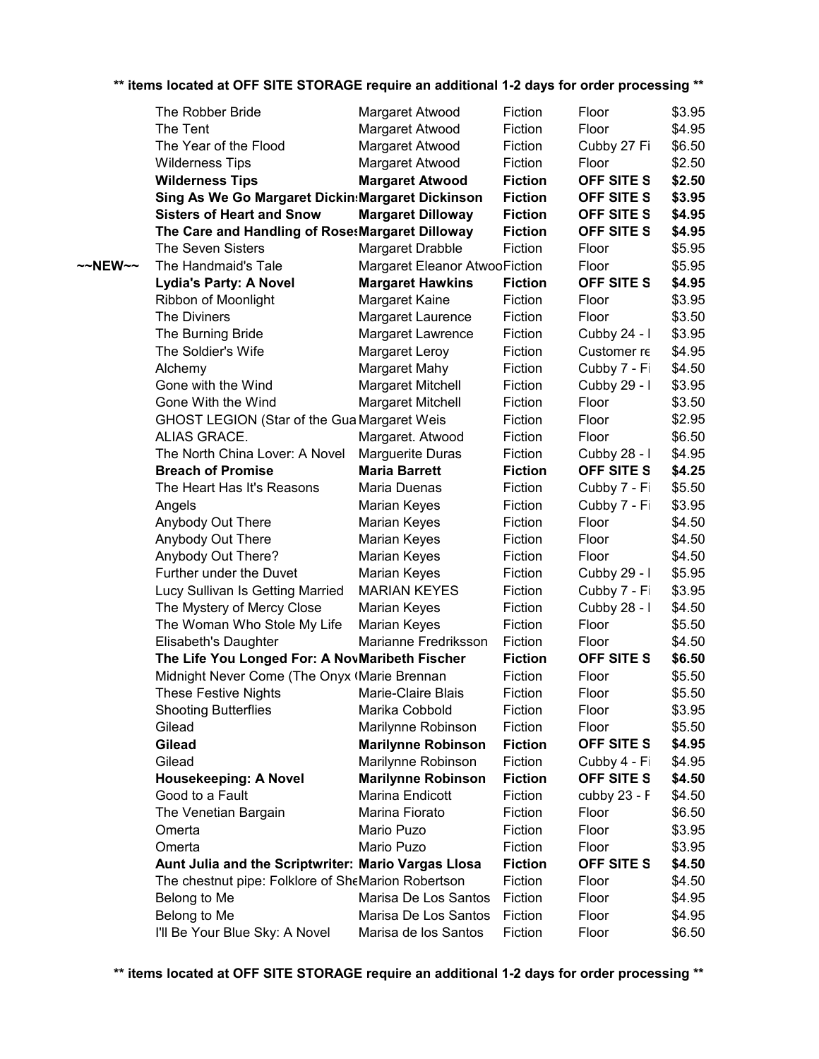**\*\* items located at OFF SITE STORAGE require an additional 1-2 days for order processing \*\***

| | | | | | |
|---|---|---|---|---|---|
| | The Robber Bride | Margaret Atwood | Fiction | Floor | $3.95 |
| | The Tent | Margaret Atwood | Fiction | Floor | $4.95 |
| | The Year of the Flood | Margaret Atwood | Fiction | Cubby 27 Fi | $6.50 |
| | Wilderness Tips | Margaret Atwood | Fiction | Floor | $2.50 |
| | **Wilderness Tips** | **Margaret Atwood** | **Fiction** | **OFF SITE S** | **$2.50** |
| | **Sing As We Go Margaret Dickin** | **Margaret Dickinson** | **Fiction** | **OFF SITE S** | **$3.95** |
| | **Sisters of Heart and Snow** | **Margaret Dilloway** | **Fiction** | **OFF SITE S** | **$4.95** |
| | **The Care and Handling of Roses** | **Margaret Dilloway** | **Fiction** | **OFF SITE S** | **$4.95** |
| | The Seven Sisters | Margaret Drabble | Fiction | Floor | $5.95 |
| ~~NEW~~ | The Handmaid's Tale | Margaret Eleanor Atwoo | Fiction | Floor | $5.95 |
| | **Lydia's Party: A Novel** | **Margaret Hawkins** | **Fiction** | **OFF SITE S** | **$4.95** |
| | Ribbon of Moonlight | Margaret Kaine | Fiction | Floor | $3.95 |
| | The Diviners | Margaret Laurence | Fiction | Floor | $3.50 |
| | The Burning Bride | Margaret Lawrence | Fiction | Cubby 24 - I | $3.95 |
| | The Soldier's Wife | Margaret Leroy | Fiction | Customer re | $4.95 |
| | Alchemy | Margaret Mahy | Fiction | Cubby 7 - Fi | $4.50 |
| | Gone with the Wind | Margaret Mitchell | Fiction | Cubby 29 - I | $3.95 |
| | Gone With the Wind | Margaret Mitchell | Fiction | Floor | $3.50 |
| | GHOST LEGION (Star of the Gua | Margaret Weis | Fiction | Floor | $2.95 |
| | ALIAS GRACE. | Margaret. Atwood | Fiction | Floor | $6.50 |
| | The North China Lover: A Novel | Marguerite Duras | Fiction | Cubby 28 - I | $4.95 |
| | **Breach of Promise** | **Maria Barrett** | **Fiction** | **OFF SITE S** | **$4.25** |
| | The Heart Has It's Reasons | Maria Duenas | Fiction | Cubby 7 - Fi | $5.50 |
| | Angels | Marian Keyes | Fiction | Cubby 7 - Fi | $3.95 |
| | Anybody Out There | Marian Keyes | Fiction | Floor | $4.50 |
| | Anybody Out There | Marian Keyes | Fiction | Floor | $4.50 |
| | Anybody Out There? | Marian Keyes | Fiction | Floor | $4.50 |
| | Further under the Duvet | Marian Keyes | Fiction | Cubby 29 - I | $5.95 |
| | Lucy Sullivan Is Getting Married | MARIAN KEYES | Fiction | Cubby 7 - Fi | $3.95 |
| | The Mystery of Mercy Close | Marian Keyes | Fiction | Cubby 28 - I | $4.50 |
| | The Woman Who Stole My Life | Marian Keyes | Fiction | Floor | $5.50 |
| | Elisabeth's Daughter | Marianne Fredriksson | Fiction | Floor | $4.50 |
| | **The Life You Longed For: A Nov** | **Maribeth Fischer** | **Fiction** | **OFF SITE S** | **$6.50** |
| | Midnight Never Come (The Onyx ( | Marie Brennan | Fiction | Floor | $5.50 |
| | These Festive Nights | Marie-Claire Blais | Fiction | Floor | $5.50 |
| | Shooting Butterflies | Marika Cobbold | Fiction | Floor | $3.95 |
| | Gilead | Marilynne Robinson | Fiction | Floor | $5.50 |
| | **Gilead** | **Marilynne Robinson** | **Fiction** | **OFF SITE S** | **$4.95** |
| | Gilead | Marilynne Robinson | Fiction | Cubby 4 - Fi | $4.95 |
| | **Housekeeping: A Novel** | **Marilynne Robinson** | **Fiction** | **OFF SITE S** | **$4.50** |
| | Good to a Fault | Marina Endicott | Fiction | cubby 23 - F | $4.50 |
| | The Venetian Bargain | Marina Fiorato | Fiction | Floor | $6.50 |
| | Omerta | Mario Puzo | Fiction | Floor | $3.95 |
| | Omerta | Mario Puzo | Fiction | Floor | $3.95 |
| | **Aunt Julia and the Scriptwriter:** | **Mario Vargas Llosa** | **Fiction** | **OFF SITE S** | **$4.50** |
| | The chestnut pipe: Folklore of She | Marion Robertson | Fiction | Floor | $4.50 |
| | Belong to Me | Marisa De Los Santos | Fiction | Floor | $4.95 |
| | Belong to Me | Marisa De Los Santos | Fiction | Floor | $4.95 |
| | I'll Be Your Blue Sky: A Novel | Marisa de los Santos | Fiction | Floor | $6.50 |

**\*\* items located at OFF SITE STORAGE require an additional 1-2 days for order processing \*\***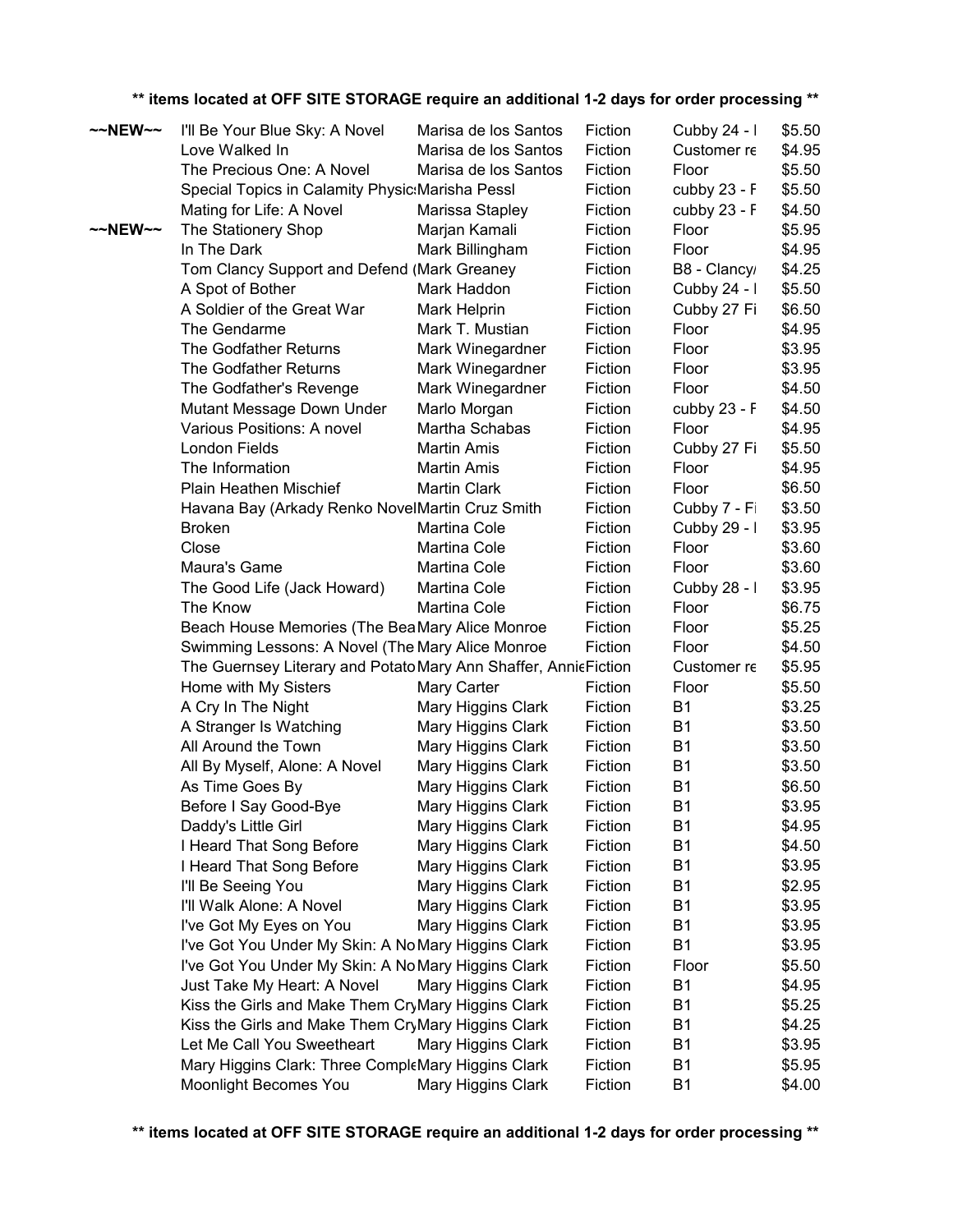**\*\* items located at OFF SITE STORAGE require an additional 1-2 days for order processing \*\***

| | | | | | |
|---|---|---|---|---|---|
| ~~NEW~~ | I'll Be Your Blue Sky: A Novel | Marisa de los Santos | Fiction | Cubby 24 - I | $5.50 |
| | Love Walked In | Marisa de los Santos | Fiction | Customer re | $4.95 |
| | The Precious One: A Novel | Marisa de los Santos | Fiction | Floor | $5.50 |
| | Special Topics in Calamity Physic | Marisha Pessl | Fiction | cubby 23 - F | $5.50 |
| | Mating for Life: A Novel | Marissa Stapley | Fiction | cubby 23 - F | $4.50 |
| ~~NEW~~ | The Stationery Shop | Marjan Kamali | Fiction | Floor | $5.95 |
| | In The Dark | Mark Billingham | Fiction | Floor | $4.95 |
| | Tom Clancy Support and Defend ( | Mark Greaney | Fiction | B8 - Clancy/ | $4.25 |
| | A Spot of Bother | Mark Haddon | Fiction | Cubby 24 - I | $5.50 |
| | A Soldier of the Great War | Mark Helprin | Fiction | Cubby 27 Fi | $6.50 |
| | The Gendarme | Mark T. Mustian | Fiction | Floor | $4.95 |
| | The Godfather Returns | Mark Winegardner | Fiction | Floor | $3.95 |
| | The Godfather Returns | Mark Winegardner | Fiction | Floor | $3.95 |
| | The Godfather's Revenge | Mark Winegardner | Fiction | Floor | $4.50 |
| | Mutant Message Down Under | Marlo Morgan | Fiction | cubby 23 - F | $4.50 |
| | Various Positions: A novel | Martha Schabas | Fiction | Floor | $4.95 |
| | London Fields | Martin Amis | Fiction | Cubby 27 Fi | $5.50 |
| | The Information | Martin Amis | Fiction | Floor | $4.95 |
| | Plain Heathen Mischief | Martin Clark | Fiction | Floor | $6.50 |
| | Havana Bay (Arkady Renko Novel | Martin Cruz Smith | Fiction | Cubby 7 - Fi | $3.50 |
| | Broken | Martina Cole | Fiction | Cubby 29 - I | $3.95 |
| | Close | Martina Cole | Fiction | Floor | $3.60 |
| | Maura's Game | Martina Cole | Fiction | Floor | $3.60 |
| | The Good Life (Jack Howard) | Martina Cole | Fiction | Cubby 28 - I | $3.95 |
| | The Know | Martina Cole | Fiction | Floor | $6.75 |
| | Beach House Memories (The Bea | Mary Alice Monroe | Fiction | Floor | $5.25 |
| | Swimming Lessons: A Novel (The | Mary Alice Monroe | Fiction | Floor | $4.50 |
| | The Guernsey Literary and Potato | Mary Ann Shaffer, Annie | Fiction | Customer re | $5.95 |
| | Home with My Sisters | Mary Carter | Fiction | Floor | $5.50 |
| | A Cry In The Night | Mary Higgins Clark | Fiction | B1 | $3.25 |
| | A Stranger Is Watching | Mary Higgins Clark | Fiction | B1 | $3.50 |
| | All Around the Town | Mary Higgins Clark | Fiction | B1 | $3.50 |
| | All By Myself, Alone: A Novel | Mary Higgins Clark | Fiction | B1 | $3.50 |
| | As Time Goes By | Mary Higgins Clark | Fiction | B1 | $6.50 |
| | Before I Say Good-Bye | Mary Higgins Clark | Fiction | B1 | $3.95 |
| | Daddy's Little Girl | Mary Higgins Clark | Fiction | B1 | $4.95 |
| | I Heard That Song Before | Mary Higgins Clark | Fiction | B1 | $4.50 |
| | I Heard That Song Before | Mary Higgins Clark | Fiction | B1 | $3.95 |
| | I'll Be Seeing You | Mary Higgins Clark | Fiction | B1 | $2.95 |
| | I'll Walk Alone: A Novel | Mary Higgins Clark | Fiction | B1 | $3.95 |
| | I've Got My Eyes on You | Mary Higgins Clark | Fiction | B1 | $3.95 |
| | I've Got You Under My Skin: A No | Mary Higgins Clark | Fiction | B1 | $3.95 |
| | I've Got You Under My Skin: A No | Mary Higgins Clark | Fiction | Floor | $5.50 |
| | Just Take My Heart: A Novel | Mary Higgins Clark | Fiction | B1 | $4.95 |
| | Kiss the Girls and Make Them Cry | Mary Higgins Clark | Fiction | B1 | $5.25 |
| | Kiss the Girls and Make Them Cry | Mary Higgins Clark | Fiction | B1 | $4.25 |
| | Let Me Call You Sweetheart | Mary Higgins Clark | Fiction | B1 | $3.95 |
| | Mary Higgins Clark: Three Comple | Mary Higgins Clark | Fiction | B1 | $5.95 |
| | Moonlight Becomes You | Mary Higgins Clark | Fiction | B1 | $4.00 |

**\*\* items located at OFF SITE STORAGE require an additional 1-2 days for order processing \*\***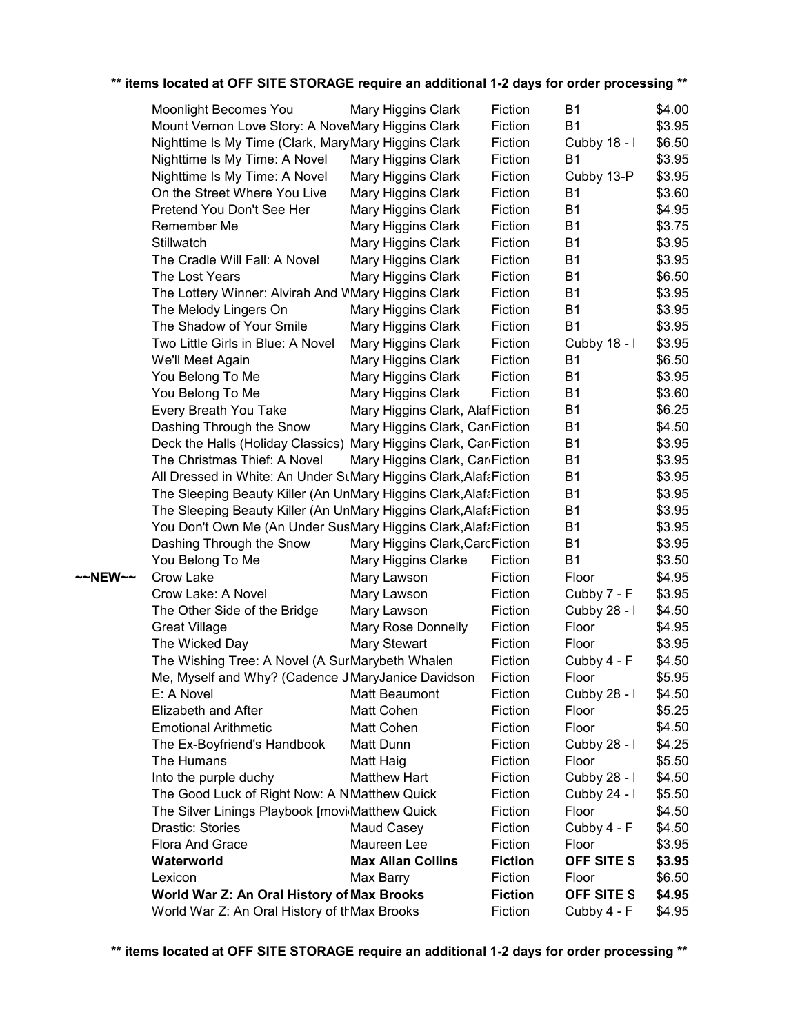** items located at OFF SITE STORAGE require an additional 1-2 days for order processing **

| | Title | Author | Category | Location | Price |
|---|---|---|---|---|---|
| | Moonlight Becomes You | Mary Higgins Clark | Fiction | B1 | $4.00 |
| | Mount Vernon Love Story: A Nove | Mary Higgins Clark | Fiction | B1 | $3.95 |
| | Nighttime Is My Time (Clark, Mary | Mary Higgins Clark | Fiction | Cubby 18 - I | $6.50 |
| | Nighttime Is My Time: A Novel | Mary Higgins Clark | Fiction | B1 | $3.95 |
| | Nighttime Is My Time: A Novel | Mary Higgins Clark | Fiction | Cubby 13-P | $3.95 |
| | On the Street Where You Live | Mary Higgins Clark | Fiction | B1 | $3.60 |
| | Pretend You Don't See Her | Mary Higgins Clark | Fiction | B1 | $4.95 |
| | Remember Me | Mary Higgins Clark | Fiction | B1 | $3.75 |
| | Stillwatch | Mary Higgins Clark | Fiction | B1 | $3.95 |
| | The Cradle Will Fall: A Novel | Mary Higgins Clark | Fiction | B1 | $3.95 |
| | The Lost Years | Mary Higgins Clark | Fiction | B1 | $6.50 |
| | The Lottery Winner: Alvirah And W | Mary Higgins Clark | Fiction | B1 | $3.95 |
| | The Melody Lingers On | Mary Higgins Clark | Fiction | B1 | $3.95 |
| | The Shadow of Your Smile | Mary Higgins Clark | Fiction | B1 | $3.95 |
| | Two Little Girls in Blue: A Novel | Mary Higgins Clark | Fiction | Cubby 18 - I | $3.95 |
| | We'll Meet Again | Mary Higgins Clark | Fiction | B1 | $6.50 |
| | You Belong To Me | Mary Higgins Clark | Fiction | B1 | $3.95 |
| | You Belong To Me | Mary Higgins Clark | Fiction | B1 | $3.60 |
| | Every Breath You Take | Mary Higgins Clark, Alaf | Fiction | B1 | $6.25 |
| | Dashing Through the Snow | Mary Higgins Clark, Car | Fiction | B1 | $4.50 |
| | Deck the Halls (Holiday Classics) | Mary Higgins Clark, Car | Fiction | B1 | $3.95 |
| | The Christmas Thief: A Novel | Mary Higgins Clark, Car | Fiction | B1 | $3.95 |
| | All Dressed in White: An Under Su | Mary Higgins Clark,Alafa | Fiction | B1 | $3.95 |
| | The Sleeping Beauty Killer (An Un | Mary Higgins Clark,Alafa | Fiction | B1 | $3.95 |
| | The Sleeping Beauty Killer (An Un | Mary Higgins Clark,Alafa | Fiction | B1 | $3.95 |
| | You Don't Own Me (An Under Sus | Mary Higgins Clark,Alafa | Fiction | B1 | $3.95 |
| | Dashing Through the Snow | Mary Higgins Clark,Carc | Fiction | B1 | $3.95 |
| | You Belong To Me | Mary Higgins Clarke | Fiction | B1 | $3.50 |
| ~~NEW~~ | Crow Lake | Mary Lawson | Fiction | Floor | $4.95 |
| | Crow Lake: A Novel | Mary Lawson | Fiction | Cubby 7 - Fi | $3.95 |
| | The Other Side of the Bridge | Mary Lawson | Fiction | Cubby 28 - I | $4.50 |
| | Great Village | Mary Rose Donnelly | Fiction | Floor | $4.95 |
| | The Wicked Day | Mary Stewart | Fiction | Floor | $3.95 |
| | The Wishing Tree: A Novel (A Sur | Marybeth Whalen | Fiction | Cubby 4 - Fi | $4.50 |
| | Me, Myself and Why? (Cadence J | MaryJanice Davidson | Fiction | Floor | $5.95 |
| | E: A Novel | Matt Beaumont | Fiction | Cubby 28 - I | $4.50 |
| | Elizabeth and After | Matt Cohen | Fiction | Floor | $5.25 |
| | Emotional Arithmetic | Matt Cohen | Fiction | Floor | $4.50 |
| | The Ex-Boyfriend's Handbook | Matt Dunn | Fiction | Cubby 28 - I | $4.25 |
| | The Humans | Matt Haig | Fiction | Floor | $5.50 |
| | Into the purple duchy | Matthew Hart | Fiction | Cubby 28 - I | $4.50 |
| | The Good Luck of Right Now: A N | Matthew Quick | Fiction | Cubby 24 - I | $5.50 |
| | The Silver Linings Playbook [movi | Matthew Quick | Fiction | Floor | $4.50 |
| | Drastic: Stories | Maud Casey | Fiction | Cubby 4 - Fi | $4.50 |
| | Flora And Grace | Maureen Lee | Fiction | Floor | $3.95 |
| | **Waterworld** | **Max Allan Collins** | **Fiction** | **OFF SITE S** | **$3.95** |
| | Lexicon | Max Barry | Fiction | Floor | $6.50 |
| | **World War Z: An Oral History of** | **Max Brooks** | **Fiction** | **OFF SITE S** | **$4.95** |
| | World War Z: An Oral History of th | Max Brooks | Fiction | Cubby 4 - Fi | $4.95 |

** items located at OFF SITE STORAGE require an additional 1-2 days for order processing **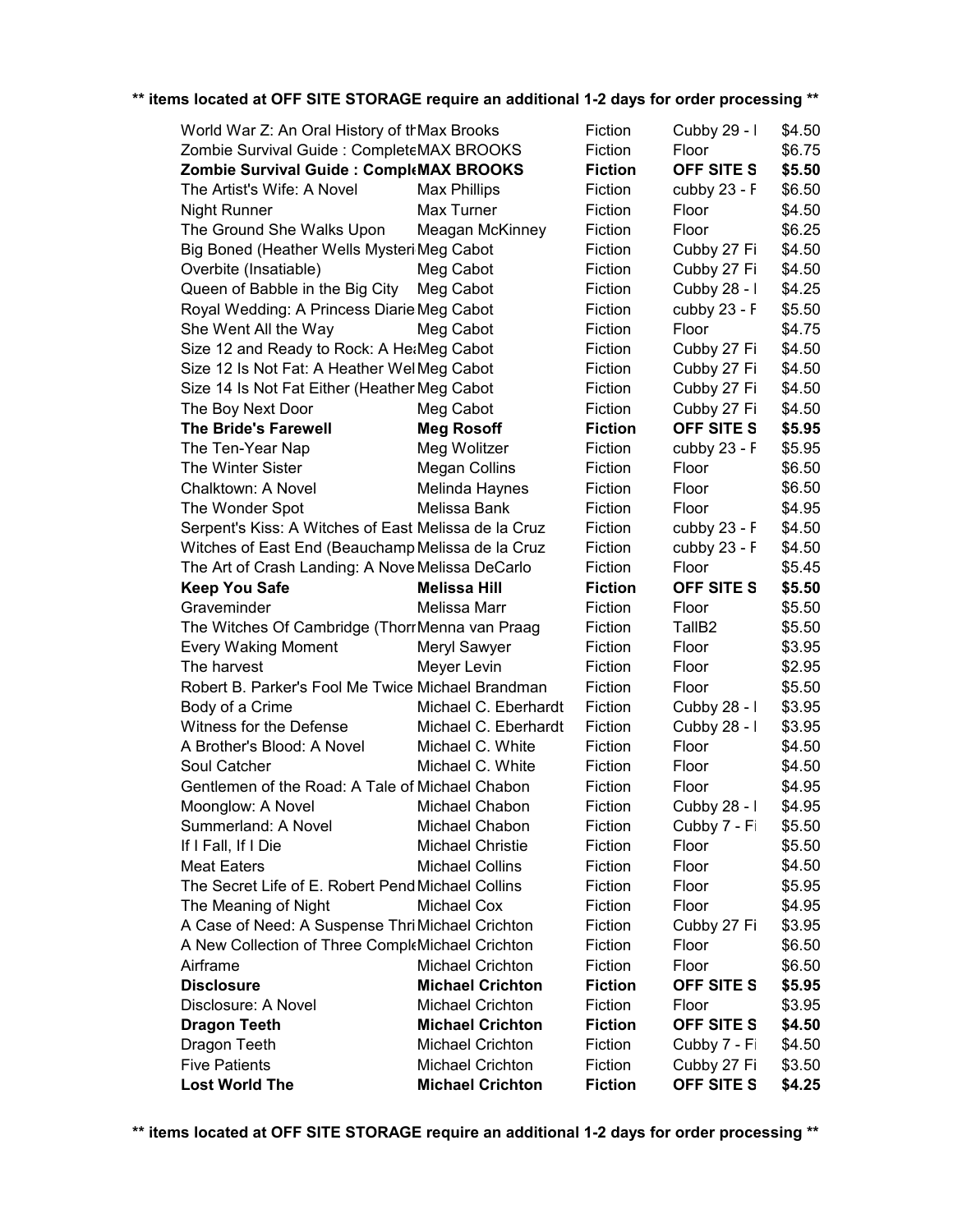**items located at OFF SITE STORAGE require an additional 1-2 days for order processing**

| | | | | |
|---|---|---|---|---|
| World War Z: An Oral History of th | Max Brooks | Fiction | Cubby 29 - I | $4.50 |
| Zombie Survival Guide : Complete | MAX BROOKS | Fiction | Floor | $6.75 |
| **Zombie Survival Guide : Comple** | **MAX BROOKS** | **Fiction** | **OFF SITE S** | **$5.50** |
| The Artist's Wife: A Novel | Max Phillips | Fiction | cubby 23 - F | $6.50 |
| Night Runner | Max Turner | Fiction | Floor | $4.50 |
| The Ground She Walks Upon | Meagan McKinney | Fiction | Floor | $6.25 |
| Big Boned (Heather Wells Myster | Meg Cabot | Fiction | Cubby 27 Fi | $4.50 |
| Overbite (Insatiable) | Meg Cabot | Fiction | Cubby 27 Fi | $4.50 |
| Queen of Babble in the Big City | Meg Cabot | Fiction | Cubby 28 - I | $4.25 |
| Royal Wedding: A Princess Diarie | Meg Cabot | Fiction | cubby 23 - F | $5.50 |
| She Went All the Way | Meg Cabot | Fiction | Floor | $4.75 |
| Size 12 and Ready to Rock: A He | Meg Cabot | Fiction | Cubby 27 Fi | $4.50 |
| Size 12 Is Not Fat: A Heather We | Meg Cabot | Fiction | Cubby 27 Fi | $4.50 |
| Size 14 Is Not Fat Either (Heather | Meg Cabot | Fiction | Cubby 27 Fi | $4.50 |
| The Boy Next Door | Meg Cabot | Fiction | Cubby 27 Fi | $4.50 |
| **The Bride's Farewell** | **Meg Rosoff** | **Fiction** | **OFF SITE S** | **$5.95** |
| The Ten-Year Nap | Meg Wolitzer | Fiction | cubby 23 - F | $5.95 |
| The Winter Sister | Megan Collins | Fiction | Floor | $6.50 |
| Chalktown: A Novel | Melinda Haynes | Fiction | Floor | $6.50 |
| The Wonder Spot | Melissa Bank | Fiction | Floor | $4.95 |
| Serpent's Kiss: A Witches of East | Melissa de la Cruz | Fiction | cubby 23 - F | $4.50 |
| Witches of East End (Beauchamp | Melissa de la Cruz | Fiction | cubby 23 - F | $4.50 |
| The Art of Crash Landing: A Nove | Melissa DeCarlo | Fiction | Floor | $5.45 |
| **Keep You Safe** | **Melissa Hill** | **Fiction** | **OFF SITE S** | **$5.50** |
| Graveminder | Melissa Marr | Fiction | Floor | $5.50 |
| The Witches Of Cambridge (Thorn | Menna van Praag | Fiction | TallB2 | $5.50 |
| Every Waking Moment | Meryl Sawyer | Fiction | Floor | $3.95 |
| The harvest | Meyer Levin | Fiction | Floor | $2.95 |
| Robert B. Parker's Fool Me Twice | Michael Brandman | Fiction | Floor | $5.50 |
| Body of a Crime | Michael C. Eberhardt | Fiction | Cubby 28 - I | $3.95 |
| Witness for the Defense | Michael C. Eberhardt | Fiction | Cubby 28 - I | $3.95 |
| A Brother's Blood: A Novel | Michael C. White | Fiction | Floor | $4.50 |
| Soul Catcher | Michael C. White | Fiction | Floor | $4.50 |
| Gentlemen of the Road: A Tale of | Michael Chabon | Fiction | Floor | $4.95 |
| Moonglow: A Novel | Michael Chabon | Fiction | Cubby 28 - I | $4.95 |
| Summerland: A Novel | Michael Chabon | Fiction | Cubby 7 - Fi | $5.50 |
| If I Fall, If I Die | Michael Christie | Fiction | Floor | $5.50 |
| Meat Eaters | Michael Collins | Fiction | Floor | $4.50 |
| The Secret Life of E. Robert Pend | Michael Collins | Fiction | Floor | $5.95 |
| The Meaning of Night | Michael Cox | Fiction | Floor | $4.95 |
| A Case of Need: A Suspense Thri | Michael Crichton | Fiction | Cubby 27 Fi | $3.95 |
| A New Collection of Three Comple | Michael Crichton | Fiction | Floor | $6.50 |
| Airframe | Michael Crichton | Fiction | Floor | $6.50 |
| **Disclosure** | **Michael Crichton** | **Fiction** | **OFF SITE S** | **$5.95** |
| Disclosure: A Novel | Michael Crichton | Fiction | Floor | $3.95 |
| **Dragon Teeth** | **Michael Crichton** | **Fiction** | **OFF SITE S** | **$4.50** |
| Dragon Teeth | Michael Crichton | Fiction | Cubby 7 - Fi | $4.50 |
| Five Patients | Michael Crichton | Fiction | Cubby 27 Fi | $3.50 |
| **Lost World The** | **Michael Crichton** | **Fiction** | **OFF SITE S** | **$4.25** |

**items located at OFF SITE STORAGE require an additional 1-2 days for order processing**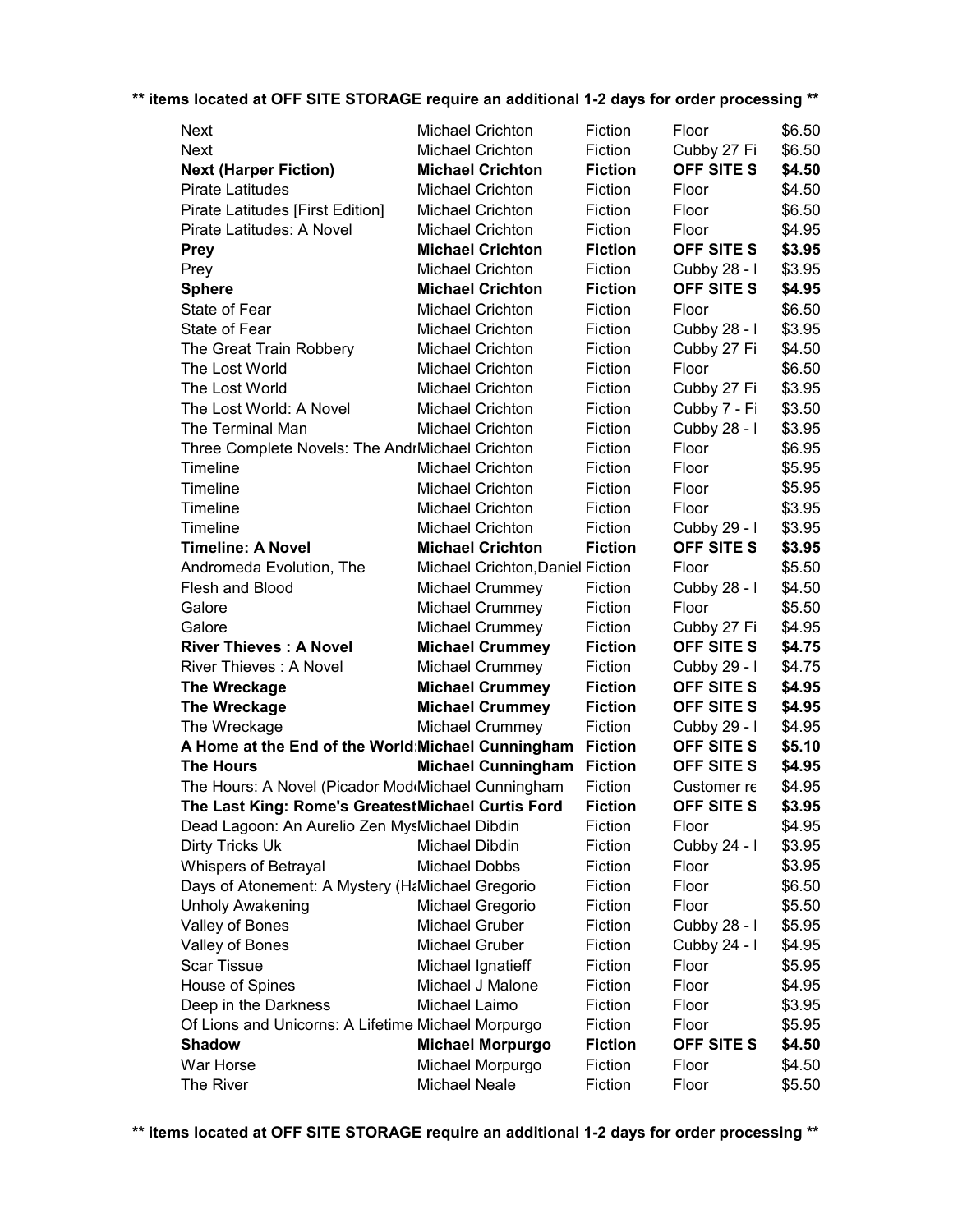**\*\* items located at OFF SITE STORAGE require an additional 1-2 days for order processing \*\***

| | | | | |
|---|---|---|---|---|
| Next | Michael Crichton | Fiction | Floor | $6.50 |
| Next | Michael Crichton | Fiction | Cubby 27 Fi | $6.50 |
| **Next (Harper Fiction)** | **Michael Crichton** | **Fiction** | **OFF SITE S** | **$4.50** |
| Pirate Latitudes | Michael Crichton | Fiction | Floor | $4.50 |
| Pirate Latitudes [First Edition] | Michael Crichton | Fiction | Floor | $6.50 |
| Pirate Latitudes: A Novel | Michael Crichton | Fiction | Floor | $4.95 |
| **Prey** | **Michael Crichton** | **Fiction** | **OFF SITE S** | **$3.95** |
| Prey | Michael Crichton | Fiction | Cubby 28 - I | $3.95 |
| **Sphere** | **Michael Crichton** | **Fiction** | **OFF SITE S** | **$4.95** |
| State of Fear | Michael Crichton | Fiction | Floor | $6.50 |
| State of Fear | Michael Crichton | Fiction | Cubby 28 - I | $3.95 |
| The Great Train Robbery | Michael Crichton | Fiction | Cubby 27 Fi | $4.50 |
| The Lost World | Michael Crichton | Fiction | Floor | $6.50 |
| The Lost World | Michael Crichton | Fiction | Cubby 27 Fi | $3.95 |
| The Lost World: A Novel | Michael Crichton | Fiction | Cubby 7 - Fi | $3.50 |
| The Terminal Man | Michael Crichton | Fiction | Cubby 28 - I | $3.95 |
| Three Complete Novels: The Andr | Michael Crichton | Fiction | Floor | $6.95 |
| Timeline | Michael Crichton | Fiction | Floor | $5.95 |
| Timeline | Michael Crichton | Fiction | Floor | $5.95 |
| Timeline | Michael Crichton | Fiction | Floor | $3.95 |
| Timeline | Michael Crichton | Fiction | Cubby 29 - I | $3.95 |
| **Timeline: A Novel** | **Michael Crichton** | **Fiction** | **OFF SITE S** | **$3.95** |
| Andromeda Evolution, The | Michael Crichton,Daniel | Fiction | Floor | $5.50 |
| Flesh and Blood | Michael Crummey | Fiction | Cubby 28 - I | $4.50 |
| Galore | Michael Crummey | Fiction | Floor | $5.50 |
| Galore | Michael Crummey | Fiction | Cubby 27 Fi | $4.95 |
| **River Thieves : A Novel** | **Michael Crummey** | **Fiction** | **OFF SITE S** | **$4.75** |
| River Thieves : A Novel | Michael Crummey | Fiction | Cubby 29 - I | $4.75 |
| **The Wreckage** | **Michael Crummey** | **Fiction** | **OFF SITE S** | **$4.95** |
| **The Wreckage** | **Michael Crummey** | **Fiction** | **OFF SITE S** | **$4.95** |
| The Wreckage | Michael Crummey | Fiction | Cubby 29 - I | $4.95 |
| **A Home at the End of the World** | **Michael Cunningham** | **Fiction** | **OFF SITE S** | **$5.10** |
| **The Hours** | **Michael Cunningham** | **Fiction** | **OFF SITE S** | **$4.95** |
| The Hours: A Novel (Picador Mod | Michael Cunningham | Fiction | Customer re | $4.95 |
| **The Last King: Rome's Greatest** | **Michael Curtis Ford** | **Fiction** | **OFF SITE S** | **$3.95** |
| Dead Lagoon: An Aurelio Zen Mys | Michael Dibdin | Fiction | Floor | $4.95 |
| Dirty Tricks Uk | Michael Dibdin | Fiction | Cubby 24 - I | $3.95 |
| Whispers of Betrayal | Michael Dobbs | Fiction | Floor | $3.95 |
| Days of Atonement: A Mystery (Ha | Michael Gregorio | Fiction | Floor | $6.50 |
| Unholy Awakening | Michael Gregorio | Fiction | Floor | $5.50 |
| Valley of Bones | Michael Gruber | Fiction | Cubby 28 - I | $5.95 |
| Valley of Bones | Michael Gruber | Fiction | Cubby 24 - I | $4.95 |
| Scar Tissue | Michael Ignatieff | Fiction | Floor | $5.95 |
| House of Spines | Michael J Malone | Fiction | Floor | $4.95 |
| Deep in the Darkness | Michael Laimo | Fiction | Floor | $3.95 |
| Of Lions and Unicorns: A Lifetime | Michael Morpurgo | Fiction | Floor | $5.95 |
| **Shadow** | **Michael Morpurgo** | **Fiction** | **OFF SITE S** | **$4.50** |
| War Horse | Michael Morpurgo | Fiction | Floor | $4.50 |
| The River | Michael Neale | Fiction | Floor | $5.50 |

**\*\* items located at OFF SITE STORAGE require an additional 1-2 days for order processing \*\***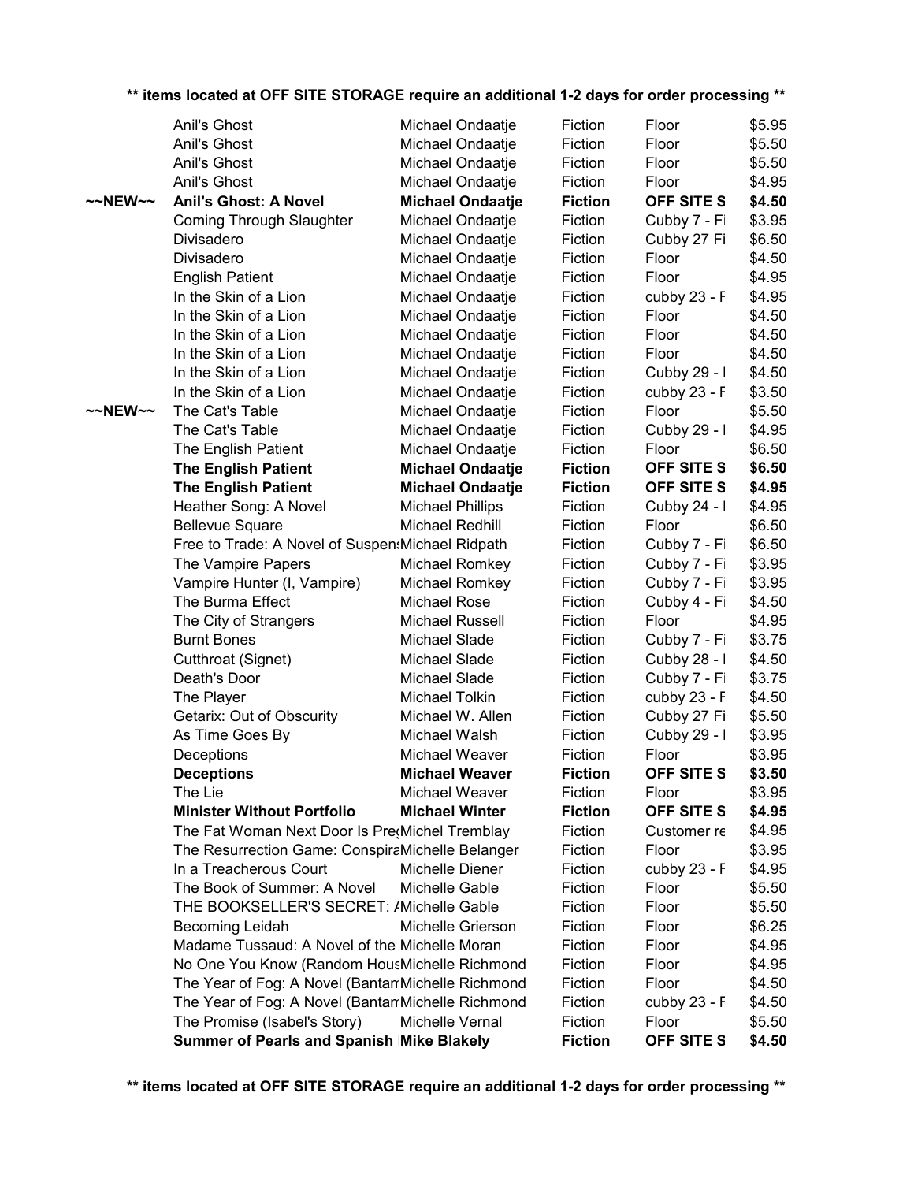** items located at OFF SITE STORAGE require an additional 1-2 days for order processing **

| | | | | | |
|---|---|---|---|---|---|
| | Anil's Ghost | Michael Ondaatje | Fiction | Floor | $5.95 |
| | Anil's Ghost | Michael Ondaatje | Fiction | Floor | $5.50 |
| | Anil's Ghost | Michael Ondaatje | Fiction | Floor | $5.50 |
| | Anil's Ghost | Michael Ondaatje | Fiction | Floor | $4.95 |
| ~~NEW~~ | **Anil's Ghost: A Novel** | **Michael Ondaatje** | **Fiction** | **OFF SITE S** | **$4.50** |
| | Coming Through Slaughter | Michael Ondaatje | Fiction | Cubby 7 - Fi | $3.95 |
| | Divisadero | Michael Ondaatje | Fiction | Cubby 27 Fi | $6.50 |
| | Divisadero | Michael Ondaatje | Fiction | Floor | $4.50 |
| | English Patient | Michael Ondaatje | Fiction | Floor | $4.95 |
| | In the Skin of a Lion | Michael Ondaatje | Fiction | cubby 23 - F | $4.95 |
| | In the Skin of a Lion | Michael Ondaatje | Fiction | Floor | $4.50 |
| | In the Skin of a Lion | Michael Ondaatje | Fiction | Floor | $4.50 |
| | In the Skin of a Lion | Michael Ondaatje | Fiction | Floor | $4.50 |
| | In the Skin of a Lion | Michael Ondaatje | Fiction | Cubby 29 - I | $4.50 |
| | In the Skin of a Lion | Michael Ondaatje | Fiction | cubby 23 - F | $3.50 |
| ~~NEW~~ | The Cat's Table | Michael Ondaatje | Fiction | Floor | $5.50 |
| | The Cat's Table | Michael Ondaatje | Fiction | Cubby 29 - I | $4.95 |
| | The English Patient | Michael Ondaatje | Fiction | Floor | $6.50 |
| | **The English Patient** | **Michael Ondaatje** | **Fiction** | **OFF SITE S** | **$6.50** |
| | **The English Patient** | **Michael Ondaatje** | **Fiction** | **OFF SITE S** | **$4.95** |
| | Heather Song: A Novel | Michael Phillips | Fiction | Cubby 24 - I | $4.95 |
| | Bellevue Square | Michael Redhill | Fiction | Floor | $6.50 |
| | Free to Trade: A Novel of Suspen | Michael Ridpath | Fiction | Cubby 7 - Fi | $6.50 |
| | The Vampire Papers | Michael Romkey | Fiction | Cubby 7 - Fi | $3.95 |
| | Vampire Hunter (I, Vampire) | Michael Romkey | Fiction | Cubby 7 - Fi | $3.95 |
| | The Burma Effect | Michael Rose | Fiction | Cubby 4 - Fi | $4.50 |
| | The City of Strangers | Michael Russell | Fiction | Floor | $4.95 |
| | Burnt Bones | Michael Slade | Fiction | Cubby 7 - Fi | $3.75 |
| | Cutthroat (Signet) | Michael Slade | Fiction | Cubby 28 - I | $4.50 |
| | Death's Door | Michael Slade | Fiction | Cubby 7 - Fi | $3.75 |
| | The Player | Michael Tolkin | Fiction | cubby 23 - F | $4.50 |
| | Getarix: Out of Obscurity | Michael W. Allen | Fiction | Cubby 27 Fi | $5.50 |
| | As Time Goes By | Michael Walsh | Fiction | Cubby 29 - I | $3.95 |
| | Deceptions | Michael Weaver | Fiction | Floor | $3.95 |
| | **Deceptions** | **Michael Weaver** | **Fiction** | **OFF SITE S** | **$3.50** |
| | The Lie | Michael Weaver | Fiction | Floor | $3.95 |
| | **Minister Without Portfolio** | **Michael Winter** | **Fiction** | **OFF SITE S** | **$4.95** |
| | The Fat Woman Next Door Is Pre | Michel Tremblay | Fiction | Customer re | $4.95 |
| | The Resurrection Game: Conspira | Michelle Belanger | Fiction | Floor | $3.95 |
| | In a Treacherous Court | Michelle Diener | Fiction | cubby 23 - F | $4.95 |
| | The Book of Summer: A Novel | Michelle Gable | Fiction | Floor | $5.50 |
| | THE BOOKSELLER'S SECRET: / | Michelle Gable | Fiction | Floor | $5.50 |
| | Becoming Leidah | Michelle Grierson | Fiction | Floor | $6.25 |
| | Madame Tussaud: A Novel of the | Michelle Moran | Fiction | Floor | $4.95 |
| | No One You Know (Random Hous | Michelle Richmond | Fiction | Floor | $4.95 |
| | The Year of Fog: A Novel (Bantam | Michelle Richmond | Fiction | Floor | $4.50 |
| | The Year of Fog: A Novel (Bantam | Michelle Richmond | Fiction | cubby 23 - F | $4.50 |
| | The Promise (Isabel's Story) | Michelle Vernal | Fiction | Floor | $5.50 |
| | **Summer of Pearls and Spanish** | **Mike Blakely** | **Fiction** | **OFF SITE S** | **$4.50** |

** items located at OFF SITE STORAGE require an additional 1-2 days for order processing **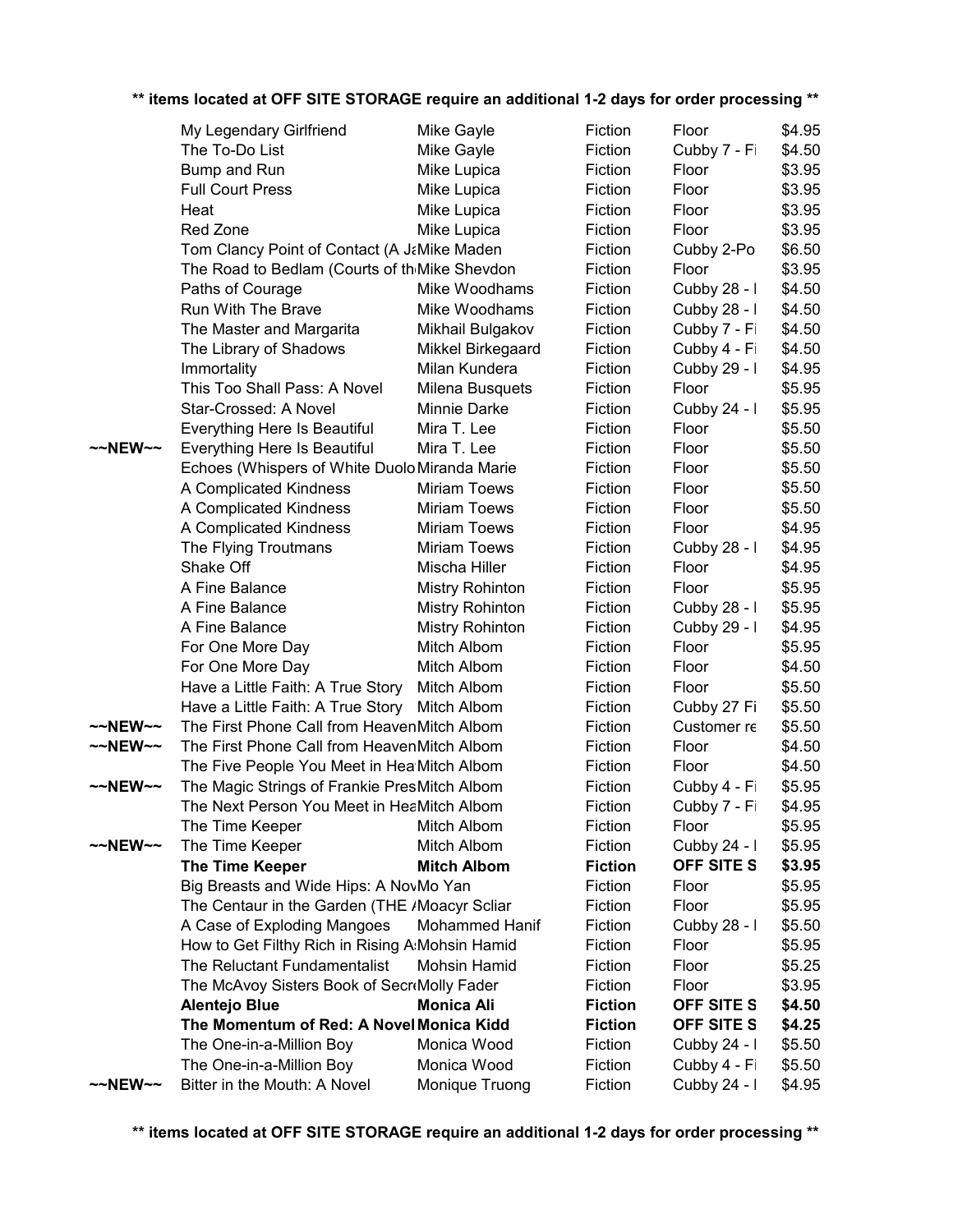**items located at OFF SITE STORAGE require an additional 1-2 days for order processing**

| | | | | | |
|---|---|---|---|---|---|
| | My Legendary Girlfriend | Mike Gayle | Fiction | Floor | $4.95 |
| | The To-Do List | Mike Gayle | Fiction | Cubby 7 - Fi | $4.50 |
| | Bump and Run | Mike Lupica | Fiction | Floor | $3.95 |
| | Full Court Press | Mike Lupica | Fiction | Floor | $3.95 |
| | Heat | Mike Lupica | Fiction | Floor | $3.95 |
| | Red Zone | Mike Lupica | Fiction | Floor | $3.95 |
| | Tom Clancy Point of Contact (A Ja | Mike Maden | Fiction | Cubby 2-Po | $6.50 |
| | The Road to Bedlam (Courts of th | Mike Shevdon | Fiction | Floor | $3.95 |
| | Paths of Courage | Mike Woodhams | Fiction | Cubby 28 - I | $4.50 |
| | Run With The Brave | Mike Woodhams | Fiction | Cubby 28 - I | $4.50 |
| | The Master and Margarita | Mikhail Bulgakov | Fiction | Cubby 7 - Fi | $4.50 |
| | The Library of Shadows | Mikkel Birkegaard | Fiction | Cubby 4 - Fi | $4.50 |
| | Immortality | Milan Kundera | Fiction | Cubby 29 - I | $4.95 |
| | This Too Shall Pass: A Novel | Milena Busquets | Fiction | Floor | $5.95 |
| | Star-Crossed: A Novel | Minnie Darke | Fiction | Cubby 24 - I | $5.95 |
| | Everything Here Is Beautiful | Mira T. Lee | Fiction | Floor | $5.50 |
| ~~NEW~~ | Everything Here Is Beautiful | Mira T. Lee | Fiction | Floor | $5.50 |
| | Echoes (Whispers of White Duolo | Miranda Marie | Fiction | Floor | $5.50 |
| | A Complicated Kindness | Miriam Toews | Fiction | Floor | $5.50 |
| | A Complicated Kindness | Miriam Toews | Fiction | Floor | $5.50 |
| | A Complicated Kindness | Miriam Toews | Fiction | Floor | $4.95 |
| | The Flying Troutmans | Miriam Toews | Fiction | Cubby 28 - I | $4.95 |
| | Shake Off | Mischa Hiller | Fiction | Floor | $4.95 |
| | A Fine Balance | Mistry Rohinton | Fiction | Floor | $5.95 |
| | A Fine Balance | Mistry Rohinton | Fiction | Cubby 28 - I | $5.95 |
| | A Fine Balance | Mistry Rohinton | Fiction | Cubby 29 - I | $4.95 |
| | For One More Day | Mitch Albom | Fiction | Floor | $5.95 |
| | For One More Day | Mitch Albom | Fiction | Floor | $4.50 |
| | Have a Little Faith: A True Story | Mitch Albom | Fiction | Floor | $5.50 |
| | Have a Little Faith: A True Story | Mitch Albom | Fiction | Cubby 27 Fi | $5.50 |
| ~~NEW~~ | The First Phone Call from Heaven | Mitch Albom | Fiction | Customer re | $5.50 |
| ~~NEW~~ | The First Phone Call from Heaven | Mitch Albom | Fiction | Floor | $4.50 |
| | The Five People You Meet in Hea | Mitch Albom | Fiction | Floor | $4.50 |
| ~~NEW~~ | The Magic Strings of Frankie Pres | Mitch Albom | Fiction | Cubby 4 - Fi | $5.95 |
| | The Next Person You Meet in Hea | Mitch Albom | Fiction | Cubby 7 - Fi | $4.95 |
| | The Time Keeper | Mitch Albom | Fiction | Floor | $5.95 |
| ~~NEW~~ | The Time Keeper | Mitch Albom | Fiction | Cubby 24 - I | $5.95 |
| | **The Time Keeper** | **Mitch Albom** | **Fiction** | **OFF SITE S** | **$3.95** |
| | Big Breasts and Wide Hips: A Nov | Mo Yan | Fiction | Floor | $5.95 |
| | The Centaur in the Garden (THE / | Moacyr Scliar | Fiction | Floor | $5.95 |
| | A Case of Exploding Mangoes | Mohammed Hanif | Fiction | Cubby 28 - I | $5.50 |
| | How to Get Filthy Rich in Rising A | Mohsin Hamid | Fiction | Floor | $5.95 |
| | The Reluctant Fundamentalist | Mohsin Hamid | Fiction | Floor | $5.25 |
| | The McAvoy Sisters Book of Secr | Molly Fader | Fiction | Floor | $3.95 |
| | **Alentejo Blue** | **Monica Ali** | **Fiction** | **OFF SITE S** | **$4.50** |
| | **The Momentum of Red: A Novel** | **Monica Kidd** | **Fiction** | **OFF SITE S** | **$4.25** |
| | The One-in-a-Million Boy | Monica Wood | Fiction | Cubby 24 - I | $5.50 |
| | The One-in-a-Million Boy | Monica Wood | Fiction | Cubby 4 - Fi | $5.50 |
| ~~NEW~~ | Bitter in the Mouth: A Novel | Monique Truong | Fiction | Cubby 24 - I | $4.95 |

**items located at OFF SITE STORAGE require an additional 1-2 days for order processing**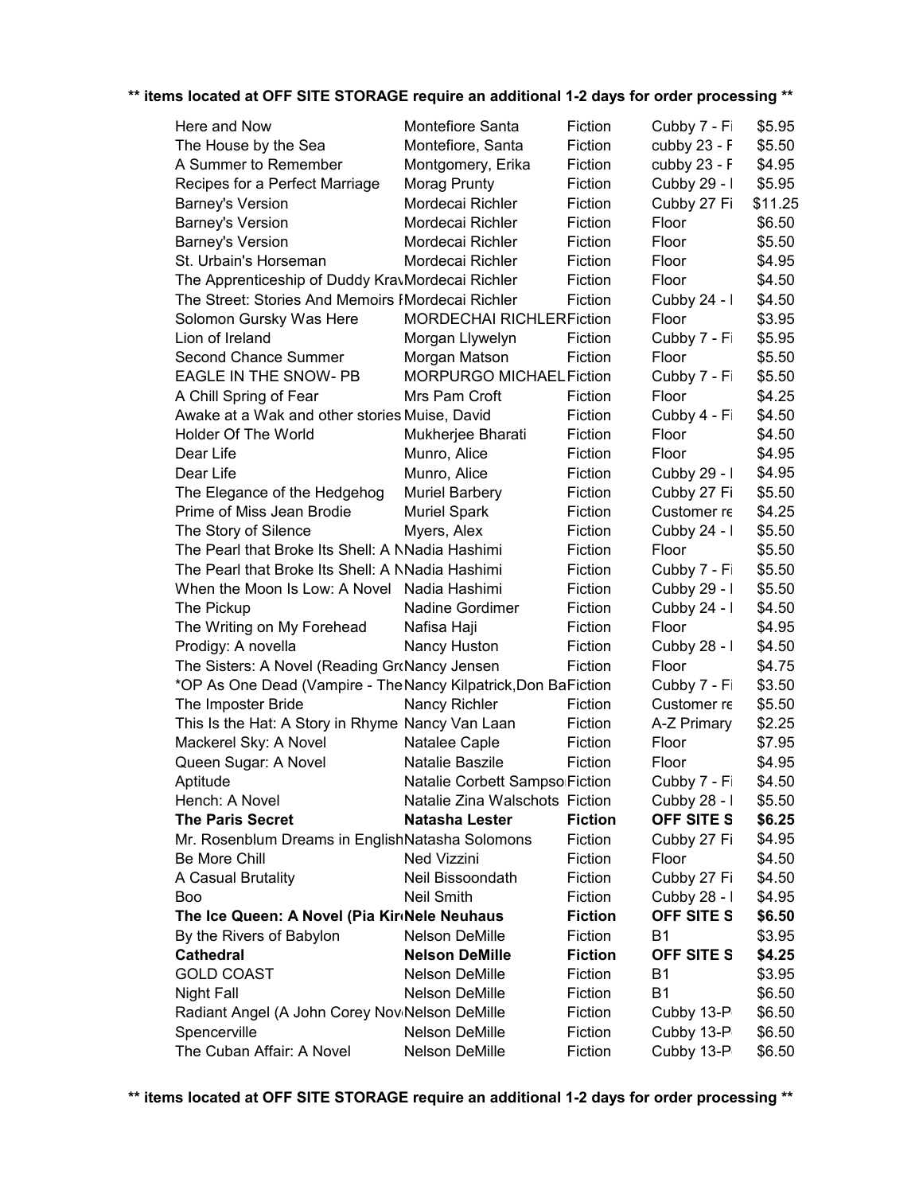**\*\* items located at OFF SITE STORAGE require an additional 1-2 days for order processing \*\***

| | | | | |
|---|---|---|---|---|
| Here and Now | Montefiore Santa | Fiction | Cubby 7 - Fi | $5.95 |
| The House by the Sea | Montefiore, Santa | Fiction | cubby 23 - F | $5.50 |
| A Summer to Remember | Montgomery, Erika | Fiction | cubby 23 - F | $4.95 |
| Recipes for a Perfect Marriage | Morag Prunty | Fiction | Cubby 29 - I | $5.95 |
| Barney's Version | Mordecai Richler | Fiction | Cubby 27 Fi | $11.25 |
| Barney's Version | Mordecai Richler | Fiction | Floor | $6.50 |
| Barney's Version | Mordecai Richler | Fiction | Floor | $5.50 |
| St. Urbain's Horseman | Mordecai Richler | Fiction | Floor | $4.95 |
| The Apprenticeship of Duddy Krav | Mordecai Richler | Fiction | Floor | $4.50 |
| The Street: Stories And Memoirs I | Mordecai Richler | Fiction | Cubby 24 - I | $4.50 |
| Solomon Gursky Was Here | MORDECHAI RICHLER | Fiction | Floor | $3.95 |
| Lion of Ireland | Morgan Llywelyn | Fiction | Cubby 7 - Fi | $5.95 |
| Second Chance Summer | Morgan Matson | Fiction | Floor | $5.50 |
| EAGLE IN THE SNOW- PB | MORPURGO MICHAEL | Fiction | Cubby 7 - Fi | $5.50 |
| A Chill Spring of Fear | Mrs Pam Croft | Fiction | Floor | $4.25 |
| Awake at a Wak and other stories | Muise, David | Fiction | Cubby 4 - Fi | $4.50 |
| Holder Of The World | Mukherjee Bharati | Fiction | Floor | $4.50 |
| Dear Life | Munro, Alice | Fiction | Floor | $4.95 |
| Dear Life | Munro, Alice | Fiction | Cubby 29 - I | $4.95 |
| The Elegance of the Hedgehog | Muriel Barbery | Fiction | Cubby 27 Fi | $5.50 |
| Prime of Miss Jean Brodie | Muriel Spark | Fiction | Customer re | $4.25 |
| The Story of Silence | Myers, Alex | Fiction | Cubby 24 - I | $5.50 |
| The Pearl that Broke Its Shell: A N | Nadia Hashimi | Fiction | Floor | $5.50 |
| The Pearl that Broke Its Shell: A N | Nadia Hashimi | Fiction | Cubby 7 - Fi | $5.50 |
| When the Moon Is Low: A Novel | Nadia Hashimi | Fiction | Cubby 29 - I | $5.50 |
| The Pickup | Nadine Gordimer | Fiction | Cubby 24 - I | $4.50 |
| The Writing on My Forehead | Nafisa Haji | Fiction | Floor | $4.95 |
| Prodigy: A novella | Nancy Huston | Fiction | Cubby 28 - I | $4.50 |
| The Sisters: A Novel (Reading Gr | Nancy Jensen | Fiction | Floor | $4.75 |
| *OP As One Dead (Vampire - The | Nancy Kilpatrick,Don Ba | Fiction | Cubby 7 - Fi | $3.50 |
| The Imposter Bride | Nancy Richler | Fiction | Customer re | $5.50 |
| This Is the Hat: A Story in Rhyme | Nancy Van Laan | Fiction | A-Z Primary | $2.25 |
| Mackerel Sky: A Novel | Natalee Caple | Fiction | Floor | $7.95 |
| Queen Sugar: A Novel | Natalie Baszile | Fiction | Floor | $4.95 |
| Aptitude | Natalie Corbett Sampso | Fiction | Cubby 7 - Fi | $4.50 |
| Hench: A Novel | Natalie Zina Walschots | Fiction | Cubby 28 - I | $5.50 |
| **The Paris Secret** | **Natasha Lester** | **Fiction** | **OFF SITE S** | **$6.25** |
| Mr. Rosenblum Dreams in English | Natasha Solomons | Fiction | Cubby 27 Fi | $4.95 |
| Be More Chill | Ned Vizzini | Fiction | Floor | $4.50 |
| A Casual Brutality | Neil Bissoondath | Fiction | Cubby 27 Fi | $4.50 |
| Boo | Neil Smith | Fiction | Cubby 28 - I | $4.95 |
| **The Ice Queen: A Novel (Pia Kir** | **Nele Neuhaus** | **Fiction** | **OFF SITE S** | **$6.50** |
| By the Rivers of Babylon | Nelson DeMille | Fiction | B1 | $3.95 |
| **Cathedral** | **Nelson DeMille** | **Fiction** | **OFF SITE S** | **$4.25** |
| GOLD COAST | Nelson DeMille | Fiction | B1 | $3.95 |
| Night Fall | Nelson DeMille | Fiction | B1 | $6.50 |
| Radiant Angel (A John Corey Nov | Nelson DeMille | Fiction | Cubby 13-P | $6.50 |
| Spencerville | Nelson DeMille | Fiction | Cubby 13-P | $6.50 |
| The Cuban Affair: A Novel | Nelson DeMille | Fiction | Cubby 13-P | $6.50 |

**\*\* items located at OFF SITE STORAGE require an additional 1-2 days for order processing \*\***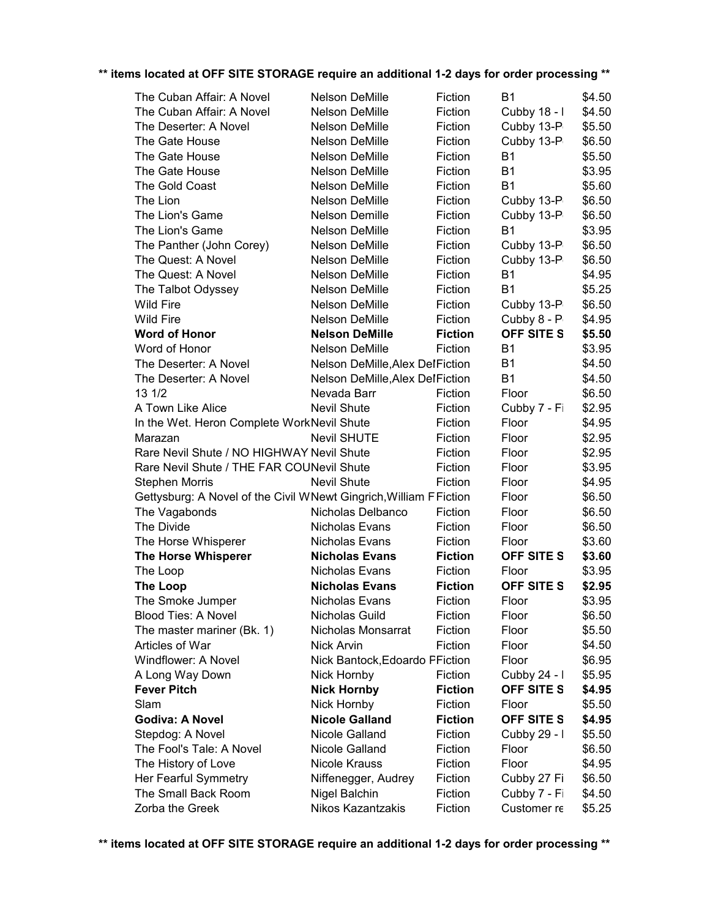** items located at OFF SITE STORAGE require an additional 1-2 days for order processing **

| | | | | |
|---|---|---|---|---|
| The Cuban Affair: A Novel | Nelson DeMille | Fiction | B1 | $4.50 |
| The Cuban Affair: A Novel | Nelson DeMille | Fiction | Cubby 18 - I | $4.50 |
| The Deserter: A Novel | Nelson DeMille | Fiction | Cubby 13-P | $5.50 |
| The Gate House | Nelson DeMille | Fiction | Cubby 13-P | $6.50 |
| The Gate House | Nelson DeMille | Fiction | B1 | $5.50 |
| The Gate House | Nelson DeMille | Fiction | B1 | $3.95 |
| The Gold Coast | Nelson DeMille | Fiction | B1 | $5.60 |
| The Lion | Nelson DeMille | Fiction | Cubby 13-P | $6.50 |
| The Lion's Game | Nelson Demille | Fiction | Cubby 13-P | $6.50 |
| The Lion's Game | Nelson DeMille | Fiction | B1 | $3.95 |
| The Panther (John Corey) | Nelson DeMille | Fiction | Cubby 13-P | $6.50 |
| The Quest: A Novel | Nelson DeMille | Fiction | Cubby 13-P | $6.50 |
| The Quest: A Novel | Nelson DeMille | Fiction | B1 | $4.95 |
| The Talbot Odyssey | Nelson DeMille | Fiction | B1 | $5.25 |
| Wild Fire | Nelson DeMille | Fiction | Cubby 13-P | $6.50 |
| Wild Fire | Nelson DeMille | Fiction | Cubby 8 - P | $4.95 |
| **Word of Honor** | **Nelson DeMille** | **Fiction** | **OFF SITE S** | **$5.50** |
| Word of Honor | Nelson DeMille | Fiction | B1 | $3.95 |
| The Deserter: A Novel | Nelson DeMille,Alex DelFiction | | B1 | $4.50 |
| The Deserter: A Novel | Nelson DeMille,Alex DelFiction | | B1 | $4.50 |
| 13 1/2 | Nevada Barr | Fiction | Floor | $6.50 |
| A Town Like Alice | Nevil Shute | Fiction | Cubby 7 - Fi | $2.95 |
| In the Wet. Heron Complete WorkNevil Shute | | Fiction | Floor | $4.95 |
| Marazan | Nevil SHUTE | Fiction | Floor | $2.95 |
| Rare Nevil Shute / NO HIGHWAY Nevil Shute | | Fiction | Floor | $2.95 |
| Rare Nevil Shute / THE FAR COUNevil Shute | | Fiction | Floor | $3.95 |
| Stephen Morris | Nevil Shute | Fiction | Floor | $4.95 |
| Gettysburg: A Novel of the Civil WNewt Gingrich,William FFiction | | | Floor | $6.50 |
| The Vagabonds | Nicholas Delbanco | Fiction | Floor | $6.50 |
| The Divide | Nicholas Evans | Fiction | Floor | $6.50 |
| The Horse Whisperer | Nicholas Evans | Fiction | Floor | $3.60 |
| **The Horse Whisperer** | **Nicholas Evans** | **Fiction** | **OFF SITE S** | **$3.60** |
| The Loop | Nicholas Evans | Fiction | Floor | $3.95 |
| **The Loop** | **Nicholas Evans** | **Fiction** | **OFF SITE S** | **$2.95** |
| The Smoke Jumper | Nicholas Evans | Fiction | Floor | $3.95 |
| Blood Ties: A Novel | Nicholas Guild | Fiction | Floor | $6.50 |
| The master mariner (Bk. 1) | Nicholas Monsarrat | Fiction | Floor | $5.50 |
| Articles of War | Nick Arvin | Fiction | Floor | $4.50 |
| Windflower: A Novel | Nick Bantock,Edoardo PFiction | | Floor | $6.95 |
| A Long Way Down | Nick Hornby | Fiction | Cubby 24 - I | $5.95 |
| **Fever Pitch** | **Nick Hornby** | **Fiction** | **OFF SITE S** | **$4.95** |
| Slam | Nick Hornby | Fiction | Floor | $5.50 |
| **Godiva: A Novel** | **Nicole Galland** | **Fiction** | **OFF SITE S** | **$4.95** |
| Stepdog: A Novel | Nicole Galland | Fiction | Cubby 29 - I | $5.50 |
| The Fool's Tale: A Novel | Nicole Galland | Fiction | Floor | $6.50 |
| The History of Love | Nicole Krauss | Fiction | Floor | $4.95 |
| Her Fearful Symmetry | Niffenegger, Audrey | Fiction | Cubby 27 Fi | $6.50 |
| The Small Back Room | Nigel Balchin | Fiction | Cubby 7 - Fi | $4.50 |
| Zorba the Greek | Nikos Kazantzakis | Fiction | Customer re | $5.25 |

** items located at OFF SITE STORAGE require an additional 1-2 days for order processing **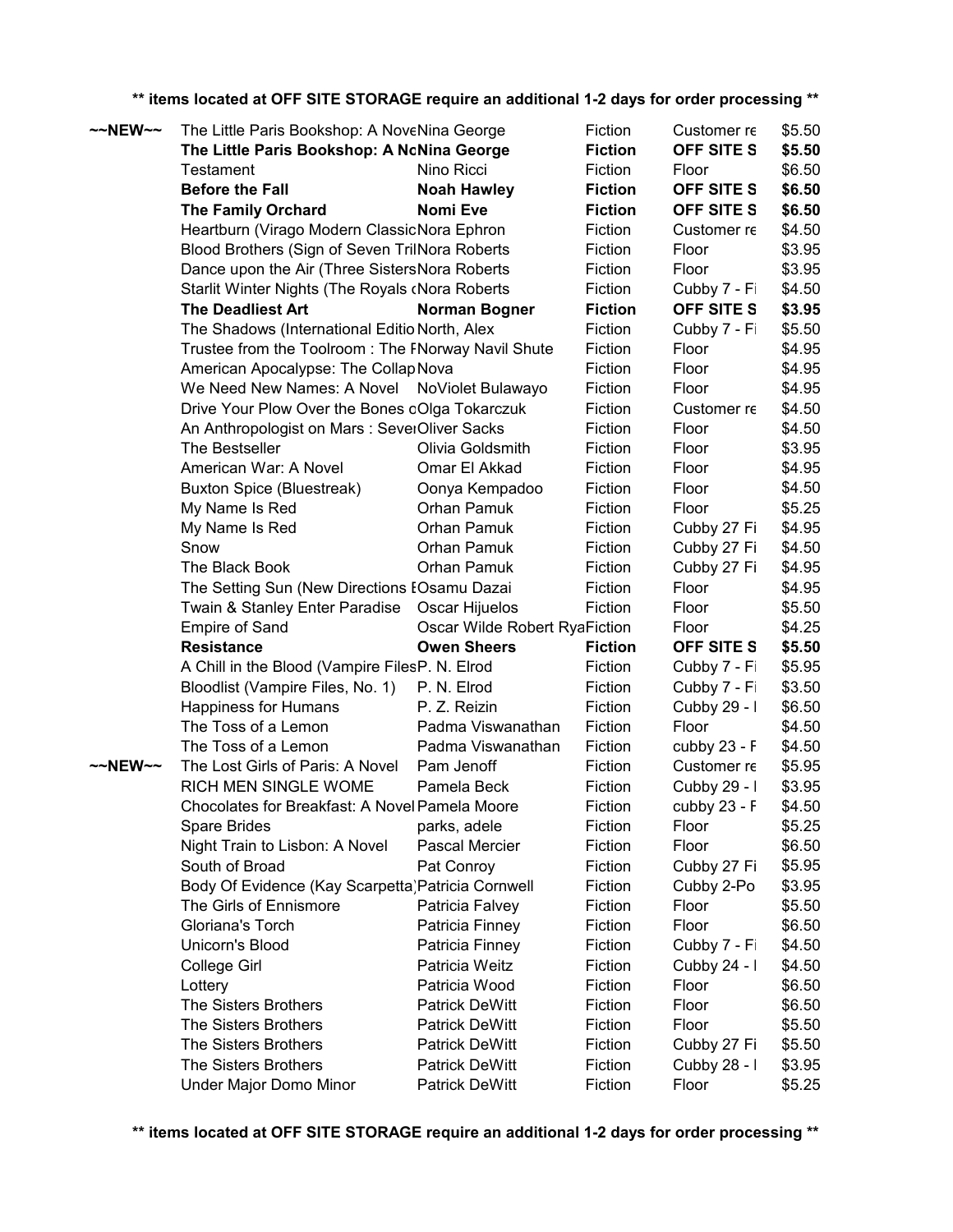**\*\* items located at OFF SITE STORAGE require an additional 1-2 days for order processing \*\***

| | | | | | |
|---|---|---|---|---|---|
| ~~NEW~~ | The Little Paris Bookshop: A Nove | Nina George | Fiction | Customer re | $5.50 |
| | **The Little Paris Bookshop: A No** | **Nina George** | **Fiction** | **OFF SITE S** | **$5.50** |
| | Testament | Nino Ricci | Fiction | Floor | $6.50 |
| | **Before the Fall** | **Noah Hawley** | **Fiction** | **OFF SITE S** | **$6.50** |
| | **The Family Orchard** | **Nomi Eve** | **Fiction** | **OFF SITE S** | **$6.50** |
| | Heartburn (Virago Modern Classic | Nora Ephron | Fiction | Customer re | $4.50 |
| | Blood Brothers (Sign of Seven Tril | Nora Roberts | Fiction | Floor | $3.95 |
| | Dance upon the Air (Three Sisters | Nora Roberts | Fiction | Floor | $3.95 |
| | Starlit Winter Nights (The Royals ( | Nora Roberts | Fiction | Cubby 7 - Fi | $4.50 |
| | **The Deadliest Art** | **Norman Bogner** | **Fiction** | **OFF SITE S** | **$3.95** |
| | The Shadows (International Editio | North, Alex | Fiction | Cubby 7 - Fi | $5.50 |
| | Trustee from the Toolroom : The F | Norway Navil Shute | Fiction | Floor | $4.95 |
| | American Apocalypse: The Collap | Nova | Fiction | Floor | $4.95 |
| | We Need New Names: A Novel | NoViolet Bulawayo | Fiction | Floor | $4.95 |
| | Drive Your Plow Over the Bones o | Olga Tokarczuk | Fiction | Customer re | $4.50 |
| | An Anthropologist on Mars : Sever | Oliver Sacks | Fiction | Floor | $4.50 |
| | The Bestseller | Olivia Goldsmith | Fiction | Floor | $3.95 |
| | American War: A Novel | Omar El Akkad | Fiction | Floor | $4.95 |
| | Buxton Spice (Bluestreak) | Oonya Kempadoo | Fiction | Floor | $4.50 |
| | My Name Is Red | Orhan Pamuk | Fiction | Floor | $5.25 |
| | My Name Is Red | Orhan Pamuk | Fiction | Cubby 27 Fi | $4.95 |
| | Snow | Orhan Pamuk | Fiction | Cubby 27 Fi | $4.50 |
| | The Black Book | Orhan Pamuk | Fiction | Cubby 27 Fi | $4.95 |
| | The Setting Sun (New Directions E | Osamu Dazai | Fiction | Floor | $4.95 |
| | Twain & Stanley Enter Paradise | Oscar Hijuelos | Fiction | Floor | $5.50 |
| | Empire of Sand | Oscar Wilde Robert Rya | Fiction | Floor | $4.25 |
| | **Resistance** | **Owen Sheers** | **Fiction** | **OFF SITE S** | **$5.50** |
| | A Chill in the Blood (Vampire Files | P. N. Elrod | Fiction | Cubby 7 - Fi | $5.95 |
| | Bloodlist (Vampire Files, No. 1) | P. N. Elrod | Fiction | Cubby 7 - Fi | $3.50 |
| | Happiness for Humans | P. Z. Reizin | Fiction | Cubby 29 - I | $6.50 |
| | The Toss of a Lemon | Padma Viswanathan | Fiction | Floor | $4.50 |
| | The Toss of a Lemon | Padma Viswanathan | Fiction | cubby 23 - F | $4.50 |
| ~~NEW~~ | The Lost Girls of Paris: A Novel | Pam Jenoff | Fiction | Customer re | $5.95 |
| | RICH MEN SINGLE WOME | Pamela Beck | Fiction | Cubby 29 - I | $3.95 |
| | Chocolates for Breakfast: A Novel | Pamela Moore | Fiction | cubby 23 - F | $4.50 |
| | Spare Brides | parks, adele | Fiction | Floor | $5.25 |
| | Night Train to Lisbon: A Novel | Pascal Mercier | Fiction | Floor | $6.50 |
| | South of Broad | Pat Conroy | Fiction | Cubby 27 Fi | $5.95 |
| | Body Of Evidence (Kay Scarpetta) | Patricia Cornwell | Fiction | Cubby 2-Po | $3.95 |
| | The Girls of Ennismore | Patricia Falvey | Fiction | Floor | $5.50 |
| | Gloriana's Torch | Patricia Finney | Fiction | Floor | $6.50 |
| | Unicorn's Blood | Patricia Finney | Fiction | Cubby 7 - Fi | $4.50 |
| | College Girl | Patricia Weitz | Fiction | Cubby 24 - I | $4.50 |
| | Lottery | Patricia Wood | Fiction | Floor | $6.50 |
| | The Sisters Brothers | Patrick DeWitt | Fiction | Floor | $6.50 |
| | The Sisters Brothers | Patrick DeWitt | Fiction | Floor | $5.50 |
| | The Sisters Brothers | Patrick DeWitt | Fiction | Cubby 27 Fi | $5.50 |
| | The Sisters Brothers | Patrick DeWitt | Fiction | Cubby 28 - I | $3.95 |
| | Under Major Domo Minor | Patrick DeWitt | Fiction | Floor | $5.25 |

**\*\* items located at OFF SITE STORAGE require an additional 1-2 days for order processing \*\***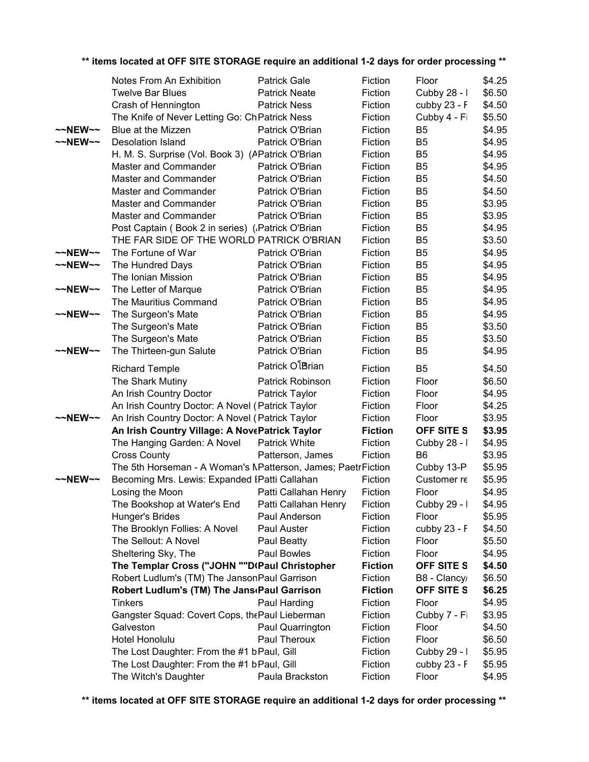**\*\* items located at OFF SITE STORAGE require an additional 1-2 days for order processing \*\***

| | | | | | |
|---|---|---|---|---|---|
| | Notes From An Exhibition | Patrick Gale | Fiction | Floor | $4.25 |
| | Twelve Bar Blues | Patrick Neate | Fiction | Cubby 28 - I | $6.50 |
| | Crash of Hennington | Patrick Ness | Fiction | cubby 23 - F | $4.50 |
| | The Knife of Never Letting Go: Ch | Patrick Ness | Fiction | Cubby 4 - Fi | $5.50 |
| ~~NEW~~ | Blue at the Mizzen | Patrick O'Brian | Fiction | B5 | $4.95 |
| ~~NEW~~ | Desolation Island | Patrick O'Brian | Fiction | B5 | $4.95 |
| | H. M. S. Surprise (Vol. Book 3) (A | Patrick O'Brian | Fiction | B5 | $4.95 |
| | Master and Commander | Patrick O'Brian | Fiction | B5 | $4.95 |
| | Master and Commander | Patrick O'Brian | Fiction | B5 | $4.50 |
| | Master and Commander | Patrick O'Brian | Fiction | B5 | $4.50 |
| | Master and Commander | Patrick O'Brian | Fiction | B5 | $3.95 |
| | Master and Commander | Patrick O'Brian | Fiction | B5 | $3.95 |
| | Post Captain ( Book 2 in series) ( | Patrick O'Brian | Fiction | B5 | $4.95 |
| | THE FAR SIDE OF THE WORLD | PATRICK O'BRIAN | Fiction | B5 | $3.50 |
| ~~NEW~~ | The Fortune of War | Patrick O'Brian | Fiction | B5 | $4.95 |
| ~~NEW~~ | The Hundred Days | Patrick O'Brian | Fiction | B5 | $4.95 |
| | The Ionian Mission | Patrick O'Brian | Fiction | B5 | $4.95 |
| ~~NEW~~ | The Letter of Marque | Patrick O'Brian | Fiction | B5 | $4.95 |
| | The Mauritius Command | Patrick O'Brian | Fiction | B5 | $4.95 |
| ~~NEW~~ | The Surgeon's Mate | Patrick O'Brian | Fiction | B5 | $4.95 |
| | The Surgeon's Mate | Patrick O'Brian | Fiction | B5 | $3.50 |
| | The Surgeon's Mate | Patrick O'Brian | Fiction | B5 | $3.50 |
| ~~NEW~~ | The Thirteen-gun Salute | Patrick O'Brian | Fiction | B5 | $4.95 |
| | Richard Temple | Patrick OÌBrian | Fiction | B5 | $4.50 |
| | The Shark Mutiny | Patrick Robinson | Fiction | Floor | $6.50 |
| | An Irish Country Doctor | Patrick Taylor | Fiction | Floor | $4.95 |
| | An Irish Country Doctor: A Novel ( | Patrick Taylor | Fiction | Floor | $4.25 |
| ~~NEW~~ | An Irish Country Doctor: A Novel ( | Patrick Taylor | Fiction | Floor | $3.95 |
| | **An Irish Country Village: A Nove** | **Patrick Taylor** | **Fiction** | **OFF SITE S** | **$3.95** |
| | The Hanging Garden: A Novel | Patrick White | Fiction | Cubby 28 - I | $4.95 |
| | Cross County | Patterson, James | Fiction | B6 | $3.95 |
| | The 5th Horseman - A Woman's M | Patterson, James; Paetr | Fiction | Cubby 13-P | $5.95 |
| ~~NEW~~ | Becoming Mrs. Lewis: Expanded E | Patti Callahan | Fiction | Customer re | $5.95 |
| | Losing the Moon | Patti Callahan Henry | Fiction | Floor | $4.95 |
| | The Bookshop at Water's End | Patti Callahan Henry | Fiction | Cubby 29 - I | $4.95 |
| | Hunger's Brides | Paul Anderson | Fiction | Floor | $5.95 |
| | The Brooklyn Follies: A Novel | Paul Auster | Fiction | cubby 23 - F | $4.50 |
| | The Sellout: A Novel | Paul Beatty | Fiction | Floor | $5.50 |
| | Sheltering Sky, The | Paul Bowles | Fiction | Floor | $4.95 |
| | **The Templar Cross ("JOHN ""D** | **Paul Christopher** | **Fiction** | **OFF SITE S** | **$4.50** |
| | Robert Ludlum's (TM) The Janson | Paul Garrison | Fiction | B8 - Clancy/ | $6.50 |
| | **Robert Ludlum's (TM) The Jans** | **Paul Garrison** | **Fiction** | **OFF SITE S** | **$6.25** |
| | Tinkers | Paul Harding | Fiction | Floor | $4.95 |
| | Gangster Squad: Covert Cops, the | Paul Lieberman | Fiction | Cubby 7 - Fi | $3.95 |
| | Galveston | Paul Quarrington | Fiction | Floor | $4.50 |
| | Hotel Honolulu | Paul Theroux | Fiction | Floor | $6.50 |
| | The Lost Daughter: From the #1 b | Paul, Gill | Fiction | Cubby 29 - I | $5.95 |
| | The Lost Daughter: From the #1 b | Paul, Gill | Fiction | cubby 23 - F | $5.95 |
| | The Witch's Daughter | Paula Brackston | Fiction | Floor | $4.95 |

**\*\* items located at OFF SITE STORAGE require an additional 1-2 days for order processing \*\***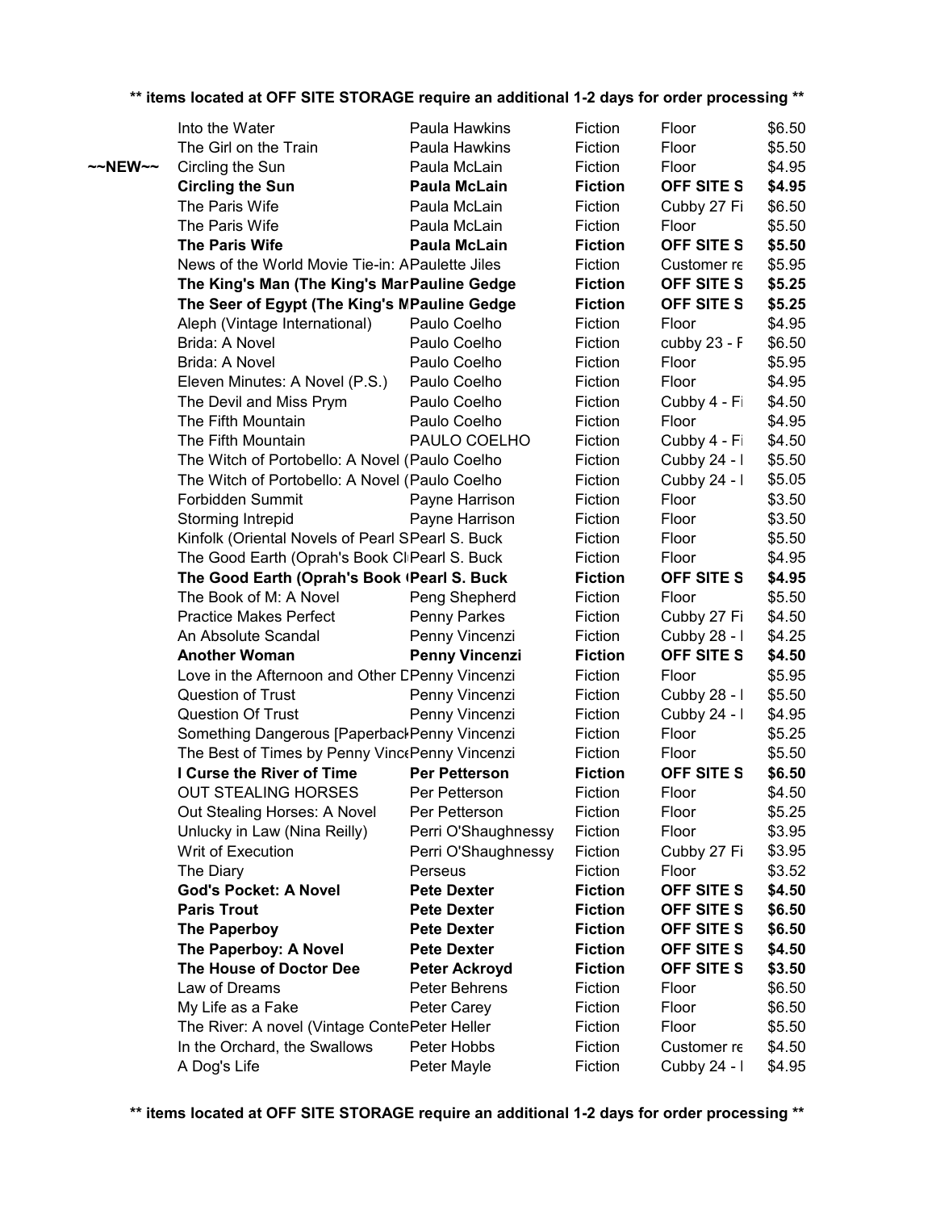**\*\* items located at OFF SITE STORAGE require an additional 1-2 days for order processing \*\***

| | | | | | |
|---|---|---|---|---|---|
| | Into the Water | Paula Hawkins | Fiction | Floor | $6.50 |
| | The Girl on the Train | Paula Hawkins | Fiction | Floor | $5.50 |
| ~~NEW~~ | Circling the Sun | Paula McLain | Fiction | Floor | $4.95 |
| | **Circling the Sun** | **Paula McLain** | **Fiction** | **OFF SITE S** | **$4.95** |
| | The Paris Wife | Paula McLain | Fiction | Cubby 27 Fi | $6.50 |
| | The Paris Wife | Paula McLain | Fiction | Floor | $5.50 |
| | **The Paris Wife** | **Paula McLain** | **Fiction** | **OFF SITE S** | **$5.50** |
| | News of the World Movie Tie-in: A | Paulette Jiles | Fiction | Customer re | $5.95 |
| | **The King's Man (The King's Mar** | **Pauline Gedge** | **Fiction** | **OFF SITE S** | **$5.25** |
| | **The Seer of Egypt (The King's M** | **Pauline Gedge** | **Fiction** | **OFF SITE S** | **$5.25** |
| | Aleph (Vintage International) | Paulo Coelho | Fiction | Floor | $4.95 |
| | Brida: A Novel | Paulo Coelho | Fiction | cubby 23 - F | $6.50 |
| | Brida: A Novel | Paulo Coelho | Fiction | Floor | $5.95 |
| | Eleven Minutes: A Novel (P.S.) | Paulo Coelho | Fiction | Floor | $4.95 |
| | The Devil and Miss Prym | Paulo Coelho | Fiction | Cubby 4 - Fi | $4.50 |
| | The Fifth Mountain | Paulo Coelho | Fiction | Floor | $4.95 |
| | The Fifth Mountain | PAULO COELHO | Fiction | Cubby 4 - Fi | $4.50 |
| | The Witch of Portobello: A Novel ( | Paulo Coelho | Fiction | Cubby 24 - I | $5.50 |
| | The Witch of Portobello: A Novel ( | Paulo Coelho | Fiction | Cubby 24 - I | $5.05 |
| | Forbidden Summit | Payne Harrison | Fiction | Floor | $3.50 |
| | Storming Intrepid | Payne Harrison | Fiction | Floor | $3.50 |
| | Kinfolk (Oriental Novels of Pearl S | Pearl S. Buck | Fiction | Floor | $5.50 |
| | The Good Earth (Oprah's Book Cl | Pearl S. Buck | Fiction | Floor | $4.95 |
| | **The Good Earth (Oprah's Book (** | **Pearl S. Buck** | **Fiction** | **OFF SITE S** | **$4.95** |
| | The Book of M: A Novel | Peng Shepherd | Fiction | Floor | $5.50 |
| | Practice Makes Perfect | Penny Parkes | Fiction | Cubby 27 Fi | $4.50 |
| | An Absolute Scandal | Penny Vincenzi | Fiction | Cubby 28 - I | $4.25 |
| | **Another Woman** | **Penny Vincenzi** | **Fiction** | **OFF SITE S** | **$4.50** |
| | Love in the Afternoon and Other D | Penny Vincenzi | Fiction | Floor | $5.95 |
| | Question of Trust | Penny Vincenzi | Fiction | Cubby 28 - I | $5.50 |
| | Question Of Trust | Penny Vincenzi | Fiction | Cubby 24 - I | $4.95 |
| | Something Dangerous [Paperback | Penny Vincenzi | Fiction | Floor | $5.25 |
| | The Best of Times by Penny Vince | Penny Vincenzi | Fiction | Floor | $5.50 |
| | **I Curse the River of Time** | **Per Petterson** | **Fiction** | **OFF SITE S** | **$6.50** |
| | OUT STEALING HORSES | Per Petterson | Fiction | Floor | $4.50 |
| | Out Stealing Horses: A Novel | Per Petterson | Fiction | Floor | $5.25 |
| | Unlucky in Law (Nina Reilly) | Perri O'Shaughnessy | Fiction | Floor | $3.95 |
| | Writ of Execution | Perri O'Shaughnessy | Fiction | Cubby 27 Fi | $3.95 |
| | The Diary | Perseus | Fiction | Floor | $3.52 |
| | **God's Pocket: A Novel** | **Pete Dexter** | **Fiction** | **OFF SITE S** | **$4.50** |
| | **Paris Trout** | **Pete Dexter** | **Fiction** | **OFF SITE S** | **$6.50** |
| | **The Paperboy** | **Pete Dexter** | **Fiction** | **OFF SITE S** | **$6.50** |
| | **The Paperboy: A Novel** | **Pete Dexter** | **Fiction** | **OFF SITE S** | **$4.50** |
| | **The House of Doctor Dee** | **Peter Ackroyd** | **Fiction** | **OFF SITE S** | **$3.50** |
| | Law of Dreams | Peter Behrens | Fiction | Floor | $6.50 |
| | My Life as a Fake | Peter Carey | Fiction | Floor | $6.50 |
| | The River: A novel (Vintage Conte | Peter Heller | Fiction | Floor | $5.50 |
| | In the Orchard, the Swallows | Peter Hobbs | Fiction | Customer re | $4.50 |
| | A Dog's Life | Peter Mayle | Fiction | Cubby 24 - I | $4.95 |

**\*\* items located at OFF SITE STORAGE require an additional 1-2 days for order processing \*\***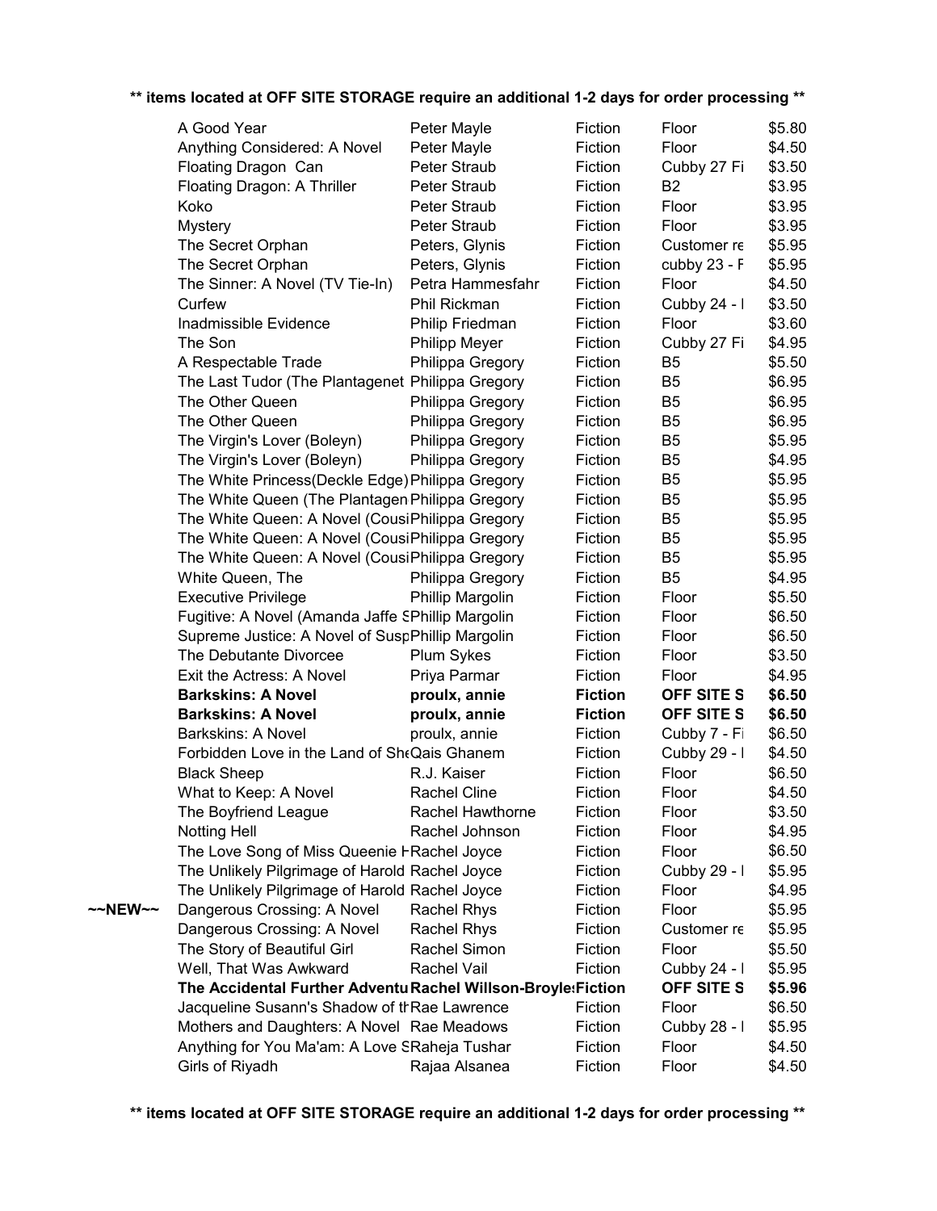**\*\* items located at OFF SITE STORAGE require an additional 1-2 days for order processing \*\***

| | | | | | |
|---|---|---|---|---|---|
| | A Good Year | Peter Mayle | Fiction | Floor | $5.80 |
| | Anything Considered: A Novel | Peter Mayle | Fiction | Floor | $4.50 |
| | Floating Dragon Can | Peter Straub | Fiction | Cubby 27 Fi | $3.50 |
| | Floating Dragon: A Thriller | Peter Straub | Fiction | B2 | $3.95 |
| | Koko | Peter Straub | Fiction | Floor | $3.95 |
| | Mystery | Peter Straub | Fiction | Floor | $3.95 |
| | The Secret Orphan | Peters, Glynis | Fiction | Customer re | $5.95 |
| | The Secret Orphan | Peters, Glynis | Fiction | cubby 23 - F | $5.95 |
| | The Sinner: A Novel (TV Tie-In) | Petra Hammesfahr | Fiction | Floor | $4.50 |
| | Curfew | Phil Rickman | Fiction | Cubby 24 - I | $3.50 |
| | Inadmissible Evidence | Philip Friedman | Fiction | Floor | $3.60 |
| | The Son | Philipp Meyer | Fiction | Cubby 27 Fi | $4.95 |
| | A Respectable Trade | Philippa Gregory | Fiction | B5 | $5.50 |
| | The Last Tudor (The Plantagenet | Philippa Gregory | Fiction | B5 | $6.95 |
| | The Other Queen | Philippa Gregory | Fiction | B5 | $6.95 |
| | The Other Queen | Philippa Gregory | Fiction | B5 | $6.95 |
| | The Virgin's Lover (Boleyn) | Philippa Gregory | Fiction | B5 | $5.95 |
| | The Virgin's Lover (Boleyn) | Philippa Gregory | Fiction | B5 | $4.95 |
| | The White Princess(Deckle Edge) | Philippa Gregory | Fiction | B5 | $5.95 |
| | The White Queen (The Plantagen | Philippa Gregory | Fiction | B5 | $5.95 |
| | The White Queen: A Novel (Cousi | Philippa Gregory | Fiction | B5 | $5.95 |
| | The White Queen: A Novel (Cousi | Philippa Gregory | Fiction | B5 | $5.95 |
| | The White Queen: A Novel (Cousi | Philippa Gregory | Fiction | B5 | $5.95 |
| | White Queen, The | Philippa Gregory | Fiction | B5 | $4.95 |
| | Executive Privilege | Phillip Margolin | Fiction | Floor | $5.50 |
| | Fugitive: A Novel (Amanda Jaffe S | Phillip Margolin | Fiction | Floor | $6.50 |
| | Supreme Justice: A Novel of Susp | Phillip Margolin | Fiction | Floor | $6.50 |
| | The Debutante Divorcee | Plum Sykes | Fiction | Floor | $3.50 |
| | Exit the Actress: A Novel | Priya Parmar | Fiction | Floor | $4.95 |
| | **Barkskins: A Novel** | **proulx, annie** | **Fiction** | **OFF SITE S** | **$6.50** |
| | **Barkskins: A Novel** | **proulx, annie** | **Fiction** | **OFF SITE S** | **$6.50** |
| | Barkskins: A Novel | proulx, annie | Fiction | Cubby 7 - Fi | $6.50 |
| | Forbidden Love in the Land of She | Qais Ghanem | Fiction | Cubby 29 - I | $4.50 |
| | Black Sheep | R.J. Kaiser | Fiction | Floor | $6.50 |
| | What to Keep: A Novel | Rachel Cline | Fiction | Floor | $4.50 |
| | The Boyfriend League | Rachel Hawthorne | Fiction | Floor | $3.50 |
| | Notting Hell | Rachel Johnson | Fiction | Floor | $4.95 |
| | The Love Song of Miss Queenie H | Rachel Joyce | Fiction | Floor | $6.50 |
| | The Unlikely Pilgrimage of Harold | Rachel Joyce | Fiction | Cubby 29 - I | $5.95 |
| | The Unlikely Pilgrimage of Harold | Rachel Joyce | Fiction | Floor | $4.95 |
| ~~NEW~~ | Dangerous Crossing: A Novel | Rachel Rhys | Fiction | Floor | $5.95 |
| | Dangerous Crossing: A Novel | Rachel Rhys | Fiction | Customer re | $5.95 |
| | The Story of Beautiful Girl | Rachel Simon | Fiction | Floor | $5.50 |
| | Well, That Was Awkward | Rachel Vail | Fiction | Cubby 24 - I | $5.95 |
| | **The Accidental Further Adventu** | **Rachel Willson-Broyle** | **Fiction** | **OFF SITE S** | **$5.96** |
| | Jacqueline Susann's Shadow of th | Rae Lawrence | Fiction | Floor | $6.50 |
| | Mothers and Daughters: A Novel | Rae Meadows | Fiction | Cubby 28 - I | $5.95 |
| | Anything for You Ma'am: A Love S | Raheja Tushar | Fiction | Floor | $4.50 |
| | Girls of Riyadh | Rajaa Alsanea | Fiction | Floor | $4.50 |

**\*\* items located at OFF SITE STORAGE require an additional 1-2 days for order processing \*\***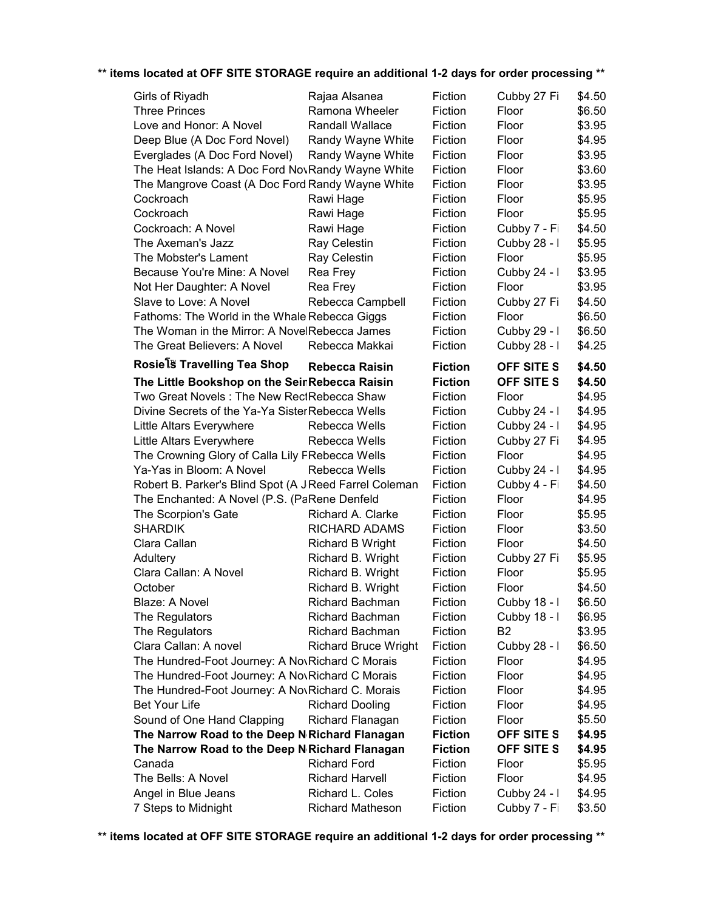**items located at OFF SITE STORAGE require an additional 1-2 days for order processing**

| | | | | |
|---|---|---|---|---|
| Girls of Riyadh | Rajaa Alsanea | Fiction | Cubby 27 Fi | $4.50 |
| Three Princes | Ramona Wheeler | Fiction | Floor | $6.50 |
| Love and Honor: A Novel | Randall Wallace | Fiction | Floor | $3.95 |
| Deep Blue (A Doc Ford Novel) | Randy Wayne White | Fiction | Floor | $4.95 |
| Everglades (A Doc Ford Novel) | Randy Wayne White | Fiction | Floor | $3.95 |
| The Heat Islands: A Doc Ford Nov | Randy Wayne White | Fiction | Floor | $3.60 |
| The Mangrove Coast (A Doc Ford | Randy Wayne White | Fiction | Floor | $3.95 |
| Cockroach | Rawi Hage | Fiction | Floor | $5.95 |
| Cockroach | Rawi Hage | Fiction | Floor | $5.95 |
| Cockroach: A Novel | Rawi Hage | Fiction | Cubby 7 - Fi | $4.50 |
| The Axeman's Jazz | Ray Celestin | Fiction | Cubby 28 - I | $5.95 |
| The Mobster's Lament | Ray Celestin | Fiction | Floor | $5.95 |
| Because You're Mine: A Novel | Rea Frey | Fiction | Cubby 24 - I | $3.95 |
| Not Her Daughter: A Novel | Rea Frey | Fiction | Floor | $3.95 |
| Slave to Love: A Novel | Rebecca Campbell | Fiction | Cubby 27 Fi | $4.50 |
| Fathoms: The World in the Whale | Rebecca Giggs | Fiction | Floor | $6.50 |
| The Woman in the Mirror: A Novel | Rebecca James | Fiction | Cubby 29 - I | $6.50 |
| The Great Believers: A Novel | Rebecca Makkai | Fiction | Cubby 28 - I | $4.25 |
| **Rosieโ[TM] Travelling Tea Shop** | **Rebecca Raisin** | **Fiction** | **OFF SITE S** | **$4.50** |
| **The Little Bookshop on the Sein** | **Rebecca Raisin** | **Fiction** | **OFF SITE S** | **$4.50** |
| Two Great Novels : The New Rect | Rebecca Shaw | Fiction | Floor | $4.95 |
| Divine Secrets of the Ya-Ya Sister | Rebecca Wells | Fiction | Cubby 24 - I | $4.95 |
| Little Altars Everywhere | Rebecca Wells | Fiction | Cubby 24 - I | $4.95 |
| Little Altars Everywhere | Rebecca Wells | Fiction | Cubby 27 Fi | $4.95 |
| The Crowning Glory of Calla Lily F | Rebecca Wells | Fiction | Floor | $4.95 |
| Ya-Yas in Bloom: A Novel | Rebecca Wells | Fiction | Cubby 24 - I | $4.95 |
| Robert B. Parker's Blind Spot (A J | Reed Farrel Coleman | Fiction | Cubby 4 - Fi | $4.50 |
| The Enchanted: A Novel (P.S. (Pa | Rene Denfeld | Fiction | Floor | $4.95 |
| The Scorpion's Gate | Richard A. Clarke | Fiction | Floor | $5.95 |
| SHARDIK | RICHARD ADAMS | Fiction | Floor | $3.50 |
| Clara Callan | Richard B Wright | Fiction | Floor | $4.50 |
| Adultery | Richard B. Wright | Fiction | Cubby 27 Fi | $5.95 |
| Clara Callan: A Novel | Richard B. Wright | Fiction | Floor | $5.95 |
| October | Richard B. Wright | Fiction | Floor | $4.50 |
| Blaze: A Novel | Richard Bachman | Fiction | Cubby 18 - I | $6.50 |
| The Regulators | Richard Bachman | Fiction | Cubby 18 - I | $6.95 |
| The Regulators | Richard Bachman | Fiction | B2 | $3.95 |
| Clara Callan: A novel | Richard Bruce Wright | Fiction | Cubby 28 - I | $6.50 |
| The Hundred-Foot Journey: A Nov | Richard C Morais | Fiction | Floor | $4.95 |
| The Hundred-Foot Journey: A Nov | Richard C Morais | Fiction | Floor | $4.95 |
| The Hundred-Foot Journey: A Nov | Richard C. Morais | Fiction | Floor | $4.95 |
| Bet Your Life | Richard Dooling | Fiction | Floor | $4.95 |
| Sound of One Hand Clapping | Richard Flanagan | Fiction | Floor | $5.50 |
| **The Narrow Road to the Deep N** | **Richard Flanagan** | **Fiction** | **OFF SITE S** | **$4.95** |
| **The Narrow Road to the Deep N** | **Richard Flanagan** | **Fiction** | **OFF SITE S** | **$4.95** |
| Canada | Richard Ford | Fiction | Floor | $5.95 |
| The Bells: A Novel | Richard Harvell | Fiction | Floor | $4.95 |
| Angel in Blue Jeans | Richard L. Coles | Fiction | Cubby 24 - I | $4.95 |
| 7 Steps to Midnight | Richard Matheson | Fiction | Cubby 7 - Fi | $3.50 |

**items located at OFF SITE STORAGE require an additional 1-2 days for order processing**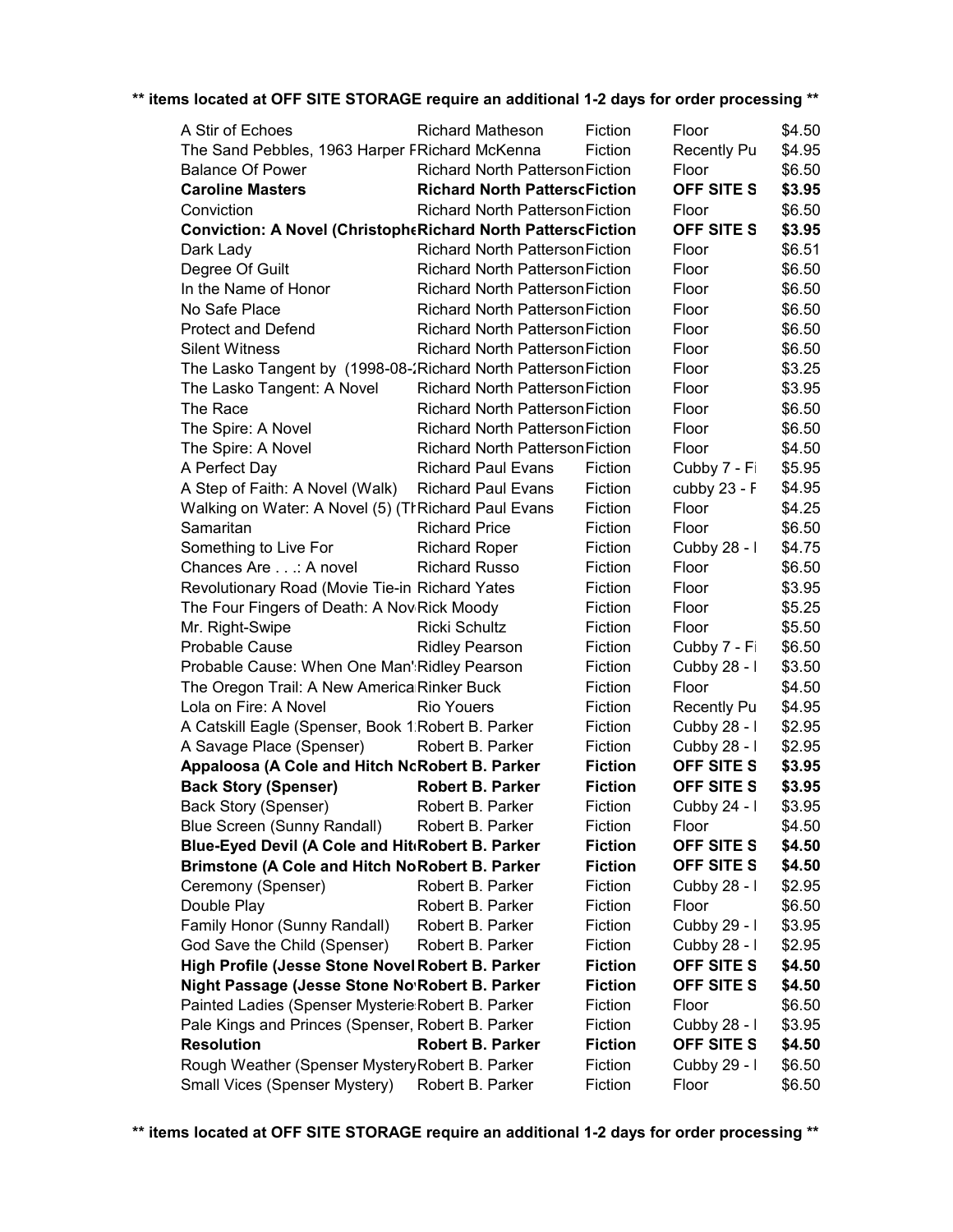**** items located at OFF SITE STORAGE require an additional 1-2 days for order processing ****

| Title | Author | Genre | Location | Price |
|---|---|---|---|---|
| A Stir of Echoes | Richard Matheson | Fiction | Floor | $4.50 |
| The Sand Pebbles, 1963 Harper F | Richard McKenna | Fiction | Recently Pu | $4.95 |
| Balance Of Power | Richard North Patterson | Fiction | Floor | $6.50 |
| **Caroline Masters** | **Richard North Pattersc** | **Fiction** | **OFF SITE S** | **$3.95** |
| Conviction | Richard North Patterson | Fiction | Floor | $6.50 |
| **Conviction: A Novel (Christoph** | **Richard North Pattersc** | **Fiction** | **OFF SITE S** | **$3.95** |
| Dark Lady | Richard North Patterson | Fiction | Floor | $6.51 |
| Degree Of Guilt | Richard North Patterson | Fiction | Floor | $6.50 |
| In the Name of Honor | Richard North Patterson | Fiction | Floor | $6.50 |
| No Safe Place | Richard North Patterson | Fiction | Floor | $6.50 |
| Protect and Defend | Richard North Patterson | Fiction | Floor | $6.50 |
| Silent Witness | Richard North Patterson | Fiction | Floor | $6.50 |
| The Lasko Tangent by (1998-08-2 | Richard North Patterson | Fiction | Floor | $3.25 |
| The Lasko Tangent: A Novel | Richard North Patterson | Fiction | Floor | $3.95 |
| The Race | Richard North Patterson | Fiction | Floor | $6.50 |
| The Spire: A Novel | Richard North Patterson | Fiction | Floor | $6.50 |
| The Spire: A Novel | Richard North Patterson | Fiction | Floor | $4.50 |
| A Perfect Day | Richard Paul Evans | Fiction | Cubby 7 - Fi | $5.95 |
| A Step of Faith: A Novel (Walk) | Richard Paul Evans | Fiction | cubby 23 - F | $4.95 |
| Walking on Water: A Novel (5) (Th | Richard Paul Evans | Fiction | Floor | $4.25 |
| Samaritan | Richard Price | Fiction | Floor | $6.50 |
| Something to Live For | Richard Roper | Fiction | Cubby 28 - I | $4.75 |
| Chances Are . . .: A novel | Richard Russo | Fiction | Floor | $6.50 |
| Revolutionary Road (Movie Tie-in | Richard Yates | Fiction | Floor | $3.95 |
| The Four Fingers of Death: A Nov | Rick Moody | Fiction | Floor | $5.25 |
| Mr. Right-Swipe | Ricki Schultz | Fiction | Floor | $5.50 |
| Probable Cause | Ridley Pearson | Fiction | Cubby 7 - Fi | $6.50 |
| Probable Cause: When One Man' | Ridley Pearson | Fiction | Cubby 28 - I | $3.50 |
| The Oregon Trail: A New America | Rinker Buck | Fiction | Floor | $4.50 |
| Lola on Fire: A Novel | Rio Youers | Fiction | Recently Pu | $4.95 |
| A Catskill Eagle (Spenser, Book 1 | Robert B. Parker | Fiction | Cubby 28 - I | $2.95 |
| A Savage Place (Spenser) | Robert B. Parker | Fiction | Cubby 28 - I | $2.95 |
| **Appaloosa (A Cole and Hitch No** | **Robert B. Parker** | **Fiction** | **OFF SITE S** | **$3.95** |
| **Back Story (Spenser)** | **Robert B. Parker** | **Fiction** | **OFF SITE S** | **$3.95** |
| Back Story (Spenser) | Robert B. Parker | Fiction | Cubby 24 - I | $3.95 |
| Blue Screen (Sunny Randall) | Robert B. Parker | Fiction | Floor | $4.50 |
| **Blue-Eyed Devil (A Cole and Hit** | **Robert B. Parker** | **Fiction** | **OFF SITE S** | **$4.50** |
| **Brimstone (A Cole and Hitch No** | **Robert B. Parker** | **Fiction** | **OFF SITE S** | **$4.50** |
| Ceremony (Spenser) | Robert B. Parker | Fiction | Cubby 28 - I | $2.95 |
| Double Play | Robert B. Parker | Fiction | Floor | $6.50 |
| Family Honor (Sunny Randall) | Robert B. Parker | Fiction | Cubby 29 - I | $3.95 |
| God Save the Child (Spenser) | Robert B. Parker | Fiction | Cubby 28 - I | $2.95 |
| **High Profile (Jesse Stone Novel** | **Robert B. Parker** | **Fiction** | **OFF SITE S** | **$4.50** |
| **Night Passage (Jesse Stone No** | **Robert B. Parker** | **Fiction** | **OFF SITE S** | **$4.50** |
| Painted Ladies (Spenser Mysterie | Robert B. Parker | Fiction | Floor | $6.50 |
| Pale Kings and Princes (Spenser, | Robert B. Parker | Fiction | Cubby 28 - I | $3.95 |
| **Resolution** | **Robert B. Parker** | **Fiction** | **OFF SITE S** | **$4.50** |
| Rough Weather (Spenser Mystery | Robert B. Parker | Fiction | Cubby 29 - I | $6.50 |
| Small Vices (Spenser Mystery) | Robert B. Parker | Fiction | Floor | $6.50 |

**** items located at OFF SITE STORAGE require an additional 1-2 days for order processing ****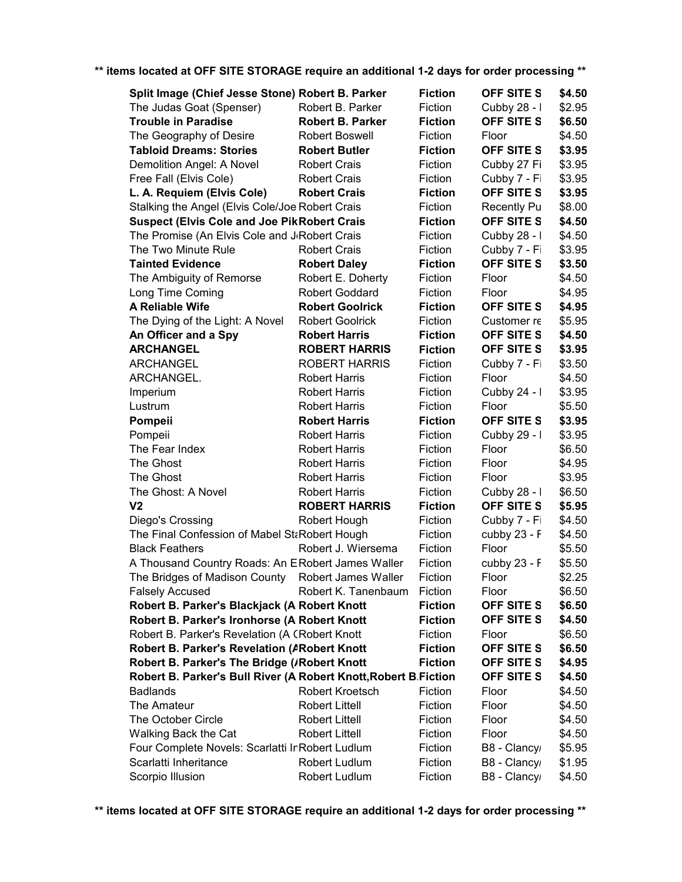** items located at OFF SITE STORAGE require an additional 1-2 days for order processing **

| | | | | |
|---|---|---|---|---|
| **Split Image (Chief Jesse Stone)** | **Robert B. Parker** | **Fiction** | **OFF SITE S** | **$4.50** |
| The Judas Goat (Spenser) | Robert B. Parker | Fiction | Cubby 28 - I | $2.95 |
| **Trouble in Paradise** | **Robert B. Parker** | **Fiction** | **OFF SITE S** | **$6.50** |
| The Geography of Desire | Robert Boswell | Fiction | Floor | $4.50 |
| **Tabloid Dreams: Stories** | **Robert Butler** | **Fiction** | **OFF SITE S** | **$3.95** |
| Demolition Angel: A Novel | Robert Crais | Fiction | Cubby 27 Fi | $3.95 |
| Free Fall (Elvis Cole) | Robert Crais | Fiction | Cubby 7 - Fi | $3.95 |
| **L. A. Requiem (Elvis Cole)** | **Robert Crais** | **Fiction** | **OFF SITE S** | **$3.95** |
| Stalking the Angel (Elvis Cole/Joe | Robert Crais | Fiction | Recently Pu | $8.00 |
| **Suspect (Elvis Cole and Joe Pik** | **Robert Crais** | **Fiction** | **OFF SITE S** | **$4.50** |
| The Promise (An Elvis Cole and J | Robert Crais | Fiction | Cubby 28 - I | $4.50 |
| The Two Minute Rule | Robert Crais | Fiction | Cubby 7 - Fi | $3.95 |
| **Tainted Evidence** | **Robert Daley** | **Fiction** | **OFF SITE S** | **$3.50** |
| The Ambiguity of Remorse | Robert E. Doherty | Fiction | Floor | $4.50 |
| Long Time Coming | Robert Goddard | Fiction | Floor | $4.95 |
| **A Reliable Wife** | **Robert Goolrick** | **Fiction** | **OFF SITE S** | **$4.95** |
| The Dying of the Light: A Novel | Robert Goolrick | Fiction | Customer re | $5.95 |
| **An Officer and a Spy** | **Robert Harris** | **Fiction** | **OFF SITE S** | **$4.50** |
| **ARCHANGEL** | **ROBERT HARRIS** | **Fiction** | **OFF SITE S** | **$3.95** |
| ARCHANGEL | ROBERT HARRIS | Fiction | Cubby 7 - Fi | $3.50 |
| ARCHANGEL. | Robert Harris | Fiction | Floor | $4.50 |
| Imperium | Robert Harris | Fiction | Cubby 24 - I | $3.95 |
| Lustrum | Robert Harris | Fiction | Floor | $5.50 |
| **Pompeii** | **Robert Harris** | **Fiction** | **OFF SITE S** | **$3.95** |
| Pompeii | Robert Harris | Fiction | Cubby 29 - I | $3.95 |
| The Fear Index | Robert Harris | Fiction | Floor | $6.50 |
| The Ghost | Robert Harris | Fiction | Floor | $4.95 |
| The Ghost | Robert Harris | Fiction | Floor | $3.95 |
| The Ghost: A Novel | Robert Harris | Fiction | Cubby 28 - I | $6.50 |
| **V2** | **ROBERT HARRIS** | **Fiction** | **OFF SITE S** | **$5.95** |
| Diego's Crossing | Robert Hough | Fiction | Cubby 7 - Fi | $4.50 |
| The Final Confession of Mabel Sta | Robert Hough | Fiction | cubby 23 - F | $4.50 |
| Black Feathers | Robert J. Wiersema | Fiction | Floor | $5.50 |
| A Thousand Country Roads: An E | Robert James Waller | Fiction | cubby 23 - F | $5.50 |
| The Bridges of Madison County | Robert James Waller | Fiction | Floor | $2.25 |
| Falsely Accused | Robert K. Tanenbaum | Fiction | Floor | $6.50 |
| **Robert B. Parker's Blackjack (A** | **Robert Knott** | **Fiction** | **OFF SITE S** | **$6.50** |
| **Robert B. Parker's Ironhorse (A** | **Robert Knott** | **Fiction** | **OFF SITE S** | **$4.50** |
| Robert B. Parker's Revelation (A ( | Robert Knott | Fiction | Floor | $6.50 |
| **Robert B. Parker's Revelation (A** | **Robert Knott** | **Fiction** | **OFF SITE S** | **$6.50** |
| **Robert B. Parker's The Bridge (A** | **Robert Knott** | **Fiction** | **OFF SITE S** | **$4.95** |
| **Robert B. Parker's Bull River (A** | **Robert Knott,Robert B.** | **Fiction** | **OFF SITE S** | **$4.50** |
| Badlands | Robert Kroetsch | Fiction | Floor | $4.50 |
| The Amateur | Robert Littell | Fiction | Floor | $4.50 |
| The October Circle | Robert Littell | Fiction | Floor | $4.50 |
| Walking Back the Cat | Robert Littell | Fiction | Floor | $4.50 |
| Four Complete Novels: Scarlatti In | Robert Ludlum | Fiction | B8 - Clancy/ | $5.95 |
| Scarlatti Inheritance | Robert Ludlum | Fiction | B8 - Clancy/ | $1.95 |
| Scorpio Illusion | Robert Ludlum | Fiction | B8 - Clancy/ | $4.50 |

** items located at OFF SITE STORAGE require an additional 1-2 days for order processing **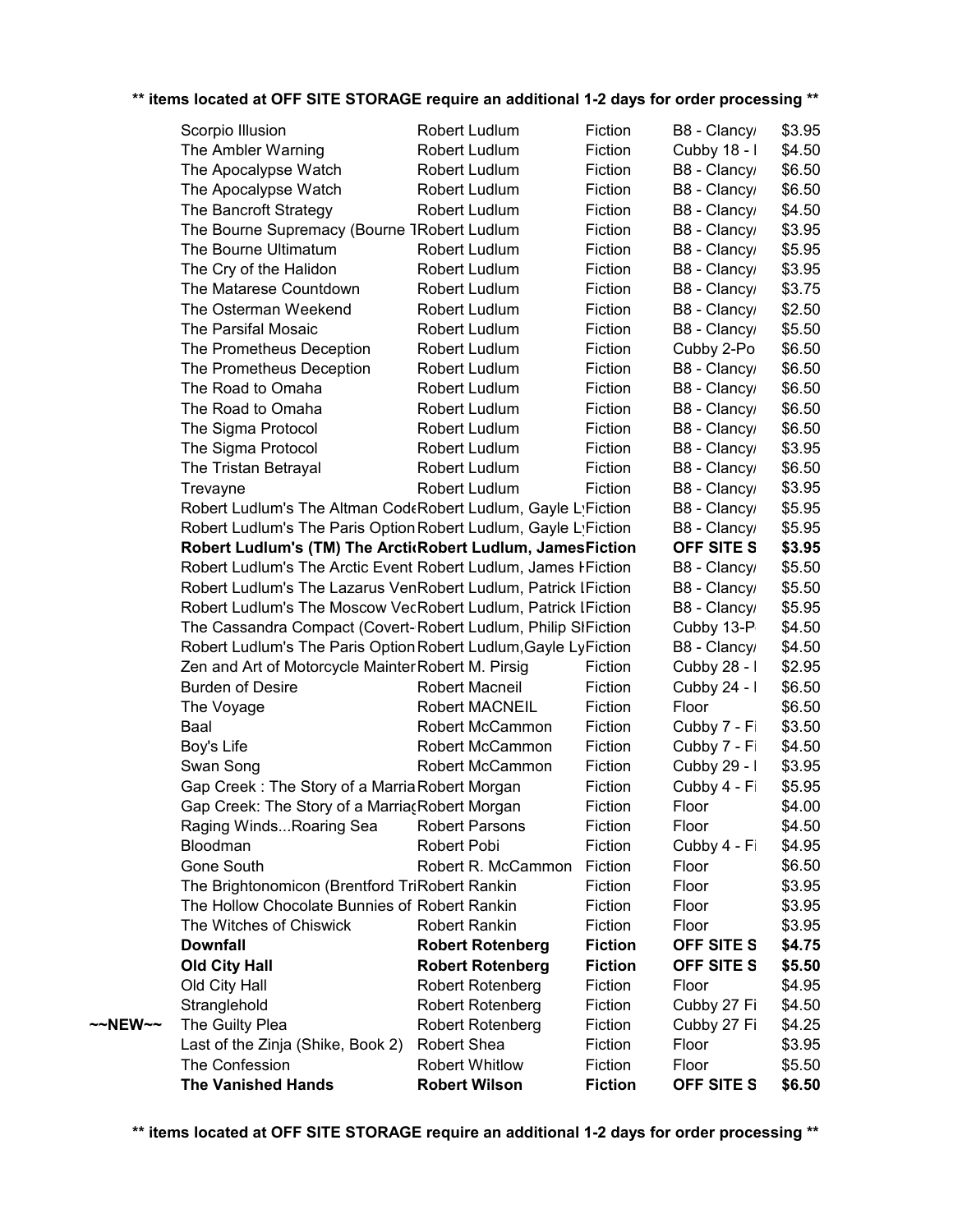**\*\* items located at OFF SITE STORAGE require an additional 1-2 days for order processing \*\***

| | Title | Author | Genre | Location | Price |
|---|---|---|---|---|---|
| | Scorpio Illusion | Robert Ludlum | Fiction | B8 - Clancy/ | $3.95 |
| | The Ambler Warning | Robert Ludlum | Fiction | Cubby 18 - I | $4.50 |
| | The Apocalypse Watch | Robert Ludlum | Fiction | B8 - Clancy/ | $6.50 |
| | The Apocalypse Watch | Robert Ludlum | Fiction | B8 - Clancy/ | $6.50 |
| | The Bancroft Strategy | Robert Ludlum | Fiction | B8 - Clancy/ | $4.50 |
| | The Bourne Supremacy (Bourne T | Robert Ludlum | Fiction | B8 - Clancy/ | $3.95 |
| | The Bourne Ultimatum | Robert Ludlum | Fiction | B8 - Clancy/ | $5.95 |
| | The Cry of the Halidon | Robert Ludlum | Fiction | B8 - Clancy/ | $3.95 |
| | The Matarese Countdown | Robert Ludlum | Fiction | B8 - Clancy/ | $3.75 |
| | The Osterman Weekend | Robert Ludlum | Fiction | B8 - Clancy/ | $2.50 |
| | The Parsifal Mosaic | Robert Ludlum | Fiction | B8 - Clancy/ | $5.50 |
| | The Prometheus Deception | Robert Ludlum | Fiction | Cubby 2-Po | $6.50 |
| | The Prometheus Deception | Robert Ludlum | Fiction | B8 - Clancy/ | $6.50 |
| | The Road to Omaha | Robert Ludlum | Fiction | B8 - Clancy/ | $6.50 |
| | The Road to Omaha | Robert Ludlum | Fiction | B8 - Clancy/ | $6.50 |
| | The Sigma Protocol | Robert Ludlum | Fiction | B8 - Clancy/ | $6.50 |
| | The Sigma Protocol | Robert Ludlum | Fiction | B8 - Clancy/ | $3.95 |
| | The Tristan Betrayal | Robert Ludlum | Fiction | B8 - Clancy/ | $6.50 |
| | Trevayne | Robert Ludlum | Fiction | B8 - Clancy/ | $3.95 |
| | Robert Ludlum's The Altman Code | Robert Ludlum, Gayle Ly | Fiction | B8 - Clancy/ | $5.95 |
| | Robert Ludlum's The Paris Option | Robert Ludlum, Gayle Ly | Fiction | B8 - Clancy/ | $5.95 |
| | **Robert Ludlum's (TM) The Arcti** | **Robert Ludlum, James** | **Fiction** | **OFF SITE S** | **$3.95** |
| | Robert Ludlum's The Arctic Event | Robert Ludlum, James H | Fiction | B8 - Clancy/ | $5.50 |
| | Robert Ludlum's The Lazarus Ven | Robert Ludlum, Patrick L | Fiction | B8 - Clancy/ | $5.50 |
| | Robert Ludlum's The Moscow Vec | Robert Ludlum, Patrick L | Fiction | B8 - Clancy/ | $5.95 |
| | The Cassandra Compact (Covert- | Robert Ludlum, Philip Sh | Fiction | Cubby 13-P | $4.50 |
| | Robert Ludlum's The Paris Option | Robert Ludlum,Gayle Ly | Fiction | B8 - Clancy/ | $4.50 |
| | Zen and Art of Motorcycle Mainter | Robert M. Pirsig | Fiction | Cubby 28 - I | $2.95 |
| | Burden of Desire | Robert Macneil | Fiction | Cubby 24 - I | $6.50 |
| | The Voyage | Robert MACNEIL | Fiction | Floor | $6.50 |
| | Baal | Robert McCammon | Fiction | Cubby 7 - Fi | $3.50 |
| | Boy's Life | Robert McCammon | Fiction | Cubby 7 - Fi | $4.50 |
| | Swan Song | Robert McCammon | Fiction | Cubby 29 - I | $3.95 |
| | Gap Creek : The Story of a Marria | Robert Morgan | Fiction | Cubby 4 - Fi | $5.95 |
| | Gap Creek: The Story of a Marriag | Robert Morgan | Fiction | Floor | $4.00 |
| | Raging Winds...Roaring Sea | Robert Parsons | Fiction | Floor | $4.50 |
| | Bloodman | Robert Pobi | Fiction | Cubby 4 - Fi | $4.95 |
| | Gone South | Robert R. McCammon | Fiction | Floor | $6.50 |
| | The Brightonomicon (Brentford Tri | Robert Rankin | Fiction | Floor | $3.95 |
| | The Hollow Chocolate Bunnies of | Robert Rankin | Fiction | Floor | $3.95 |
| | The Witches of Chiswick | Robert Rankin | Fiction | Floor | $3.95 |
| | **Downfall** | **Robert Rotenberg** | **Fiction** | **OFF SITE S** | **$4.75** |
| | **Old City Hall** | **Robert Rotenberg** | **Fiction** | **OFF SITE S** | **$5.50** |
| | Old City Hall | Robert Rotenberg | Fiction | Floor | $4.95 |
| | Stranglehold | Robert Rotenberg | Fiction | Cubby 27 Fi | $4.50 |
| ~~NEW~~ | The Guilty Plea | Robert Rotenberg | Fiction | Cubby 27 Fi | $4.25 |
| | Last of the Zinja (Shike, Book 2) | Robert Shea | Fiction | Floor | $3.95 |
| | The Confession | Robert Whitlow | Fiction | Floor | $5.50 |
| | **The Vanished Hands** | **Robert Wilson** | **Fiction** | **OFF SITE S** | **$6.50** |

**\*\* items located at OFF SITE STORAGE require an additional 1-2 days for order processing \*\***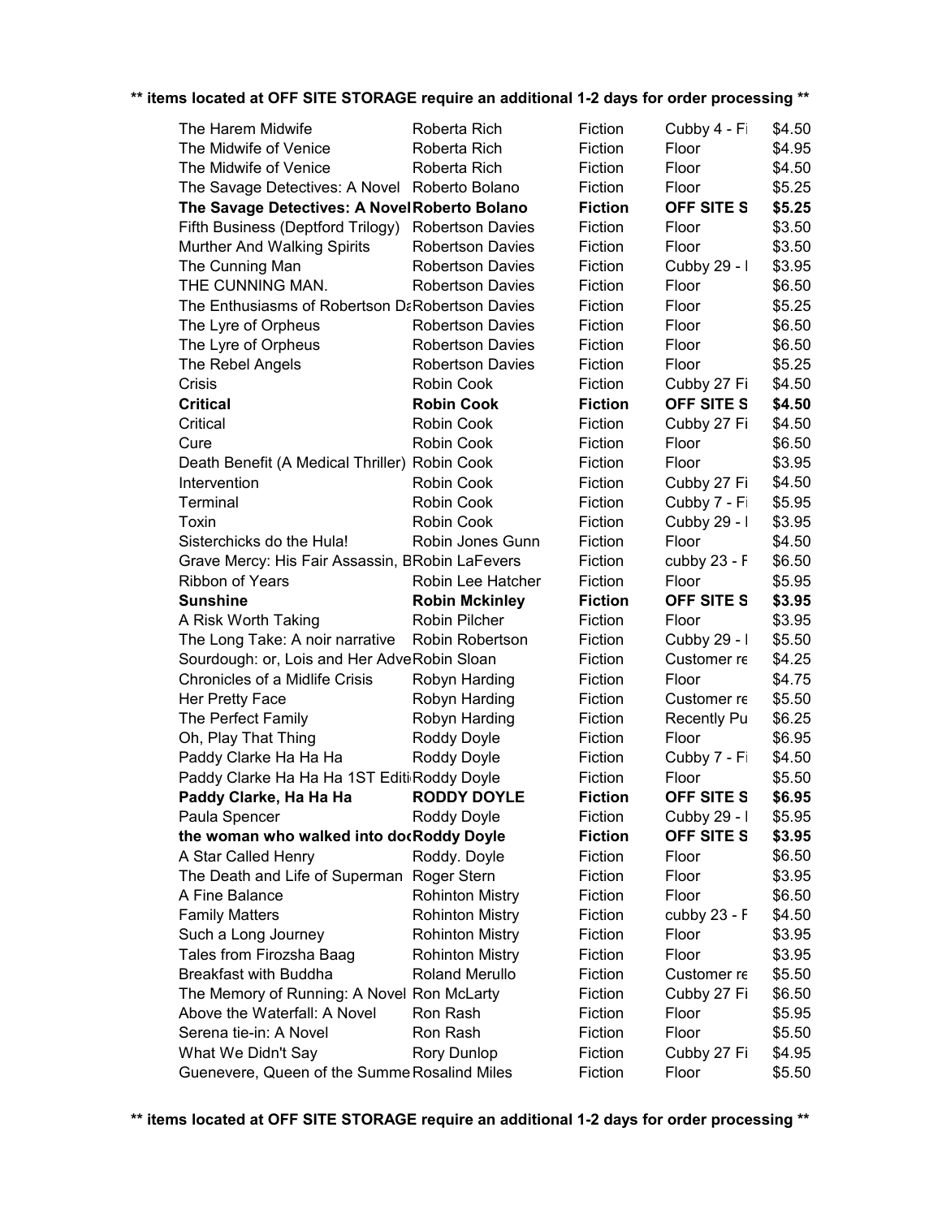**** items located at OFF SITE STORAGE require an additional 1-2 days for order processing ****

| | | | | |
|---|---|---|---|---|
| The Harem Midwife | Roberta Rich | Fiction | Cubby 4 - Fi | $4.50 |
| The Midwife of Venice | Roberta Rich | Fiction | Floor | $4.95 |
| The Midwife of Venice | Roberta Rich | Fiction | Floor | $4.50 |
| The Savage Detectives: A Novel | Roberto Bolano | Fiction | Floor | $5.25 |
| **The Savage Detectives: A Novel** | **Roberto Bolano** | **Fiction** | **OFF SITE S** | **$5.25** |
| Fifth Business (Deptford Trilogy) | Robertson Davies | Fiction | Floor | $3.50 |
| Murther And Walking Spirits | Robertson Davies | Fiction | Floor | $3.50 |
| The Cunning Man | Robertson Davies | Fiction | Cubby 29 - I | $3.95 |
| THE CUNNING MAN. | Robertson Davies | Fiction | Floor | $6.50 |
| The Enthusiasms of Robertson Da | Robertson Davies | Fiction | Floor | $5.25 |
| The Lyre of Orpheus | Robertson Davies | Fiction | Floor | $6.50 |
| The Lyre of Orpheus | Robertson Davies | Fiction | Floor | $6.50 |
| The Rebel Angels | Robertson Davies | Fiction | Floor | $5.25 |
| Crisis | Robin Cook | Fiction | Cubby 27 Fi | $4.50 |
| **Critical** | **Robin Cook** | **Fiction** | **OFF SITE S** | **$4.50** |
| Critical | Robin Cook | Fiction | Cubby 27 Fi | $4.50 |
| Cure | Robin Cook | Fiction | Floor | $6.50 |
| Death Benefit (A Medical Thriller) | Robin Cook | Fiction | Floor | $3.95 |
| Intervention | Robin Cook | Fiction | Cubby 27 Fi | $4.50 |
| Terminal | Robin Cook | Fiction | Cubby 7 - Fi | $5.95 |
| Toxin | Robin Cook | Fiction | Cubby 29 - I | $3.95 |
| Sisterchicks do the Hula! | Robin Jones Gunn | Fiction | Floor | $4.50 |
| Grave Mercy: His Fair Assassin, B | Robin LaFevers | Fiction | cubby 23 - F | $6.50 |
| Ribbon of Years | Robin Lee Hatcher | Fiction | Floor | $5.95 |
| **Sunshine** | **Robin Mckinley** | **Fiction** | **OFF SITE S** | **$3.95** |
| A Risk Worth Taking | Robin Pilcher | Fiction | Floor | $3.95 |
| The Long Take: A noir narrative | Robin Robertson | Fiction | Cubby 29 - I | $5.50 |
| Sourdough: or, Lois and Her Adve | Robin Sloan | Fiction | Customer re | $4.25 |
| Chronicles of a Midlife Crisis | Robyn Harding | Fiction | Floor | $4.75 |
| Her Pretty Face | Robyn Harding | Fiction | Customer re | $5.50 |
| The Perfect Family | Robyn Harding | Fiction | Recently Pu | $6.25 |
| Oh, Play That Thing | Roddy Doyle | Fiction | Floor | $6.95 |
| Paddy Clarke Ha Ha Ha | Roddy Doyle | Fiction | Cubby 7 - Fi | $4.50 |
| Paddy Clarke Ha Ha Ha 1ST Editi | Roddy Doyle | Fiction | Floor | $5.50 |
| **Paddy Clarke, Ha Ha Ha** | **RODDY DOYLE** | **Fiction** | **OFF SITE S** | **$6.95** |
| Paula Spencer | Roddy Doyle | Fiction | Cubby 29 - I | $5.95 |
| **the woman who walked into doc** | **Roddy Doyle** | **Fiction** | **OFF SITE S** | **$3.95** |
| A Star Called Henry | Roddy. Doyle | Fiction | Floor | $6.50 |
| The Death and Life of Superman | Roger Stern | Fiction | Floor | $3.95 |
| A Fine Balance | Rohinton Mistry | Fiction | Floor | $6.50 |
| Family Matters | Rohinton Mistry | Fiction | cubby 23 - F | $4.50 |
| Such a Long Journey | Rohinton Mistry | Fiction | Floor | $3.95 |
| Tales from Firozsha Baag | Rohinton Mistry | Fiction | Floor | $3.95 |
| Breakfast with Buddha | Roland Merullo | Fiction | Customer re | $5.50 |
| The Memory of Running: A Novel | Ron McLarty | Fiction | Cubby 27 Fi | $6.50 |
| Above the Waterfall: A Novel | Ron Rash | Fiction | Floor | $5.95 |
| Serena tie-in: A Novel | Ron Rash | Fiction | Floor | $5.50 |
| What We Didn't Say | Rory Dunlop | Fiction | Cubby 27 Fi | $4.95 |
| Guenevere, Queen of the Summe | Rosalind Miles | Fiction | Floor | $5.50 |

**** items located at OFF SITE STORAGE require an additional 1-2 days for order processing ****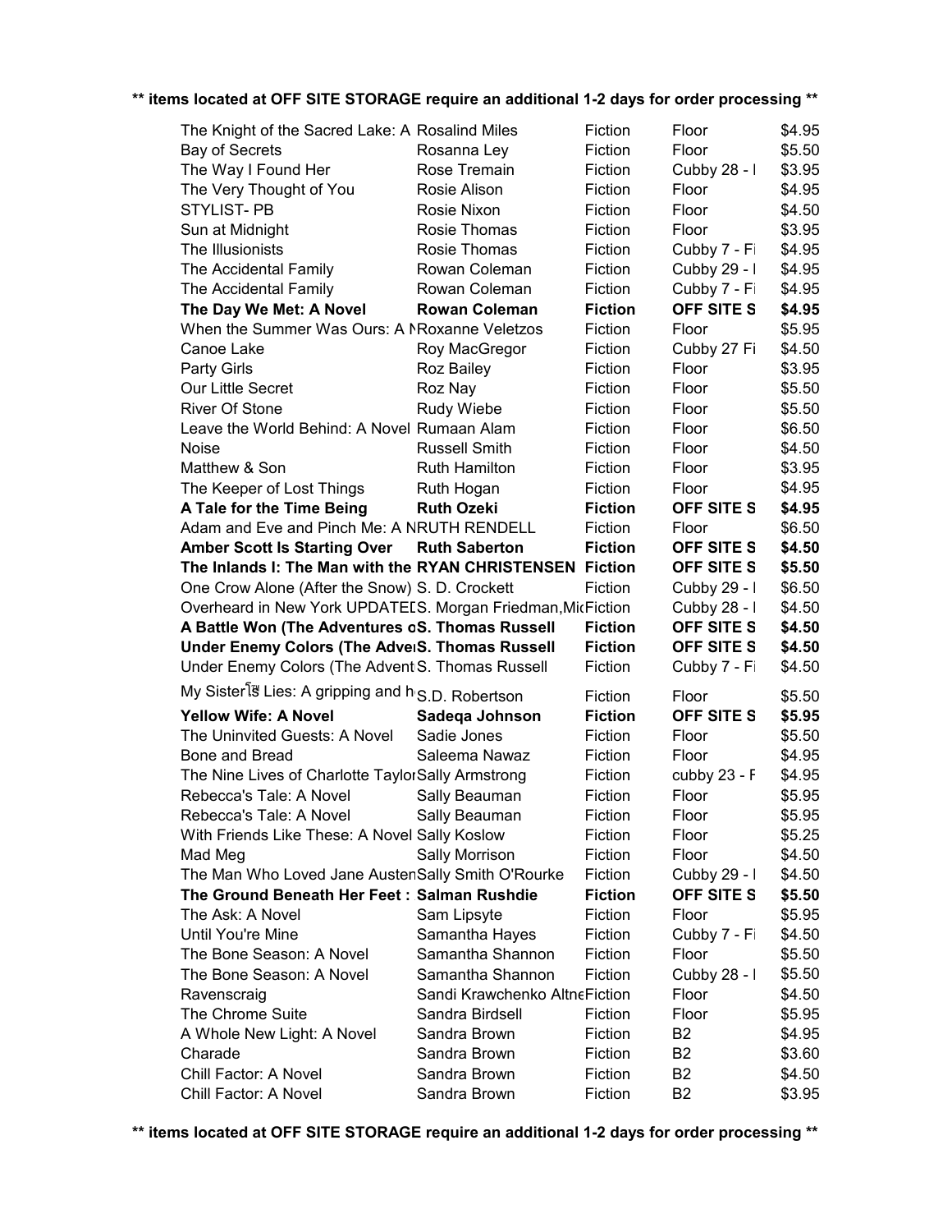**\*\* items located at OFF SITE STORAGE require an additional 1-2 days for order processing \*\***

| | | | | |
|---|---|---|---|---|
| The Knight of the Sacred Lake: A | Rosalind Miles | Fiction | Floor | $4.95 |
| Bay of Secrets | Rosanna Ley | Fiction | Floor | $5.50 |
| The Way I Found Her | Rose Tremain | Fiction | Cubby 28 - I | $3.95 |
| The Very Thought of You | Rosie Alison | Fiction | Floor | $4.95 |
| STYLIST- PB | Rosie Nixon | Fiction | Floor | $4.50 |
| Sun at Midnight | Rosie Thomas | Fiction | Floor | $3.95 |
| The Illusionists | Rosie Thomas | Fiction | Cubby 7 - Fi | $4.95 |
| The Accidental Family | Rowan Coleman | Fiction | Cubby 29 - I | $4.95 |
| The Accidental Family | Rowan Coleman | Fiction | Cubby 7 - Fi | $4.95 |
| **The Day We Met: A Novel** | **Rowan Coleman** | **Fiction** | **OFF SITE S** | **$4.95** |
| When the Summer Was Ours: A N | Roxanne Veletzos | Fiction | Floor | $5.95 |
| Canoe Lake | Roy MacGregor | Fiction | Cubby 27 Fi | $4.50 |
| Party Girls | Roz Bailey | Fiction | Floor | $3.95 |
| Our Little Secret | Roz Nay | Fiction | Floor | $5.50 |
| River Of Stone | Rudy Wiebe | Fiction | Floor | $5.50 |
| Leave the World Behind: A Novel | Rumaan Alam | Fiction | Floor | $6.50 |
| Noise | Russell Smith | Fiction | Floor | $4.50 |
| Matthew & Son | Ruth Hamilton | Fiction | Floor | $3.95 |
| The Keeper of Lost Things | Ruth Hogan | Fiction | Floor | $4.95 |
| **A Tale for the Time Being** | **Ruth Ozeki** | **Fiction** | **OFF SITE S** | **$4.95** |
| Adam and Eve and Pinch Me: A N | RUTH RENDELL | Fiction | Floor | $6.50 |
| **Amber Scott Is Starting Over** | **Ruth Saberton** | **Fiction** | **OFF SITE S** | **$4.50** |
| **The Inlands I: The Man with the** | **RYAN CHRISTENSEN** | **Fiction** | **OFF SITE S** | **$5.50** |
| One Crow Alone (After the Snow) | S. D. Crockett | Fiction | Cubby 29 - I | $6.50 |
| Overheard in New York UPDATED | S. Morgan Friedman,Mic | Fiction | Cubby 28 - I | $4.50 |
| **A Battle Won (The Adventures o** | **S. Thomas Russell** | **Fiction** | **OFF SITE S** | **$4.50** |
| **Under Enemy Colors (The Adve** | **S. Thomas Russell** | **Fiction** | **OFF SITE S** | **$4.50** |
| Under Enemy Colors (The Advent | S. Thomas Russell | Fiction | Cubby 7 - Fi | $4.50 |
| My Sisterโ s Lies: A gripping and h | S.D. Robertson | Fiction | Floor | $5.50 |
| **Yellow Wife: A Novel** | **Sadeqa Johnson** | **Fiction** | **OFF SITE S** | **$5.95** |
| The Uninvited Guests: A Novel | Sadie Jones | Fiction | Floor | $5.50 |
| Bone and Bread | Saleema Nawaz | Fiction | Floor | $4.95 |
| The Nine Lives of Charlotte Taylor | Sally Armstrong | Fiction | cubby 23 - F | $4.95 |
| Rebecca's Tale: A Novel | Sally Beauman | Fiction | Floor | $5.95 |
| Rebecca's Tale: A Novel | Sally Beauman | Fiction | Floor | $5.95 |
| With Friends Like These: A Novel | Sally Koslow | Fiction | Floor | $5.25 |
| Mad Meg | Sally Morrison | Fiction | Floor | $4.50 |
| The Man Who Loved Jane Austen | Sally Smith O'Rourke | Fiction | Cubby 29 - I | $4.50 |
| **The Ground Beneath Her Feet :** | **Salman Rushdie** | **Fiction** | **OFF SITE S** | **$5.50** |
| The Ask: A Novel | Sam Lipsyte | Fiction | Floor | $5.95 |
| Until You're Mine | Samantha Hayes | Fiction | Cubby 7 - Fi | $4.50 |
| The Bone Season: A Novel | Samantha Shannon | Fiction | Floor | $5.50 |
| The Bone Season: A Novel | Samantha Shannon | Fiction | Cubby 28 - I | $5.50 |
| Ravenscraig | Sandi Krawchenko Altne | Fiction | Floor | $4.50 |
| The Chrome Suite | Sandra Birdsell | Fiction | Floor | $5.95 |
| A Whole New Light: A Novel | Sandra Brown | Fiction | B2 | $4.95 |
| Charade | Sandra Brown | Fiction | B2 | $3.60 |
| Chill Factor: A Novel | Sandra Brown | Fiction | B2 | $4.50 |
| Chill Factor: A Novel | Sandra Brown | Fiction | B2 | $3.95 |

**\*\* items located at OFF SITE STORAGE require an additional 1-2 days for order processing \*\***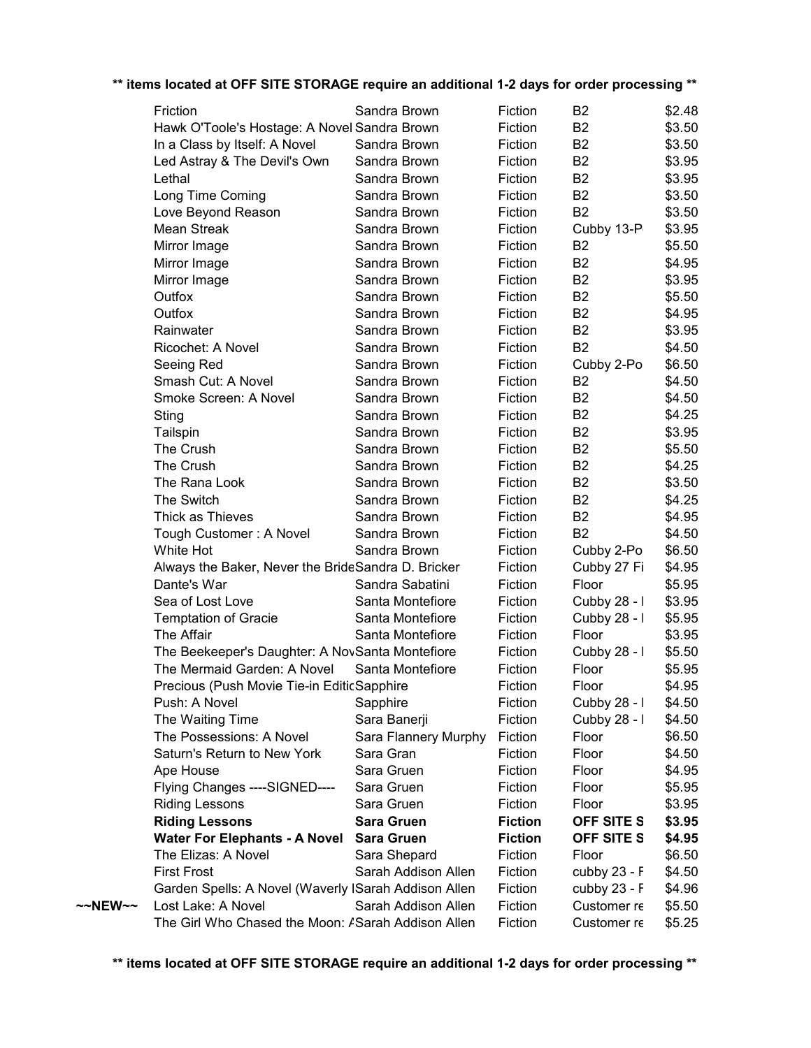**\*\* items located at OFF SITE STORAGE require an additional 1-2 days for order processing \*\***

| | Title | Author | Genre | Location | Price |
|---|---|---|---|---|---|
| | Friction | Sandra Brown | Fiction | B2 | $2.48 |
| | Hawk O'Toole's Hostage: A Novel | Sandra Brown | Fiction | B2 | $3.50 |
| | In a Class by Itself: A Novel | Sandra Brown | Fiction | B2 | $3.50 |
| | Led Astray & The Devil's Own | Sandra Brown | Fiction | B2 | $3.95 |
| | Lethal | Sandra Brown | Fiction | B2 | $3.95 |
| | Long Time Coming | Sandra Brown | Fiction | B2 | $3.50 |
| | Love Beyond Reason | Sandra Brown | Fiction | B2 | $3.50 |
| | Mean Streak | Sandra Brown | Fiction | Cubby 13-P | $3.95 |
| | Mirror Image | Sandra Brown | Fiction | B2 | $5.50 |
| | Mirror Image | Sandra Brown | Fiction | B2 | $4.95 |
| | Mirror Image | Sandra Brown | Fiction | B2 | $3.95 |
| | Outfox | Sandra Brown | Fiction | B2 | $5.50 |
| | Outfox | Sandra Brown | Fiction | B2 | $4.95 |
| | Rainwater | Sandra Brown | Fiction | B2 | $3.95 |
| | Ricochet: A Novel | Sandra Brown | Fiction | B2 | $4.50 |
| | Seeing Red | Sandra Brown | Fiction | Cubby 2-Po | $6.50 |
| | Smash Cut: A Novel | Sandra Brown | Fiction | B2 | $4.50 |
| | Smoke Screen: A Novel | Sandra Brown | Fiction | B2 | $4.50 |
| | Sting | Sandra Brown | Fiction | B2 | $4.25 |
| | Tailspin | Sandra Brown | Fiction | B2 | $3.95 |
| | The Crush | Sandra Brown | Fiction | B2 | $5.50 |
| | The Crush | Sandra Brown | Fiction | B2 | $4.25 |
| | The Rana Look | Sandra Brown | Fiction | B2 | $3.50 |
| | The Switch | Sandra Brown | Fiction | B2 | $4.25 |
| | Thick as Thieves | Sandra Brown | Fiction | B2 | $4.95 |
| | Tough Customer : A Novel | Sandra Brown | Fiction | B2 | $4.50 |
| | White Hot | Sandra Brown | Fiction | Cubby 2-Po | $6.50 |
| | Always the Baker, Never the Bride | Sandra D. Bricker | Fiction | Cubby 27 Fi | $4.95 |
| | Dante's War | Sandra Sabatini | Fiction | Floor | $5.95 |
| | Sea of Lost Love | Santa Montefiore | Fiction | Cubby 28 - I | $3.95 |
| | Temptation of Gracie | Santa Montefiore | Fiction | Cubby 28 - I | $5.95 |
| | The Affair | Santa Montefiore | Fiction | Floor | $3.95 |
| | The Beekeeper's Daughter: A Nov | Santa Montefiore | Fiction | Cubby 28 - I | $5.50 |
| | The Mermaid Garden: A Novel | Santa Montefiore | Fiction | Floor | $5.95 |
| | Precious (Push Movie Tie-in Editio | Sapphire | Fiction | Floor | $4.95 |
| | Push: A Novel | Sapphire | Fiction | Cubby 28 - I | $4.50 |
| | The Waiting Time | Sara Banerji | Fiction | Cubby 28 - I | $4.50 |
| | The Possessions: A Novel | Sara Flannery Murphy | Fiction | Floor | $6.50 |
| | Saturn's Return to New York | Sara Gran | Fiction | Floor | $4.50 |
| | Ape House | Sara Gruen | Fiction | Floor | $4.95 |
| | Flying Changes ----SIGNED---- | Sara Gruen | Fiction | Floor | $5.95 |
| | Riding Lessons | Sara Gruen | Fiction | Floor | $3.95 |
| | **Riding Lessons** | **Sara Gruen** | **Fiction** | **OFF SITE S** | **$3.95** |
| | **Water For Elephants - A Novel** | **Sara Gruen** | **Fiction** | **OFF SITE S** | **$4.95** |
| | The Elizas: A Novel | Sara Shepard | Fiction | Floor | $6.50 |
| | First Frost | Sarah Addison Allen | Fiction | cubby 23 - F | $4.50 |
| | Garden Spells: A Novel (Waverly I | Sarah Addison Allen | Fiction | cubby 23 - F | $4.96 |
| ~~NEW~~ | Lost Lake: A Novel | Sarah Addison Allen | Fiction | Customer re | $5.50 |
| | The Girl Who Chased the Moon: A | Sarah Addison Allen | Fiction | Customer re | $5.25 |

**\*\* items located at OFF SITE STORAGE require an additional 1-2 days for order processing \*\***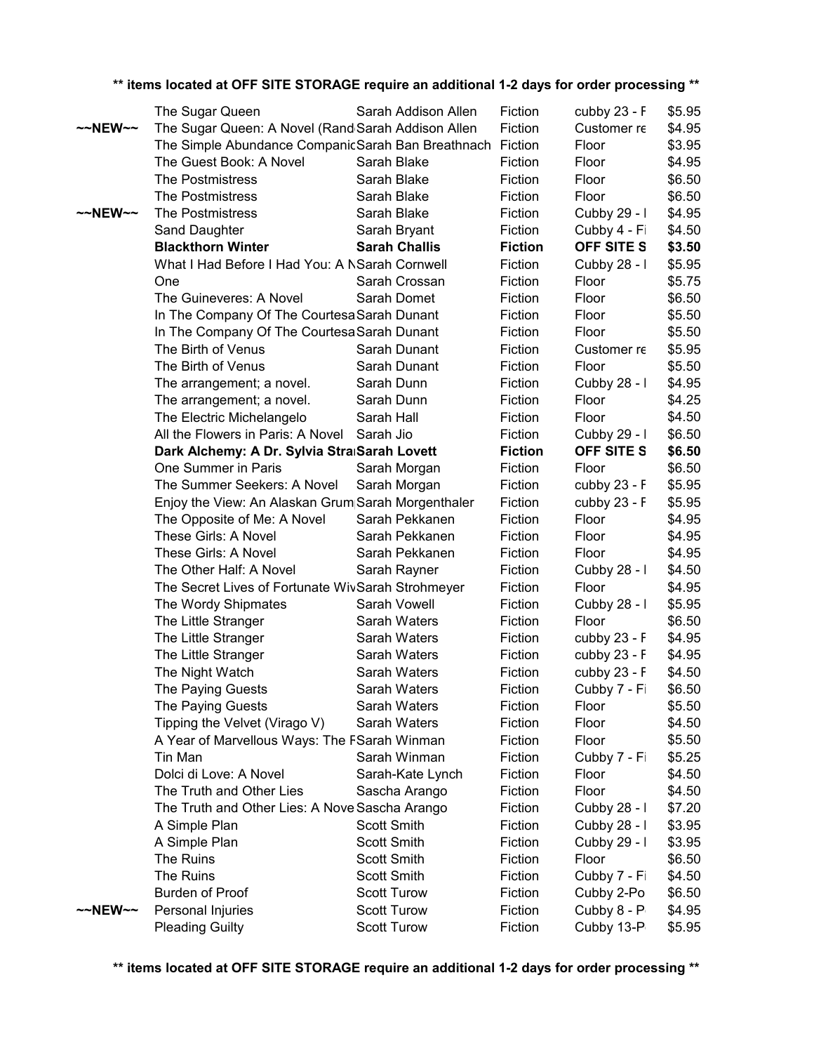**\*\* items located at OFF SITE STORAGE require an additional 1-2 days for order processing \*\***

| | Title | Author | Genre | Location | Price |
|---|---|---|---|---|---|
| | The Sugar Queen | Sarah Addison Allen | Fiction | cubby 23 - F | $5.95 |
| ~~NEW~~ | The Sugar Queen: A Novel (Rand | Sarah Addison Allen | Fiction | Customer re | $4.95 |
| | The Simple Abundance Companic | Sarah Ban Breathnach | Fiction | Floor | $3.95 |
| | The Guest Book: A Novel | Sarah Blake | Fiction | Floor | $4.95 |
| | The Postmistress | Sarah Blake | Fiction | Floor | $6.50 |
| | The Postmistress | Sarah Blake | Fiction | Floor | $6.50 |
| ~~NEW~~ | The Postmistress | Sarah Blake | Fiction | Cubby 29 - I | $4.95 |
| | Sand Daughter | Sarah Bryant | Fiction | Cubby 4 - Fi | $4.50 |
| | **Blackthorn Winter** | **Sarah Challis** | **Fiction** | **OFF SITE S** | **$3.50** |
| | What I Had Before I Had You: A N | Sarah Cornwell | Fiction | Cubby 28 - I | $5.95 |
| | One | Sarah Crossan | Fiction | Floor | $5.75 |
| | The Guineveres: A Novel | Sarah Domet | Fiction | Floor | $6.50 |
| | In The Company Of The Courtesa | Sarah Dunant | Fiction | Floor | $5.50 |
| | In The Company Of The Courtesa | Sarah Dunant | Fiction | Floor | $5.50 |
| | The Birth of Venus | Sarah Dunant | Fiction | Customer re | $5.95 |
| | The Birth of Venus | Sarah Dunant | Fiction | Floor | $5.50 |
| | The arrangement; a novel. | Sarah Dunn | Fiction | Cubby 28 - I | $4.95 |
| | The arrangement; a novel. | Sarah Dunn | Fiction | Floor | $4.25 |
| | The Electric Michelangelo | Sarah Hall | Fiction | Floor | $4.50 |
| | All the Flowers in Paris: A Novel | Sarah Jio | Fiction | Cubby 29 - I | $6.50 |
| | **Dark Alchemy: A Dr. Sylvia Stra** | **Sarah Lovett** | **Fiction** | **OFF SITE S** | **$6.50** |
| | One Summer in Paris | Sarah Morgan | Fiction | Floor | $6.50 |
| | The Summer Seekers: A Novel | Sarah Morgan | Fiction | cubby 23 - F | $5.95 |
| | Enjoy the View: An Alaskan Grum | Sarah Morgenthaler | Fiction | cubby 23 - F | $5.95 |
| | The Opposite of Me: A Novel | Sarah Pekkanen | Fiction | Floor | $4.95 |
| | These Girls: A Novel | Sarah Pekkanen | Fiction | Floor | $4.95 |
| | These Girls: A Novel | Sarah Pekkanen | Fiction | Floor | $4.95 |
| | The Other Half: A Novel | Sarah Rayner | Fiction | Cubby 28 - I | $4.50 |
| | The Secret Lives of Fortunate Wiv | Sarah Strohmeyer | Fiction | Floor | $4.95 |
| | The Wordy Shipmates | Sarah Vowell | Fiction | Cubby 28 - I | $5.95 |
| | The Little Stranger | Sarah Waters | Fiction | Floor | $6.50 |
| | The Little Stranger | Sarah Waters | Fiction | cubby 23 - F | $4.95 |
| | The Little Stranger | Sarah Waters | Fiction | cubby 23 - F | $4.95 |
| | The Night Watch | Sarah Waters | Fiction | cubby 23 - F | $4.50 |
| | The Paying Guests | Sarah Waters | Fiction | Cubby 7 - Fi | $6.50 |
| | The Paying Guests | Sarah Waters | Fiction | Floor | $5.50 |
| | Tipping the Velvet (Virago V) | Sarah Waters | Fiction | Floor | $4.50 |
| | A Year of Marvellous Ways: The F | Sarah Winman | Fiction | Floor | $5.50 |
| | Tin Man | Sarah Winman | Fiction | Cubby 7 - Fi | $5.25 |
| | Dolci di Love: A Novel | Sarah-Kate Lynch | Fiction | Floor | $4.50 |
| | The Truth and Other Lies | Sascha Arango | Fiction | Floor | $4.50 |
| | The Truth and Other Lies: A Nove | Sascha Arango | Fiction | Cubby 28 - I | $7.20 |
| | A Simple Plan | Scott Smith | Fiction | Cubby 28 - I | $3.95 |
| | A Simple Plan | Scott Smith | Fiction | Cubby 29 - I | $3.95 |
| | The Ruins | Scott Smith | Fiction | Floor | $6.50 |
| | The Ruins | Scott Smith | Fiction | Cubby 7 - Fi | $4.50 |
| | Burden of Proof | Scott Turow | Fiction | Cubby 2-Po | $6.50 |
| ~~NEW~~ | Personal Injuries | Scott Turow | Fiction | Cubby 8 - P | $4.95 |
| | Pleading Guilty | Scott Turow | Fiction | Cubby 13-P | $5.95 |

**\*\* items located at OFF SITE STORAGE require an additional 1-2 days for order processing \*\***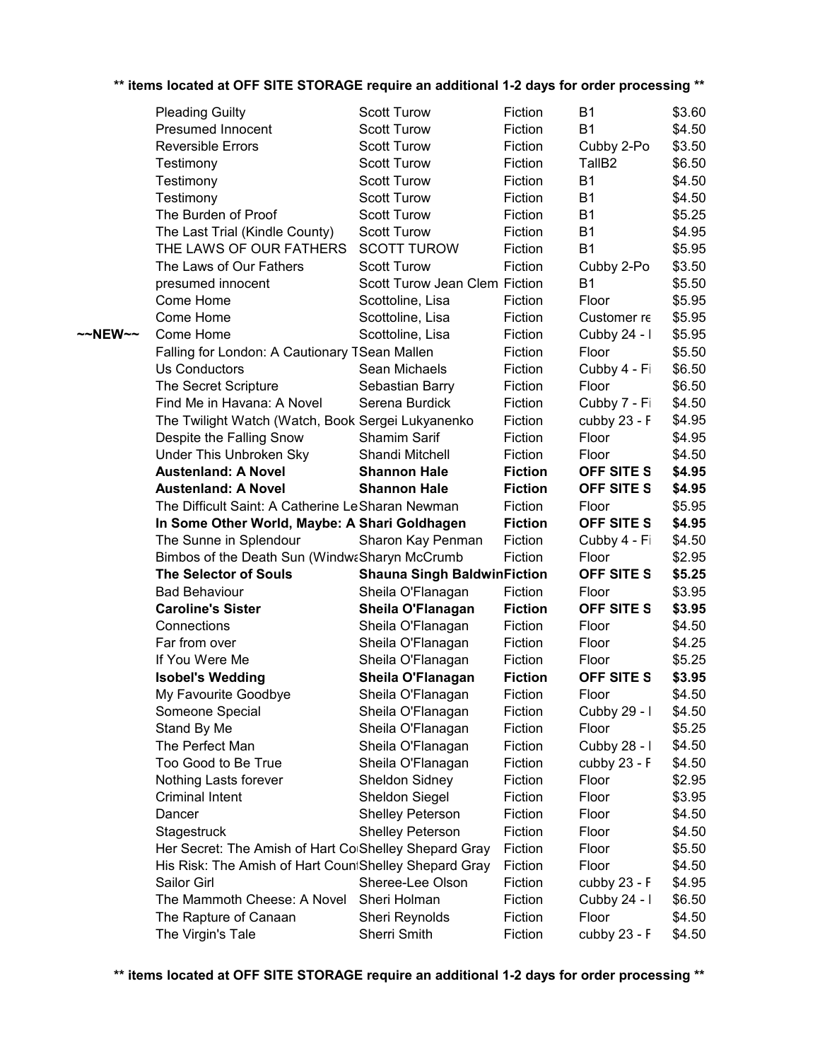** items located at OFF SITE STORAGE require an additional 1-2 days for order processing **

| | | | | | |
|---|---|---|---|---|---|
| | Pleading Guilty | Scott Turow | Fiction | B1 | $3.60 |
| | Presumed Innocent | Scott Turow | Fiction | B1 | $4.50 |
| | Reversible Errors | Scott Turow | Fiction | Cubby 2-Po | $3.50 |
| | Testimony | Scott Turow | Fiction | TallB2 | $6.50 |
| | Testimony | Scott Turow | Fiction | B1 | $4.50 |
| | Testimony | Scott Turow | Fiction | B1 | $4.50 |
| | The Burden of Proof | Scott Turow | Fiction | B1 | $5.25 |
| | The Last Trial (Kindle County) | Scott Turow | Fiction | B1 | $4.95 |
| | THE LAWS OF OUR FATHERS | SCOTT TUROW | Fiction | B1 | $5.95 |
| | The Laws of Our Fathers | Scott Turow | Fiction | Cubby 2-Po | $3.50 |
| | presumed innocent | Scott Turow Jean Clem | Fiction | B1 | $5.50 |
| | Come Home | Scottoline, Lisa | Fiction | Floor | $5.95 |
| | Come Home | Scottoline, Lisa | Fiction | Customer re | $5.95 |
| ~~NEW~~ | Come Home | Scottoline, Lisa | Fiction | Cubby 24 - I | $5.95 |
| | Falling for London: A Cautionary T | Sean Mallen | Fiction | Floor | $5.50 |
| | Us Conductors | Sean Michaels | Fiction | Cubby 4 - Fi | $6.50 |
| | The Secret Scripture | Sebastian Barry | Fiction | Floor | $6.50 |
| | Find Me in Havana: A Novel | Serena Burdick | Fiction | Cubby 7 - Fi | $4.50 |
| | The Twilight Watch (Watch, Book | Sergei Lukyanenko | Fiction | cubby 23 - F | $4.95 |
| | Despite the Falling Snow | Shamim Sarif | Fiction | Floor | $4.95 |
| | Under This Unbroken Sky | Shandi Mitchell | Fiction | Floor | $4.50 |
| | **Austenland: A Novel** | **Shannon Hale** | **Fiction** | **OFF SITE S** | **$4.95** |
| | **Austenland: A Novel** | **Shannon Hale** | **Fiction** | **OFF SITE S** | **$4.95** |
| | The Difficult Saint: A Catherine Le | Sharan Newman | Fiction | Floor | $5.95 |
| | **In Some Other World, Maybe: A** | **Shari Goldhagen** | **Fiction** | **OFF SITE S** | **$4.95** |
| | The Sunne in Splendour | Sharon Kay Penman | Fiction | Cubby 4 - Fi | $4.50 |
| | Bimbos of the Death Sun (Windwa | Sharyn McCrumb | Fiction | Floor | $2.95 |
| | **The Selector of Souls** | **Shauna Singh Baldwin** | **Fiction** | **OFF SITE S** | **$5.25** |
| | Bad Behaviour | Sheila O'Flanagan | Fiction | Floor | $3.95 |
| | **Caroline's Sister** | **Sheila O'Flanagan** | **Fiction** | **OFF SITE S** | **$3.95** |
| | Connections | Sheila O'Flanagan | Fiction | Floor | $4.50 |
| | Far from over | Sheila O'Flanagan | Fiction | Floor | $4.25 |
| | If You Were Me | Sheila O'Flanagan | Fiction | Floor | $5.25 |
| | **Isobel's Wedding** | **Sheila O'Flanagan** | **Fiction** | **OFF SITE S** | **$3.95** |
| | My Favourite Goodbye | Sheila O'Flanagan | Fiction | Floor | $4.50 |
| | Someone Special | Sheila O'Flanagan | Fiction | Cubby 29 - I | $4.50 |
| | Stand By Me | Sheila O'Flanagan | Fiction | Floor | $5.25 |
| | The Perfect Man | Sheila O'Flanagan | Fiction | Cubby 28 - I | $4.50 |
| | Too Good to Be True | Sheila O'Flanagan | Fiction | cubby 23 - F | $4.50 |
| | Nothing Lasts forever | Sheldon Sidney | Fiction | Floor | $2.95 |
| | Criminal Intent | Sheldon Siegel | Fiction | Floor | $3.95 |
| | Dancer | Shelley Peterson | Fiction | Floor | $4.50 |
| | Stagestruck | Shelley Peterson | Fiction | Floor | $4.50 |
| | Her Secret: The Amish of Hart Co | Shelley Shepard Gray | Fiction | Floor | $5.50 |
| | His Risk: The Amish of Hart Coun | Shelley Shepard Gray | Fiction | Floor | $4.50 |
| | Sailor Girl | Sheree-Lee Olson | Fiction | cubby 23 - F | $4.95 |
| | The Mammoth Cheese: A Novel | Sheri Holman | Fiction | Cubby 24 - I | $6.50 |
| | The Rapture of Canaan | Sheri Reynolds | Fiction | Floor | $4.50 |
| | The Virgin's Tale | Sherri Smith | Fiction | cubby 23 - F | $4.50 |

** items located at OFF SITE STORAGE require an additional 1-2 days for order processing **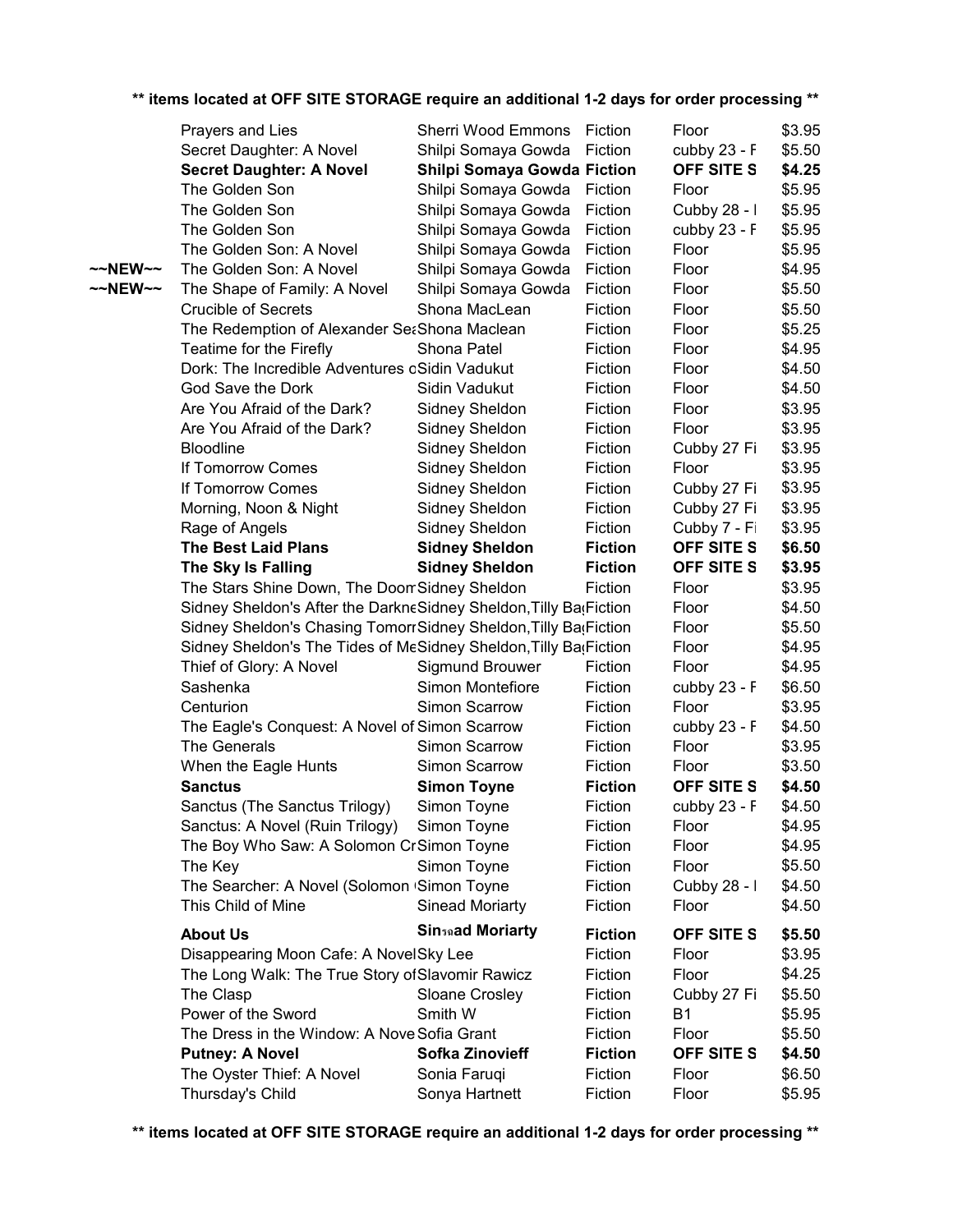** items located at OFF SITE STORAGE require an additional 1-2 days for order processing **

| | | | | | |
|---|---|---|---|---|---|
| | Prayers and Lies | Sherri Wood Emmons | Fiction | Floor | $3.95 |
| | Secret Daughter: A Novel | Shilpi Somaya Gowda | Fiction | cubby 23 - F | $5.50 |
| | **Secret Daughter: A Novel** | **Shilpi Somaya Gowda** | **Fiction** | **OFF SITE S** | **$4.25** |
| | The Golden Son | Shilpi Somaya Gowda | Fiction | Floor | $5.95 |
| | The Golden Son | Shilpi Somaya Gowda | Fiction | Cubby 28 - I | $5.95 |
| | The Golden Son | Shilpi Somaya Gowda | Fiction | cubby 23 - F | $5.95 |
| | The Golden Son: A Novel | Shilpi Somaya Gowda | Fiction | Floor | $5.95 |
| ~~NEW~~ | The Golden Son: A Novel | Shilpi Somaya Gowda | Fiction | Floor | $4.95 |
| ~~NEW~~ | The Shape of Family: A Novel | Shilpi Somaya Gowda | Fiction | Floor | $5.50 |
| | Crucible of Secrets | Shona MacLean | Fiction | Floor | $5.50 |
| | The Redemption of Alexander Sea | Shona Maclean | Fiction | Floor | $5.25 |
| | Teatime for the Firefly | Shona Patel | Fiction | Floor | $4.95 |
| | Dork: The Incredible Adventures o | Sidin Vadukut | Fiction | Floor | $4.50 |
| | God Save the Dork | Sidin Vadukut | Fiction | Floor | $4.50 |
| | Are You Afraid of the Dark? | Sidney Sheldon | Fiction | Floor | $3.95 |
| | Are You Afraid of the Dark? | Sidney Sheldon | Fiction | Floor | $3.95 |
| | Bloodline | Sidney Sheldon | Fiction | Cubby 27 Fi | $3.95 |
| | If Tomorrow Comes | Sidney Sheldon | Fiction | Floor | $3.95 |
| | If Tomorrow Comes | Sidney Sheldon | Fiction | Cubby 27 Fi | $3.95 |
| | Morning, Noon & Night | Sidney Sheldon | Fiction | Cubby 27 Fi | $3.95 |
| | Rage of Angels | Sidney Sheldon | Fiction | Cubby 7 - Fi | $3.95 |
| | **The Best Laid Plans** | **Sidney Sheldon** | **Fiction** | **OFF SITE S** | **$6.50** |
| | **The Sky Is Falling** | **Sidney Sheldon** | **Fiction** | **OFF SITE S** | **$3.95** |
| | The Stars Shine Down, The Doom | Sidney Sheldon | Fiction | Floor | $3.95 |
| | Sidney Sheldon's After the Darkne | Sidney Sheldon,Tilly Ba | Fiction | Floor | $4.50 |
| | Sidney Sheldon's Chasing Tomorr | Sidney Sheldon,Tilly Ba | Fiction | Floor | $5.50 |
| | Sidney Sheldon's The Tides of Me | Sidney Sheldon,Tilly Ba | Fiction | Floor | $4.95 |
| | Thief of Glory: A Novel | Sigmund Brouwer | Fiction | Floor | $4.95 |
| | Sashenka | Simon Montefiore | Fiction | cubby 23 - F | $6.50 |
| | Centurion | Simon Scarrow | Fiction | Floor | $3.95 |
| | The Eagle's Conquest: A Novel of | Simon Scarrow | Fiction | cubby 23 - F | $4.50 |
| | The Generals | Simon Scarrow | Fiction | Floor | $3.95 |
| | When the Eagle Hunts | Simon Scarrow | Fiction | Floor | $3.50 |
| | **Sanctus** | **Simon Toyne** | **Fiction** | **OFF SITE S** | **$4.50** |
| | Sanctus (The Sanctus Trilogy) | Simon Toyne | Fiction | cubby 23 - F | $4.50 |
| | Sanctus: A Novel (Ruin Trilogy) | Simon Toyne | Fiction | Floor | $4.95 |
| | The Boy Who Saw: A Solomon Cr | Simon Toyne | Fiction | Floor | $4.95 |
| | The Key | Simon Toyne | Fiction | Floor | $5.50 |
| | The Searcher: A Novel (Solomon | Simon Toyne | Fiction | Cubby 28 - I | $4.50 |
| | This Child of Mine | Sinead Moriarty | Fiction | Floor | $4.50 |
| | **About Us** | **Sin�ad Moriarty** | **Fiction** | **OFF SITE S** | **$5.50** |
| | Disappearing Moon Cafe: A Novel | Sky Lee | Fiction | Floor | $3.95 |
| | The Long Walk: The True Story of | Slavomir Rawicz | Fiction | Floor | $4.25 |
| | The Clasp | Sloane Crosley | Fiction | Cubby 27 Fi | $5.50 |
| | Power of the Sword | Smith W | Fiction | B1 | $5.95 |
| | The Dress in the Window: A Nove | Sofia Grant | Fiction | Floor | $5.50 |
| | **Putney: A Novel** | **Sofka Zinovieff** | **Fiction** | **OFF SITE S** | **$4.50** |
| | The Oyster Thief: A Novel | Sonia Faruqi | Fiction | Floor | $6.50 |
| | Thursday's Child | Sonya Hartnett | Fiction | Floor | $5.95 |

** items located at OFF SITE STORAGE require an additional 1-2 days for order processing **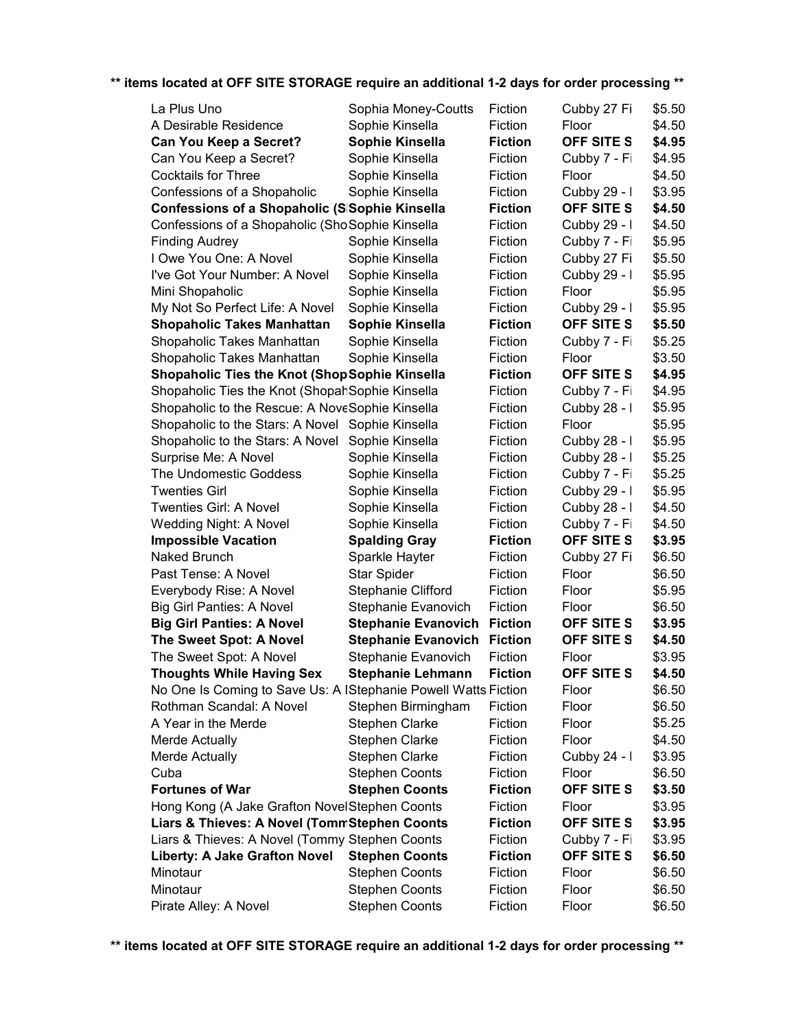**\*\* items located at OFF SITE STORAGE require an additional 1-2 days for order processing \*\***

| | | | | |
|---|---|---|---|---|
| La Plus Uno | Sophia Money-Coutts | Fiction | Cubby 27 Fi | $5.50 |
| A Desirable Residence | Sophie Kinsella | Fiction | Floor | $4.50 |
| **Can You Keep a Secret?** | **Sophie Kinsella** | **Fiction** | **OFF SITE S** | **$4.95** |
| Can You Keep a Secret? | Sophie Kinsella | Fiction | Cubby 7 - Fi | $4.95 |
| Cocktails for Three | Sophie Kinsella | Fiction | Floor | $4.50 |
| Confessions of a Shopaholic | Sophie Kinsella | Fiction | Cubby 29 - I | $3.95 |
| **Confessions of a Shopaholic (S** | **Sophie Kinsella** | **Fiction** | **OFF SITE S** | **$4.50** |
| Confessions of a Shopaholic (Sho | Sophie Kinsella | Fiction | Cubby 29 - I | $4.50 |
| Finding Audrey | Sophie Kinsella | Fiction | Cubby 7 - Fi | $5.95 |
| I Owe You One: A Novel | Sophie Kinsella | Fiction | Cubby 27 Fi | $5.50 |
| I've Got Your Number: A Novel | Sophie Kinsella | Fiction | Cubby 29 - I | $5.95 |
| Mini Shopaholic | Sophie Kinsella | Fiction | Floor | $5.95 |
| My Not So Perfect Life: A Novel | Sophie Kinsella | Fiction | Cubby 29 - I | $5.95 |
| **Shopaholic Takes Manhattan** | **Sophie Kinsella** | **Fiction** | **OFF SITE S** | **$5.50** |
| Shopaholic Takes Manhattan | Sophie Kinsella | Fiction | Cubby 7 - Fi | $5.25 |
| Shopaholic Takes Manhattan | Sophie Kinsella | Fiction | Floor | $3.50 |
| **Shopaholic Ties the Knot (Shop** | **Sophie Kinsella** | **Fiction** | **OFF SITE S** | **$4.95** |
| Shopaholic Ties the Knot (Shopah | Sophie Kinsella | Fiction | Cubby 7 - Fi | $4.95 |
| Shopaholic to the Rescue: A Nove | Sophie Kinsella | Fiction | Cubby 28 - I | $5.95 |
| Shopaholic to the Stars: A Novel | Sophie Kinsella | Fiction | Floor | $5.95 |
| Shopaholic to the Stars: A Novel | Sophie Kinsella | Fiction | Cubby 28 - I | $5.95 |
| Surprise Me: A Novel | Sophie Kinsella | Fiction | Cubby 28 - I | $5.25 |
| The Undomestic Goddess | Sophie Kinsella | Fiction | Cubby 7 - Fi | $5.25 |
| Twenties Girl | Sophie Kinsella | Fiction | Cubby 29 - I | $5.95 |
| Twenties Girl: A Novel | Sophie Kinsella | Fiction | Cubby 28 - I | $4.50 |
| Wedding Night: A Novel | Sophie Kinsella | Fiction | Cubby 7 - Fi | $4.50 |
| **Impossible Vacation** | **Spalding Gray** | **Fiction** | **OFF SITE S** | **$3.95** |
| Naked Brunch | Sparkle Hayter | Fiction | Cubby 27 Fi | $6.50 |
| Past Tense: A Novel | Star Spider | Fiction | Floor | $6.50 |
| Everybody Rise: A Novel | Stephanie Clifford | Fiction | Floor | $5.95 |
| Big Girl Panties: A Novel | Stephanie Evanovich | Fiction | Floor | $6.50 |
| **Big Girl Panties: A Novel** | **Stephanie Evanovich** | **Fiction** | **OFF SITE S** | **$3.95** |
| **The Sweet Spot: A Novel** | **Stephanie Evanovich** | **Fiction** | **OFF SITE S** | **$4.50** |
| The Sweet Spot: A Novel | Stephanie Evanovich | Fiction | Floor | $3.95 |
| **Thoughts While Having Sex** | **Stephanie Lehmann** | **Fiction** | **OFF SITE S** | **$4.50** |
| No One Is Coming to Save Us: A I | Stephanie Powell Watts | Fiction | Floor | $6.50 |
| Rothman Scandal: A Novel | Stephen Birmingham | Fiction | Floor | $6.50 |
| A Year in the Merde | Stephen Clarke | Fiction | Floor | $5.25 |
| Merde Actually | Stephen Clarke | Fiction | Floor | $4.50 |
| Merde Actually | Stephen Clarke | Fiction | Cubby 24 - I | $3.95 |
| Cuba | Stephen Coonts | Fiction | Floor | $6.50 |
| **Fortunes of War** | **Stephen Coonts** | **Fiction** | **OFF SITE S** | **$3.50** |
| Hong Kong (A Jake Grafton Novel | Stephen Coonts | Fiction | Floor | $3.95 |
| **Liars & Thieves: A Novel (Tomm** | **Stephen Coonts** | **Fiction** | **OFF SITE S** | **$3.95** |
| Liars & Thieves: A Novel (Tommy | Stephen Coonts | Fiction | Cubby 7 - Fi | $3.95 |
| **Liberty: A Jake Grafton Novel** | **Stephen Coonts** | **Fiction** | **OFF SITE S** | **$6.50** |
| Minotaur | Stephen Coonts | Fiction | Floor | $6.50 |
| Minotaur | Stephen Coonts | Fiction | Floor | $6.50 |
| Pirate Alley: A Novel | Stephen Coonts | Fiction | Floor | $6.50 |

**\*\* items located at OFF SITE STORAGE require an additional 1-2 days for order processing \*\***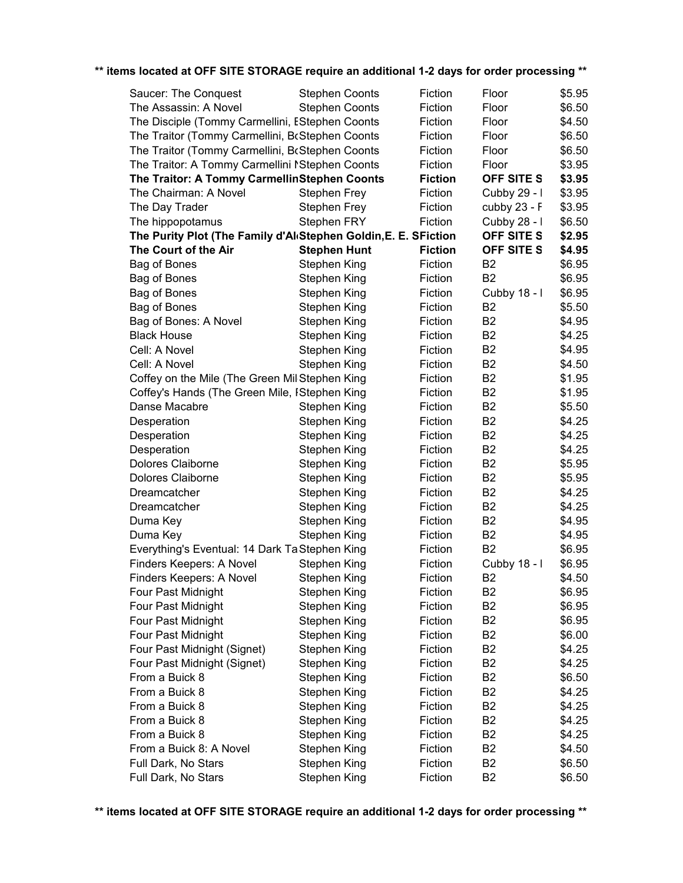** items located at OFF SITE STORAGE require an additional 1-2 days for order processing **

| | | | | |
|---|---|---|---|---|
| Saucer: The Conquest | Stephen Coonts | Fiction | Floor | $5.95 |
| The Assassin: A Novel | Stephen Coonts | Fiction | Floor | $6.50 |
| The Disciple (Tommy Carmellini, E | Stephen Coonts | Fiction | Floor | $4.50 |
| The Traitor (Tommy Carmellini, Bo | Stephen Coonts | Fiction | Floor | $6.50 |
| The Traitor (Tommy Carmellini, Bo | Stephen Coonts | Fiction | Floor | $6.50 |
| The Traitor: A Tommy Carmellini N | Stephen Coonts | Fiction | Floor | $3.95 |
| **The Traitor: A Tommy Carmellin** | **Stephen Coonts** | **Fiction** | **OFF SITE S** | **$3.95** |
| The Chairman: A Novel | Stephen Frey | Fiction | Cubby 29 - I | $3.95 |
| The Day Trader | Stephen Frey | Fiction | cubby 23 - F | $3.95 |
| The hippopotamus | Stephen FRY | Fiction | Cubby 28 - I | $6.50 |
| **The Purity Plot (The Family d'Al** | **Stephen Goldin,E. E. S** | **Fiction** | **OFF SITE S** | **$2.95** |
| **The Court of the Air** | **Stephen Hunt** | **Fiction** | **OFF SITE S** | **$4.95** |
| Bag of Bones | Stephen King | Fiction | B2 | $6.95 |
| Bag of Bones | Stephen King | Fiction | B2 | $6.95 |
| Bag of Bones | Stephen King | Fiction | Cubby 18 - I | $6.95 |
| Bag of Bones | Stephen King | Fiction | B2 | $5.50 |
| Bag of Bones: A Novel | Stephen King | Fiction | B2 | $4.95 |
| Black House | Stephen King | Fiction | B2 | $4.25 |
| Cell: A Novel | Stephen King | Fiction | B2 | $4.95 |
| Cell: A Novel | Stephen King | Fiction | B2 | $4.50 |
| Coffey on the Mile (The Green Mil | Stephen King | Fiction | B2 | $1.95 |
| Coffey's Hands (The Green Mile, I | Stephen King | Fiction | B2 | $1.95 |
| Danse Macabre | Stephen King | Fiction | B2 | $5.50 |
| Desperation | Stephen King | Fiction | B2 | $4.25 |
| Desperation | Stephen King | Fiction | B2 | $4.25 |
| Desperation | Stephen King | Fiction | B2 | $4.25 |
| Dolores Claiborne | Stephen King | Fiction | B2 | $5.95 |
| Dolores Claiborne | Stephen King | Fiction | B2 | $5.95 |
| Dreamcatcher | Stephen King | Fiction | B2 | $4.25 |
| Dreamcatcher | Stephen King | Fiction | B2 | $4.25 |
| Duma Key | Stephen King | Fiction | B2 | $4.95 |
| Duma Key | Stephen King | Fiction | B2 | $4.95 |
| Everything's Eventual: 14 Dark Ta | Stephen King | Fiction | B2 | $6.95 |
| Finders Keepers: A Novel | Stephen King | Fiction | Cubby 18 - I | $6.95 |
| Finders Keepers: A Novel | Stephen King | Fiction | B2 | $4.50 |
| Four Past Midnight | Stephen King | Fiction | B2 | $6.95 |
| Four Past Midnight | Stephen King | Fiction | B2 | $6.95 |
| Four Past Midnight | Stephen King | Fiction | B2 | $6.95 |
| Four Past Midnight | Stephen King | Fiction | B2 | $6.00 |
| Four Past Midnight (Signet) | Stephen King | Fiction | B2 | $4.25 |
| Four Past Midnight (Signet) | Stephen King | Fiction | B2 | $4.25 |
| From a Buick 8 | Stephen King | Fiction | B2 | $6.50 |
| From a Buick 8 | Stephen King | Fiction | B2 | $4.25 |
| From a Buick 8 | Stephen King | Fiction | B2 | $4.25 |
| From a Buick 8 | Stephen King | Fiction | B2 | $4.25 |
| From a Buick 8 | Stephen King | Fiction | B2 | $4.25 |
| From a Buick 8: A Novel | Stephen King | Fiction | B2 | $4.50 |
| Full Dark, No Stars | Stephen King | Fiction | B2 | $6.50 |
| Full Dark, No Stars | Stephen King | Fiction | B2 | $6.50 |

** items located at OFF SITE STORAGE require an additional 1-2 days for order processing **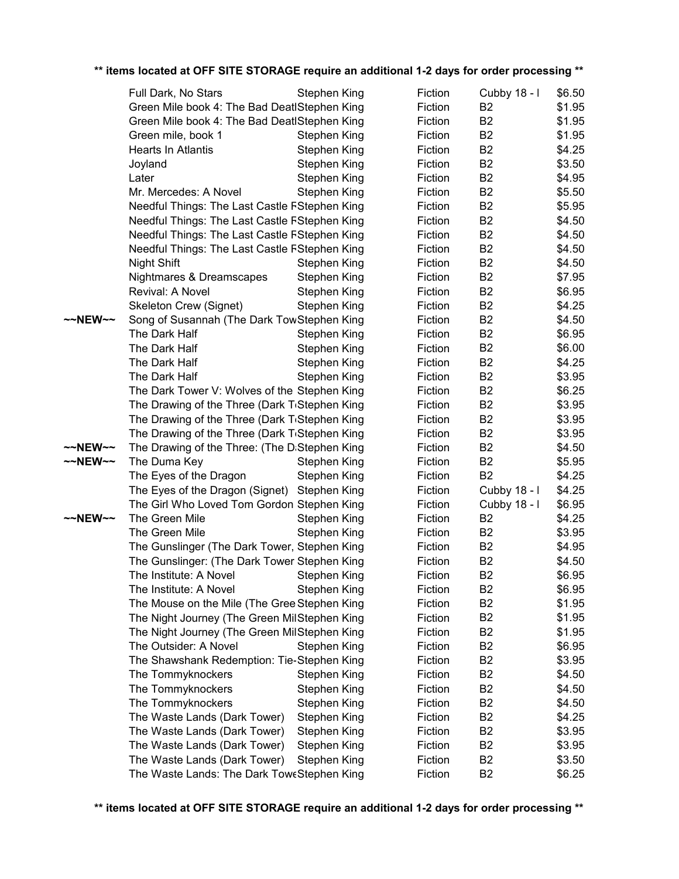**\*\* items located at OFF SITE STORAGE require an additional 1-2 days for order processing \*\***

| | Title | Author | Category | Location | Price |
|---|---|---|---|---|---|
| | Full Dark, No Stars | Stephen King | Fiction | Cubby 18 - I | $6.50 |
| | Green Mile book 4: The Bad Deatl | Stephen King | Fiction | B2 | $1.95 |
| | Green Mile book 4: The Bad Deatl | Stephen King | Fiction | B2 | $1.95 |
| | Green mile, book 1 | Stephen King | Fiction | B2 | $1.95 |
| | Hearts In Atlantis | Stephen King | Fiction | B2 | $4.25 |
| | Joyland | Stephen King | Fiction | B2 | $3.50 |
| | Later | Stephen King | Fiction | B2 | $4.95 |
| | Mr. Mercedes: A Novel | Stephen King | Fiction | B2 | $5.50 |
| | Needful Things: The Last Castle F | Stephen King | Fiction | B2 | $5.95 |
| | Needful Things: The Last Castle F | Stephen King | Fiction | B2 | $4.50 |
| | Needful Things: The Last Castle F | Stephen King | Fiction | B2 | $4.50 |
| | Needful Things: The Last Castle F | Stephen King | Fiction | B2 | $4.50 |
| | Night Shift | Stephen King | Fiction | B2 | $4.50 |
| | Nightmares & Dreamscapes | Stephen King | Fiction | B2 | $7.95 |
| | Revival: A Novel | Stephen King | Fiction | B2 | $6.95 |
| | Skeleton Crew (Signet) | Stephen King | Fiction | B2 | $4.25 |
| ~~NEW~~ | Song of Susannah (The Dark Tow | Stephen King | Fiction | B2 | $4.50 |
| | The Dark Half | Stephen King | Fiction | B2 | $6.95 |
| | The Dark Half | Stephen King | Fiction | B2 | $6.00 |
| | The Dark Half | Stephen King | Fiction | B2 | $4.25 |
| | The Dark Half | Stephen King | Fiction | B2 | $3.95 |
| | The Dark Tower V: Wolves of the | Stephen King | Fiction | B2 | $6.25 |
| | The Drawing of the Three (Dark T | Stephen King | Fiction | B2 | $3.95 |
| | The Drawing of the Three (Dark T | Stephen King | Fiction | B2 | $3.95 |
| | The Drawing of the Three (Dark T | Stephen King | Fiction | B2 | $3.95 |
| ~~NEW~~ | The Drawing of the Three: (The D | Stephen King | Fiction | B2 | $4.50 |
| ~~NEW~~ | The Duma Key | Stephen King | Fiction | B2 | $5.95 |
| | The Eyes of the Dragon | Stephen King | Fiction | B2 | $4.25 |
| | The Eyes of the Dragon (Signet) | Stephen King | Fiction | Cubby 18 - I | $4.25 |
| | The Girl Who Loved Tom Gordon | Stephen King | Fiction | Cubby 18 - I | $6.95 |
| ~~NEW~~ | The Green Mile | Stephen King | Fiction | B2 | $4.25 |
| | The Green Mile | Stephen King | Fiction | B2 | $3.95 |
| | The Gunslinger (The Dark Tower, | Stephen King | Fiction | B2 | $4.95 |
| | The Gunslinger: (The Dark Tower | Stephen King | Fiction | B2 | $4.50 |
| | The Institute: A Novel | Stephen King | Fiction | B2 | $6.95 |
| | The Institute: A Novel | Stephen King | Fiction | B2 | $6.95 |
| | The Mouse on the Mile (The Gree | Stephen King | Fiction | B2 | $1.95 |
| | The Night Journey (The Green Mil | Stephen King | Fiction | B2 | $1.95 |
| | The Night Journey (The Green Mil | Stephen King | Fiction | B2 | $1.95 |
| | The Outsider: A Novel | Stephen King | Fiction | B2 | $6.95 |
| | The Shawshank Redemption: Tie- | Stephen King | Fiction | B2 | $3.95 |
| | The Tommyknockers | Stephen King | Fiction | B2 | $4.50 |
| | The Tommyknockers | Stephen King | Fiction | B2 | $4.50 |
| | The Tommyknockers | Stephen King | Fiction | B2 | $4.50 |
| | The Waste Lands (Dark Tower) | Stephen King | Fiction | B2 | $4.25 |
| | The Waste Lands (Dark Tower) | Stephen King | Fiction | B2 | $3.95 |
| | The Waste Lands (Dark Tower) | Stephen King | Fiction | B2 | $3.95 |
| | The Waste Lands (Dark Tower) | Stephen King | Fiction | B2 | $3.50 |
| | The Waste Lands: The Dark Towe | Stephen King | Fiction | B2 | $6.25 |

**\*\* items located at OFF SITE STORAGE require an additional 1-2 days for order processing \*\***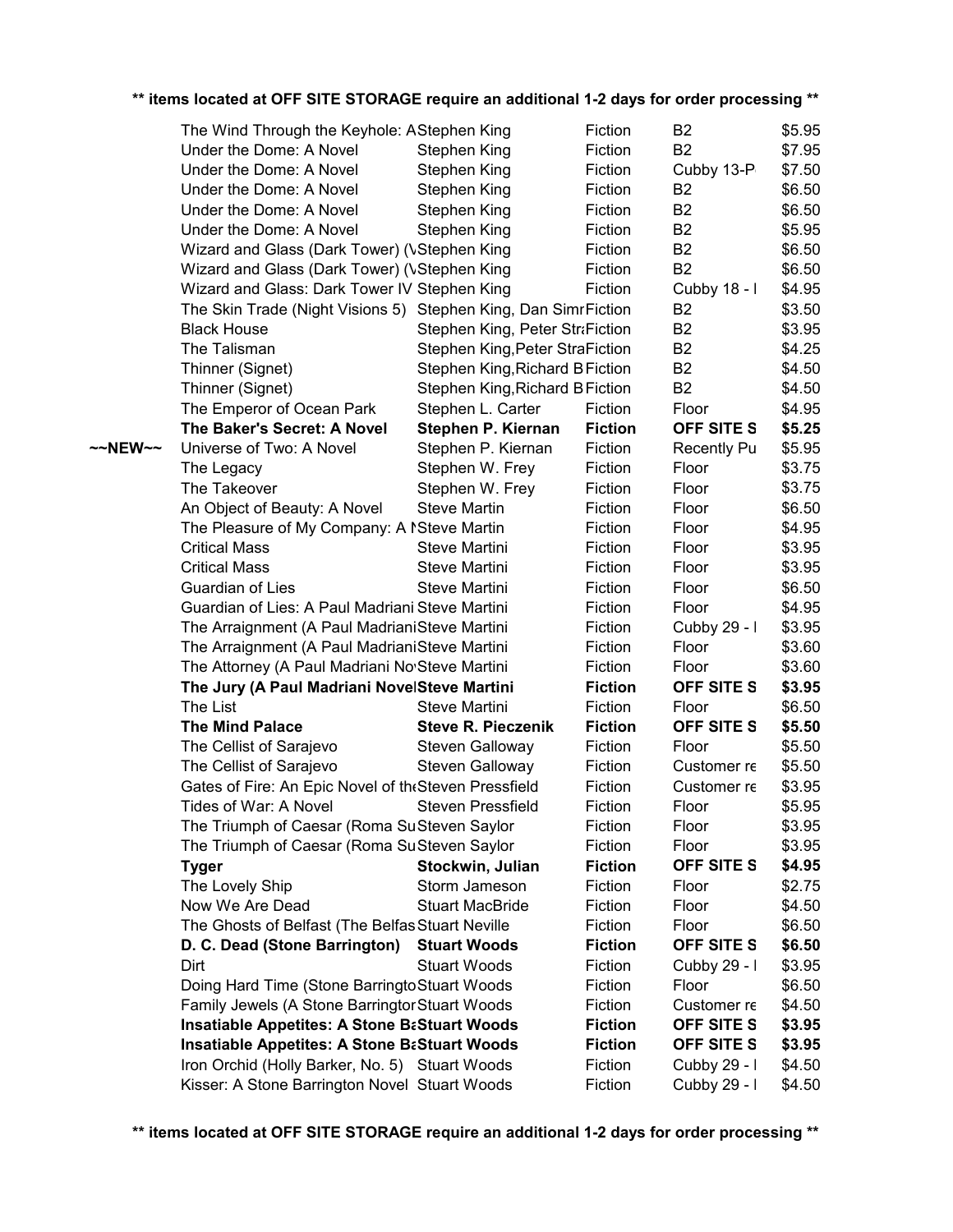** items located at OFF SITE STORAGE require an additional 1-2 days for order processing **

| | | | | | |
|---|---|---|---|---|---|
| | The Wind Through the Keyhole: A | Stephen King | Fiction | B2 | $5.95 |
| | Under the Dome: A Novel | Stephen King | Fiction | B2 | $7.95 |
| | Under the Dome: A Novel | Stephen King | Fiction | Cubby 13-P | $7.50 |
| | Under the Dome: A Novel | Stephen King | Fiction | B2 | $6.50 |
| | Under the Dome: A Novel | Stephen King | Fiction | B2 | $6.50 |
| | Under the Dome: A Novel | Stephen King | Fiction | B2 | $5.95 |
| | Wizard and Glass (Dark Tower) (V | Stephen King | Fiction | B2 | $6.50 |
| | Wizard and Glass (Dark Tower) (V | Stephen King | Fiction | B2 | $6.50 |
| | Wizard and Glass: Dark Tower IV | Stephen King | Fiction | Cubby 18 - I | $4.95 |
| | The Skin Trade (Night Visions 5) | Stephen King, Dan Simr | Fiction | B2 | $3.50 |
| | Black House | Stephen King, Peter Stra | Fiction | B2 | $3.95 |
| | The Talisman | Stephen King,Peter Stra | Fiction | B2 | $4.25 |
| | Thinner (Signet) | Stephen King,Richard B | Fiction | B2 | $4.50 |
| | Thinner (Signet) | Stephen King,Richard B | Fiction | B2 | $4.50 |
| | The Emperor of Ocean Park | Stephen L. Carter | Fiction | Floor | $4.95 |
| | **The Baker's Secret: A Novel** | **Stephen P. Kiernan** | **Fiction** | **OFF SITE S** | **$5.25** |
| ~~NEW~~ | Universe of Two: A Novel | Stephen P. Kiernan | Fiction | Recently Pu | $5.95 |
| | The Legacy | Stephen W. Frey | Fiction | Floor | $3.75 |
| | The Takeover | Stephen W. Frey | Fiction | Floor | $3.75 |
| | An Object of Beauty: A Novel | Steve Martin | Fiction | Floor | $6.50 |
| | The Pleasure of My Company: A N | Steve Martin | Fiction | Floor | $4.95 |
| | Critical Mass | Steve Martini | Fiction | Floor | $3.95 |
| | Critical Mass | Steve Martini | Fiction | Floor | $3.95 |
| | Guardian of Lies | Steve Martini | Fiction | Floor | $6.50 |
| | Guardian of Lies: A Paul Madriani | Steve Martini | Fiction | Floor | $4.95 |
| | The Arraignment (A Paul Madriani | Steve Martini | Fiction | Cubby 29 - I | $3.95 |
| | The Arraignment (A Paul Madriani | Steve Martini | Fiction | Floor | $3.60 |
| | The Attorney (A Paul Madriani No | Steve Martini | Fiction | Floor | $3.60 |
| | **The Jury (A Paul Madriani Novel** | **Steve Martini** | **Fiction** | **OFF SITE S** | **$3.95** |
| | The List | Steve Martini | Fiction | Floor | $6.50 |
| | **The Mind Palace** | **Steve R. Pieczenik** | **Fiction** | **OFF SITE S** | **$5.50** |
| | The Cellist of Sarajevo | Steven Galloway | Fiction | Floor | $5.50 |
| | The Cellist of Sarajevo | Steven Galloway | Fiction | Customer re | $5.50 |
| | Gates of Fire: An Epic Novel of the | Steven Pressfield | Fiction | Customer re | $3.95 |
| | Tides of War: A Novel | Steven Pressfield | Fiction | Floor | $5.95 |
| | The Triumph of Caesar (Roma Su | Steven Saylor | Fiction | Floor | $3.95 |
| | The Triumph of Caesar (Roma Su | Steven Saylor | Fiction | Floor | $3.95 |
| | **Tyger** | **Stockwin, Julian** | **Fiction** | **OFF SITE S** | **$4.95** |
| | The Lovely Ship | Storm Jameson | Fiction | Floor | $2.75 |
| | Now We Are Dead | Stuart MacBride | Fiction | Floor | $4.50 |
| | The Ghosts of Belfast (The Belfas | Stuart Neville | Fiction | Floor | $6.50 |
| | **D. C. Dead (Stone Barrington)** | **Stuart Woods** | **Fiction** | **OFF SITE S** | **$6.50** |
| | Dirt | Stuart Woods | Fiction | Cubby 29 - I | $3.95 |
| | Doing Hard Time (Stone Barringto | Stuart Woods | Fiction | Floor | $6.50 |
| | Family Jewels (A Stone Barringtor | Stuart Woods | Fiction | Customer re | $4.50 |
| | **Insatiable Appetites: A Stone Ba** | **Stuart Woods** | **Fiction** | **OFF SITE S** | **$3.95** |
| | **Insatiable Appetites: A Stone Ba** | **Stuart Woods** | **Fiction** | **OFF SITE S** | **$3.95** |
| | Iron Orchid (Holly Barker, No. 5) | Stuart Woods | Fiction | Cubby 29 - I | $4.50 |
| | Kisser: A Stone Barrington Novel | Stuart Woods | Fiction | Cubby 29 - I | $4.50 |

** items located at OFF SITE STORAGE require an additional 1-2 days for order processing **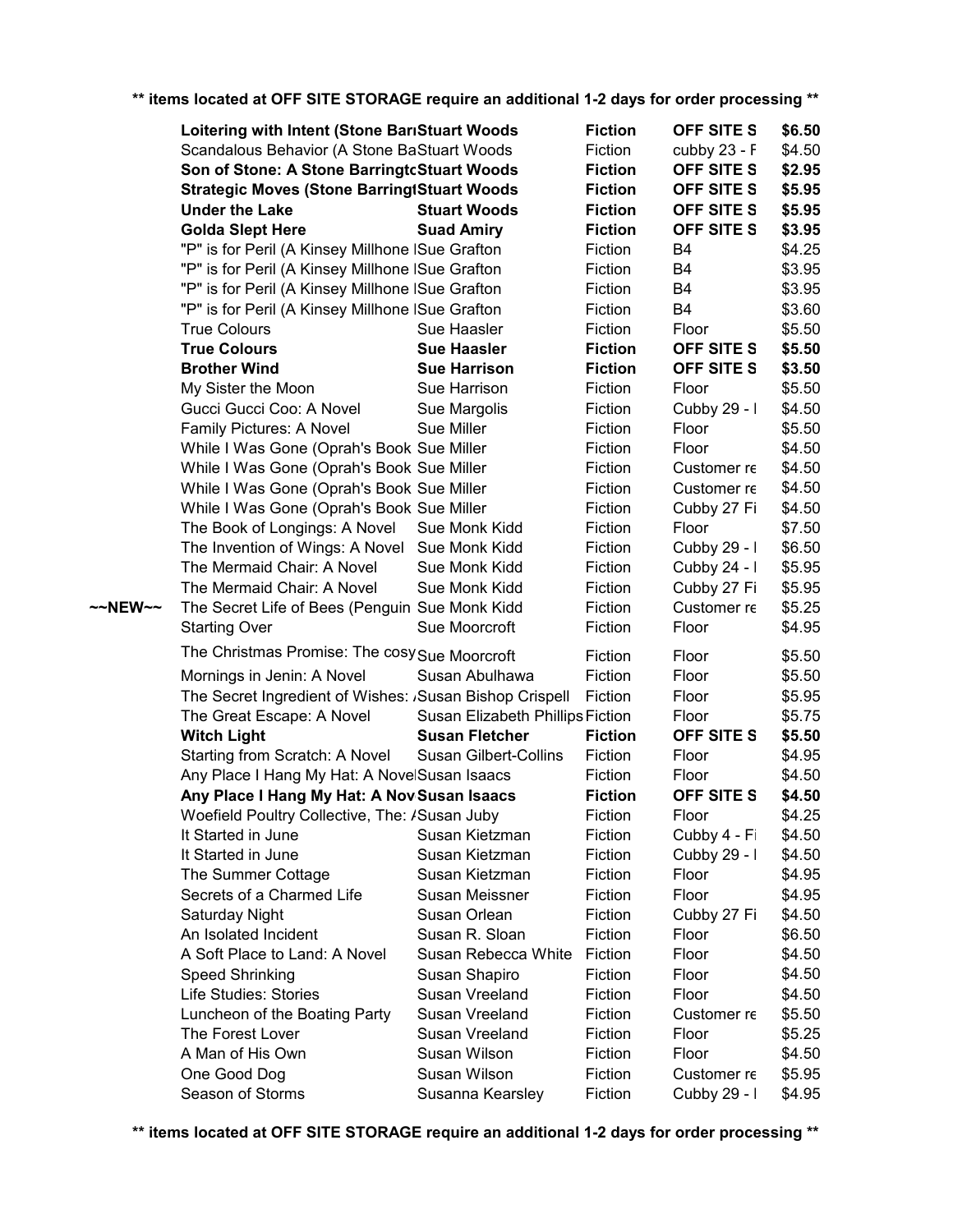**\*\* items located at OFF SITE STORAGE require an additional 1-2 days for order processing \*\***

| | Title | Author | Category | Location | Price |
|---|---|---|---|---|---|
| | **Loitering with Intent (Stone Barı** | **Stuart Woods** | **Fiction** | **OFF SITE S** | **$6.50** |
| | Scandalous Behavior (A Stone Ba | Stuart Woods | Fiction | cubby 23 - F | $4.50 |
| | **Son of Stone: A Stone Barringtc** | **Stuart Woods** | **Fiction** | **OFF SITE S** | **$2.95** |
| | **Strategic Moves (Stone Barringt** | **Stuart Woods** | **Fiction** | **OFF SITE S** | **$5.95** |
| | **Under the Lake** | **Stuart Woods** | **Fiction** | **OFF SITE S** | **$5.95** |
| | **Golda Slept Here** | **Suad Amiry** | **Fiction** | **OFF SITE S** | **$3.95** |
| | "P" is for Peril (A Kinsey Millhone I | Sue Grafton | Fiction | B4 | $4.25 |
| | "P" is for Peril (A Kinsey Millhone I | Sue Grafton | Fiction | B4 | $3.95 |
| | "P" is for Peril (A Kinsey Millhone I | Sue Grafton | Fiction | B4 | $3.95 |
| | "P" is for Peril (A Kinsey Millhone I | Sue Grafton | Fiction | B4 | $3.60 |
| | True Colours | Sue Haasler | Fiction | Floor | $5.50 |
| | **True Colours** | **Sue Haasler** | **Fiction** | **OFF SITE S** | **$5.50** |
| | **Brother Wind** | **Sue Harrison** | **Fiction** | **OFF SITE S** | **$3.50** |
| | My Sister the Moon | Sue Harrison | Fiction | Floor | $5.50 |
| | Gucci Gucci Coo: A Novel | Sue Margolis | Fiction | Cubby 29 - I | $4.50 |
| | Family Pictures: A Novel | Sue Miller | Fiction | Floor | $5.50 |
| | While I Was Gone (Oprah's Book | Sue Miller | Fiction | Floor | $4.50 |
| | While I Was Gone (Oprah's Book | Sue Miller | Fiction | Customer re | $4.50 |
| | While I Was Gone (Oprah's Book | Sue Miller | Fiction | Customer re | $4.50 |
| | While I Was Gone (Oprah's Book | Sue Miller | Fiction | Cubby 27 Fi | $4.50 |
| | The Book of Longings: A Novel | Sue Monk Kidd | Fiction | Floor | $7.50 |
| | The Invention of Wings: A Novel | Sue Monk Kidd | Fiction | Cubby 29 - I | $6.50 |
| | The Mermaid Chair: A Novel | Sue Monk Kidd | Fiction | Cubby 24 - I | $5.95 |
| | The Mermaid Chair: A Novel | Sue Monk Kidd | Fiction | Cubby 27 Fi | $5.95 |
| ~~NEW~~ | The Secret Life of Bees (Penguin | Sue Monk Kidd | Fiction | Customer re | $5.25 |
| | Starting Over | Sue Moorcroft | Fiction | Floor | $4.95 |
| | The Christmas Promise: The cosy | Sue Moorcroft | Fiction | Floor | $5.50 |
| | Mornings in Jenin: A Novel | Susan Abulhawa | Fiction | Floor | $5.50 |
| | The Secret Ingredient of Wishes: / | Susan Bishop Crispell | Fiction | Floor | $5.95 |
| | The Great Escape: A Novel | Susan Elizabeth Phillips | Fiction | Floor | $5.75 |
| | **Witch Light** | **Susan Fletcher** | **Fiction** | **OFF SITE S** | **$5.50** |
| | Starting from Scratch: A Novel | Susan Gilbert-Collins | Fiction | Floor | $4.95 |
| | Any Place I Hang My Hat: A Novel | Susan Isaacs | Fiction | Floor | $4.50 |
| | **Any Place I Hang My Hat: A Nov** | **Susan Isaacs** | **Fiction** | **OFF SITE S** | **$4.50** |
| | Woefield Poultry Collective, The: / | Susan Juby | Fiction | Floor | $4.25 |
| | It Started in June | Susan Kietzman | Fiction | Cubby 4 - Fi | $4.50 |
| | It Started in June | Susan Kietzman | Fiction | Cubby 29 - I | $4.50 |
| | The Summer Cottage | Susan Kietzman | Fiction | Floor | $4.95 |
| | Secrets of a Charmed Life | Susan Meissner | Fiction | Floor | $4.95 |
| | Saturday Night | Susan Orlean | Fiction | Cubby 27 Fi | $4.50 |
| | An Isolated Incident | Susan R. Sloan | Fiction | Floor | $6.50 |
| | A Soft Place to Land: A Novel | Susan Rebecca White | Fiction | Floor | $4.50 |
| | Speed Shrinking | Susan Shapiro | Fiction | Floor | $4.50 |
| | Life Studies: Stories | Susan Vreeland | Fiction | Floor | $4.50 |
| | Luncheon of the Boating Party | Susan Vreeland | Fiction | Customer re | $5.50 |
| | The Forest Lover | Susan Vreeland | Fiction | Floor | $5.25 |
| | A Man of His Own | Susan Wilson | Fiction | Floor | $4.50 |
| | One Good Dog | Susan Wilson | Fiction | Customer re | $5.95 |
| | Season of Storms | Susanna Kearsley | Fiction | Cubby 29 - I | $4.95 |

**\*\* items located at OFF SITE STORAGE require an additional 1-2 days for order processing \*\***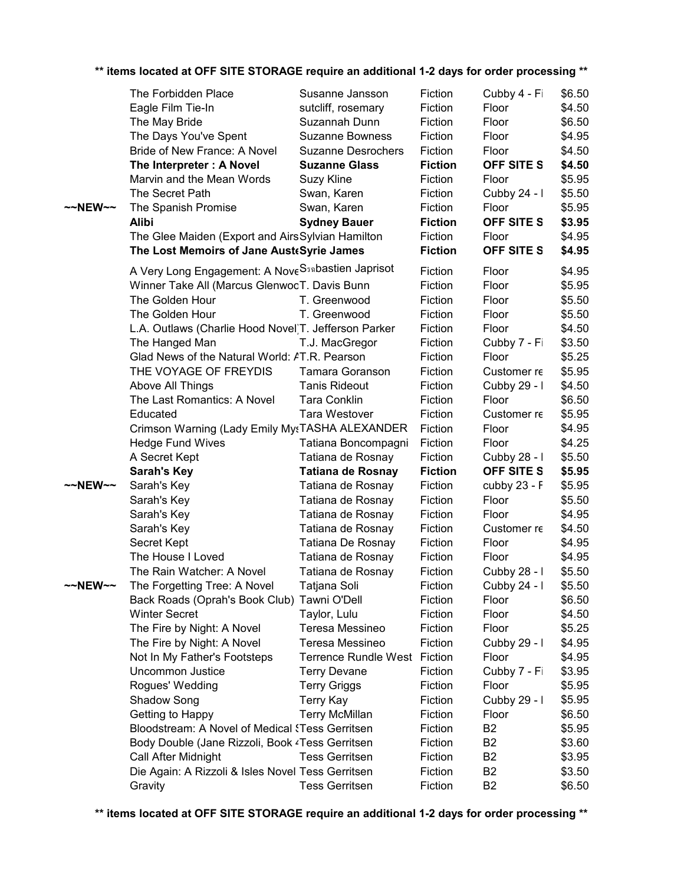**** items located at OFF SITE STORAGE require an additional 1-2 days for order processing ****

| | Title | Author | Genre | Location | Price |
|---|---|---|---|---|---|
| | The Forbidden Place | Susanne Jansson | Fiction | Cubby 4 - Fi | $6.50 |
| | Eagle Film Tie-In | sutcliff, rosemary | Fiction | Floor | $4.50 |
| | The May Bride | Suzannah Dunn | Fiction | Floor | $6.50 |
| | The Days You've Spent | Suzanne Bowness | Fiction | Floor | $4.95 |
| | Bride of New France: A Novel | Suzanne Desrochers | Fiction | Floor | $4.50 |
| | **The Interpreter : A Novel** | **Suzanne Glass** | **Fiction** | **OFF SITE S** | **$4.50** |
| | Marvin and the Mean Words | Suzy Kline | Fiction | Floor | $5.95 |
| | The Secret Path | Swan, Karen | Fiction | Cubby 24 - I | $5.50 |
| ~~NEW~~ | The Spanish Promise | Swan, Karen | Fiction | Floor | $5.95 |
| | **Alibi** | **Sydney Bauer** | **Fiction** | **OFF SITE S** | **$3.95** |
| | The Glee Maiden (Export and Airs | Sylvian Hamilton | Fiction | Floor | $4.95 |
| | **The Lost Memoirs of Jane Auste** | **Syrie James** | **Fiction** | **OFF SITE S** | **$4.95** |
| | A Very Long Engagement: A Nove | Sébastien Japrisot | Fiction | Floor | $4.95 |
| | Winner Take All (Marcus Glenwoo | T. Davis Bunn | Fiction | Floor | $5.95 |
| | The Golden Hour | T. Greenwood | Fiction | Floor | $5.50 |
| | The Golden Hour | T. Greenwood | Fiction | Floor | $5.50 |
| | L.A. Outlaws (Charlie Hood Novel | T. Jefferson Parker | Fiction | Floor | $4.50 |
| | The Hanged Man | T.J. MacGregor | Fiction | Cubby 7 - Fi | $3.50 |
| | Glad News of the Natural World: A | T.R. Pearson | Fiction | Floor | $5.25 |
| | THE VOYAGE OF FREYDIS | Tamara Goranson | Fiction | Customer re | $5.95 |
| | Above All Things | Tanis Rideout | Fiction | Cubby 29 - I | $4.50 |
| | The Last Romantics: A Novel | Tara Conklin | Fiction | Floor | $6.50 |
| | Educated | Tara Westover | Fiction | Customer re | $5.95 |
| | Crimson Warning (Lady Emily Mys | TASHA ALEXANDER | Fiction | Floor | $4.95 |
| | Hedge Fund Wives | Tatiana Boncompagni | Fiction | Floor | $4.25 |
| | A Secret Kept | Tatiana de Rosnay | Fiction | Cubby 28 - I | $5.50 |
| | **Sarah's Key** | **Tatiana de Rosnay** | **Fiction** | **OFF SITE S** | **$5.95** |
| ~~NEW~~ | Sarah's Key | Tatiana de Rosnay | Fiction | cubby 23 - F | $5.95 |
| | Sarah's Key | Tatiana de Rosnay | Fiction | Floor | $5.50 |
| | Sarah's Key | Tatiana de Rosnay | Fiction | Floor | $4.95 |
| | Sarah's Key | Tatiana de Rosnay | Fiction | Customer re | $4.50 |
| | Secret Kept | Tatiana De Rosnay | Fiction | Floor | $4.95 |
| | The House I Loved | Tatiana de Rosnay | Fiction | Floor | $4.95 |
| | The Rain Watcher: A Novel | Tatiana de Rosnay | Fiction | Cubby 28 - I | $5.50 |
| ~~NEW~~ | The Forgetting Tree: A Novel | Tatjana Soli | Fiction | Cubby 24 - I | $5.50 |
| | Back Roads (Oprah's Book Club) | Tawni O'Dell | Fiction | Floor | $6.50 |
| | Winter Secret | Taylor, Lulu | Fiction | Floor | $4.50 |
| | The Fire by Night: A Novel | Teresa Messineo | Fiction | Floor | $5.25 |
| | The Fire by Night: A Novel | Teresa Messineo | Fiction | Cubby 29 - I | $4.95 |
| | Not In My Father's Footsteps | Terrence Rundle West | Fiction | Floor | $4.95 |
| | Uncommon Justice | Terry Devane | Fiction | Cubby 7 - Fi | $3.95 |
| | Rogues' Wedding | Terry Griggs | Fiction | Floor | $5.95 |
| | Shadow Song | Terry Kay | Fiction | Cubby 29 - I | $5.95 |
| | Getting to Happy | Terry McMillan | Fiction | Floor | $6.50 |
| | Bloodstream: A Novel of Medical S | Tess Gerritsen | Fiction | B2 | $5.95 |
| | Body Double (Jane Rizzoli, Book 4 | Tess Gerritsen | Fiction | B2 | $3.60 |
| | Call After Midnight | Tess Gerritsen | Fiction | B2 | $3.95 |
| | Die Again: A Rizzoli & Isles Novel | Tess Gerritsen | Fiction | B2 | $3.50 |
| | Gravity | Tess Gerritsen | Fiction | B2 | $6.50 |

**** items located at OFF SITE STORAGE require an additional 1-2 days for order processing ****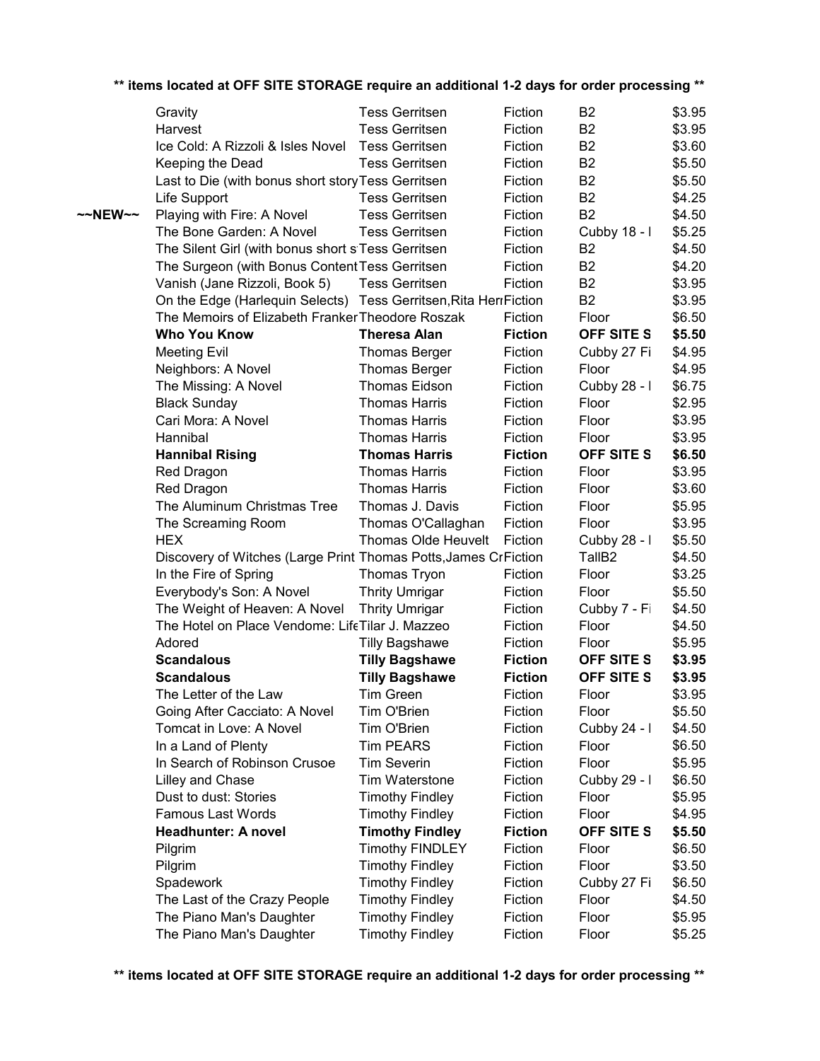** items located at OFF SITE STORAGE require an additional 1-2 days for order processing **

| | | | | | |
|---|---|---|---|---|---|
| | Gravity | Tess Gerritsen | Fiction | B2 | $3.95 |
| | Harvest | Tess Gerritsen | Fiction | B2 | $3.95 |
| | Ice Cold: A Rizzoli & Isles Novel | Tess Gerritsen | Fiction | B2 | $3.60 |
| | Keeping the Dead | Tess Gerritsen | Fiction | B2 | $5.50 |
| | Last to Die (with bonus short story | Tess Gerritsen | Fiction | B2 | $5.50 |
| | Life Support | Tess Gerritsen | Fiction | B2 | $4.25 |
| ~~NEW~~ | Playing with Fire: A Novel | Tess Gerritsen | Fiction | B2 | $4.50 |
| | The Bone Garden: A Novel | Tess Gerritsen | Fiction | Cubby 18 - I | $5.25 |
| | The Silent Girl (with bonus short s | Tess Gerritsen | Fiction | B2 | $4.50 |
| | The Surgeon (with Bonus Content | Tess Gerritsen | Fiction | B2 | $4.20 |
| | Vanish (Jane Rizzoli, Book 5) | Tess Gerritsen | Fiction | B2 | $3.95 |
| | On the Edge (Harlequin Selects) | Tess Gerritsen,Rita Herr | Fiction | B2 | $3.95 |
| | The Memoirs of Elizabeth Franker | Theodore Roszak | Fiction | Floor | $6.50 |
| | **Who You Know** | **Theresa Alan** | **Fiction** | **OFF SITE S** | **$5.50** |
| | Meeting Evil | Thomas Berger | Fiction | Cubby 27 Fi | $4.95 |
| | Neighbors: A Novel | Thomas Berger | Fiction | Floor | $4.95 |
| | The Missing: A Novel | Thomas Eidson | Fiction | Cubby 28 - I | $6.75 |
| | Black Sunday | Thomas Harris | Fiction | Floor | $2.95 |
| | Cari Mora: A Novel | Thomas Harris | Fiction | Floor | $3.95 |
| | Hannibal | Thomas Harris | Fiction | Floor | $3.95 |
| | **Hannibal Rising** | **Thomas Harris** | **Fiction** | **OFF SITE S** | **$6.50** |
| | Red Dragon | Thomas Harris | Fiction | Floor | $3.95 |
| | Red Dragon | Thomas Harris | Fiction | Floor | $3.60 |
| | The Aluminum Christmas Tree | Thomas J. Davis | Fiction | Floor | $5.95 |
| | The Screaming Room | Thomas O'Callaghan | Fiction | Floor | $3.95 |
| | HEX | Thomas Olde Heuvelt | Fiction | Cubby 28 - I | $5.50 |
| | Discovery of Witches (Large Print | Thomas Potts,James Cr | Fiction | TallB2 | $4.50 |
| | In the Fire of Spring | Thomas Tryon | Fiction | Floor | $3.25 |
| | Everybody's Son: A Novel | Thrity Umrigar | Fiction | Floor | $5.50 |
| | The Weight of Heaven: A Novel | Thrity Umrigar | Fiction | Cubby 7 - Fi | $4.50 |
| | The Hotel on Place Vendome: Life | Tilar J. Mazzeo | Fiction | Floor | $4.50 |
| | Adored | Tilly Bagshawe | Fiction | Floor | $5.95 |
| | **Scandalous** | **Tilly Bagshawe** | **Fiction** | **OFF SITE S** | **$3.95** |
| | **Scandalous** | **Tilly Bagshawe** | **Fiction** | **OFF SITE S** | **$3.95** |
| | The Letter of the Law | Tim Green | Fiction | Floor | $3.95 |
| | Going After Cacciato: A Novel | Tim O'Brien | Fiction | Floor | $5.50 |
| | Tomcat in Love: A Novel | Tim O'Brien | Fiction | Cubby 24 - I | $4.50 |
| | In a Land of Plenty | Tim PEARS | Fiction | Floor | $6.50 |
| | In Search of Robinson Crusoe | Tim Severin | Fiction | Floor | $5.95 |
| | Lilley and Chase | Tim Waterstone | Fiction | Cubby 29 - I | $6.50 |
| | Dust to dust: Stories | Timothy Findley | Fiction | Floor | $5.95 |
| | Famous Last Words | Timothy Findley | Fiction | Floor | $4.95 |
| | **Headhunter: A novel** | **Timothy Findley** | **Fiction** | **OFF SITE S** | **$5.50** |
| | Pilgrim | Timothy FINDLEY | Fiction | Floor | $6.50 |
| | Pilgrim | Timothy Findley | Fiction | Floor | $3.50 |
| | Spadework | Timothy Findley | Fiction | Cubby 27 Fi | $6.50 |
| | The Last of the Crazy People | Timothy Findley | Fiction | Floor | $4.50 |
| | The Piano Man's Daughter | Timothy Findley | Fiction | Floor | $5.95 |
| | The Piano Man's Daughter | Timothy Findley | Fiction | Floor | $5.25 |

** items located at OFF SITE STORAGE require an additional 1-2 days for order processing **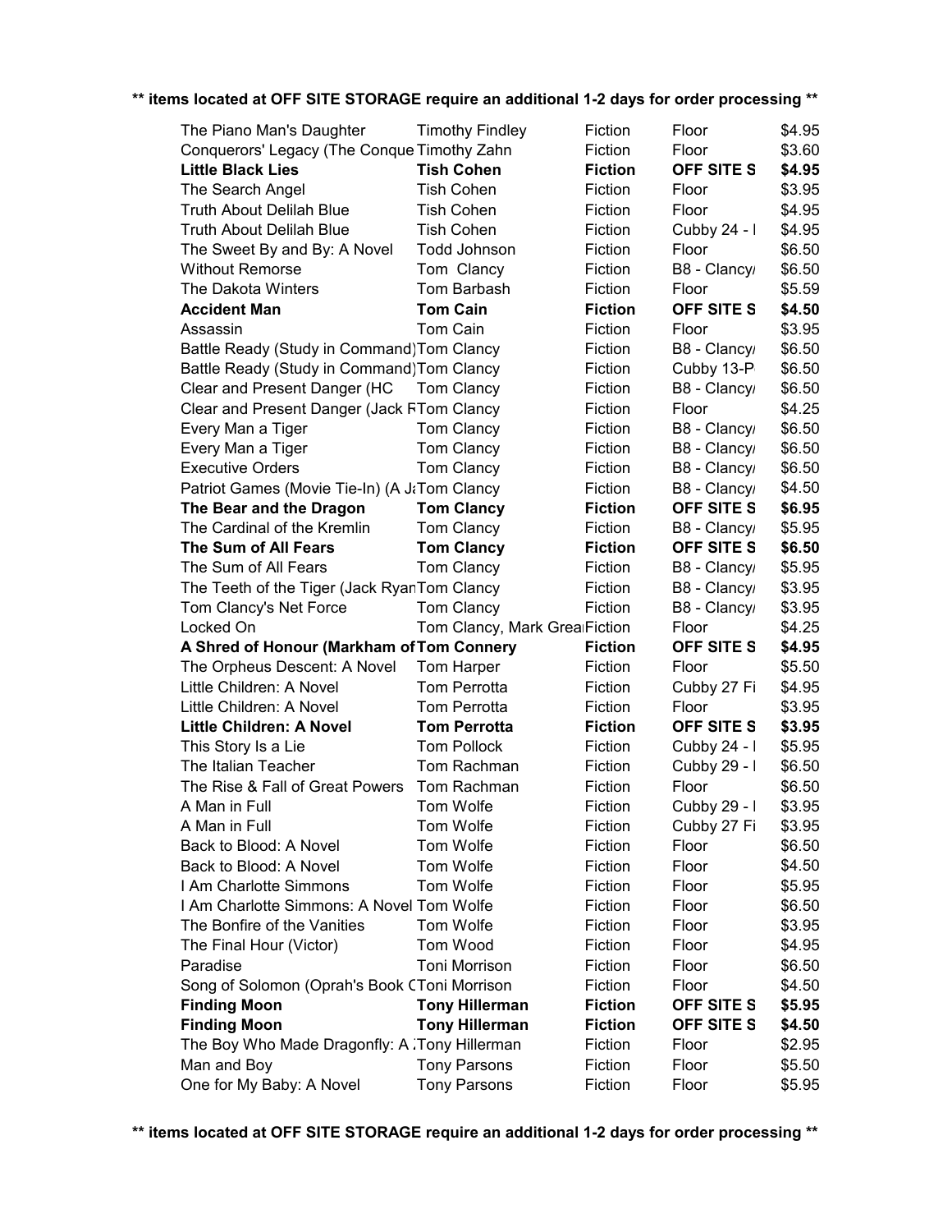**\*\* items located at OFF SITE STORAGE require an additional 1-2 days for order processing \*\***

| | | | | |
|---|---|---|---|---|
| The Piano Man's Daughter | Timothy Findley | Fiction | Floor | $4.95 |
| Conquerors' Legacy (The Conque | Timothy Zahn | Fiction | Floor | $3.60 |
| **Little Black Lies** | **Tish Cohen** | **Fiction** | **OFF SITE S** | **$4.95** |
| The Search Angel | Tish Cohen | Fiction | Floor | $3.95 |
| Truth About Delilah Blue | Tish Cohen | Fiction | Floor | $4.95 |
| Truth About Delilah Blue | Tish Cohen | Fiction | Cubby 24 - I | $4.95 |
| The Sweet By and By: A Novel | Todd Johnson | Fiction | Floor | $6.50 |
| Without Remorse | Tom Clancy | Fiction | B8 - Clancy/ | $6.50 |
| The Dakota Winters | Tom Barbash | Fiction | Floor | $5.59 |
| **Accident Man** | **Tom Cain** | **Fiction** | **OFF SITE S** | **$4.50** |
| Assassin | Tom Cain | Fiction | Floor | $3.95 |
| Battle Ready (Study in Command) | Tom Clancy | Fiction | B8 - Clancy/ | $6.50 |
| Battle Ready (Study in Command) | Tom Clancy | Fiction | Cubby 13-P | $6.50 |
| Clear and Present Danger (HC | Tom Clancy | Fiction | B8 - Clancy/ | $6.50 |
| Clear and Present Danger (Jack R | Tom Clancy | Fiction | Floor | $4.25 |
| Every Man a Tiger | Tom Clancy | Fiction | B8 - Clancy/ | $6.50 |
| Every Man a Tiger | Tom Clancy | Fiction | B8 - Clancy/ | $6.50 |
| Executive Orders | Tom Clancy | Fiction | B8 - Clancy/ | $6.50 |
| Patriot Games (Movie Tie-In) (A J | Tom Clancy | Fiction | B8 - Clancy/ | $4.50 |
| **The Bear and the Dragon** | **Tom Clancy** | **Fiction** | **OFF SITE S** | **$6.95** |
| The Cardinal of the Kremlin | Tom Clancy | Fiction | B8 - Clancy/ | $5.95 |
| **The Sum of All Fears** | **Tom Clancy** | **Fiction** | **OFF SITE S** | **$6.50** |
| The Sum of All Fears | Tom Clancy | Fiction | B8 - Clancy/ | $5.95 |
| The Teeth of the Tiger (Jack Ryan | Tom Clancy | Fiction | B8 - Clancy/ | $3.95 |
| Tom Clancy's Net Force | Tom Clancy | Fiction | B8 - Clancy/ | $3.95 |
| Locked On | Tom Clancy, Mark Grea | Fiction | Floor | $4.25 |
| **A Shred of Honour (Markham of** | **Tom Connery** | **Fiction** | **OFF SITE S** | **$4.95** |
| The Orpheus Descent: A Novel | Tom Harper | Fiction | Floor | $5.50 |
| Little Children: A Novel | Tom Perrotta | Fiction | Cubby 27 Fi | $4.95 |
| Little Children: A Novel | Tom Perrotta | Fiction | Floor | $3.95 |
| **Little Children: A Novel** | **Tom Perrotta** | **Fiction** | **OFF SITE S** | **$3.95** |
| This Story Is a Lie | Tom Pollock | Fiction | Cubby 24 - I | $5.95 |
| The Italian Teacher | Tom Rachman | Fiction | Cubby 29 - I | $6.50 |
| The Rise & Fall of Great Powers | Tom Rachman | Fiction | Floor | $6.50 |
| A Man in Full | Tom Wolfe | Fiction | Cubby 29 - I | $3.95 |
| A Man in Full | Tom Wolfe | Fiction | Cubby 27 Fi | $3.95 |
| Back to Blood: A Novel | Tom Wolfe | Fiction | Floor | $6.50 |
| Back to Blood: A Novel | Tom Wolfe | Fiction | Floor | $4.50 |
| I Am Charlotte Simmons | Tom Wolfe | Fiction | Floor | $5.95 |
| I Am Charlotte Simmons: A Novel | Tom Wolfe | Fiction | Floor | $6.50 |
| The Bonfire of the Vanities | Tom Wolfe | Fiction | Floor | $3.95 |
| The Final Hour (Victor) | Tom Wood | Fiction | Floor | $4.95 |
| Paradise | Toni Morrison | Fiction | Floor | $6.50 |
| Song of Solomon (Oprah's Book C | Toni Morrison | Fiction | Floor | $4.50 |
| **Finding Moon** | **Tony Hillerman** | **Fiction** | **OFF SITE S** | **$5.95** |
| **Finding Moon** | **Tony Hillerman** | **Fiction** | **OFF SITE S** | **$4.50** |
| The Boy Who Made Dragonfly: A | Tony Hillerman | Fiction | Floor | $2.95 |
| Man and Boy | Tony Parsons | Fiction | Floor | $5.50 |
| One for My Baby: A Novel | Tony Parsons | Fiction | Floor | $5.95 |

**\*\* items located at OFF SITE STORAGE require an additional 1-2 days for order processing \*\***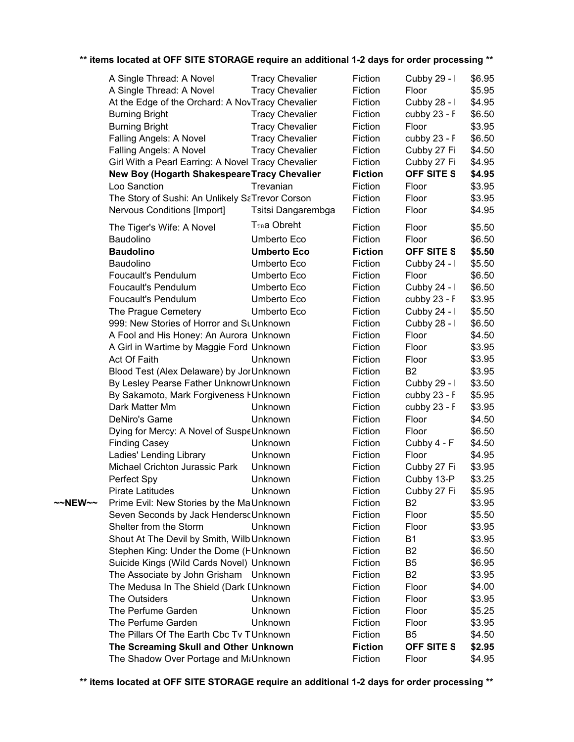**\*\* items located at OFF SITE STORAGE require an additional 1-2 days for order processing \*\***

| | | | | | |
|---|---|---|---|---|---|
| | A Single Thread: A Novel | Tracy Chevalier | Fiction | Cubby 29 - I | $6.95 |
| | A Single Thread: A Novel | Tracy Chevalier | Fiction | Floor | $5.95 |
| | At the Edge of the Orchard: A Nov | Tracy Chevalier | Fiction | Cubby 28 - I | $4.95 |
| | Burning Bright | Tracy Chevalier | Fiction | cubby 23 - F | $6.50 |
| | Burning Bright | Tracy Chevalier | Fiction | Floor | $3.95 |
| | Falling Angels: A Novel | Tracy Chevalier | Fiction | cubby 23 - F | $6.50 |
| | Falling Angels: A Novel | Tracy Chevalier | Fiction | Cubby 27 Fi | $4.50 |
| | Girl With a Pearl Earring: A Novel | Tracy Chevalier | Fiction | Cubby 27 Fi | $4.95 |
| | **New Boy (Hogarth Shakespeare** | **Tracy Chevalier** | **Fiction** | **OFF SITE S** | **$4.95** |
| | Loo Sanction | Trevanian | Fiction | Floor | $3.95 |
| | The Story of Sushi: An Unlikely Sa | Trevor Corson | Fiction | Floor | $3.95 |
| | Nervous Conditions [Import] | Tsitsi Dangarembga | Fiction | Floor | $4.95 |
| | The Tiger's Wife: A Novel | Tจฑa Obreht | Fiction | Floor | $5.50 |
| | Baudolino | Umberto Eco | Fiction | Floor | $6.50 |
| | **Baudolino** | **Umberto Eco** | **Fiction** | **OFF SITE S** | **$5.50** |
| | Baudolino | Umberto Eco | Fiction | Cubby 24 - I | $5.50 |
| | Foucault's Pendulum | Umberto Eco | Fiction | Floor | $6.50 |
| | Foucault's Pendulum | Umberto Eco | Fiction | Cubby 24 - I | $6.50 |
| | Foucault's Pendulum | Umberto Eco | Fiction | cubby 23 - F | $3.95 |
| | The Prague Cemetery | Umberto Eco | Fiction | Cubby 24 - I | $5.50 |
| | 999: New Stories of Horror and Su | Unknown | Fiction | Cubby 28 - I | $6.50 |
| | A Fool and His Honey: An Aurora | Unknown | Fiction | Floor | $4.50 |
| | A Girl in Wartime by Maggie Ford | Unknown | Fiction | Floor | $3.95 |
| | Act Of Faith | Unknown | Fiction | Floor | $3.95 |
| | Blood Test (Alex Delaware) by Jor | Unknown | Fiction | B2 | $3.95 |
| | By Lesley Pearse Father Unknowr | Unknown | Fiction | Cubby 29 - I | $3.50 |
| | By Sakamoto, Mark Forgiveness I | Unknown | Fiction | cubby 23 - F | $5.95 |
| | Dark Matter Mm | Unknown | Fiction | cubby 23 - F | $3.95 |
| | DeNiro's Game | Unknown | Fiction | Floor | $4.50 |
| | Dying for Mercy: A Novel of Suspe | Unknown | Fiction | Floor | $6.50 |
| | Finding Casey | Unknown | Fiction | Cubby 4 - Fi | $4.50 |
| | Ladies' Lending Library | Unknown | Fiction | Floor | $4.95 |
| | Michael Crichton Jurassic Park | Unknown | Fiction | Cubby 27 Fi | $3.95 |
| | Perfect Spy | Unknown | Fiction | Cubby 13-P | $3.25 |
| | Pirate Latitudes | Unknown | Fiction | Cubby 27 Fi | $5.95 |
| ~~NEW~~ | Prime Evil: New Stories by the Ma | Unknown | Fiction | B2 | $3.95 |
| | Seven Seconds by Jack Henderso | Unknown | Fiction | Floor | $5.50 |
| | Shelter from the Storm | Unknown | Fiction | Floor | $3.95 |
| | Shout At The Devil by Smith, Wilb | Unknown | Fiction | B1 | $3.95 |
| | Stephen King: Under the Dome (H | Unknown | Fiction | B2 | $6.50 |
| | Suicide Kings (Wild Cards Novel) | Unknown | Fiction | B5 | $6.95 |
| | The Associate by John Grisham | Unknown | Fiction | B2 | $3.95 |
| | The Medusa In The Shield (Dark I | Unknown | Fiction | Floor | $4.00 |
| | The Outsiders | Unknown | Fiction | Floor | $3.95 |
| | The Perfume Garden | Unknown | Fiction | Floor | $5.25 |
| | The Perfume Garden | Unknown | Fiction | Floor | $3.95 |
| | The Pillars Of The Earth Cbc Tv T | Unknown | Fiction | B5 | $4.50 |
| | **The Screaming Skull and Other** | **Unknown** | **Fiction** | **OFF SITE S** | **$2.95** |
| | The Shadow Over Portage and Ma | Unknown | Fiction | Floor | $4.95 |

**\*\* items located at OFF SITE STORAGE require an additional 1-2 days for order processing \*\***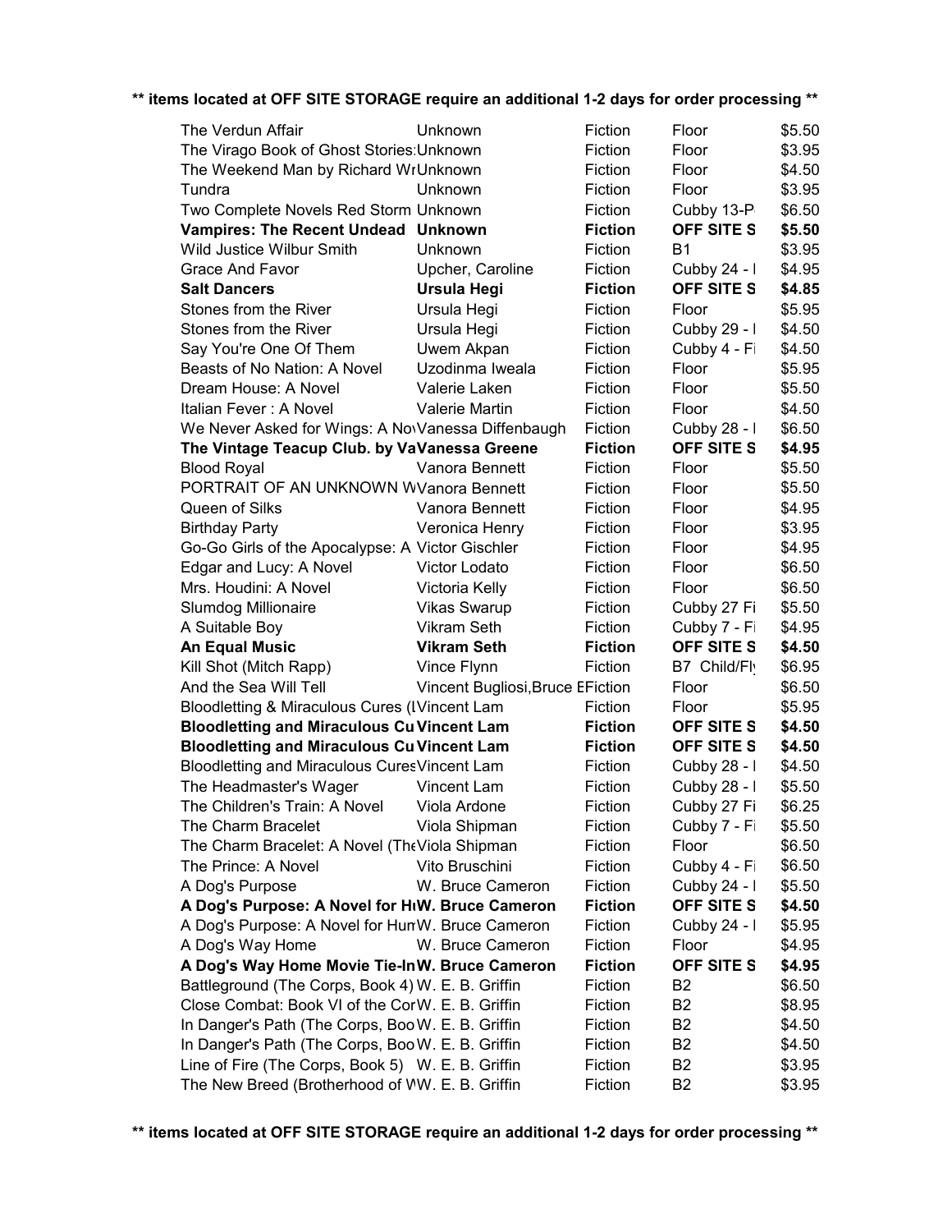**\*\* items located at OFF SITE STORAGE require an additional 1-2 days for order processing \*\***

| | | | | |
|---|---|---|---|---|
| The Verdun Affair | Unknown | Fiction | Floor | $5.50 |
| The Virago Book of Ghost Stories:Unknown | | Fiction | Floor | $3.95 |
| The Weekend Man by Richard WrUnknown | | Fiction | Floor | $4.50 |
| Tundra | Unknown | Fiction | Floor | $3.95 |
| Two Complete Novels Red Storm Unknown | | Fiction | Cubby 13-P | $6.50 |
| **Vampires: The Recent Undead** | **Unknown** | **Fiction** | **OFF SITE S** | **$5.50** |
| Wild Justice Wilbur Smith | Unknown | Fiction | B1 | $3.95 |
| Grace And Favor | Upcher, Caroline | Fiction | Cubby 24 - I | $4.95 |
| **Salt Dancers** | **Ursula Hegi** | **Fiction** | **OFF SITE S** | **$4.85** |
| Stones from the River | Ursula Hegi | Fiction | Floor | $5.95 |
| Stones from the River | Ursula Hegi | Fiction | Cubby 29 - I | $4.50 |
| Say You're One Of Them | Uwem Akpan | Fiction | Cubby 4 - Fi | $4.50 |
| Beasts of No Nation: A Novel | Uzodinma Iweala | Fiction | Floor | $5.95 |
| Dream House: A Novel | Valerie Laken | Fiction | Floor | $5.50 |
| Italian Fever : A Novel | Valerie Martin | Fiction | Floor | $4.50 |
| We Never Asked for Wings: A NoVanessa Diffenbaugh | | Fiction | Cubby 28 - I | $6.50 |
| **The Vintage Teacup Club. by VaVanessa Greene** | | **Fiction** | **OFF SITE S** | **$4.95** |
| Blood Royal | Vanora Bennett | Fiction | Floor | $5.50 |
| PORTRAIT OF AN UNKNOWN WVanora Bennett | | Fiction | Floor | $5.50 |
| Queen of Silks | Vanora Bennett | Fiction | Floor | $4.95 |
| Birthday Party | Veronica Henry | Fiction | Floor | $3.95 |
| Go-Go Girls of the Apocalypse: A Victor Gischler | | Fiction | Floor | $4.95 |
| Edgar and Lucy: A Novel | Victor Lodato | Fiction | Floor | $6.50 |
| Mrs. Houdini: A Novel | Victoria Kelly | Fiction | Floor | $6.50 |
| Slumdog Millionaire | Vikas Swarup | Fiction | Cubby 27 Fi | $5.50 |
| A Suitable Boy | Vikram Seth | Fiction | Cubby 7 - Fi | $4.95 |
| **An Equal Music** | **Vikram Seth** | **Fiction** | **OFF SITE S** | **$4.50** |
| Kill Shot (Mitch Rapp) | Vince Flynn | Fiction | B7 Child/Fly | $6.95 |
| And the Sea Will Tell | Vincent Bugliosi,Bruce EFiction | | Floor | $6.50 |
| Bloodletting & Miraculous Cures (IVincent Lam | | Fiction | Floor | $5.95 |
| **Bloodletting and Miraculous CuVincent Lam** | | **Fiction** | **OFF SITE S** | **$4.50** |
| **Bloodletting and Miraculous CuVincent Lam** | | **Fiction** | **OFF SITE S** | **$4.50** |
| Bloodletting and Miraculous CuresVincent Lam | | Fiction | Cubby 28 - I | $4.50 |
| The Headmaster's Wager | Vincent Lam | Fiction | Cubby 28 - I | $5.50 |
| The Children's Train: A Novel | Viola Ardone | Fiction | Cubby 27 Fi | $6.25 |
| The Charm Bracelet | Viola Shipman | Fiction | Cubby 7 - Fi | $5.50 |
| The Charm Bracelet: A Novel (TheViola Shipman | | Fiction | Floor | $6.50 |
| The Prince: A Novel | Vito Bruschini | Fiction | Cubby 4 - Fi | $6.50 |
| A Dog's Purpose | W. Bruce Cameron | Fiction | Cubby 24 - I | $5.50 |
| **A Dog's Purpose: A Novel for HuW. Bruce Cameron** | | **Fiction** | **OFF SITE S** | **$4.50** |
| A Dog's Purpose: A Novel for HumW. Bruce Cameron | | Fiction | Cubby 24 - I | $5.95 |
| A Dog's Way Home | W. Bruce Cameron | Fiction | Floor | $4.95 |
| **A Dog's Way Home Movie Tie-InW. Bruce Cameron** | | **Fiction** | **OFF SITE S** | **$4.95** |
| Battleground (The Corps, Book 4) W. E. B. Griffin | | Fiction | B2 | $6.50 |
| Close Combat: Book VI of the CorW. E. B. Griffin | | Fiction | B2 | $8.95 |
| In Danger's Path (The Corps, BooW. E. B. Griffin | | Fiction | B2 | $4.50 |
| In Danger's Path (The Corps, BooW. E. B. Griffin | | Fiction | B2 | $4.50 |
| Line of Fire (The Corps, Book 5) W. E. B. Griffin | | Fiction | B2 | $3.95 |
| The New Breed (Brotherhood of WW. E. B. Griffin | | Fiction | B2 | $3.95 |

**\*\* items located at OFF SITE STORAGE require an additional 1-2 days for order processing \*\***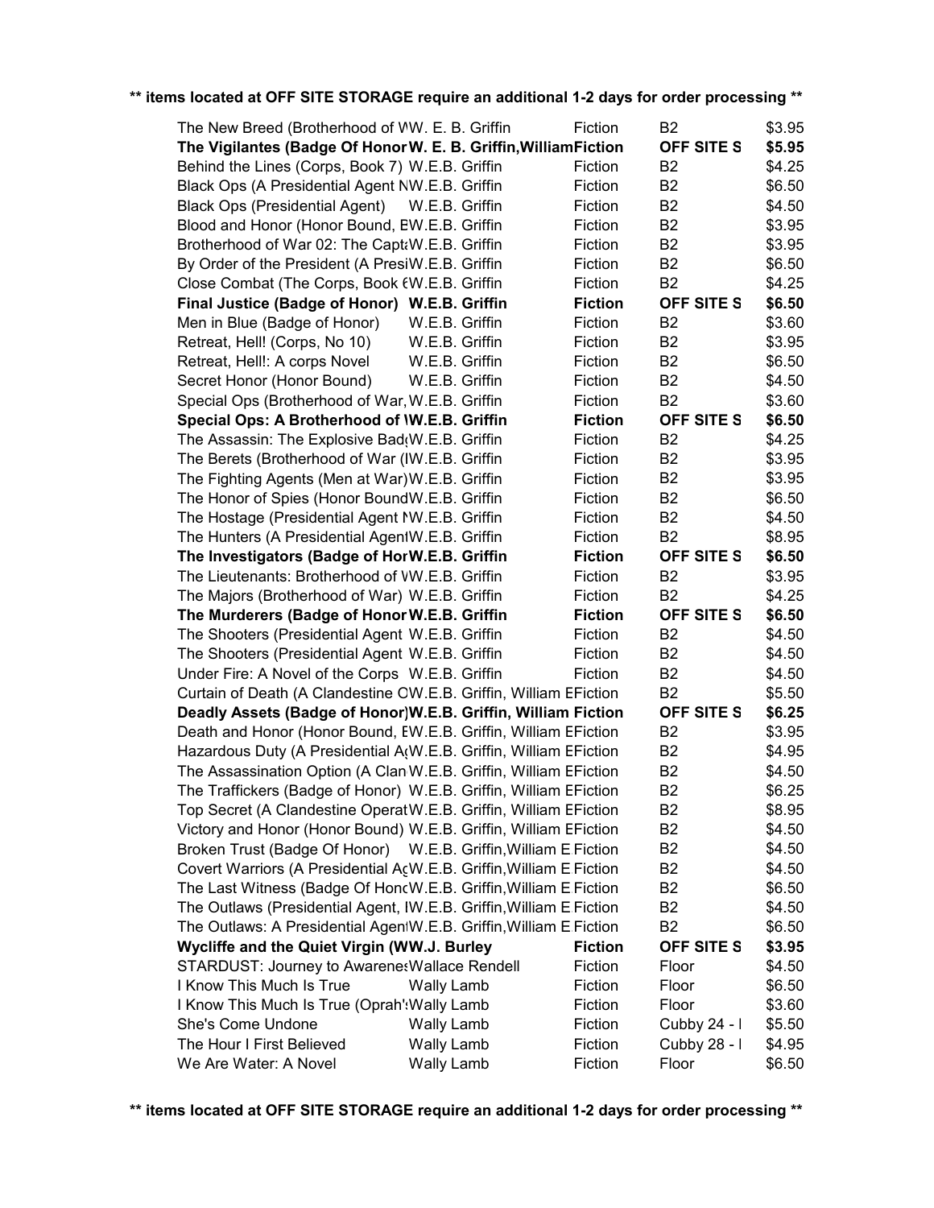**** items located at OFF SITE STORAGE require an additional 1-2 days for order processing ****

| Title | Author | Category | Location | Price |
|---|---|---|---|---|
| The New Breed (Brotherhood of W | W. E. B. Griffin | Fiction | B2 | $3.95 |
| **The Vigilantes (Badge Of Honor** | **W. E. B. Griffin,William** | **Fiction** | **OFF SITE S** | **$5.95** |
| Behind the Lines (Corps, Book 7) | W.E.B. Griffin | Fiction | B2 | $4.25 |
| Black Ops (A Presidential Agent N | W.E.B. Griffin | Fiction | B2 | $6.50 |
| Black Ops (Presidential Agent) | W.E.B. Griffin | Fiction | B2 | $4.50 |
| Blood and Honor (Honor Bound, E | W.E.B. Griffin | Fiction | B2 | $3.95 |
| Brotherhood of War 02: The Capta | W.E.B. Griffin | Fiction | B2 | $3.95 |
| By Order of the President (A Presi | W.E.B. Griffin | Fiction | B2 | $6.50 |
| Close Combat (The Corps, Book 6 | W.E.B. Griffin | Fiction | B2 | $4.25 |
| **Final Justice (Badge of Honor)** | **W.E.B. Griffin** | **Fiction** | **OFF SITE S** | **$6.50** |
| Men in Blue (Badge of Honor) | W.E.B. Griffin | Fiction | B2 | $3.60 |
| Retreat, Hell! (Corps, No 10) | W.E.B. Griffin | Fiction | B2 | $3.95 |
| Retreat, Hell!: A corps Novel | W.E.B. Griffin | Fiction | B2 | $6.50 |
| Secret Honor (Honor Bound) | W.E.B. Griffin | Fiction | B2 | $4.50 |
| Special Ops (Brotherhood of War, | W.E.B. Griffin | Fiction | B2 | $3.60 |
| **Special Ops: A Brotherhood of W** | **W.E.B. Griffin** | **Fiction** | **OFF SITE S** | **$6.50** |
| The Assassin: The Explosive Badg | W.E.B. Griffin | Fiction | B2 | $4.25 |
| The Berets (Brotherhood of War (I | W.E.B. Griffin | Fiction | B2 | $3.95 |
| The Fighting Agents (Men at War) | W.E.B. Griffin | Fiction | B2 | $3.95 |
| The Honor of Spies (Honor Bound | W.E.B. Griffin | Fiction | B2 | $6.50 |
| The Hostage (Presidential Agent N | W.E.B. Griffin | Fiction | B2 | $4.50 |
| The Hunters (A Presidential Agent | W.E.B. Griffin | Fiction | B2 | $8.95 |
| **The Investigators (Badge of Hon** | **W.E.B. Griffin** | **Fiction** | **OFF SITE S** | **$6.50** |
| The Lieutenants: Brotherhood of W | W.E.B. Griffin | Fiction | B2 | $3.95 |
| The Majors (Brotherhood of War) | W.E.B. Griffin | Fiction | B2 | $4.25 |
| **The Murderers (Badge of Honor** | **W.E.B. Griffin** | **Fiction** | **OFF SITE S** | **$6.50** |
| The Shooters (Presidential Agent | W.E.B. Griffin | Fiction | B2 | $4.50 |
| The Shooters (Presidential Agent | W.E.B. Griffin | Fiction | B2 | $4.50 |
| Under Fire: A Novel of the Corps | W.E.B. Griffin | Fiction | B2 | $4.50 |
| Curtain of Death (A Clandestine O | W.E.B. Griffin, William E | Fiction | B2 | $5.50 |
| **Deadly Assets (Badge of Honor)** | **W.E.B. Griffin, William** | **Fiction** | **OFF SITE S** | **$6.25** |
| Death and Honor (Honor Bound, E | W.E.B. Griffin, William E | Fiction | B2 | $3.95 |
| Hazardous Duty (A Presidential Ag | W.E.B. Griffin, William E | Fiction | B2 | $4.95 |
| The Assassination Option (A Clan | W.E.B. Griffin, William E | Fiction | B2 | $4.50 |
| The Traffickers (Badge of Honor) | W.E.B. Griffin, William E | Fiction | B2 | $6.25 |
| Top Secret (A Clandestine Operat | W.E.B. Griffin, William E | Fiction | B2 | $8.95 |
| Victory and Honor (Honor Bound) | W.E.B. Griffin, William E | Fiction | B2 | $4.50 |
| Broken Trust (Badge Of Honor) | W.E.B. Griffin,William E | Fiction | B2 | $4.50 |
| Covert Warriors (A Presidential Ag | W.E.B. Griffin,William E | Fiction | B2 | $4.50 |
| The Last Witness (Badge Of Hono | W.E.B. Griffin,William E | Fiction | B2 | $6.50 |
| The Outlaws (Presidential Agent, I | W.E.B. Griffin,William E | Fiction | B2 | $4.50 |
| The Outlaws: A Presidential Agent | W.E.B. Griffin,William E | Fiction | B2 | $6.50 |
| **Wycliffe and the Quiet Virgin (W** | **W.J. Burley** | **Fiction** | **OFF SITE S** | **$3.95** |
| STARDUST: Journey to Awarenes | Wallace Rendell | Fiction | Floor | $4.50 |
| I Know This Much Is True | Wally Lamb | Fiction | Floor | $6.50 |
| I Know This Much Is True (Oprah's | Wally Lamb | Fiction | Floor | $3.60 |
| She's Come Undone | Wally Lamb | Fiction | Cubby 24 - I | $5.50 |
| The Hour I First Believed | Wally Lamb | Fiction | Cubby 28 - I | $4.95 |
| We Are Water: A Novel | Wally Lamb | Fiction | Floor | $6.50 |

**** items located at OFF SITE STORAGE require an additional 1-2 days for order processing ****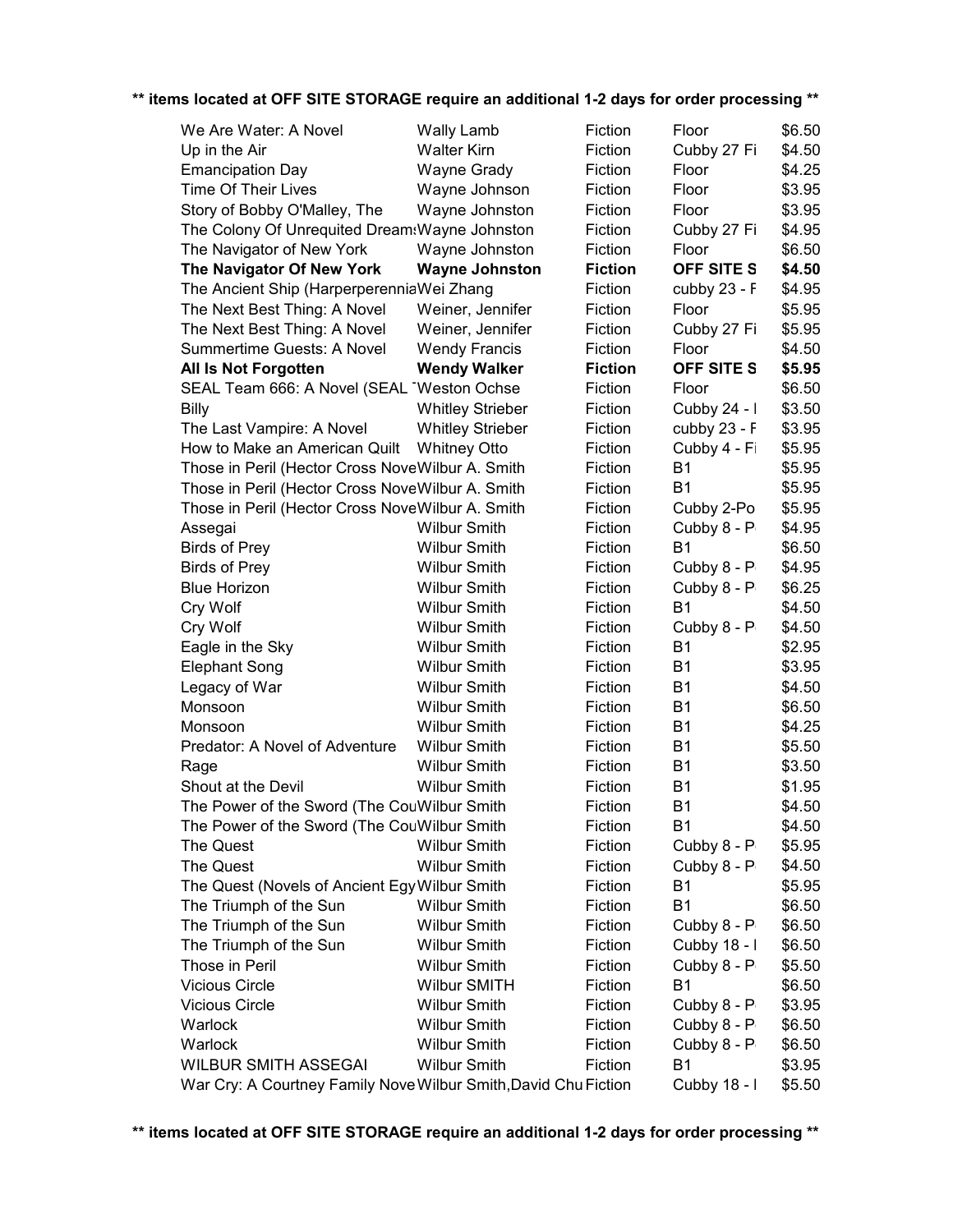**\*\* items located at OFF SITE STORAGE require an additional 1-2 days for order processing \*\***

| | | | | |
|---|---|---|---|---|
| We Are Water: A Novel | Wally Lamb | Fiction | Floor | $6.50 |
| Up in the Air | Walter Kirn | Fiction | Cubby 27 Fi | $4.50 |
| Emancipation Day | Wayne Grady | Fiction | Floor | $4.25 |
| Time Of Their Lives | Wayne Johnson | Fiction | Floor | $3.95 |
| Story of Bobby O'Malley, The | Wayne Johnston | Fiction | Floor | $3.95 |
| The Colony Of Unrequited Dream | Wayne Johnston | Fiction | Cubby 27 Fi | $4.95 |
| The Navigator of New York | Wayne Johnston | Fiction | Floor | $6.50 |
| **The Navigator Of New York** | **Wayne Johnston** | **Fiction** | **OFF SITE S** | **$4.50** |
| The Ancient Ship (Harperperennia | Wei Zhang | Fiction | cubby 23 - F | $4.95 |
| The Next Best Thing: A Novel | Weiner, Jennifer | Fiction | Floor | $5.95 |
| The Next Best Thing: A Novel | Weiner, Jennifer | Fiction | Cubby 27 Fi | $5.95 |
| Summertime Guests: A Novel | Wendy Francis | Fiction | Floor | $4.50 |
| **All Is Not Forgotten** | **Wendy Walker** | **Fiction** | **OFF SITE S** | **$5.95** |
| SEAL Team 666: A Novel (SEAL T | Weston Ochse | Fiction | Floor | $6.50 |
| Billy | Whitley Strieber | Fiction | Cubby 24 - I | $3.50 |
| The Last Vampire: A Novel | Whitley Strieber | Fiction | cubby 23 - F | $3.95 |
| How to Make an American Quilt | Whitney Otto | Fiction | Cubby 4 - Fi | $5.95 |
| Those in Peril (Hector Cross Nove | Wilbur A. Smith | Fiction | B1 | $5.95 |
| Those in Peril (Hector Cross Nove | Wilbur A. Smith | Fiction | B1 | $5.95 |
| Those in Peril (Hector Cross Nove | Wilbur A. Smith | Fiction | Cubby 2-Po | $5.95 |
| Assegai | Wilbur Smith | Fiction | Cubby 8 - P | $4.95 |
| Birds of Prey | Wilbur Smith | Fiction | B1 | $6.50 |
| Birds of Prey | Wilbur Smith | Fiction | Cubby 8 - P | $4.95 |
| Blue Horizon | Wilbur Smith | Fiction | Cubby 8 - P | $6.25 |
| Cry Wolf | Wilbur Smith | Fiction | B1 | $4.50 |
| Cry Wolf | Wilbur Smith | Fiction | Cubby 8 - P | $4.50 |
| Eagle in the Sky | Wilbur Smith | Fiction | B1 | $2.95 |
| Elephant Song | Wilbur Smith | Fiction | B1 | $3.95 |
| Legacy of War | Wilbur Smith | Fiction | B1 | $4.50 |
| Monsoon | Wilbur Smith | Fiction | B1 | $6.50 |
| Monsoon | Wilbur Smith | Fiction | B1 | $4.25 |
| Predator: A Novel of Adventure | Wilbur Smith | Fiction | B1 | $5.50 |
| Rage | Wilbur Smith | Fiction | B1 | $3.50 |
| Shout at the Devil | Wilbur Smith | Fiction | B1 | $1.95 |
| The Power of the Sword (The Cou | Wilbur Smith | Fiction | B1 | $4.50 |
| The Power of the Sword (The Cou | Wilbur Smith | Fiction | B1 | $4.50 |
| The Quest | Wilbur Smith | Fiction | Cubby 8 - P | $5.95 |
| The Quest | Wilbur Smith | Fiction | Cubby 8 - P | $4.50 |
| The Quest (Novels of Ancient Egy | Wilbur Smith | Fiction | B1 | $5.95 |
| The Triumph of the Sun | Wilbur Smith | Fiction | B1 | $6.50 |
| The Triumph of the Sun | Wilbur Smith | Fiction | Cubby 8 - P | $6.50 |
| The Triumph of the Sun | Wilbur Smith | Fiction | Cubby 18 - I | $6.50 |
| Those in Peril | Wilbur Smith | Fiction | Cubby 8 - P | $5.50 |
| Vicious Circle | Wilbur SMITH | Fiction | B1 | $6.50 |
| Vicious Circle | Wilbur Smith | Fiction | Cubby 8 - P | $3.95 |
| Warlock | Wilbur Smith | Fiction | Cubby 8 - P | $6.50 |
| Warlock | Wilbur Smith | Fiction | Cubby 8 - P | $6.50 |
| WILBUR SMITH ASSEGAI | Wilbur Smith | Fiction | B1 | $3.95 |
| War Cry: A Courtney Family Nove | Wilbur Smith,David Chu | Fiction | Cubby 18 - I | $5.50 |

**\*\* items located at OFF SITE STORAGE require an additional 1-2 days for order processing \*\***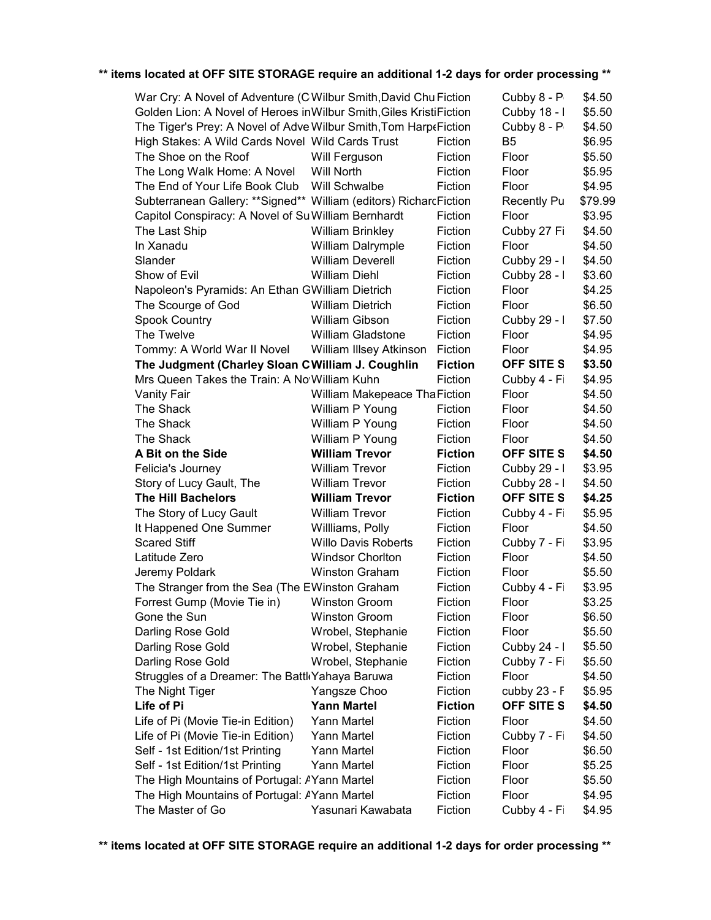**\*\* items located at OFF SITE STORAGE require an additional 1-2 days for order processing \*\***

| | | | | |
|---|---|---|---|---|
| War Cry: A Novel of Adventure (C | Wilbur Smith,David Chu | Fiction | Cubby 8 - P | $4.50 |
| Golden Lion: A Novel of Heroes in | Wilbur Smith,Giles Kristi | Fiction | Cubby 18 - I | $5.50 |
| The Tiger's Prey: A Novel of Adve | Wilbur Smith,Tom Harpe | Fiction | Cubby 8 - P | $4.50 |
| High Stakes: A Wild Cards Novel | Wild Cards Trust | Fiction | B5 | $6.95 |
| The Shoe on the Roof | Will Ferguson | Fiction | Floor | $5.50 |
| The Long Walk Home: A Novel | Will North | Fiction | Floor | $5.95 |
| The End of Your Life Book Club | Will Schwalbe | Fiction | Floor | $4.95 |
| Subterranean Gallery: **Signed** | William (editors) Richard | Fiction | Recently Pu | $79.99 |
| Capitol Conspiracy: A Novel of Su | William Bernhardt | Fiction | Floor | $3.95 |
| The Last Ship | William Brinkley | Fiction | Cubby 27 Fi | $4.50 |
| In Xanadu | William Dalrymple | Fiction | Floor | $4.50 |
| Slander | William Deverell | Fiction | Cubby 29 - I | $4.50 |
| Show of Evil | William Diehl | Fiction | Cubby 28 - I | $3.60 |
| Napoleon's Pyramids: An Ethan G | William Dietrich | Fiction | Floor | $4.25 |
| The Scourge of God | William Dietrich | Fiction | Floor | $6.50 |
| Spook Country | William Gibson | Fiction | Cubby 29 - I | $7.50 |
| The Twelve | William Gladstone | Fiction | Floor | $4.95 |
| Tommy: A World War II Novel | William Illsey Atkinson | Fiction | Floor | $4.95 |
| **The Judgment (Charley Sloan C** | **William J. Coughlin** | **Fiction** | **OFF SITE S** | **$3.50** |
| Mrs Queen Takes the Train: A No | William Kuhn | Fiction | Cubby 4 - Fi | $4.95 |
| Vanity Fair | William Makepeace Tha | Fiction | Floor | $4.50 |
| The Shack | William P Young | Fiction | Floor | $4.50 |
| The Shack | William P Young | Fiction | Floor | $4.50 |
| The Shack | William P Young | Fiction | Floor | $4.50 |
| **A Bit on the Side** | **William Trevor** | **Fiction** | **OFF SITE S** | **$4.50** |
| Felicia's Journey | William Trevor | Fiction | Cubby 29 - I | $3.95 |
| Story of Lucy Gault, The | William Trevor | Fiction | Cubby 28 - I | $4.50 |
| **The Hill Bachelors** | **William Trevor** | **Fiction** | **OFF SITE S** | **$4.25** |
| The Story of Lucy Gault | William Trevor | Fiction | Cubby 4 - Fi | $5.95 |
| It Happened One Summer | Willliams, Polly | Fiction | Floor | $4.50 |
| Scared Stiff | Willo Davis Roberts | Fiction | Cubby 7 - Fi | $3.95 |
| Latitude Zero | Windsor Chorlton | Fiction | Floor | $4.50 |
| Jeremy Poldark | Winston Graham | Fiction | Floor | $5.50 |
| The Stranger from the Sea (The E | Winston Graham | Fiction | Cubby 4 - Fi | $3.95 |
| Forrest Gump (Movie Tie in) | Winston Groom | Fiction | Floor | $3.25 |
| Gone the Sun | Winston Groom | Fiction | Floor | $6.50 |
| Darling Rose Gold | Wrobel, Stephanie | Fiction | Floor | $5.50 |
| Darling Rose Gold | Wrobel, Stephanie | Fiction | Cubby 24 - I | $5.50 |
| Darling Rose Gold | Wrobel, Stephanie | Fiction | Cubby 7 - Fi | $5.50 |
| Struggles of a Dreamer: The Battl | Yahaya Baruwa | Fiction | Floor | $4.50 |
| The Night Tiger | Yangsze Choo | Fiction | cubby 23 - F | $5.95 |
| **Life of Pi** | **Yann Martel** | **Fiction** | **OFF SITE S** | **$4.50** |
| Life of Pi (Movie Tie-in Edition) | Yann Martel | Fiction | Floor | $4.50 |
| Life of Pi (Movie Tie-in Edition) | Yann Martel | Fiction | Cubby 7 - Fi | $4.50 |
| Self - 1st Edition/1st Printing | Yann Martel | Fiction | Floor | $6.50 |
| Self - 1st Edition/1st Printing | Yann Martel | Fiction | Floor | $5.25 |
| The High Mountains of Portugal: A | Yann Martel | Fiction | Floor | $5.50 |
| The High Mountains of Portugal: A | Yann Martel | Fiction | Floor | $4.95 |
| The Master of Go | Yasunari Kawabata | Fiction | Cubby 4 - Fi | $4.95 |

**\*\* items located at OFF SITE STORAGE require an additional 1-2 days for order processing \*\***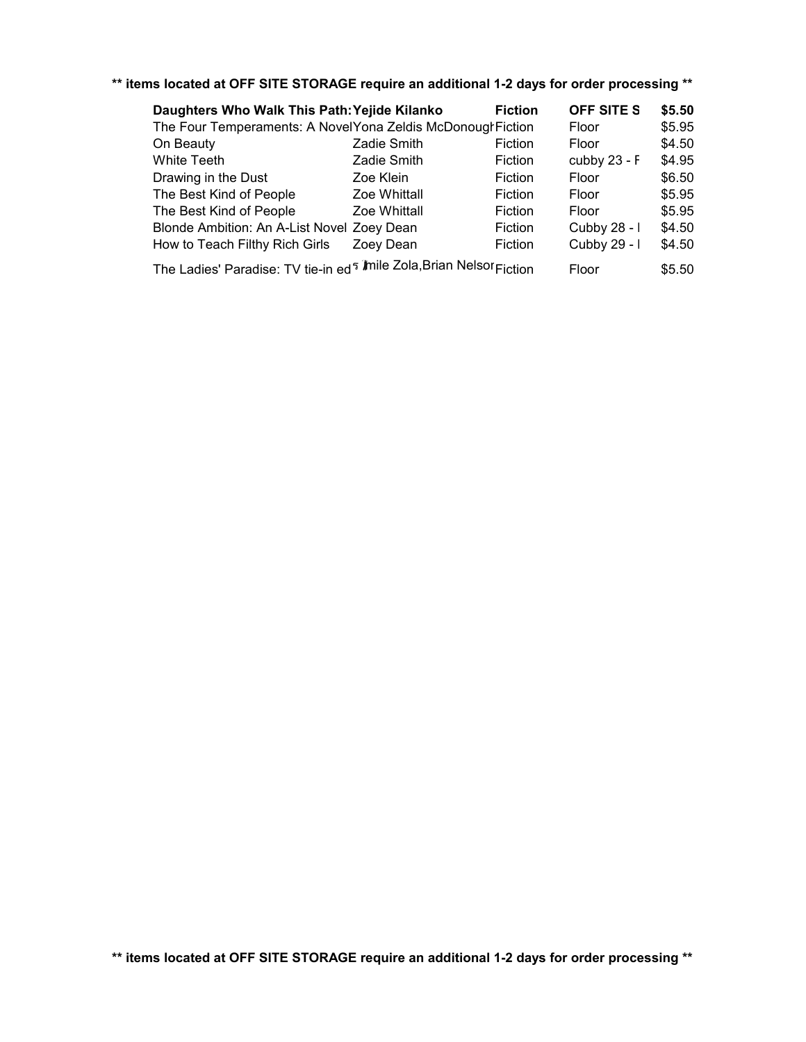** items located at OFF SITE STORAGE require an additional 1-2 days for order processing **

| | | | | |
|---|---|---|---|---|
| **Daughters Who Walk This Path:** | **Yejide Kilanko** | **Fiction** | **OFF SITE S** | **$5.50** |
| The Four Temperaments: A Novel | Yona Zeldis McDonough | Fiction | Floor | $5.95 |
| On Beauty | Zadie Smith | Fiction | Floor | $4.50 |
| White Teeth | Zadie Smith | Fiction | cubby 23 - F | $4.95 |
| Drawing in the Dust | Zoe Klein | Fiction | Floor | $6.50 |
| The Best Kind of People | Zoe Whittall | Fiction | Floor | $5.95 |
| The Best Kind of People | Zoe Whittall | Fiction | Floor | $5.95 |
| Blonde Ambition: An A-List Novel | Zoey Dean | Fiction | Cubby 28 - I | $4.50 |
| How to Teach Filthy Rich Girls | Zoey Dean | Fiction | Cubby 29 - I | $4.50 |
| The Ladies' Paradise: TV tie-in ed | Émile Zola,Brian Nelson | Fiction | Floor | $5.50 |

** items located at OFF SITE STORAGE require an additional 1-2 days for order processing **